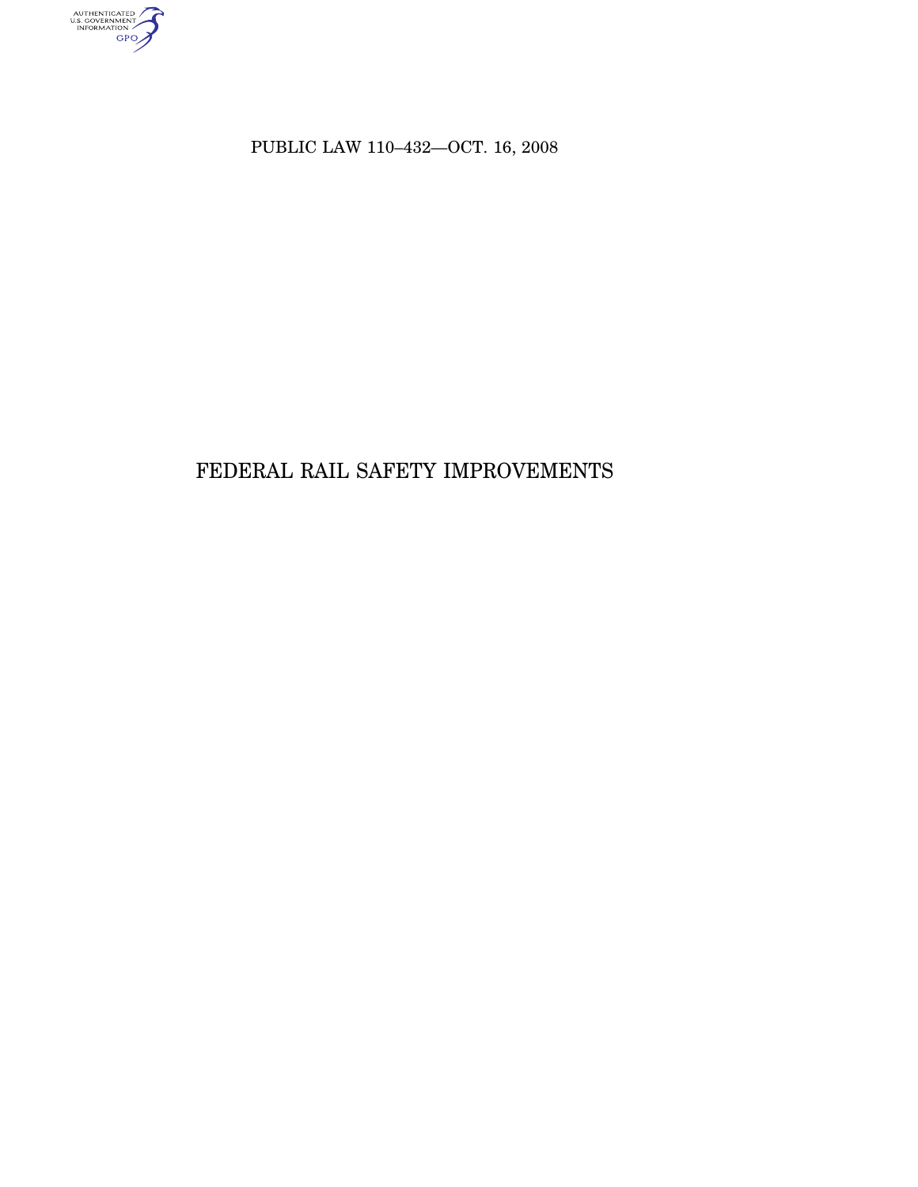PUBLIC LAW 110–432—OCT. 16, 2008

# FEDERAL RAIL SAFETY IMPROVEMENTS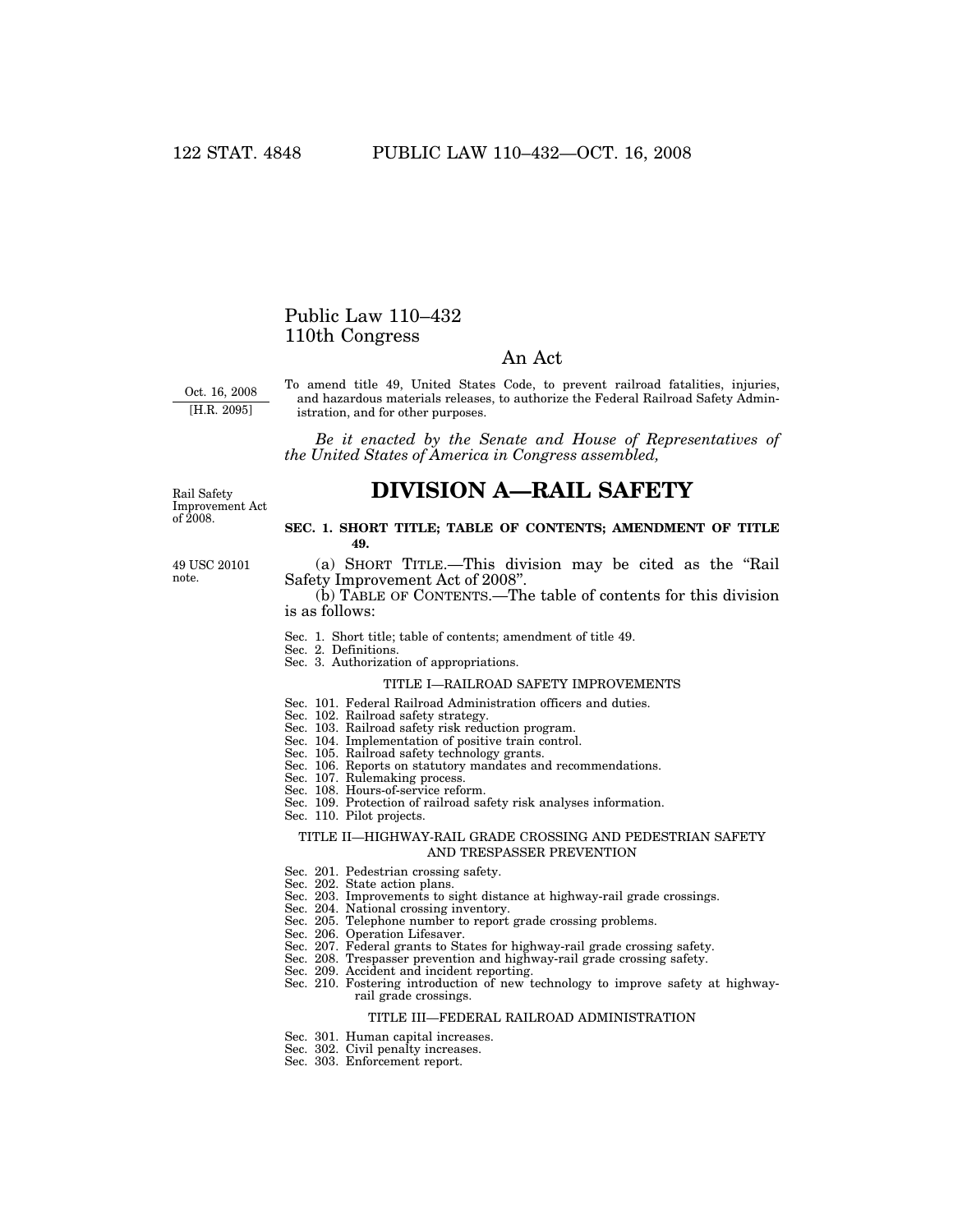# Public Law 110–432
# 110th Congress

## An Act

Oct. 16, 2008
[H.R. 2095]

To amend title 49, United States Code, to prevent railroad fatalities, injuries, and hazardous materials releases, to authorize the Federal Railroad Safety Administration, and for other purposes.

*Be it enacted by the Senate and House of Representatives of the United States of America in Congress assembled,*

Rail Safety Improvement Act of 2008.

# DIVISION A—RAIL SAFETY

**SEC. 1. SHORT TITLE; TABLE OF CONTENTS; AMENDMENT OF TITLE 49.**

49 USC 20101 note.

(a) SHORT TITLE.—This division may be cited as the "Rail Safety Improvement Act of 2008".

(b) TABLE OF CONTENTS.—The table of contents for this division is as follows:

Sec. 1. Short title; table of contents; amendment of title 49.
Sec. 2. Definitions.
Sec. 3. Authorization of appropriations.

TITLE I—RAILROAD SAFETY IMPROVEMENTS

Sec. 101. Federal Railroad Administration officers and duties.
Sec. 102. Railroad safety strategy.
Sec. 103. Railroad safety risk reduction program.
Sec. 104. Implementation of positive train control.
Sec. 105. Railroad safety technology grants.
Sec. 106. Reports on statutory mandates and recommendations.
Sec. 107. Rulemaking process.
Sec. 108. Hours-of-service reform.
Sec. 109. Protection of railroad safety risk analyses information.
Sec. 110. Pilot projects.

TITLE II—HIGHWAY-RAIL GRADE CROSSING AND PEDESTRIAN SAFETY AND TRESPASSER PREVENTION

Sec. 201. Pedestrian crossing safety.
Sec. 202. State action plans.
Sec. 203. Improvements to sight distance at highway-rail grade crossings.
Sec. 204. National crossing inventory.
Sec. 205. Telephone number to report grade crossing problems.
Sec. 206. Operation Lifesaver.
Sec. 207. Federal grants to States for highway-rail grade crossing safety.
Sec. 208. Trespasser prevention and highway-rail grade crossing safety.
Sec. 209. Accident and incident reporting.
Sec. 210. Fostering introduction of new technology to improve safety at highway-rail grade crossings.

TITLE III—FEDERAL RAILROAD ADMINISTRATION

Sec. 301. Human capital increases.
Sec. 302. Civil penalty increases.
Sec. 303. Enforcement report.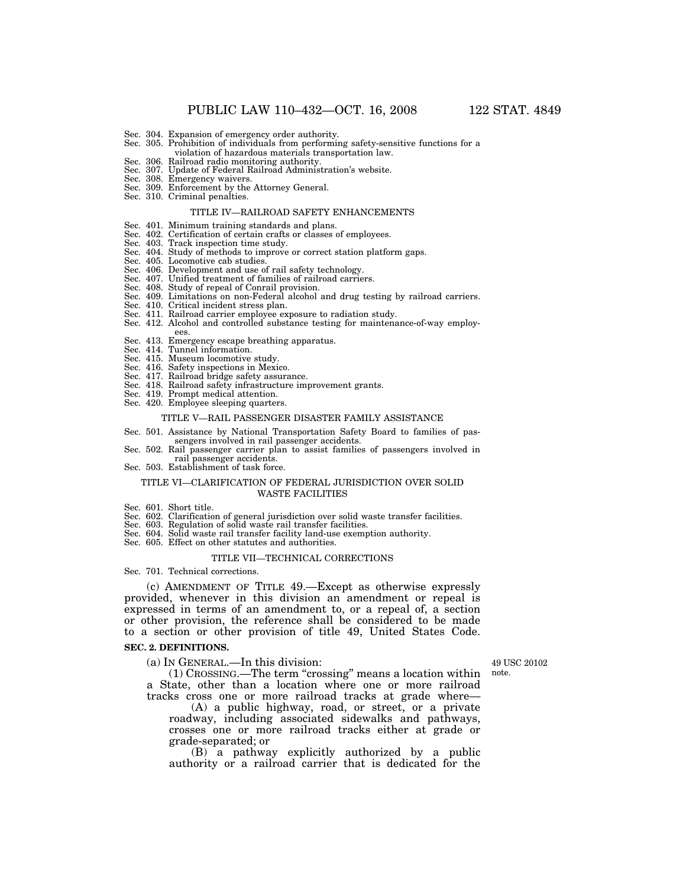Sec. 304. Expansion of emergency order authority.
Sec. 305. Prohibition of individuals from performing safety-sensitive functions for a violation of hazardous materials transportation law.
Sec. 306. Railroad radio monitoring authority.
Sec. 307. Update of Federal Railroad Administration's website.
Sec. 308. Emergency waivers.
Sec. 309. Enforcement by the Attorney General.
Sec. 310. Criminal penalties.

TITLE IV—RAILROAD SAFETY ENHANCEMENTS

Sec. 401. Minimum training standards and plans.
Sec. 402. Certification of certain crafts or classes of employees.
Sec. 403. Track inspection time study.
Sec. 404. Study of methods to improve or correct station platform gaps.
Sec. 405. Locomotive cab studies.
Sec. 406. Development and use of rail safety technology.
Sec. 407. Unified treatment of families of railroad carriers.
Sec. 408. Study of repeal of Conrail provision.
Sec. 409. Limitations on non-Federal alcohol and drug testing by railroad carriers.
Sec. 410. Critical incident stress plan.
Sec. 411. Railroad carrier employee exposure to radiation study.
Sec. 412. Alcohol and controlled substance testing for maintenance-of-way employees.
Sec. 413. Emergency escape breathing apparatus.
Sec. 414. Tunnel information.
Sec. 415. Museum locomotive study.
Sec. 416. Safety inspections in Mexico.
Sec. 417. Railroad bridge safety assurance.
Sec. 418. Railroad safety infrastructure improvement grants.
Sec. 419. Prompt medical attention.
Sec. 420. Employee sleeping quarters.

TITLE V—RAIL PASSENGER DISASTER FAMILY ASSISTANCE

Sec. 501. Assistance by National Transportation Safety Board to families of passengers involved in rail passenger accidents.
Sec. 502. Rail passenger carrier plan to assist families of passengers involved in rail passenger accidents.
Sec. 503. Establishment of task force.

TITLE VI—CLARIFICATION OF FEDERAL JURISDICTION OVER SOLID WASTE FACILITIES

Sec. 601. Short title.
Sec. 602. Clarification of general jurisdiction over solid waste transfer facilities.
Sec. 603. Regulation of solid waste rail transfer facilities.
Sec. 604. Solid waste rail transfer facility land-use exemption authority.
Sec. 605. Effect on other statutes and authorities.

TITLE VII—TECHNICAL CORRECTIONS

Sec. 701. Technical corrections.

(c) AMENDMENT OF TITLE 49.—Except as otherwise expressly provided, whenever in this division an amendment or repeal is expressed in terms of an amendment to, or a repeal of, a section or other provision, the reference shall be considered to be made to a section or other provision of title 49, United States Code.

**SEC. 2. DEFINITIONS.**

49 USC 20102 note.

(a) IN GENERAL.—In this division:

(1) CROSSING.—The term "crossing" means a location within a State, other than a location where one or more railroad tracks cross one or more railroad tracks at grade where—

(A) a public highway, road, or street, or a private roadway, including associated sidewalks and pathways, crosses one or more railroad tracks either at grade or grade-separated; or

(B) a pathway explicitly authorized by a public authority or a railroad carrier that is dedicated for the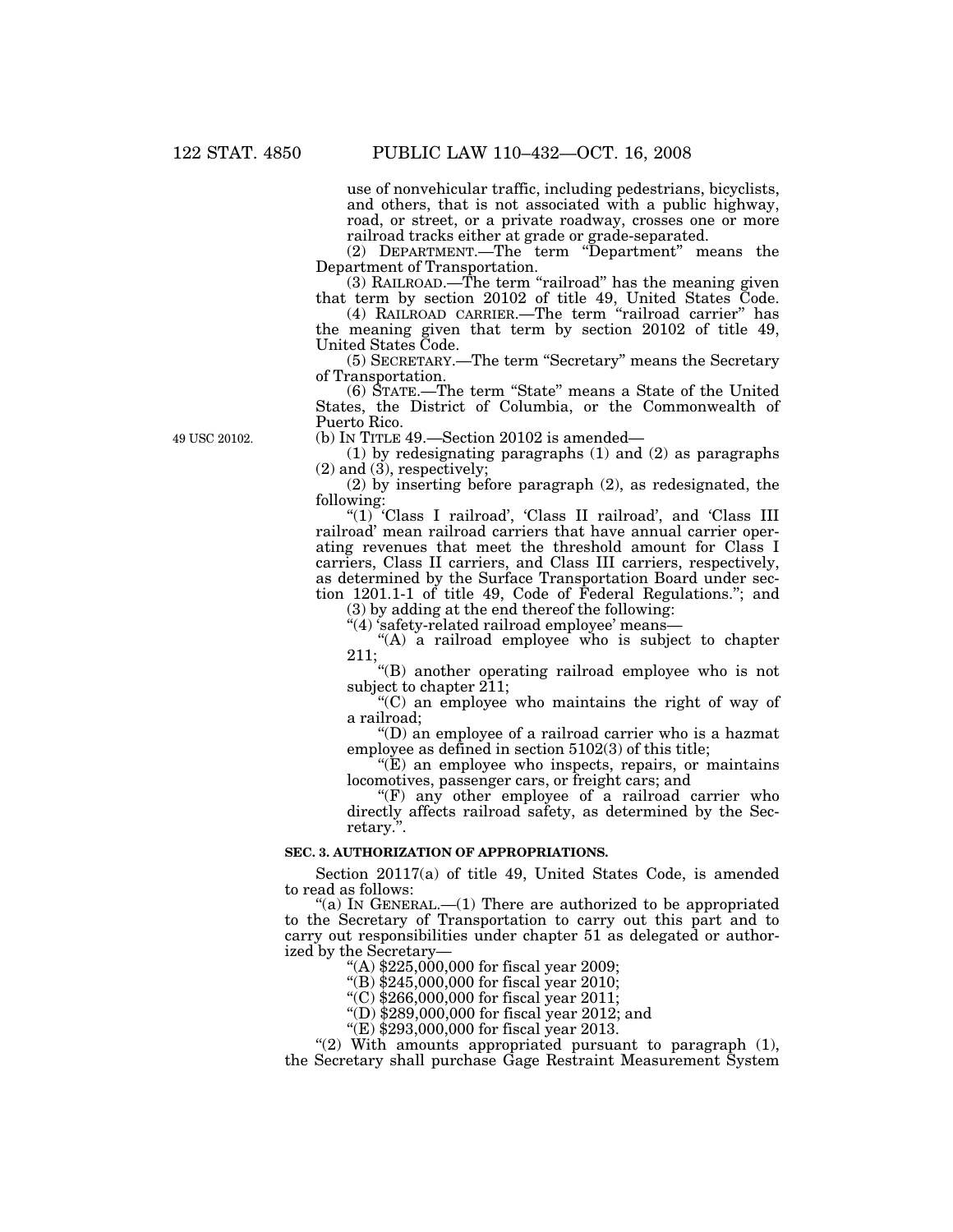use of nonvehicular traffic, including pedestrians, bicyclists, and others, that is not associated with a public highway, road, or street, or a private roadway, crosses one or more railroad tracks either at grade or grade-separated.

(2) DEPARTMENT.—The term "Department" means the Department of Transportation.

(3) RAILROAD.—The term "railroad" has the meaning given that term by section 20102 of title 49, United States Code.

(4) RAILROAD CARRIER.—The term "railroad carrier" has the meaning given that term by section 20102 of title 49, United States Code.

(5) SECRETARY.—The term "Secretary" means the Secretary of Transportation.

(6) STATE.—The term "State" means a State of the United States, the District of Columbia, or the Commonwealth of Puerto Rico.

49 USC 20102.

(b) IN TITLE 49.—Section 20102 is amended—

(1) by redesignating paragraphs (1) and (2) as paragraphs (2) and (3), respectively;

(2) by inserting before paragraph (2), as redesignated, the following:

"(1) 'Class I railroad', 'Class II railroad', and 'Class III railroad' mean railroad carriers that have annual carrier operating revenues that meet the threshold amount for Class I carriers, Class II carriers, and Class III carriers, respectively, as determined by the Surface Transportation Board under section 1201.1-1 of title 49, Code of Federal Regulations."; and

(3) by adding at the end thereof the following:

"(4) 'safety-related railroad employee' means—

"(A) a railroad employee who is subject to chapter 211;

"(B) another operating railroad employee who is not subject to chapter 211;

"(C) an employee who maintains the right of way of a railroad;

"(D) an employee of a railroad carrier who is a hazmat employee as defined in section 5102(3) of this title;

"(E) an employee who inspects, repairs, or maintains locomotives, passenger cars, or freight cars; and

"(F) any other employee of a railroad carrier who directly affects railroad safety, as determined by the Secretary.".

**SEC. 3. AUTHORIZATION OF APPROPRIATIONS.**

Section 20117(a) of title 49, United States Code, is amended to read as follows:

"(a) IN GENERAL.—(1) There are authorized to be appropriated to the Secretary of Transportation to carry out this part and to carry out responsibilities under chapter 51 as delegated or authorized by the Secretary—

"(A) $225,000,000 for fiscal year 2009;

"(B) $245,000,000 for fiscal year 2010;

"(C) $266,000,000 for fiscal year 2011;

"(D) $289,000,000 for fiscal year 2012; and

"(E) $293,000,000 for fiscal year 2013.

"(2) With amounts appropriated pursuant to paragraph (1), the Secretary shall purchase Gage Restraint Measurement System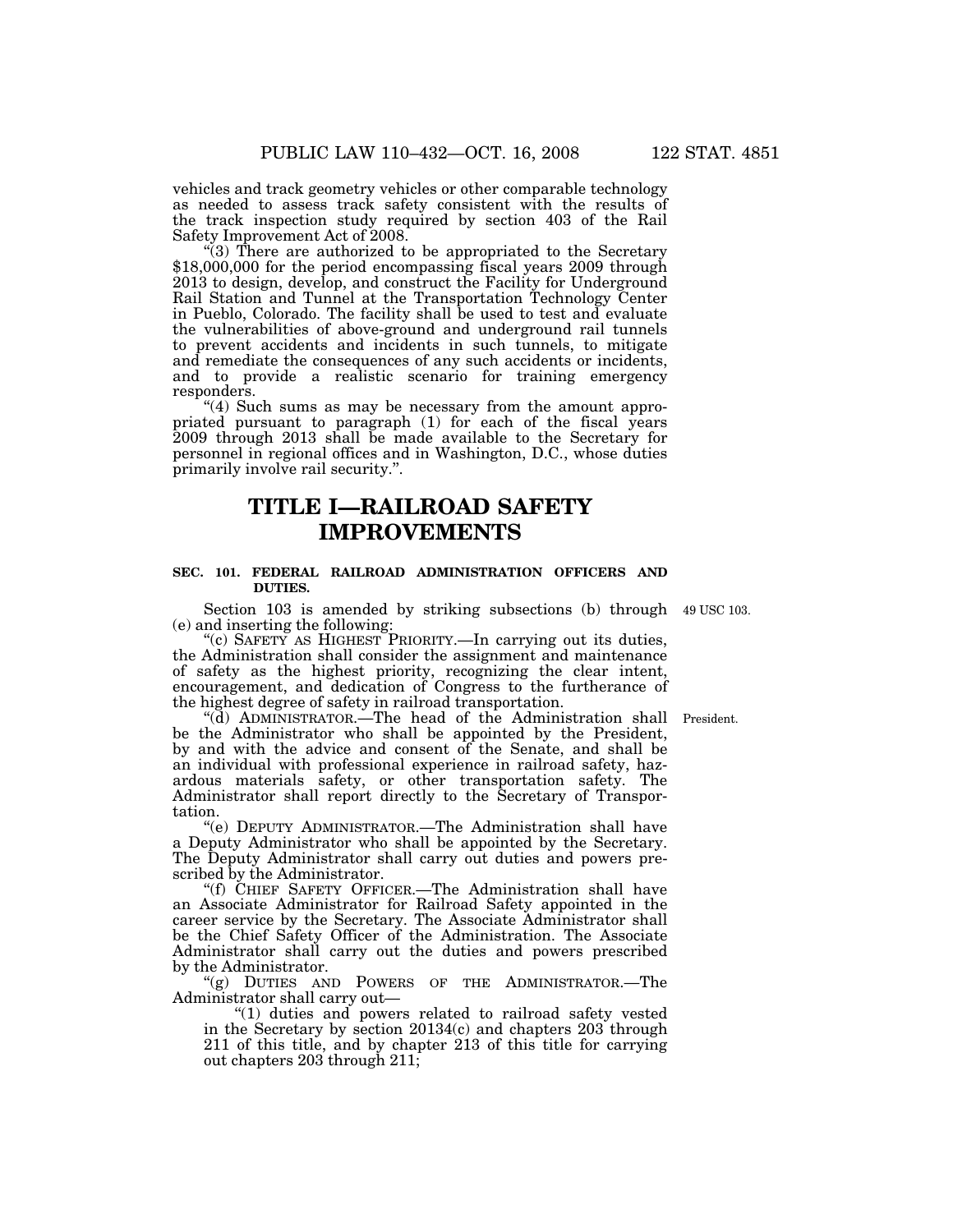vehicles and track geometry vehicles or other comparable technology as needed to assess track safety consistent with the results of the track inspection study required by section 403 of the Rail Safety Improvement Act of 2008.

"(3) There are authorized to be appropriated to the Secretary $18,000,000 for the period encompassing fiscal years 2009 through 2013 to design, develop, and construct the Facility for Underground Rail Station and Tunnel at the Transportation Technology Center in Pueblo, Colorado. The facility shall be used to test and evaluate the vulnerabilities of above-ground and underground rail tunnels to prevent accidents and incidents in such tunnels, to mitigate and remediate the consequences of any such accidents or incidents, and to provide a realistic scenario for training emergency responders.

"(4) Such sums as may be necessary from the amount appropriated pursuant to paragraph (1) for each of the fiscal years 2009 through 2013 shall be made available to the Secretary for personnel in regional offices and in Washington, D.C., whose duties primarily involve rail security.".

# TITLE I—RAILROAD SAFETY IMPROVEMENTS

### SEC. 101. FEDERAL RAILROAD ADMINISTRATION OFFICERS AND DUTIES.

49 USC 103.

Section 103 is amended by striking subsections (b) through (e) and inserting the following:

"(c) SAFETY AS HIGHEST PRIORITY.—In carrying out its duties, the Administration shall consider the assignment and maintenance of safety as the highest priority, recognizing the clear intent, encouragement, and dedication of Congress to the furtherance of the highest degree of safety in railroad transportation.

President.

"(d) ADMINISTRATOR.—The head of the Administration shall be the Administrator who shall be appointed by the President, by and with the advice and consent of the Senate, and shall be an individual with professional experience in railroad safety, hazardous materials safety, or other transportation safety. The Administrator shall report directly to the Secretary of Transportation.

"(e) DEPUTY ADMINISTRATOR.—The Administration shall have a Deputy Administrator who shall be appointed by the Secretary. The Deputy Administrator shall carry out duties and powers prescribed by the Administrator.

"(f) CHIEF SAFETY OFFICER.—The Administration shall have an Associate Administrator for Railroad Safety appointed in the career service by the Secretary. The Associate Administrator shall be the Chief Safety Officer of the Administration. The Associate Administrator shall carry out the duties and powers prescribed by the Administrator.

"(g) DUTIES AND POWERS OF THE ADMINISTRATOR.—The Administrator shall carry out—

"(1) duties and powers related to railroad safety vested in the Secretary by section 20134(c) and chapters 203 through 211 of this title, and by chapter 213 of this title for carrying out chapters 203 through 211;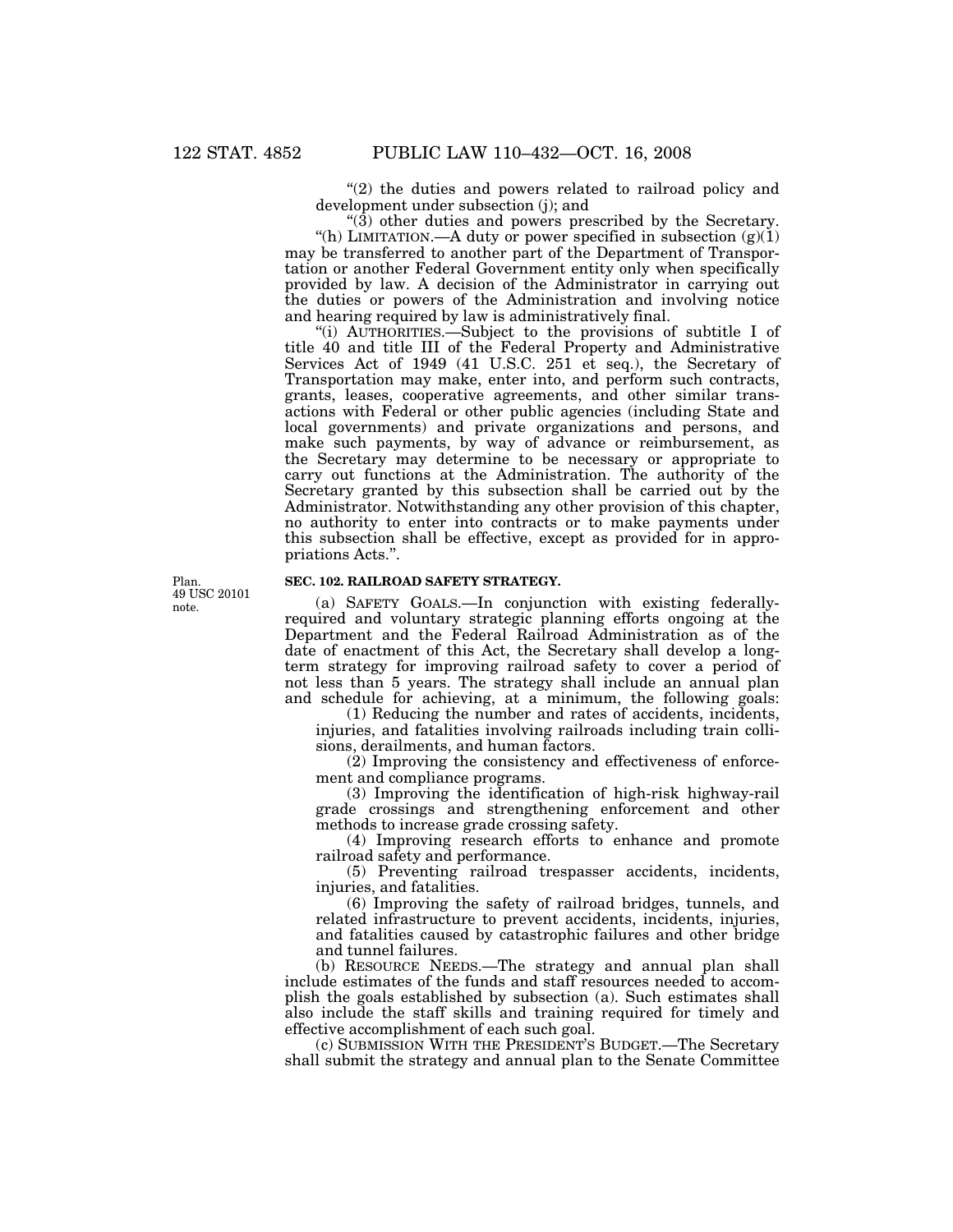"(2) the duties and powers related to railroad policy and development under subsection (j); and

"(3) other duties and powers prescribed by the Secretary.

"(h) LIMITATION.—A duty or power specified in subsection (g)(1) may be transferred to another part of the Department of Transportation or another Federal Government entity only when specifically provided by law. A decision of the Administrator in carrying out the duties or powers of the Administration and involving notice and hearing required by law is administratively final.

"(i) AUTHORITIES.—Subject to the provisions of subtitle I of title 40 and title III of the Federal Property and Administrative Services Act of 1949 (41 U.S.C. 251 et seq.), the Secretary of Transportation may make, enter into, and perform such contracts, grants, leases, cooperative agreements, and other similar transactions with Federal or other public agencies (including State and local governments) and private organizations and persons, and make such payments, by way of advance or reimbursement, as the Secretary may determine to be necessary or appropriate to carry out functions at the Administration. The authority of the Secretary granted by this subsection shall be carried out by the Administrator. Notwithstanding any other provision of this chapter, no authority to enter into contracts or to make payments under this subsection shall be effective, except as provided for in appropriations Acts.".

Plan.
49 USC 20101 note.

**SEC. 102. RAILROAD SAFETY STRATEGY.**

(a) SAFETY GOALS.—In conjunction with existing federally-required and voluntary strategic planning efforts ongoing at the Department and the Federal Railroad Administration as of the date of enactment of this Act, the Secretary shall develop a long-term strategy for improving railroad safety to cover a period of not less than 5 years. The strategy shall include an annual plan and schedule for achieving, at a minimum, the following goals:

(1) Reducing the number and rates of accidents, incidents, injuries, and fatalities involving railroads including train collisions, derailments, and human factors.

(2) Improving the consistency and effectiveness of enforcement and compliance programs.

(3) Improving the identification of high-risk highway-rail grade crossings and strengthening enforcement and other methods to increase grade crossing safety.

(4) Improving research efforts to enhance and promote railroad safety and performance.

(5) Preventing railroad trespasser accidents, incidents, injuries, and fatalities.

(6) Improving the safety of railroad bridges, tunnels, and related infrastructure to prevent accidents, incidents, injuries, and fatalities caused by catastrophic failures and other bridge and tunnel failures.

(b) RESOURCE NEEDS.—The strategy and annual plan shall include estimates of the funds and staff resources needed to accomplish the goals established by subsection (a). Such estimates shall also include the staff skills and training required for timely and effective accomplishment of each such goal.

(c) SUBMISSION WITH THE PRESIDENT'S BUDGET.—The Secretary shall submit the strategy and annual plan to the Senate Committee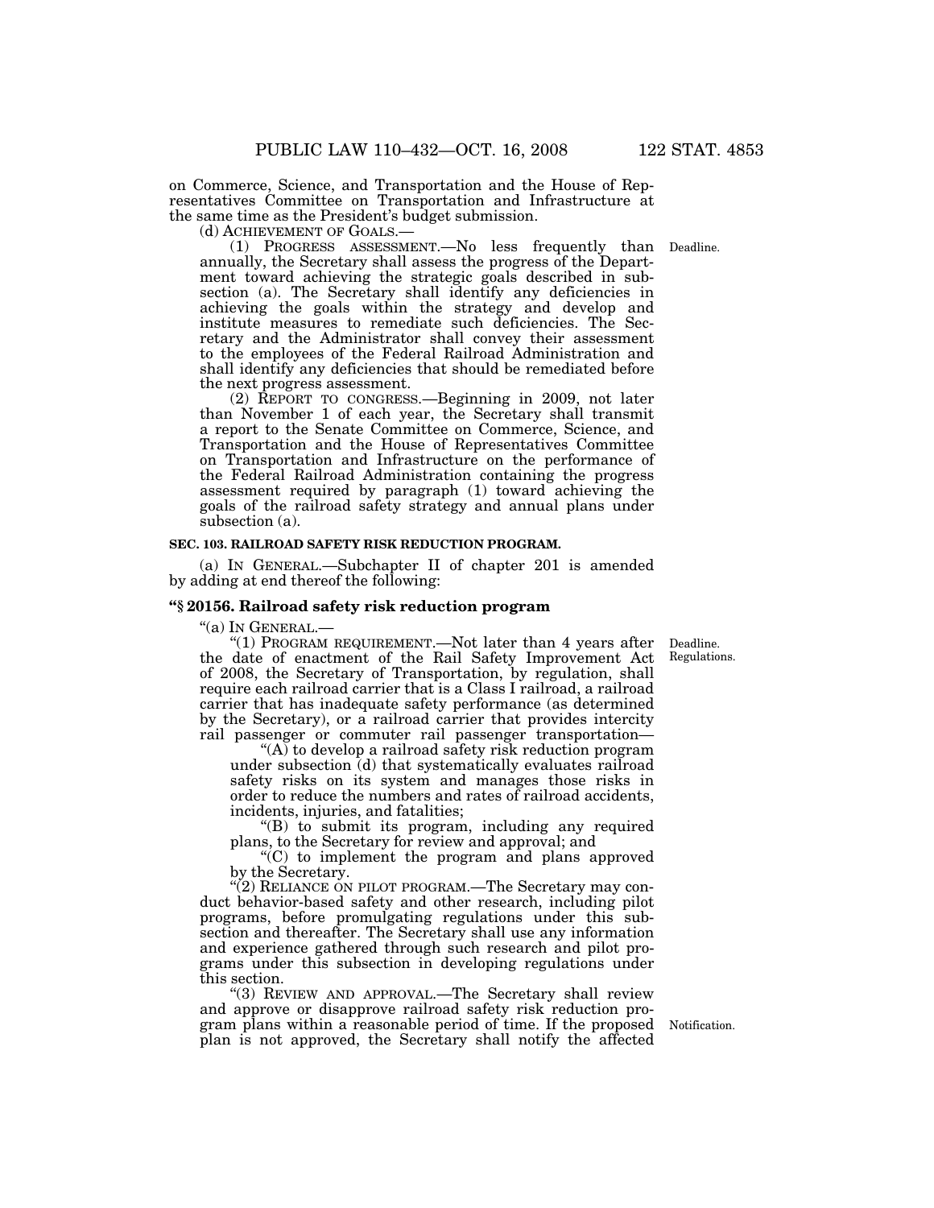on Commerce, Science, and Transportation and the House of Representatives Committee on Transportation and Infrastructure at the same time as the President's budget submission.

(d) ACHIEVEMENT OF GOALS.—

(1) PROGRESS ASSESSMENT.—No less frequently than annually, the Secretary shall assess the progress of the Department toward achieving the strategic goals described in subsection (a). The Secretary shall identify any deficiencies in achieving the goals within the strategy and develop and institute measures to remediate such deficiencies. The Secretary and the Administrator shall convey their assessment to the employees of the Federal Railroad Administration and shall identify any deficiencies that should be remediated before the next progress assessment.

Deadline.

(2) REPORT TO CONGRESS.—Beginning in 2009, not later than November 1 of each year, the Secretary shall transmit a report to the Senate Committee on Commerce, Science, and Transportation and the House of Representatives Committee on Transportation and Infrastructure on the performance of the Federal Railroad Administration containing the progress assessment required by paragraph (1) toward achieving the goals of the railroad safety strategy and annual plans under subsection (a).

**SEC. 103. RAILROAD SAFETY RISK REDUCTION PROGRAM.**

(a) IN GENERAL.—Subchapter II of chapter 201 is amended by adding at end thereof the following:

**"§ 20156. Railroad safety risk reduction program**

"(a) IN GENERAL.—

"(1) PROGRAM REQUIREMENT.—Not later than 4 years after the date of enactment of the Rail Safety Improvement Act of 2008, the Secretary of Transportation, by regulation, shall require each railroad carrier that is a Class I railroad, a railroad carrier that has inadequate safety performance (as determined by the Secretary), or a railroad carrier that provides intercity rail passenger or commuter rail passenger transportation—

Deadline. Regulations.

"(A) to develop a railroad safety risk reduction program under subsection (d) that systematically evaluates railroad safety risks on its system and manages those risks in order to reduce the numbers and rates of railroad accidents, incidents, injuries, and fatalities;

"(B) to submit its program, including any required plans, to the Secretary for review and approval; and

"(C) to implement the program and plans approved by the Secretary.

"(2) RELIANCE ON PILOT PROGRAM.—The Secretary may conduct behavior-based safety and other research, including pilot programs, before promulgating regulations under this subsection and thereafter. The Secretary shall use any information and experience gathered through such research and pilot programs under this subsection in developing regulations under this section.

"(3) REVIEW AND APPROVAL.—The Secretary shall review and approve or disapprove railroad safety risk reduction program plans within a reasonable period of time. If the proposed plan is not approved, the Secretary shall notify the affected

Notification.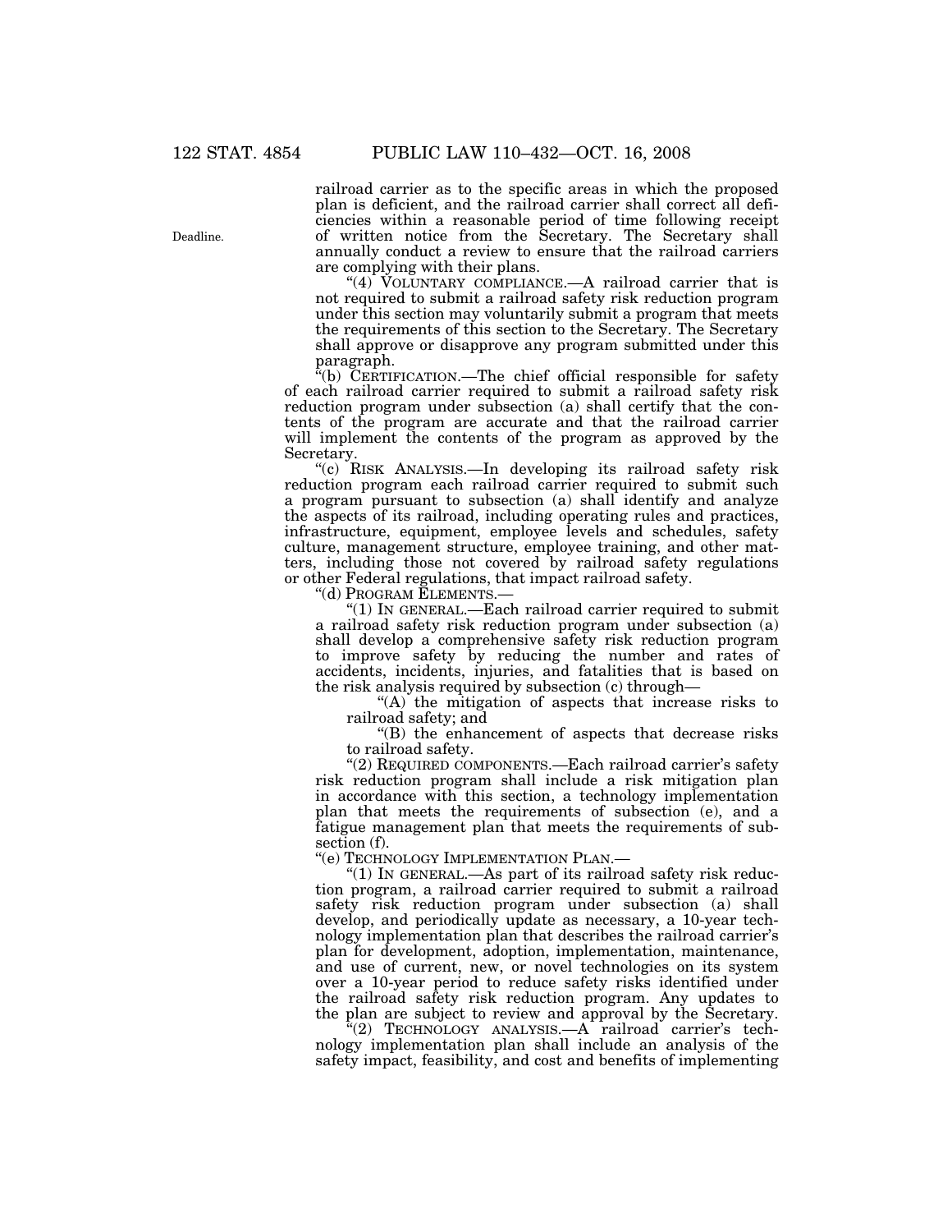railroad carrier as to the specific areas in which the proposed plan is deficient, and the railroad carrier shall correct all deficiencies within a reasonable period of time following receipt of written notice from the Secretary. The Secretary shall annually conduct a review to ensure that the railroad carriers are complying with their plans.

Deadline.

"(4) VOLUNTARY COMPLIANCE.—A railroad carrier that is not required to submit a railroad safety risk reduction program under this section may voluntarily submit a program that meets the requirements of this section to the Secretary. The Secretary shall approve or disapprove any program submitted under this paragraph.

"(b) CERTIFICATION.—The chief official responsible for safety of each railroad carrier required to submit a railroad safety risk reduction program under subsection (a) shall certify that the contents of the program are accurate and that the railroad carrier will implement the contents of the program as approved by the Secretary.

"(c) RISK ANALYSIS.—In developing its railroad safety risk reduction program each railroad carrier required to submit such a program pursuant to subsection (a) shall identify and analyze the aspects of its railroad, including operating rules and practices, infrastructure, equipment, employee levels and schedules, safety culture, management structure, employee training, and other matters, including those not covered by railroad safety regulations or other Federal regulations, that impact railroad safety.

"(d) PROGRAM ELEMENTS.—

"(1) IN GENERAL.—Each railroad carrier required to submit a railroad safety risk reduction program under subsection (a) shall develop a comprehensive safety risk reduction program to improve safety by reducing the number and rates of accidents, incidents, injuries, and fatalities that is based on the risk analysis required by subsection (c) through—

"(A) the mitigation of aspects that increase risks to railroad safety; and

"(B) the enhancement of aspects that decrease risks to railroad safety.

"(2) REQUIRED COMPONENTS.—Each railroad carrier's safety risk reduction program shall include a risk mitigation plan in accordance with this section, a technology implementation plan that meets the requirements of subsection (e), and a fatigue management plan that meets the requirements of subsection (f).

"(e) TECHNOLOGY IMPLEMENTATION PLAN.—

"(1) IN GENERAL.—As part of its railroad safety risk reduction program, a railroad carrier required to submit a railroad safety risk reduction program under subsection (a) shall develop, and periodically update as necessary, a 10-year technology implementation plan that describes the railroad carrier's plan for development, adoption, implementation, maintenance, and use of current, new, or novel technologies on its system over a 10-year period to reduce safety risks identified under the railroad safety risk reduction program. Any updates to the plan are subject to review and approval by the Secretary.

"(2) TECHNOLOGY ANALYSIS.—A railroad carrier's technology implementation plan shall include an analysis of the safety impact, feasibility, and cost and benefits of implementing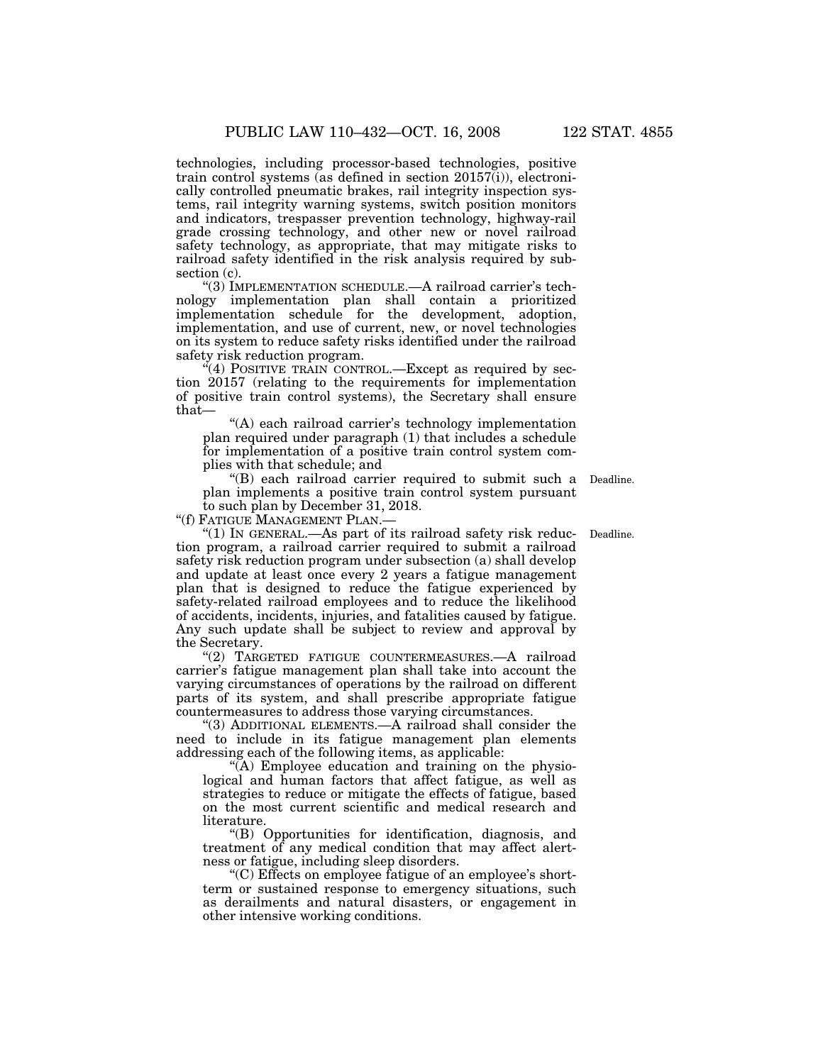technologies, including processor-based technologies, positive train control systems (as defined in section 20157(i)), electronically controlled pneumatic brakes, rail integrity inspection systems, rail integrity warning systems, switch position monitors and indicators, trespasser prevention technology, highway-rail grade crossing technology, and other new or novel railroad safety technology, as appropriate, that may mitigate risks to railroad safety identified in the risk analysis required by subsection (c).

"(3) IMPLEMENTATION SCHEDULE.—A railroad carrier's technology implementation plan shall contain a prioritized implementation schedule for the development, adoption, implementation, and use of current, new, or novel technologies on its system to reduce safety risks identified under the railroad safety risk reduction program.

"(4) POSITIVE TRAIN CONTROL.—Except as required by section 20157 (relating to the requirements for implementation of positive train control systems), the Secretary shall ensure that—

"(A) each railroad carrier's technology implementation plan required under paragraph (1) that includes a schedule for implementation of a positive train control system complies with that schedule; and

"(B) each railroad carrier required to submit such a plan implements a positive train control system pursuant to such plan by December 31, 2018.

Deadline.

"(f) FATIGUE MANAGEMENT PLAN.—

"(1) IN GENERAL.—As part of its railroad safety risk reduction program, a railroad carrier required to submit a railroad safety risk reduction program under subsection (a) shall develop and update at least once every 2 years a fatigue management plan that is designed to reduce the fatigue experienced by safety-related railroad employees and to reduce the likelihood of accidents, incidents, injuries, and fatalities caused by fatigue. Any such update shall be subject to review and approval by the Secretary.

Deadline.

"(2) TARGETED FATIGUE COUNTERMEASURES.—A railroad carrier's fatigue management plan shall take into account the varying circumstances of operations by the railroad on different parts of its system, and shall prescribe appropriate fatigue countermeasures to address those varying circumstances.

"(3) ADDITIONAL ELEMENTS.—A railroad shall consider the need to include in its fatigue management plan elements addressing each of the following items, as applicable:

"(A) Employee education and training on the physiological and human factors that affect fatigue, as well as strategies to reduce or mitigate the effects of fatigue, based on the most current scientific and medical research and literature.

"(B) Opportunities for identification, diagnosis, and treatment of any medical condition that may affect alertness or fatigue, including sleep disorders.

"(C) Effects on employee fatigue of an employee's short-term or sustained response to emergency situations, such as derailments and natural disasters, or engagement in other intensive working conditions.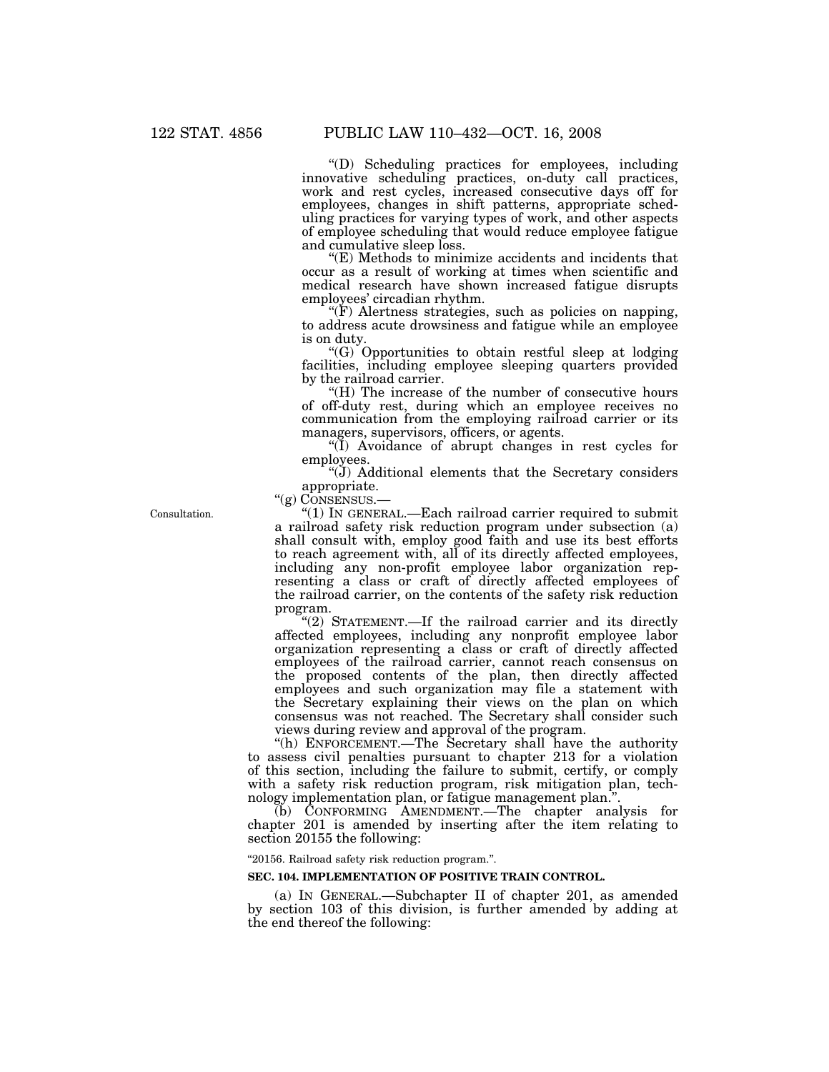"(D) Scheduling practices for employees, including innovative scheduling practices, on-duty call practices, work and rest cycles, increased consecutive days off for employees, changes in shift patterns, appropriate scheduling practices for varying types of work, and other aspects of employee scheduling that would reduce employee fatigue and cumulative sleep loss.

"(E) Methods to minimize accidents and incidents that occur as a result of working at times when scientific and medical research have shown increased fatigue disrupts employees' circadian rhythm.

"(F) Alertness strategies, such as policies on napping, to address acute drowsiness and fatigue while an employee is on duty.

"(G) Opportunities to obtain restful sleep at lodging facilities, including employee sleeping quarters provided by the railroad carrier.

"(H) The increase of the number of consecutive hours of off-duty rest, during which an employee receives no communication from the employing railroad carrier or its managers, supervisors, officers, or agents.

"(I) Avoidance of abrupt changes in rest cycles for employees.

"(J) Additional elements that the Secretary considers appropriate.

"(g) CONSENSUS.—

Consultation.

"(1) IN GENERAL.—Each railroad carrier required to submit a railroad safety risk reduction program under subsection (a) shall consult with, employ good faith and use its best efforts to reach agreement with, all of its directly affected employees, including any non-profit employee labor organization representing a class or craft of directly affected employees of the railroad carrier, on the contents of the safety risk reduction program.

"(2) STATEMENT.—If the railroad carrier and its directly affected employees, including any nonprofit employee labor organization representing a class or craft of directly affected employees of the railroad carrier, cannot reach consensus on the proposed contents of the plan, then directly affected employees and such organization may file a statement with the Secretary explaining their views on the plan on which consensus was not reached. The Secretary shall consider such views during review and approval of the program.

"(h) ENFORCEMENT.—The Secretary shall have the authority to assess civil penalties pursuant to chapter 213 for a violation of this section, including the failure to submit, certify, or comply with a safety risk reduction program, risk mitigation plan, technology implementation plan, or fatigue management plan.".

(b) CONFORMING AMENDMENT.—The chapter analysis for chapter 201 is amended by inserting after the item relating to section 20155 the following:

"20156. Railroad safety risk reduction program.".

**SEC. 104. IMPLEMENTATION OF POSITIVE TRAIN CONTROL.**

(a) IN GENERAL.—Subchapter II of chapter 201, as amended by section 103 of this division, is further amended by adding at the end thereof the following: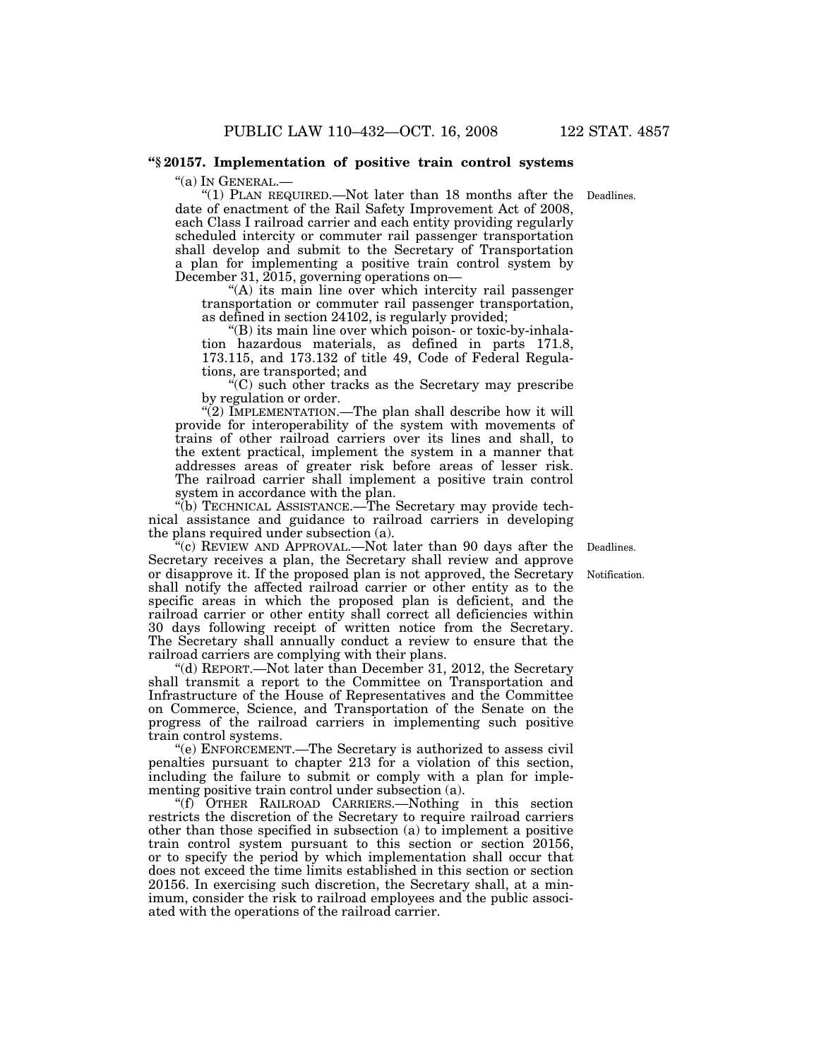**"§ 20157. Implementation of positive train control systems**

"(a) IN GENERAL.—

"(1) PLAN REQUIRED.—Not later than 18 months after the date of enactment of the Rail Safety Improvement Act of 2008, each Class I railroad carrier and each entity providing regularly scheduled intercity or commuter rail passenger transportation shall develop and submit to the Secretary of Transportation a plan for implementing a positive train control system by December 31, 2015, governing operations on—

"(A) its main line over which intercity rail passenger transportation or commuter rail passenger transportation, as defined in section 24102, is regularly provided;

"(B) its main line over which poison- or toxic-by-inhalation hazardous materials, as defined in parts 171.8, 173.115, and 173.132 of title 49, Code of Federal Regulations, are transported; and

"(C) such other tracks as the Secretary may prescribe by regulation or order.

"(2) IMPLEMENTATION.—The plan shall describe how it will provide for interoperability of the system with movements of trains of other railroad carriers over its lines and shall, to the extent practical, implement the system in a manner that addresses areas of greater risk before areas of lesser risk. The railroad carrier shall implement a positive train control system in accordance with the plan.

"(b) TECHNICAL ASSISTANCE.—The Secretary may provide technical assistance and guidance to railroad carriers in developing the plans required under subsection (a).

"(c) REVIEW AND APPROVAL.—Not later than 90 days after the Secretary receives a plan, the Secretary shall review and approve or disapprove it. If the proposed plan is not approved, the Secretary shall notify the affected railroad carrier or other entity as to the specific areas in which the proposed plan is deficient, and the railroad carrier or other entity shall correct all deficiencies within 30 days following receipt of written notice from the Secretary. The Secretary shall annually conduct a review to ensure that the railroad carriers are complying with their plans.

"(d) REPORT.—Not later than December 31, 2012, the Secretary shall transmit a report to the Committee on Transportation and Infrastructure of the House of Representatives and the Committee on Commerce, Science, and Transportation of the Senate on the progress of the railroad carriers in implementing such positive train control systems.

"(e) ENFORCEMENT.—The Secretary is authorized to assess civil penalties pursuant to chapter 213 for a violation of this section, including the failure to submit or comply with a plan for implementing positive train control under subsection (a).

"(f) OTHER RAILROAD CARRIERS.—Nothing in this section restricts the discretion of the Secretary to require railroad carriers other than those specified in subsection (a) to implement a positive train control system pursuant to this section or section 20156, or to specify the period by which implementation shall occur that does not exceed the time limits established in this section or section 20156. In exercising such discretion, the Secretary shall, at a minimum, consider the risk to railroad employees and the public associated with the operations of the railroad carrier.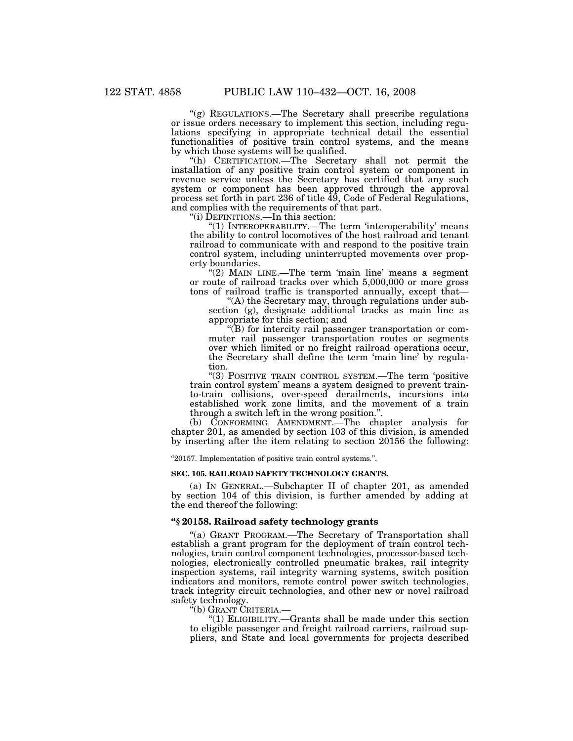"(g) REGULATIONS.—The Secretary shall prescribe regulations or issue orders necessary to implement this section, including regulations specifying in appropriate technical detail the essential functionalities of positive train control systems, and the means by which those systems will be qualified.

"(h) CERTIFICATION.—The Secretary shall not permit the installation of any positive train control system or component in revenue service unless the Secretary has certified that any such system or component has been approved through the approval process set forth in part 236 of title 49, Code of Federal Regulations, and complies with the requirements of that part.

"(i) DEFINITIONS.—In this section:

"(1) INTEROPERABILITY.—The term 'interoperability' means the ability to control locomotives of the host railroad and tenant railroad to communicate with and respond to the positive train control system, including uninterrupted movements over property boundaries.

"(2) MAIN LINE.—The term 'main line' means a segment or route of railroad tracks over which 5,000,000 or more gross tons of railroad traffic is transported annually, except that—

"(A) the Secretary may, through regulations under subsection (g), designate additional tracks as main line as appropriate for this section; and

"(B) for intercity rail passenger transportation or commuter rail passenger transportation routes or segments over which limited or no freight railroad operations occur, the Secretary shall define the term 'main line' by regulation.

"(3) POSITIVE TRAIN CONTROL SYSTEM.—The term 'positive train control system' means a system designed to prevent train-to-train collisions, over-speed derailments, incursions into established work zone limits, and the movement of a train through a switch left in the wrong position.".

(b) CONFORMING AMENDMENT.—The chapter analysis for chapter 201, as amended by section 103 of this division, is amended by inserting after the item relating to section 20156 the following:

"20157. Implementation of positive train control systems.".

**SEC. 105. RAILROAD SAFETY TECHNOLOGY GRANTS.**

(a) IN GENERAL.—Subchapter II of chapter 201, as amended by section 104 of this division, is further amended by adding at the end thereof the following:

### "§ 20158. Railroad safety technology grants

"(a) GRANT PROGRAM.—The Secretary of Transportation shall establish a grant program for the deployment of train control technologies, train control component technologies, processor-based technologies, electronically controlled pneumatic brakes, rail integrity inspection systems, rail integrity warning systems, switch position indicators and monitors, remote control power switch technologies, track integrity circuit technologies, and other new or novel railroad safety technology.

"(b) GRANT CRITERIA.—

"(1) ELIGIBILITY.—Grants shall be made under this section to eligible passenger and freight railroad carriers, railroad suppliers, and State and local governments for projects described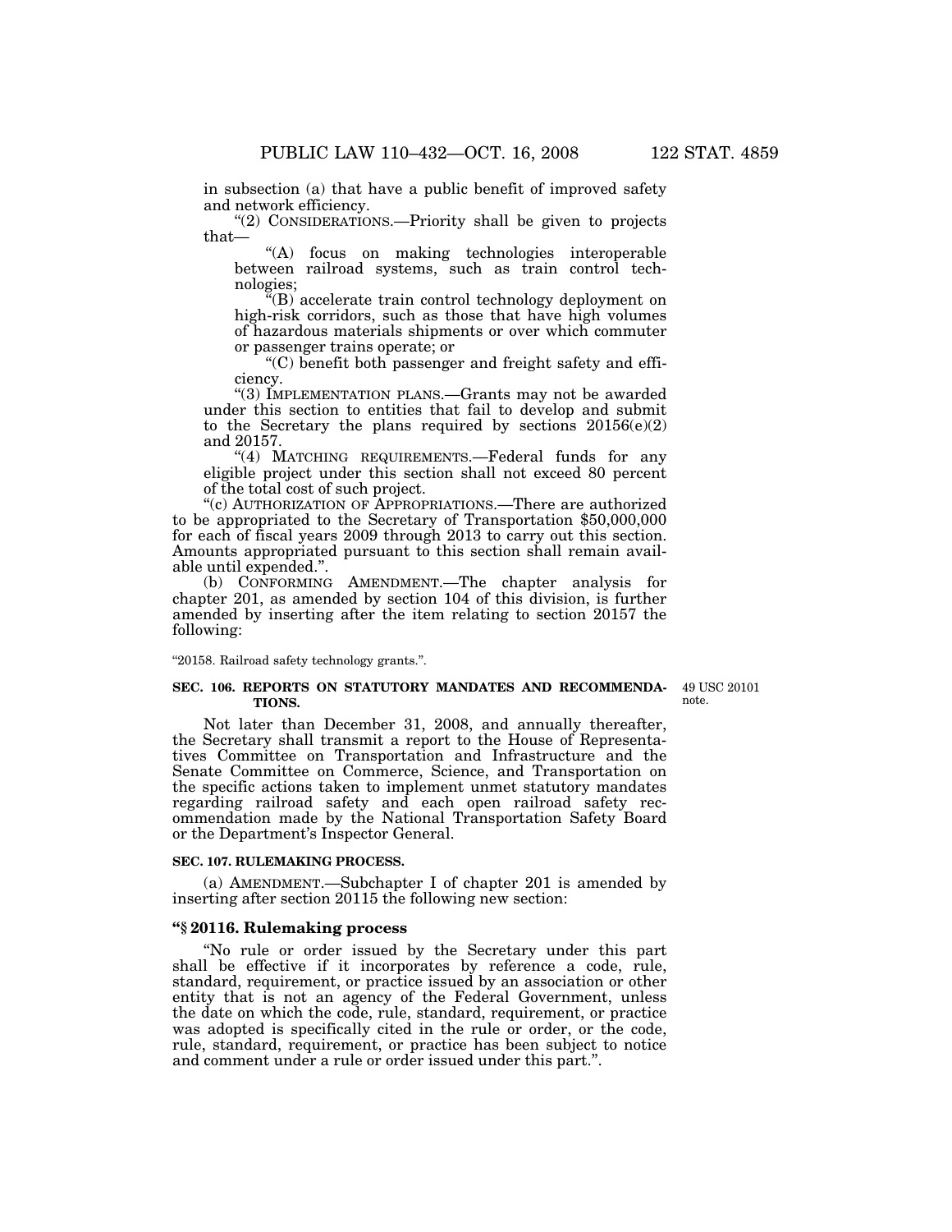in subsection (a) that have a public benefit of improved safety and network efficiency.

"(2) CONSIDERATIONS.—Priority shall be given to projects that—

"(A) focus on making technologies interoperable between railroad systems, such as train control technologies;

"(B) accelerate train control technology deployment on high-risk corridors, such as those that have high volumes of hazardous materials shipments or over which commuter or passenger trains operate; or

"(C) benefit both passenger and freight safety and efficiency.

"(3) IMPLEMENTATION PLANS.—Grants may not be awarded under this section to entities that fail to develop and submit to the Secretary the plans required by sections 20156(e)(2) and 20157.

"(4) MATCHING REQUIREMENTS.—Federal funds for any eligible project under this section shall not exceed 80 percent of the total cost of such project.

"(c) AUTHORIZATION OF APPROPRIATIONS.—There are authorized to be appropriated to the Secretary of Transportation $50,000,000 for each of fiscal years 2009 through 2013 to carry out this section. Amounts appropriated pursuant to this section shall remain available until expended.".

(b) CONFORMING AMENDMENT.—The chapter analysis for chapter 201, as amended by section 104 of this division, is further amended by inserting after the item relating to section 20157 the following:

"20158. Railroad safety technology grants.".

**SEC. 106. REPORTS ON STATUTORY MANDATES AND RECOMMENDATIONS.**

49 USC 20101 note.

Not later than December 31, 2008, and annually thereafter, the Secretary shall transmit a report to the House of Representatives Committee on Transportation and Infrastructure and the Senate Committee on Commerce, Science, and Transportation on the specific actions taken to implement unmet statutory mandates regarding railroad safety and each open railroad safety recommendation made by the National Transportation Safety Board or the Department's Inspector General.

**SEC. 107. RULEMAKING PROCESS.**

(a) AMENDMENT.—Subchapter I of chapter 201 is amended by inserting after section 20115 the following new section:

### "§ 20116. Rulemaking process

"No rule or order issued by the Secretary under this part shall be effective if it incorporates by reference a code, rule, standard, requirement, or practice issued by an association or other entity that is not an agency of the Federal Government, unless the date on which the code, rule, standard, requirement, or practice was adopted is specifically cited in the rule or order, or the code, rule, standard, requirement, or practice has been subject to notice and comment under a rule or order issued under this part.".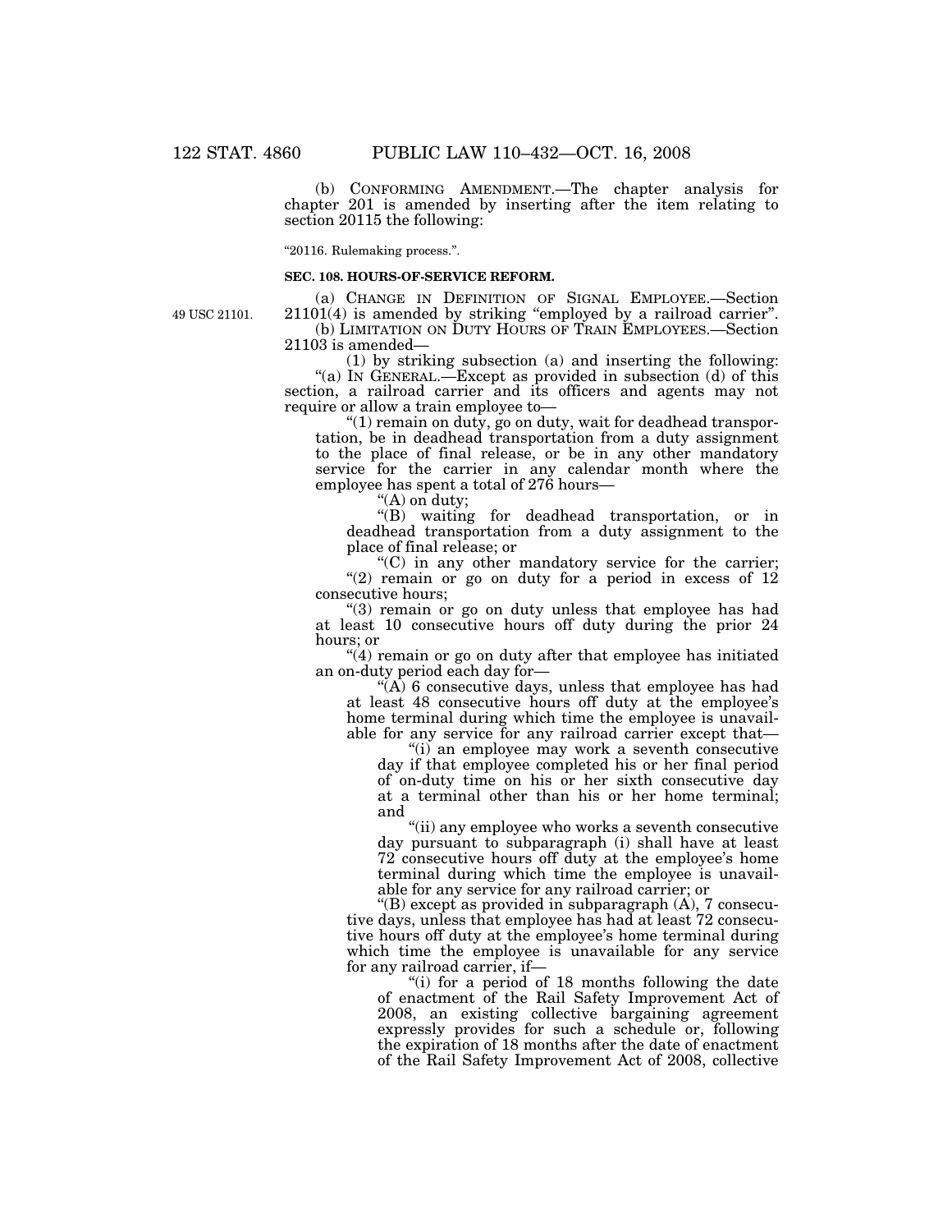(b) CONFORMING AMENDMENT.—The chapter analysis for chapter 201 is amended by inserting after the item relating to section 20115 the following:

"20116. Rulemaking process.".

### SEC. 108. HOURS-OF-SERVICE REFORM.

49 USC 21101.

(a) CHANGE IN DEFINITION OF SIGNAL EMPLOYEE.—Section 21101(4) is amended by striking "employed by a railroad carrier".

(b) LIMITATION ON DUTY HOURS OF TRAIN EMPLOYEES.—Section 21103 is amended—

(1) by striking subsection (a) and inserting the following:

"(a) IN GENERAL.—Except as provided in subsection (d) of this section, a railroad carrier and its officers and agents may not require or allow a train employee to—

"(1) remain on duty, go on duty, wait for deadhead transportation, be in deadhead transportation from a duty assignment to the place of final release, or be in any other mandatory service for the carrier in any calendar month where the employee has spent a total of 276 hours—

"(A) on duty;

"(B) waiting for deadhead transportation, or in deadhead transportation from a duty assignment to the place of final release; or

"(C) in any other mandatory service for the carrier;

"(2) remain or go on duty for a period in excess of 12 consecutive hours;

"(3) remain or go on duty unless that employee has had at least 10 consecutive hours off duty during the prior 24 hours; or

"(4) remain or go on duty after that employee has initiated an on-duty period each day for—

"(A) 6 consecutive days, unless that employee has had at least 48 consecutive hours off duty at the employee's home terminal during which time the employee is unavailable for any service for any railroad carrier except that—

"(i) an employee may work a seventh consecutive day if that employee completed his or her final period of on-duty time on his or her sixth consecutive day at a terminal other than his or her home terminal; and

"(ii) any employee who works a seventh consecutive day pursuant to subparagraph (i) shall have at least 72 consecutive hours off duty at the employee's home terminal during which time the employee is unavailable for any service for any railroad carrier; or

"(B) except as provided in subparagraph (A), 7 consecutive days, unless that employee has had at least 72 consecutive hours off duty at the employee's home terminal during which time the employee is unavailable for any service for any railroad carrier, if—

"(i) for a period of 18 months following the date of enactment of the Rail Safety Improvement Act of 2008, an existing collective bargaining agreement expressly provides for such a schedule or, following the expiration of 18 months after the date of enactment of the Rail Safety Improvement Act of 2008, collective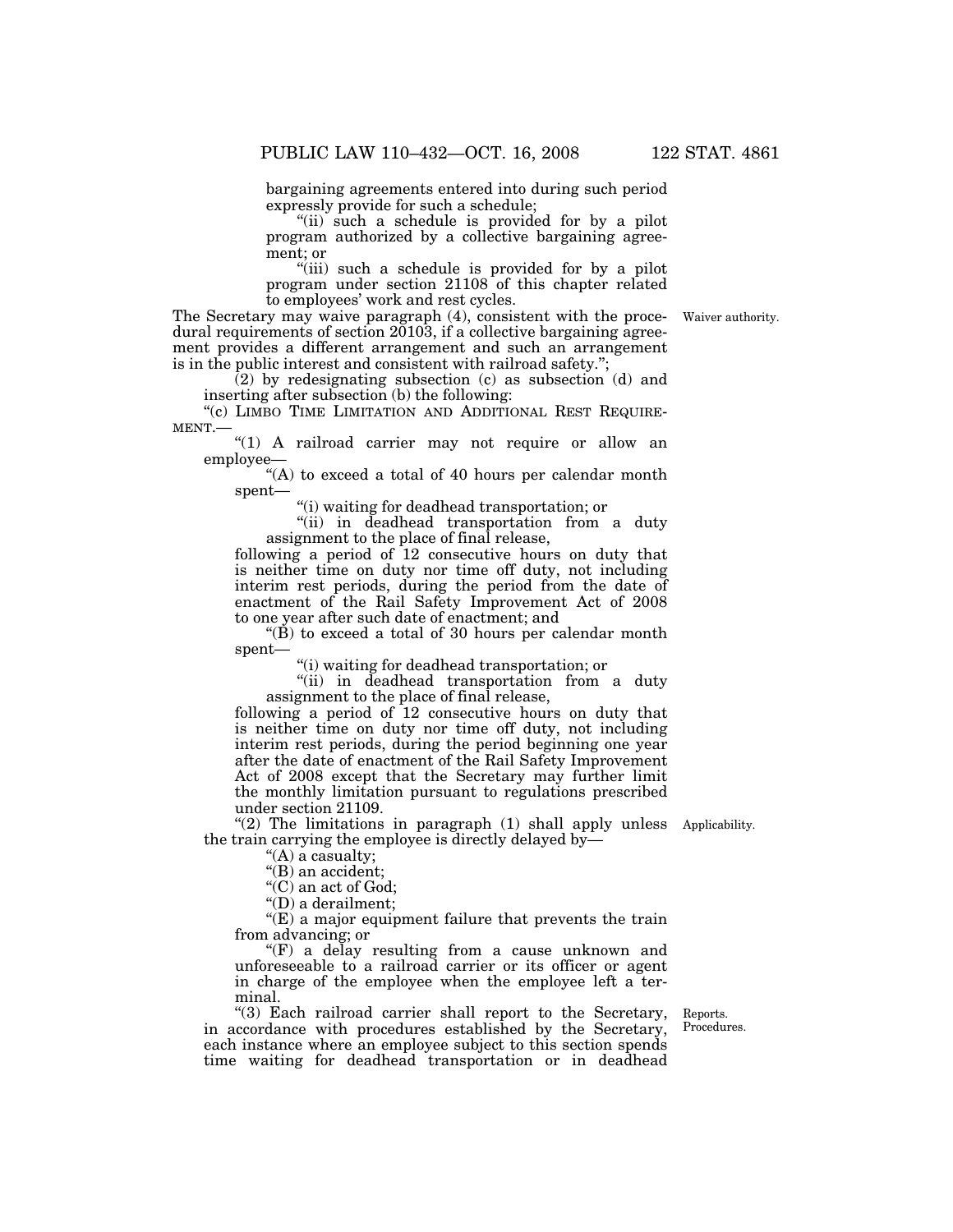bargaining agreements entered into during such period expressly provide for such a schedule;

"(ii) such a schedule is provided for by a pilot program authorized by a collective bargaining agreement; or

"(iii) such a schedule is provided for by a pilot program under section 21108 of this chapter related to employees' work and rest cycles.

Waiver authority.

The Secretary may waive paragraph (4), consistent with the procedural requirements of section 20103, if a collective bargaining agreement provides a different arrangement and such an arrangement is in the public interest and consistent with railroad safety.";

(2) by redesignating subsection (c) as subsection (d) and inserting after subsection (b) the following:

"(c) LIMBO TIME LIMITATION AND ADDITIONAL REST REQUIREMENT.—

"(1) A railroad carrier may not require or allow an employee—

"(A) to exceed a total of 40 hours per calendar month spent—

"(i) waiting for deadhead transportation; or

"(ii) in deadhead transportation from a duty assignment to the place of final release,

following a period of 12 consecutive hours on duty that is neither time on duty nor time off duty, not including interim rest periods, during the period from the date of enactment of the Rail Safety Improvement Act of 2008 to one year after such date of enactment; and

"(B) to exceed a total of 30 hours per calendar month spent—

"(i) waiting for deadhead transportation; or

"(ii) in deadhead transportation from a duty assignment to the place of final release,

following a period of 12 consecutive hours on duty that is neither time on duty nor time off duty, not including interim rest periods, during the period beginning one year after the date of enactment of the Rail Safety Improvement Act of 2008 except that the Secretary may further limit the monthly limitation pursuant to regulations prescribed under section 21109.

Applicability.

"(2) The limitations in paragraph (1) shall apply unless the train carrying the employee is directly delayed by—

"(A) a casualty;

"(B) an accident;

"(C) an act of God;

"(D) a derailment;

"(E) a major equipment failure that prevents the train from advancing; or

"(F) a delay resulting from a cause unknown and unforeseeable to a railroad carrier or its officer or agent in charge of the employee when the employee left a terminal.

Reports. Procedures.

"(3) Each railroad carrier shall report to the Secretary, in accordance with procedures established by the Secretary, each instance where an employee subject to this section spends time waiting for deadhead transportation or in deadhead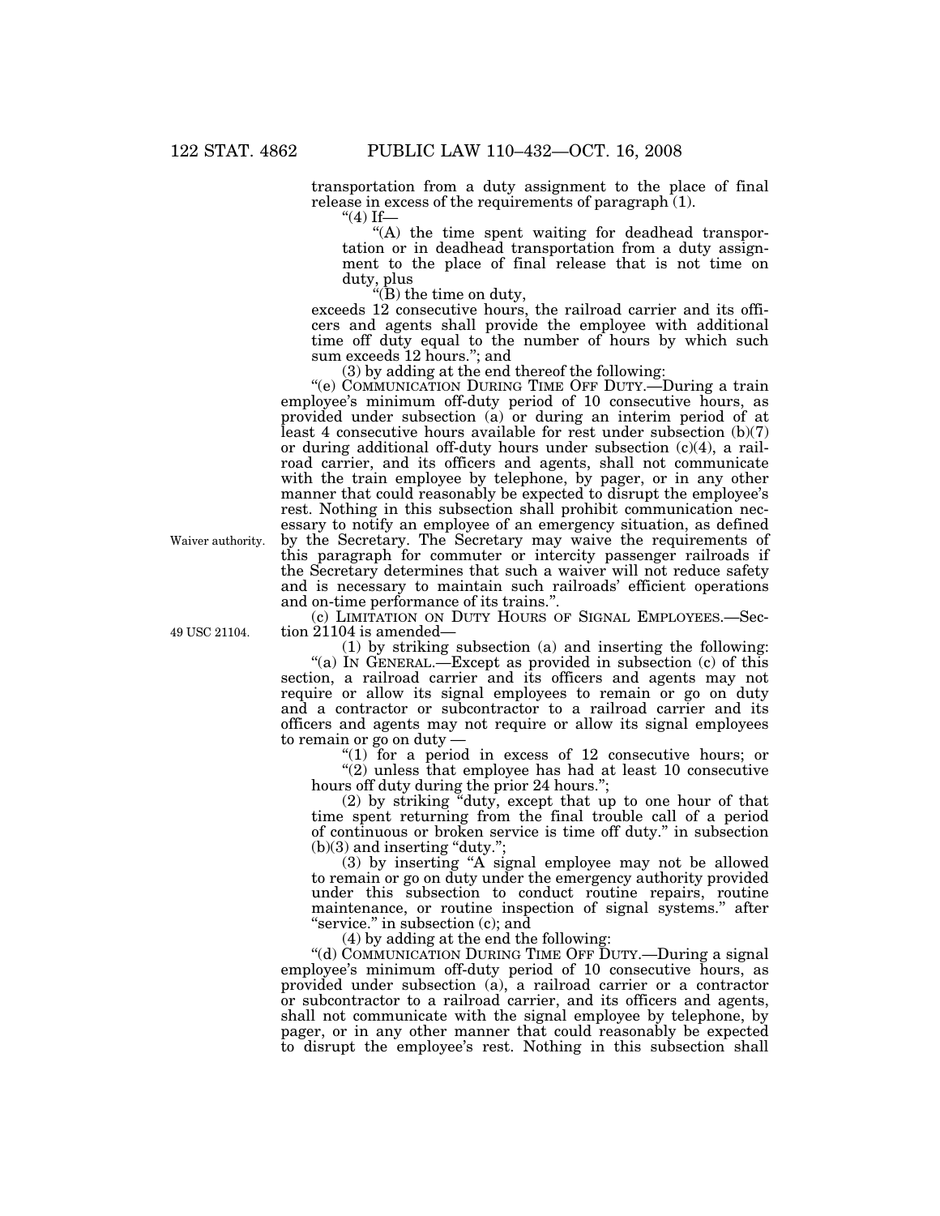transportation from a duty assignment to the place of final release in excess of the requirements of paragraph (1).

"(4) If—

"(A) the time spent waiting for deadhead transportation or in deadhead transportation from a duty assignment to the place of final release that is not time on duty, plus

"(B) the time on duty,

exceeds 12 consecutive hours, the railroad carrier and its officers and agents shall provide the employee with additional time off duty equal to the number of hours by which such sum exceeds 12 hours."; and

(3) by adding at the end thereof the following:

"(e) COMMUNICATION DURING TIME OFF DUTY.—During a train employee's minimum off-duty period of 10 consecutive hours, as provided under subsection (a) or during an interim period of at least 4 consecutive hours available for rest under subsection (b)(7) or during additional off-duty hours under subsection (c)(4), a railroad carrier, and its officers and agents, shall not communicate with the train employee by telephone, by pager, or in any other manner that could reasonably be expected to disrupt the employee's rest. Nothing in this subsection shall prohibit communication necessary to notify an employee of an emergency situation, as defined by the Secretary. The Secretary may waive the requirements of this paragraph for commuter or intercity passenger railroads if the Secretary determines that such a waiver will not reduce safety and is necessary to maintain such railroads' efficient operations and on-time performance of its trains.".

Waiver authority.

(c) LIMITATION ON DUTY HOURS OF SIGNAL EMPLOYEES.—Section 21104 is amended—

49 USC 21104.

(1) by striking subsection (a) and inserting the following:

"(a) IN GENERAL.—Except as provided in subsection (c) of this section, a railroad carrier and its officers and agents may not require or allow its signal employees to remain or go on duty and a contractor or subcontractor to a railroad carrier and its officers and agents may not require or allow its signal employees to remain or go on duty —

"(1) for a period in excess of 12 consecutive hours; or

"(2) unless that employee has had at least 10 consecutive hours off duty during the prior 24 hours.";

(2) by striking "duty, except that up to one hour of that time spent returning from the final trouble call of a period of continuous or broken service is time off duty." in subsection (b)(3) and inserting "duty.";

(3) by inserting "A signal employee may not be allowed to remain or go on duty under the emergency authority provided under this subsection to conduct routine repairs, routine maintenance, or routine inspection of signal systems." after "service." in subsection (c); and

(4) by adding at the end the following:

"(d) COMMUNICATION DURING TIME OFF DUTY.—During a signal employee's minimum off-duty period of 10 consecutive hours, as provided under subsection (a), a railroad carrier or a contractor or subcontractor to a railroad carrier, and its officers and agents, shall not communicate with the signal employee by telephone, by pager, or in any other manner that could reasonably be expected to disrupt the employee's rest. Nothing in this subsection shall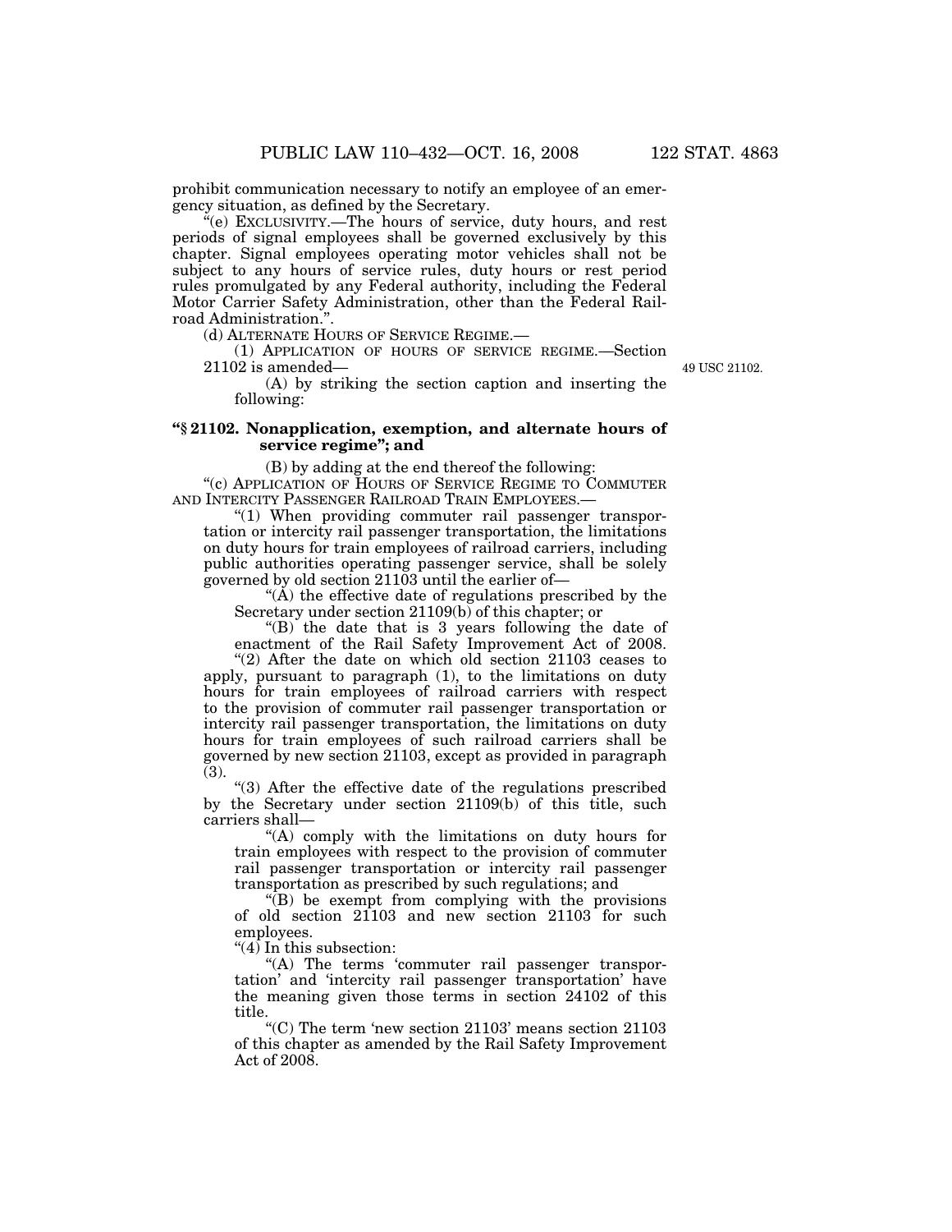prohibit communication necessary to notify an employee of an emergency situation, as defined by the Secretary.

"(e) EXCLUSIVITY.—The hours of service, duty hours, and rest periods of signal employees shall be governed exclusively by this chapter. Signal employees operating motor vehicles shall not be subject to any hours of service rules, duty hours or rest period rules promulgated by any Federal authority, including the Federal Motor Carrier Safety Administration, other than the Federal Railroad Administration.".

(d) ALTERNATE HOURS OF SERVICE REGIME.—

(1) APPLICATION OF HOURS OF SERVICE REGIME.—Section 21102 is amended—

49 USC 21102.

(A) by striking the section caption and inserting the following:

**"§ 21102. Nonapplication, exemption, and alternate hours of service regime"; and**

(B) by adding at the end thereof the following:

"(c) APPLICATION OF HOURS OF SERVICE REGIME TO COMMUTER AND INTERCITY PASSENGER RAILROAD TRAIN EMPLOYEES.—

"(1) When providing commuter rail passenger transportation or intercity rail passenger transportation, the limitations on duty hours for train employees of railroad carriers, including public authorities operating passenger service, shall be solely governed by old section 21103 until the earlier of—

"(A) the effective date of regulations prescribed by the Secretary under section 21109(b) of this chapter; or

"(B) the date that is 3 years following the date of enactment of the Rail Safety Improvement Act of 2008.

"(2) After the date on which old section 21103 ceases to apply, pursuant to paragraph (1), to the limitations on duty hours for train employees of railroad carriers with respect to the provision of commuter rail passenger transportation or intercity rail passenger transportation, the limitations on duty hours for train employees of such railroad carriers shall be governed by new section 21103, except as provided in paragraph (3).

"(3) After the effective date of the regulations prescribed by the Secretary under section 21109(b) of this title, such carriers shall—

"(A) comply with the limitations on duty hours for train employees with respect to the provision of commuter rail passenger transportation or intercity rail passenger transportation as prescribed by such regulations; and

"(B) be exempt from complying with the provisions of old section 21103 and new section 21103 for such employees.

"(4) In this subsection:

"(A) The terms 'commuter rail passenger transportation' and 'intercity rail passenger transportation' have the meaning given those terms in section 24102 of this title.

"(C) The term 'new section 21103' means section 21103 of this chapter as amended by the Rail Safety Improvement Act of 2008.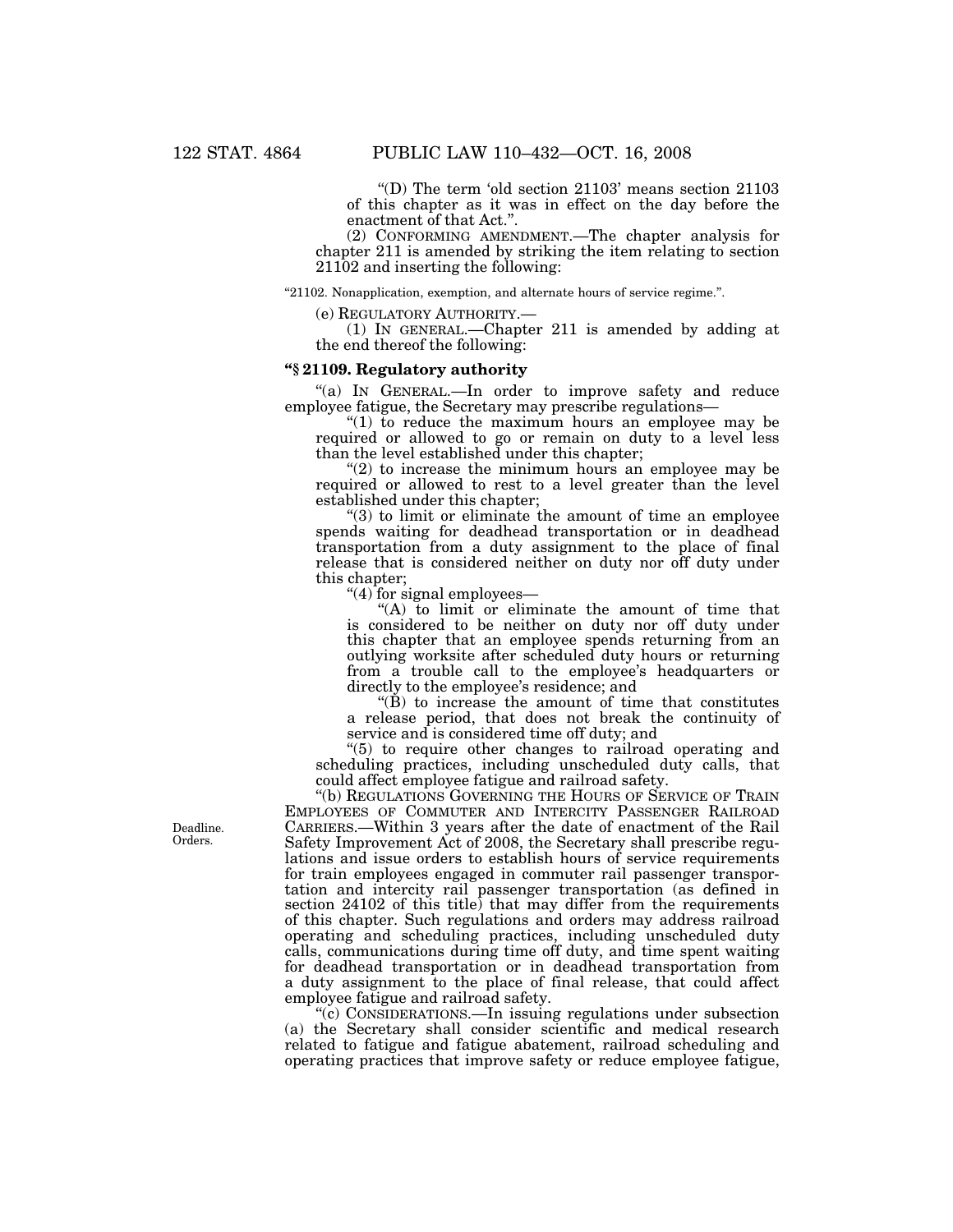"(D) The term 'old section 21103' means section 21103 of this chapter as it was in effect on the day before the enactment of that Act.".

(2) CONFORMING AMENDMENT.—The chapter analysis for chapter 211 is amended by striking the item relating to section 21102 and inserting the following:

"21102. Nonapplication, exemption, and alternate hours of service regime.".

(e) REGULATORY AUTHORITY.—

(1) IN GENERAL.—Chapter 211 is amended by adding at the end thereof the following:

**"§ 21109. Regulatory authority**

"(a) IN GENERAL.—In order to improve safety and reduce employee fatigue, the Secretary may prescribe regulations—

"(1) to reduce the maximum hours an employee may be required or allowed to go or remain on duty to a level less than the level established under this chapter;

"(2) to increase the minimum hours an employee may be required or allowed to rest to a level greater than the level established under this chapter;

"(3) to limit or eliminate the amount of time an employee spends waiting for deadhead transportation or in deadhead transportation from a duty assignment to the place of final release that is considered neither on duty nor off duty under this chapter;

"(4) for signal employees—

"(A) to limit or eliminate the amount of time that is considered to be neither on duty nor off duty under this chapter that an employee spends returning from an outlying worksite after scheduled duty hours or returning from a trouble call to the employee's headquarters or directly to the employee's residence; and

"(B) to increase the amount of time that constitutes a release period, that does not break the continuity of service and is considered time off duty; and

"(5) to require other changes to railroad operating and scheduling practices, including unscheduled duty calls, that could affect employee fatigue and railroad safety.

Deadline. Orders.

"(b) REGULATIONS GOVERNING THE HOURS OF SERVICE OF TRAIN EMPLOYEES OF COMMUTER AND INTERCITY PASSENGER RAILROAD CARRIERS.—Within 3 years after the date of enactment of the Rail Safety Improvement Act of 2008, the Secretary shall prescribe regulations and issue orders to establish hours of service requirements for train employees engaged in commuter rail passenger transportation and intercity rail passenger transportation (as defined in section 24102 of this title) that may differ from the requirements of this chapter. Such regulations and orders may address railroad operating and scheduling practices, including unscheduled duty calls, communications during time off duty, and time spent waiting for deadhead transportation or in deadhead transportation from a duty assignment to the place of final release, that could affect employee fatigue and railroad safety.

"(c) CONSIDERATIONS.—In issuing regulations under subsection (a) the Secretary shall consider scientific and medical research related to fatigue and fatigue abatement, railroad scheduling and operating practices that improve safety or reduce employee fatigue,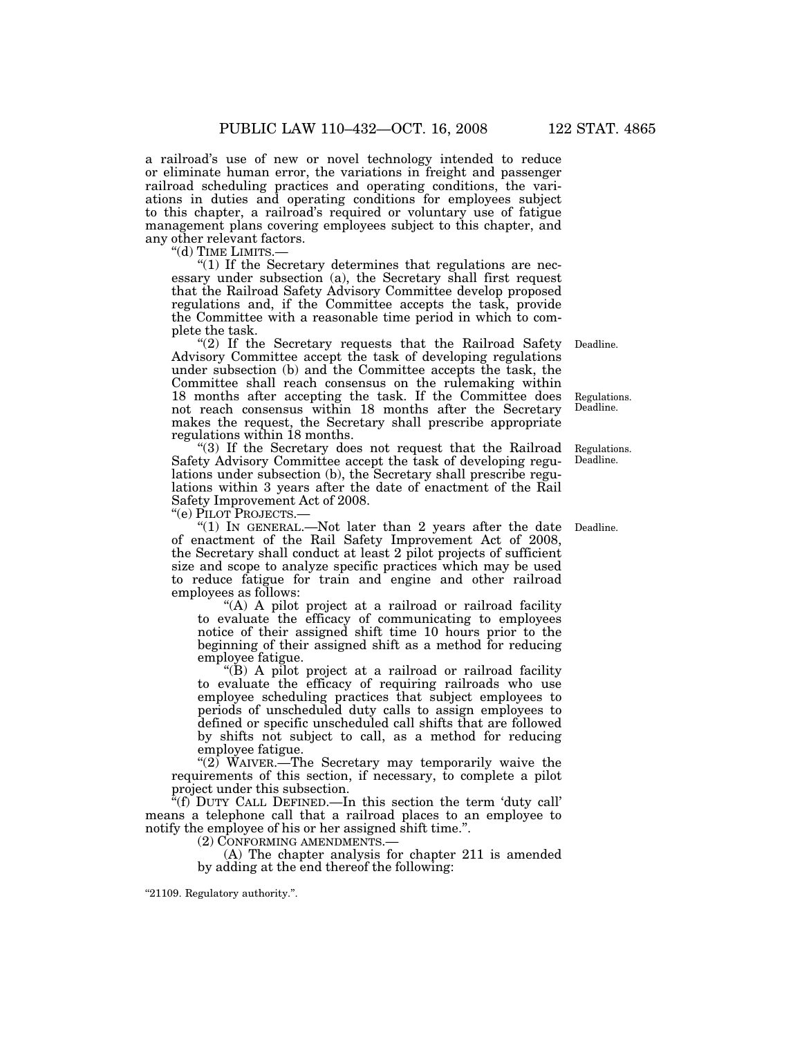a railroad's use of new or novel technology intended to reduce or eliminate human error, the variations in freight and passenger railroad scheduling practices and operating conditions, the variations in duties and operating conditions for employees subject to this chapter, a railroad's required or voluntary use of fatigue management plans covering employees subject to this chapter, and any other relevant factors.

"(d) TIME LIMITS.—

"(1) If the Secretary determines that regulations are necessary under subsection (a), the Secretary shall first request that the Railroad Safety Advisory Committee develop proposed regulations and, if the Committee accepts the task, provide the Committee with a reasonable time period in which to complete the task.

Deadline.

"(2) If the Secretary requests that the Railroad Safety Advisory Committee accept the task of developing regulations under subsection (b) and the Committee accepts the task, the Committee shall reach consensus on the rulemaking within 18 months after accepting the task. If the Committee does not reach consensus within 18 months after the Secretary makes the request, the Secretary shall prescribe appropriate regulations within 18 months.

Regulations. Deadline.

Regulations. Deadline.

"(3) If the Secretary does not request that the Railroad Safety Advisory Committee accept the task of developing regulations under subsection (b), the Secretary shall prescribe regulations within 3 years after the date of enactment of the Rail Safety Improvement Act of 2008.

"(e) PILOT PROJECTS.—

Deadline.

"(1) IN GENERAL.—Not later than 2 years after the date of enactment of the Rail Safety Improvement Act of 2008, the Secretary shall conduct at least 2 pilot projects of sufficient size and scope to analyze specific practices which may be used to reduce fatigue for train and engine and other railroad employees as follows:

"(A) A pilot project at a railroad or railroad facility to evaluate the efficacy of communicating to employees notice of their assigned shift time 10 hours prior to the beginning of their assigned shift as a method for reducing employee fatigue.

"(B) A pilot project at a railroad or railroad facility to evaluate the efficacy of requiring railroads who use employee scheduling practices that subject employees to periods of unscheduled duty calls to assign employees to defined or specific unscheduled call shifts that are followed by shifts not subject to call, as a method for reducing employee fatigue.

"(2) WAIVER.—The Secretary may temporarily waive the requirements of this section, if necessary, to complete a pilot project under this subsection.

"(f) DUTY CALL DEFINED.—In this section the term 'duty call' means a telephone call that a railroad places to an employee to notify the employee of his or her assigned shift time.".

(2) CONFORMING AMENDMENTS.—

(A) The chapter analysis for chapter 211 is amended by adding at the end thereof the following:

"21109. Regulatory authority.".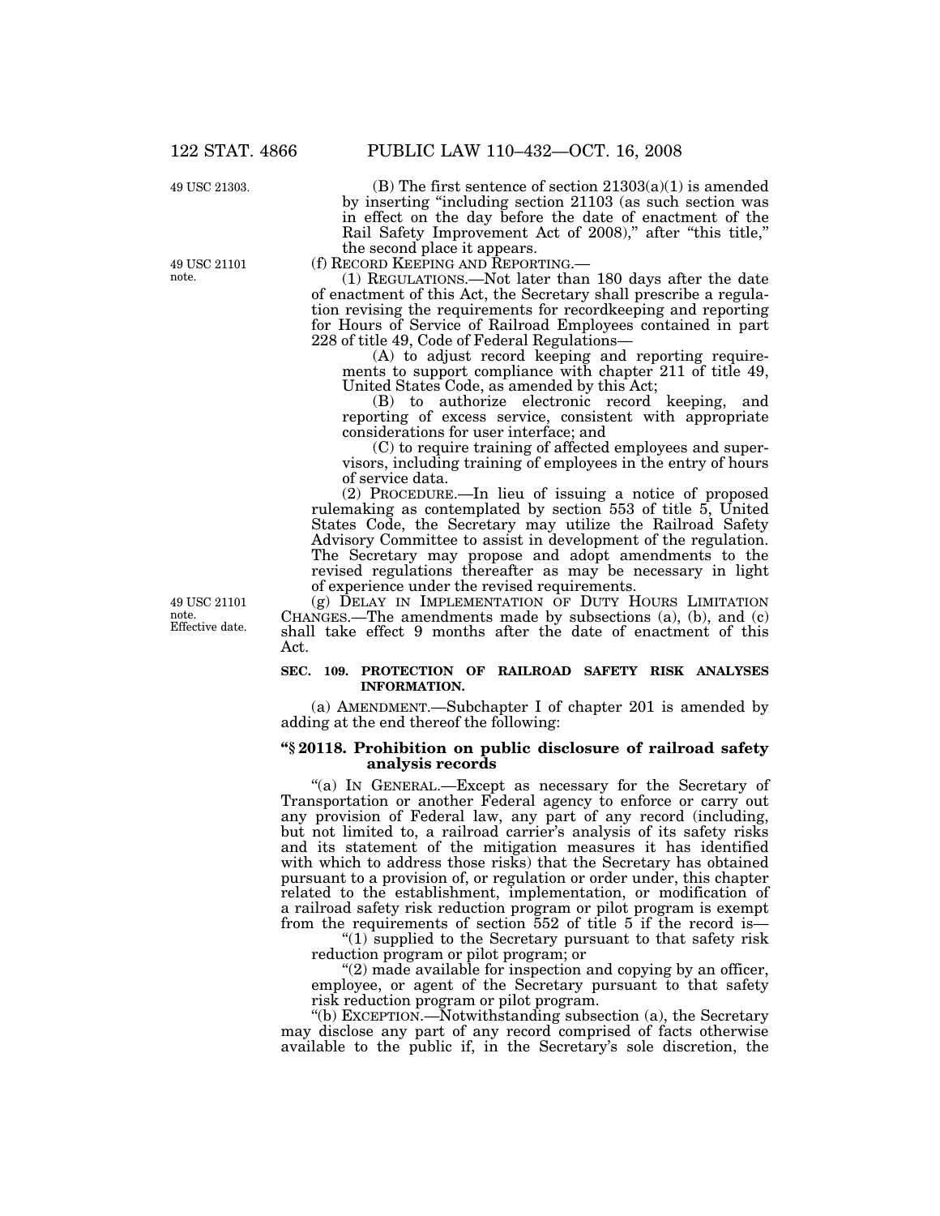(B) The first sentence of section 21303(a)(1) is amended by inserting "including section 21103 (as such section was in effect on the day before the date of enactment of the Rail Safety Improvement Act of 2008)," after "this title," the second place it appears.

(f) RECORD KEEPING AND REPORTING.—

(1) REGULATIONS.—Not later than 180 days after the date of enactment of this Act, the Secretary shall prescribe a regulation revising the requirements for recordkeeping and reporting for Hours of Service of Railroad Employees contained in part 228 of title 49, Code of Federal Regulations—

(A) to adjust record keeping and reporting requirements to support compliance with chapter 211 of title 49, United States Code, as amended by this Act;

(B) to authorize electronic record keeping, and reporting of excess service, consistent with appropriate considerations for user interface; and

(C) to require training of affected employees and supervisors, including training of employees in the entry of hours of service data.

(2) PROCEDURE.—In lieu of issuing a notice of proposed rulemaking as contemplated by section 553 of title 5, United States Code, the Secretary may utilize the Railroad Safety Advisory Committee to assist in development of the regulation. The Secretary may propose and adopt amendments to the revised regulations thereafter as may be necessary in light of experience under the revised requirements.

(g) DELAY IN IMPLEMENTATION OF DUTY HOURS LIMITATION CHANGES.—The amendments made by subsections (a), (b), and (c) shall take effect 9 months after the date of enactment of this Act.

### SEC. 109. PROTECTION OF RAILROAD SAFETY RISK ANALYSES INFORMATION.

(a) AMENDMENT.—Subchapter I of chapter 201 is amended by adding at the end thereof the following:

**"§ 20118. Prohibition on public disclosure of railroad safety analysis records**

"(a) IN GENERAL.—Except as necessary for the Secretary of Transportation or another Federal agency to enforce or carry out any provision of Federal law, any part of any record (including, but not limited to, a railroad carrier's analysis of its safety risks and its statement of the mitigation measures it has identified with which to address those risks) that the Secretary has obtained pursuant to a provision of, or regulation or order under, this chapter related to the establishment, implementation, or modification of a railroad safety risk reduction program or pilot program is exempt from the requirements of section 552 of title 5 if the record is—

"(1) supplied to the Secretary pursuant to that safety risk reduction program or pilot program; or

"(2) made available for inspection and copying by an officer, employee, or agent of the Secretary pursuant to that safety risk reduction program or pilot program.

"(b) EXCEPTION.—Notwithstanding subsection (a), the Secretary may disclose any part of any record comprised of facts otherwise available to the public if, in the Secretary's sole discretion, the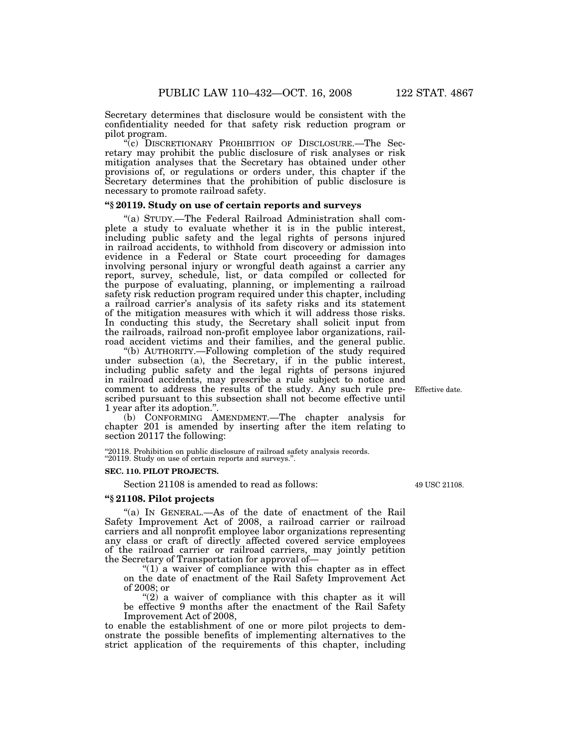Secretary determines that disclosure would be consistent with the confidentiality needed for that safety risk reduction program or pilot program.

"(c) DISCRETIONARY PROHIBITION OF DISCLOSURE.—The Secretary may prohibit the public disclosure of risk analyses or risk mitigation analyses that the Secretary has obtained under other provisions of, or regulations or orders under, this chapter if the Secretary determines that the prohibition of public disclosure is necessary to promote railroad safety.

### "§ 20119. Study on use of certain reports and surveys

"(a) STUDY.—The Federal Railroad Administration shall complete a study to evaluate whether it is in the public interest, including public safety and the legal rights of persons injured in railroad accidents, to withhold from discovery or admission into evidence in a Federal or State court proceeding for damages involving personal injury or wrongful death against a carrier any report, survey, schedule, list, or data compiled or collected for the purpose of evaluating, planning, or implementing a railroad safety risk reduction program required under this chapter, including a railroad carrier's analysis of its safety risks and its statement of the mitigation measures with which it will address those risks. In conducting this study, the Secretary shall solicit input from the railroads, railroad non-profit employee labor organizations, railroad accident victims and their families, and the general public.

"(b) AUTHORITY.—Following completion of the study required under subsection (a), the Secretary, if in the public interest, including public safety and the legal rights of persons injured in railroad accidents, may prescribe a rule subject to notice and comment to address the results of the study. Any such rule prescribed pursuant to this subsection shall not become effective until 1 year after its adoption.".

Effective date.

(b) CONFORMING AMENDMENT.—The chapter analysis for chapter 201 is amended by inserting after the item relating to section 20117 the following:

"20118. Prohibition on public disclosure of railroad safety analysis records.
"20119. Study on use of certain reports and surveys.".

**SEC. 110. PILOT PROJECTS.**

Section 21108 is amended to read as follows:

49 USC 21108.

### "§ 21108. Pilot projects

"(a) IN GENERAL.—As of the date of enactment of the Rail Safety Improvement Act of 2008, a railroad carrier or railroad carriers and all nonprofit employee labor organizations representing any class or craft of directly affected covered service employees of the railroad carrier or railroad carriers, may jointly petition the Secretary of Transportation for approval of—

"(1) a waiver of compliance with this chapter as in effect on the date of enactment of the Rail Safety Improvement Act of 2008; or

"(2) a waiver of compliance with this chapter as it will be effective 9 months after the enactment of the Rail Safety Improvement Act of 2008,

to enable the establishment of one or more pilot projects to demonstrate the possible benefits of implementing alternatives to the strict application of the requirements of this chapter, including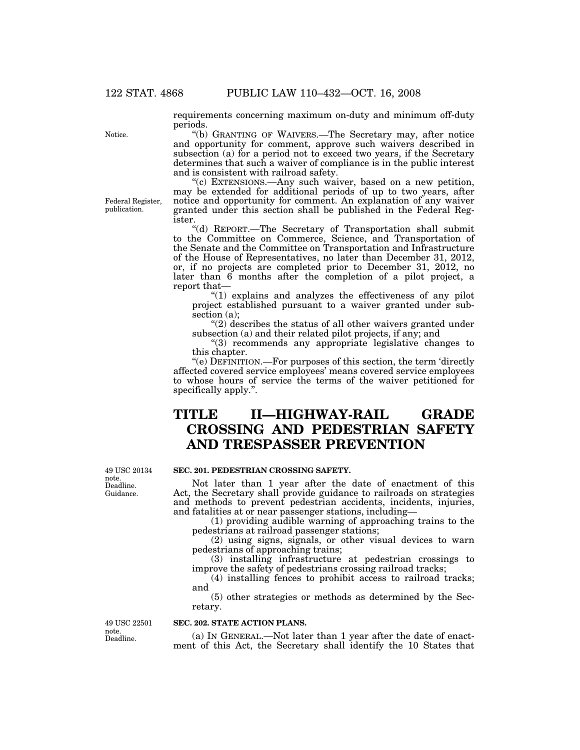requirements concerning maximum on-duty and minimum off-duty periods.

Notice.

"(b) GRANTING OF WAIVERS.—The Secretary may, after notice and opportunity for comment, approve such waivers described in subsection (a) for a period not to exceed two years, if the Secretary determines that such a waiver of compliance is in the public interest and is consistent with railroad safety.

"(c) EXTENSIONS.—Any such waiver, based on a new petition, may be extended for additional periods of up to two years, after notice and opportunity for comment. An explanation of any waiver granted under this section shall be published in the Federal Register.

Federal Register, publication.

"(d) REPORT.—The Secretary of Transportation shall submit to the Committee on Commerce, Science, and Transportation of the Senate and the Committee on Transportation and Infrastructure of the House of Representatives, no later than December 31, 2012, or, if no projects are completed prior to December 31, 2012, no later than 6 months after the completion of a pilot project, a report that—

"(1) explains and analyzes the effectiveness of any pilot project established pursuant to a waiver granted under subsection (a);

"(2) describes the status of all other waivers granted under subsection (a) and their related pilot projects, if any; and

"(3) recommends any appropriate legislative changes to this chapter.

"(e) DEFINITION.—For purposes of this section, the term 'directly affected covered service employees' means covered service employees to whose hours of service the terms of the waiver petitioned for specifically apply.".

# TITLE II—HIGHWAY-RAIL GRADE CROSSING AND PEDESTRIAN SAFETY AND TRESPASSER PREVENTION

49 USC 20134 note. Deadline. Guidance.

**SEC. 201. PEDESTRIAN CROSSING SAFETY.**

Not later than 1 year after the date of enactment of this Act, the Secretary shall provide guidance to railroads on strategies and methods to prevent pedestrian accidents, incidents, injuries, and fatalities at or near passenger stations, including—

(1) providing audible warning of approaching trains to the pedestrians at railroad passenger stations;

(2) using signs, signals, or other visual devices to warn pedestrians of approaching trains;

(3) installing infrastructure at pedestrian crossings to improve the safety of pedestrians crossing railroad tracks;

(4) installing fences to prohibit access to railroad tracks; and

(5) other strategies or methods as determined by the Secretary.

49 USC 22501 note. Deadline.

**SEC. 202. STATE ACTION PLANS.**

(a) IN GENERAL.—Not later than 1 year after the date of enactment of this Act, the Secretary shall identify the 10 States that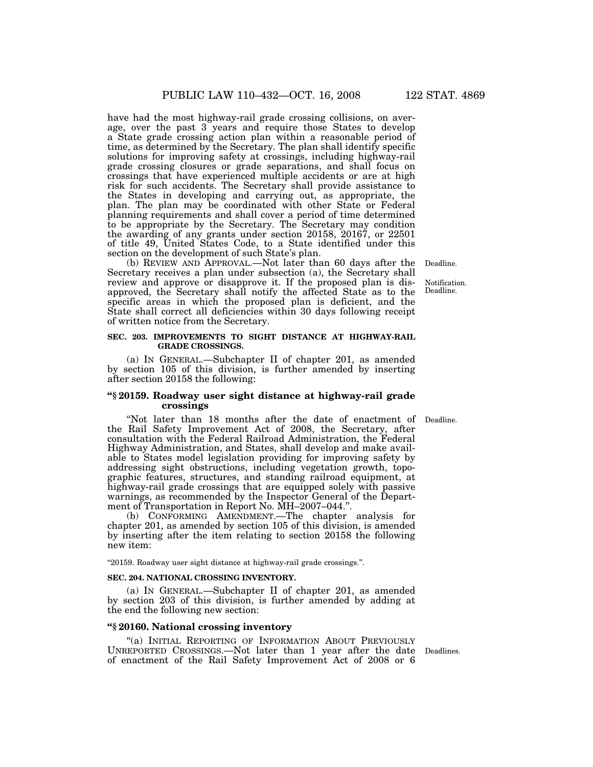have had the most highway-rail grade crossing collisions, on average, over the past 3 years and require those States to develop a State grade crossing action plan within a reasonable period of time, as determined by the Secretary. The plan shall identify specific solutions for improving safety at crossings, including highway-rail grade crossing closures or grade separations, and shall focus on crossings that have experienced multiple accidents or are at high risk for such accidents. The Secretary shall provide assistance to the States in developing and carrying out, as appropriate, the plan. The plan may be coordinated with other State or Federal planning requirements and shall cover a period of time determined to be appropriate by the Secretary. The Secretary may condition the awarding of any grants under section 20158, 20167, or 22501 of title 49, United States Code, to a State identified under this section on the development of such State's plan.

Deadline.

(b) REVIEW AND APPROVAL.—Not later than 60 days after the Secretary receives a plan under subsection (a), the Secretary shall review and approve or disapprove it. If the proposed plan is disapproved, the Secretary shall notify the affected State as to the specific areas in which the proposed plan is deficient, and the State shall correct all deficiencies within 30 days following receipt of written notice from the Secretary.

Notification. Deadline.

**SEC. 203. IMPROVEMENTS TO SIGHT DISTANCE AT HIGHWAY-RAIL GRADE CROSSINGS.**

(a) IN GENERAL.—Subchapter II of chapter 201, as amended by section 105 of this division, is further amended by inserting after section 20158 the following:

**"§ 20159. Roadway user sight distance at highway-rail grade crossings**

Deadline.

"Not later than 18 months after the date of enactment of the Rail Safety Improvement Act of 2008, the Secretary, after consultation with the Federal Railroad Administration, the Federal Highway Administration, and States, shall develop and make available to States model legislation providing for improving safety by addressing sight obstructions, including vegetation growth, topographic features, structures, and standing railroad equipment, at highway-rail grade crossings that are equipped solely with passive warnings, as recommended by the Inspector General of the Department of Transportation in Report No. MH–2007–044.".

(b) CONFORMING AMENDMENT.—The chapter analysis for chapter 201, as amended by section 105 of this division, is amended by inserting after the item relating to section 20158 the following new item:

"20159. Roadway user sight distance at highway-rail grade crossings.".

**SEC. 204. NATIONAL CROSSING INVENTORY.**

(a) IN GENERAL.—Subchapter II of chapter 201, as amended by section 203 of this division, is further amended by adding at the end the following new section:

**"§ 20160. National crossing inventory**

Deadlines.

"(a) INITIAL REPORTING OF INFORMATION ABOUT PREVIOUSLY UNREPORTED CROSSINGS.—Not later than 1 year after the date of enactment of the Rail Safety Improvement Act of 2008 or 6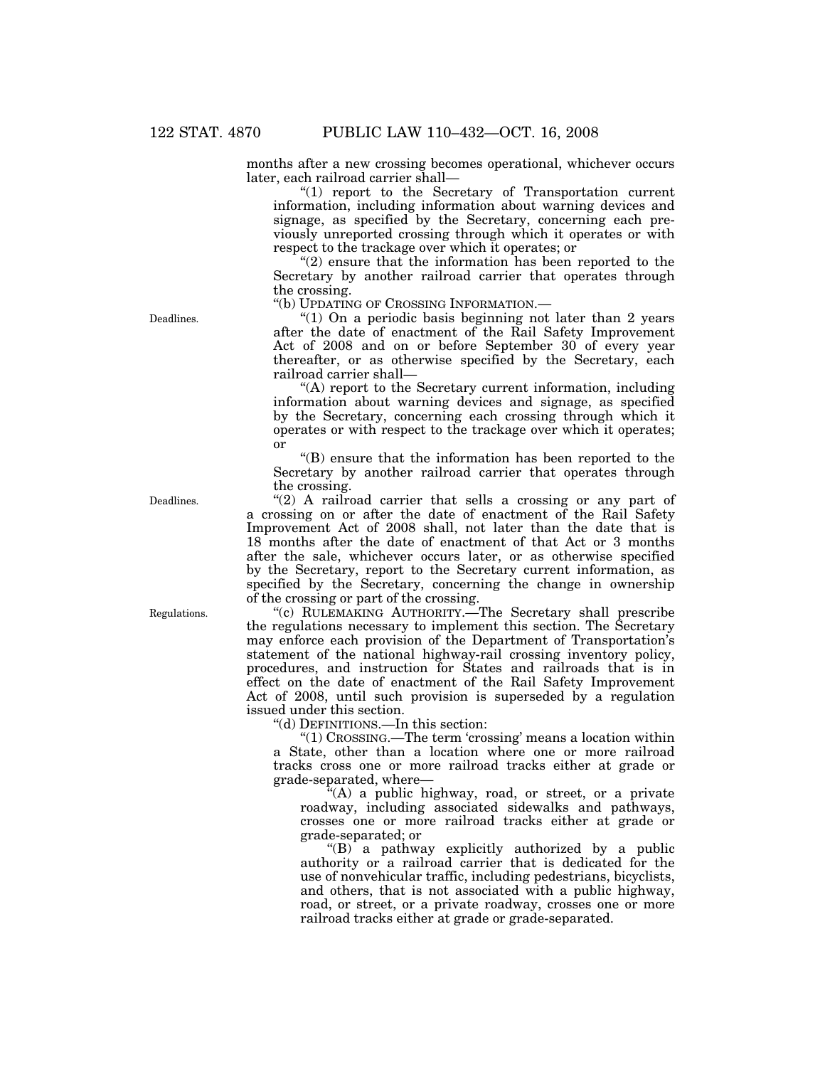months after a new crossing becomes operational, whichever occurs later, each railroad carrier shall—

"(1) report to the Secretary of Transportation current information, including information about warning devices and signage, as specified by the Secretary, concerning each previously unreported crossing through which it operates or with respect to the trackage over which it operates; or

"(2) ensure that the information has been reported to the Secretary by another railroad carrier that operates through the crossing.

"(b) UPDATING OF CROSSING INFORMATION.—

Deadlines.

"(1) On a periodic basis beginning not later than 2 years after the date of enactment of the Rail Safety Improvement Act of 2008 and on or before September 30 of every year thereafter, or as otherwise specified by the Secretary, each railroad carrier shall—

"(A) report to the Secretary current information, including information about warning devices and signage, as specified by the Secretary, concerning each crossing through which it operates or with respect to the trackage over which it operates; or

"(B) ensure that the information has been reported to the Secretary by another railroad carrier that operates through the crossing.

Deadlines.

"(2) A railroad carrier that sells a crossing or any part of a crossing on or after the date of enactment of the Rail Safety Improvement Act of 2008 shall, not later than the date that is 18 months after the date of enactment of that Act or 3 months after the sale, whichever occurs later, or as otherwise specified by the Secretary, report to the Secretary current information, as specified by the Secretary, concerning the change in ownership of the crossing or part of the crossing.

Regulations.

"(c) RULEMAKING AUTHORITY.—The Secretary shall prescribe the regulations necessary to implement this section. The Secretary may enforce each provision of the Department of Transportation's statement of the national highway-rail crossing inventory policy, procedures, and instruction for States and railroads that is in effect on the date of enactment of the Rail Safety Improvement Act of 2008, until such provision is superseded by a regulation issued under this section.

"(d) DEFINITIONS.—In this section:

"(1) CROSSING.—The term 'crossing' means a location within a State, other than a location where one or more railroad tracks cross one or more railroad tracks either at grade or grade-separated, where—

"(A) a public highway, road, or street, or a private roadway, including associated sidewalks and pathways, crosses one or more railroad tracks either at grade or grade-separated; or

"(B) a pathway explicitly authorized by a public authority or a railroad carrier that is dedicated for the use of nonvehicular traffic, including pedestrians, bicyclists, and others, that is not associated with a public highway, road, or street, or a private roadway, crosses one or more railroad tracks either at grade or grade-separated.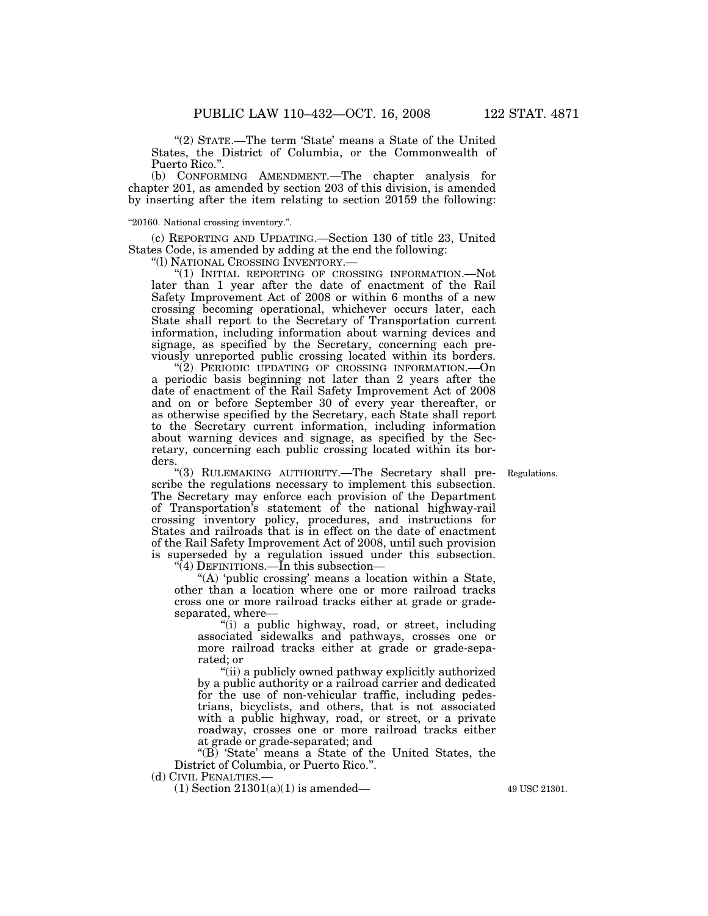"(2) STATE.—The term 'State' means a State of the United States, the District of Columbia, or the Commonwealth of Puerto Rico.".

(b) CONFORMING AMENDMENT.—The chapter analysis for chapter 201, as amended by section 203 of this division, is amended by inserting after the item relating to section 20159 the following:

"20160. National crossing inventory.".

(c) REPORTING AND UPDATING.—Section 130 of title 23, United States Code, is amended by adding at the end the following:

"(l) NATIONAL CROSSING INVENTORY.—

"(1) INITIAL REPORTING OF CROSSING INFORMATION.—Not later than 1 year after the date of enactment of the Rail Safety Improvement Act of 2008 or within 6 months of a new crossing becoming operational, whichever occurs later, each State shall report to the Secretary of Transportation current information, including information about warning devices and signage, as specified by the Secretary, concerning each previously unreported public crossing located within its borders.

"(2) PERIODIC UPDATING OF CROSSING INFORMATION.—On a periodic basis beginning not later than 2 years after the date of enactment of the Rail Safety Improvement Act of 2008 and on or before September 30 of every year thereafter, or as otherwise specified by the Secretary, each State shall report to the Secretary current information, including information about warning devices and signage, as specified by the Secretary, concerning each public crossing located within its borders.

"(3) RULEMAKING AUTHORITY.—The Secretary shall prescribe the regulations necessary to implement this subsection. The Secretary may enforce each provision of the Department of Transportation's statement of the national highway-rail crossing inventory policy, procedures, and instructions for States and railroads that is in effect on the date of enactment of the Rail Safety Improvement Act of 2008, until such provision is superseded by a regulation issued under this subsection.

Regulations.

"(4) DEFINITIONS.—In this subsection—

"(A) 'public crossing' means a location within a State, other than a location where one or more railroad tracks cross one or more railroad tracks either at grade or grade-separated, where—

"(i) a public highway, road, or street, including associated sidewalks and pathways, crosses one or more railroad tracks either at grade or grade-separated; or

"(ii) a publicly owned pathway explicitly authorized by a public authority or a railroad carrier and dedicated for the use of non-vehicular traffic, including pedestrians, bicyclists, and others, that is not associated with a public highway, road, or street, or a private roadway, crosses one or more railroad tracks either at grade or grade-separated; and

"(B) 'State' means a State of the United States, the District of Columbia, or Puerto Rico.".

(d) CIVIL PENALTIES.—

(1) Section 21301(a)(1) is amended—

49 USC 21301.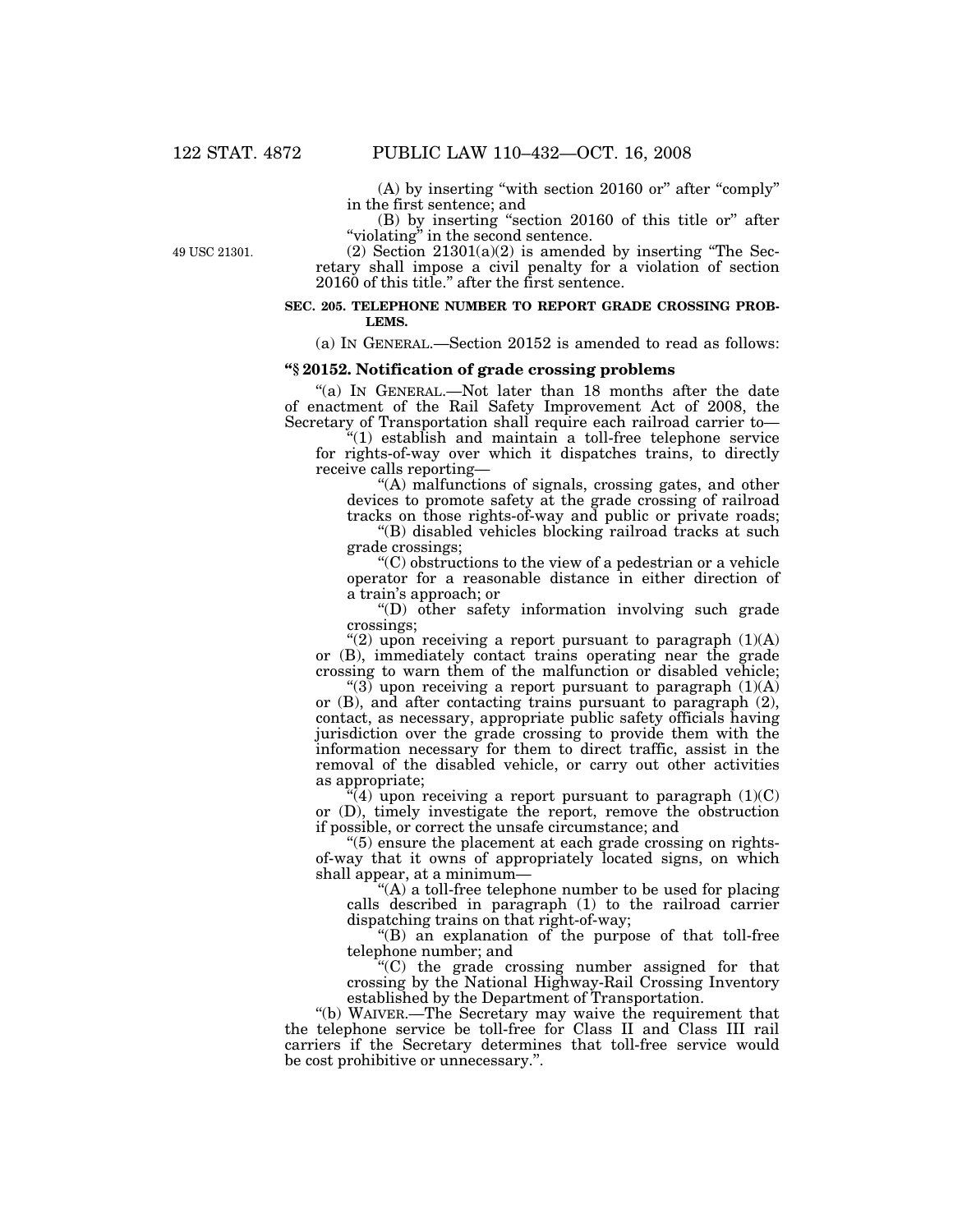(A) by inserting "with section 20160 or" after "comply" in the first sentence; and

(B) by inserting "section 20160 of this title or" after "violating" in the second sentence.

49 USC 21301.

(2) Section 21301(a)(2) is amended by inserting "The Secretary shall impose a civil penalty for a violation of section 20160 of this title." after the first sentence.

**SEC. 205. TELEPHONE NUMBER TO REPORT GRADE CROSSING PROBLEMS.**

(a) IN GENERAL.—Section 20152 is amended to read as follows:

**"§ 20152. Notification of grade crossing problems**

"(a) IN GENERAL.—Not later than 18 months after the date of enactment of the Rail Safety Improvement Act of 2008, the Secretary of Transportation shall require each railroad carrier to—

"(1) establish and maintain a toll-free telephone service for rights-of-way over which it dispatches trains, to directly receive calls reporting—

"(A) malfunctions of signals, crossing gates, and other devices to promote safety at the grade crossing of railroad tracks on those rights-of-way and public or private roads;

"(B) disabled vehicles blocking railroad tracks at such grade crossings;

"(C) obstructions to the view of a pedestrian or a vehicle operator for a reasonable distance in either direction of a train's approach; or

"(D) other safety information involving such grade crossings;

"(2) upon receiving a report pursuant to paragraph (1)(A) or (B), immediately contact trains operating near the grade crossing to warn them of the malfunction or disabled vehicle;

"(3) upon receiving a report pursuant to paragraph (1)(A) or (B), and after contacting trains pursuant to paragraph (2), contact, as necessary, appropriate public safety officials having jurisdiction over the grade crossing to provide them with the information necessary for them to direct traffic, assist in the removal of the disabled vehicle, or carry out other activities as appropriate;

"(4) upon receiving a report pursuant to paragraph (1)(C) or (D), timely investigate the report, remove the obstruction if possible, or correct the unsafe circumstance; and

"(5) ensure the placement at each grade crossing on rights-of-way that it owns of appropriately located signs, on which shall appear, at a minimum—

"(A) a toll-free telephone number to be used for placing calls described in paragraph (1) to the railroad carrier dispatching trains on that right-of-way;

"(B) an explanation of the purpose of that toll-free telephone number; and

"(C) the grade crossing number assigned for that crossing by the National Highway-Rail Crossing Inventory established by the Department of Transportation.

"(b) WAIVER.—The Secretary may waive the requirement that the telephone service be toll-free for Class II and Class III rail carriers if the Secretary determines that toll-free service would be cost prohibitive or unnecessary.".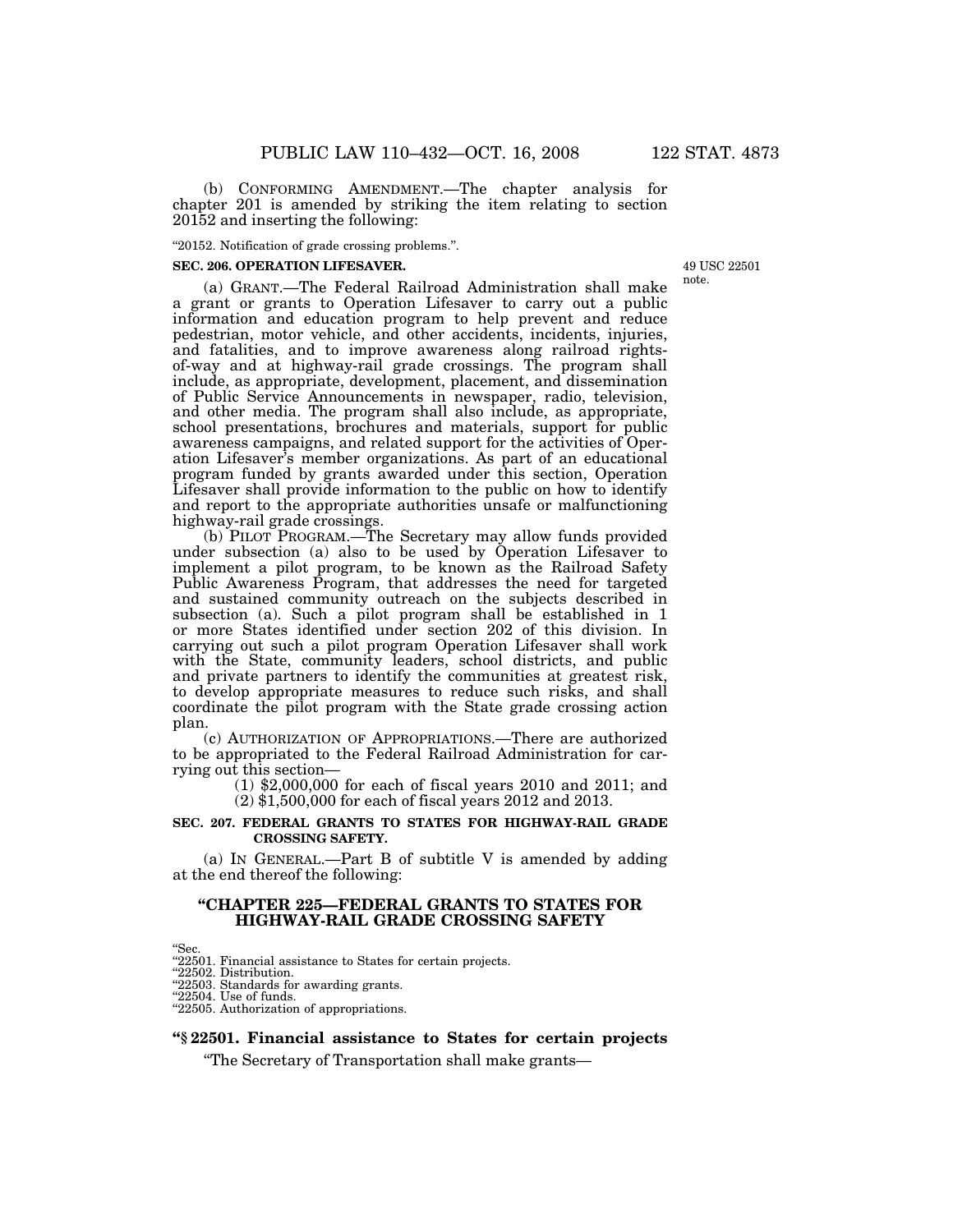(b) CONFORMING AMENDMENT.—The chapter analysis for chapter 201 is amended by striking the item relating to section 20152 and inserting the following:

"20152. Notification of grade crossing problems.".

**SEC. 206. OPERATION LIFESAVER.**

49 USC 22501 note.

(a) GRANT.—The Federal Railroad Administration shall make a grant or grants to Operation Lifesaver to carry out a public information and education program to help prevent and reduce pedestrian, motor vehicle, and other accidents, incidents, injuries, and fatalities, and to improve awareness along railroad rights-of-way and at highway-rail grade crossings. The program shall include, as appropriate, development, placement, and dissemination of Public Service Announcements in newspaper, radio, television, and other media. The program shall also include, as appropriate, school presentations, brochures and materials, support for public awareness campaigns, and related support for the activities of Operation Lifesaver's member organizations. As part of an educational program funded by grants awarded under this section, Operation Lifesaver shall provide information to the public on how to identify and report to the appropriate authorities unsafe or malfunctioning highway-rail grade crossings.

(b) PILOT PROGRAM.—The Secretary may allow funds provided under subsection (a) also to be used by Operation Lifesaver to implement a pilot program, to be known as the Railroad Safety Public Awareness Program, that addresses the need for targeted and sustained community outreach on the subjects described in subsection (a). Such a pilot program shall be established in 1 or more States identified under section 202 of this division. In carrying out such a pilot program Operation Lifesaver shall work with the State, community leaders, school districts, and public and private partners to identify the communities at greatest risk, to develop appropriate measures to reduce such risks, and shall coordinate the pilot program with the State grade crossing action plan.

(c) AUTHORIZATION OF APPROPRIATIONS.—There are authorized to be appropriated to the Federal Railroad Administration for carrying out this section—

(1) $2,000,000 for each of fiscal years 2010 and 2011; and

(2) $1,500,000 for each of fiscal years 2012 and 2013.

**SEC. 207. FEDERAL GRANTS TO STATES FOR HIGHWAY-RAIL GRADE CROSSING SAFETY.**

(a) IN GENERAL.—Part B of subtitle V is amended by adding at the end thereof the following:

## "CHAPTER 225—FEDERAL GRANTS TO STATES FOR HIGHWAY-RAIL GRADE CROSSING SAFETY

"Sec.
"22501. Financial assistance to States for certain projects.
"22502. Distribution.
"22503. Standards for awarding grants.
"22504. Use of funds.
"22505. Authorization of appropriations.

### "§ 22501. Financial assistance to States for certain projects

"The Secretary of Transportation shall make grants—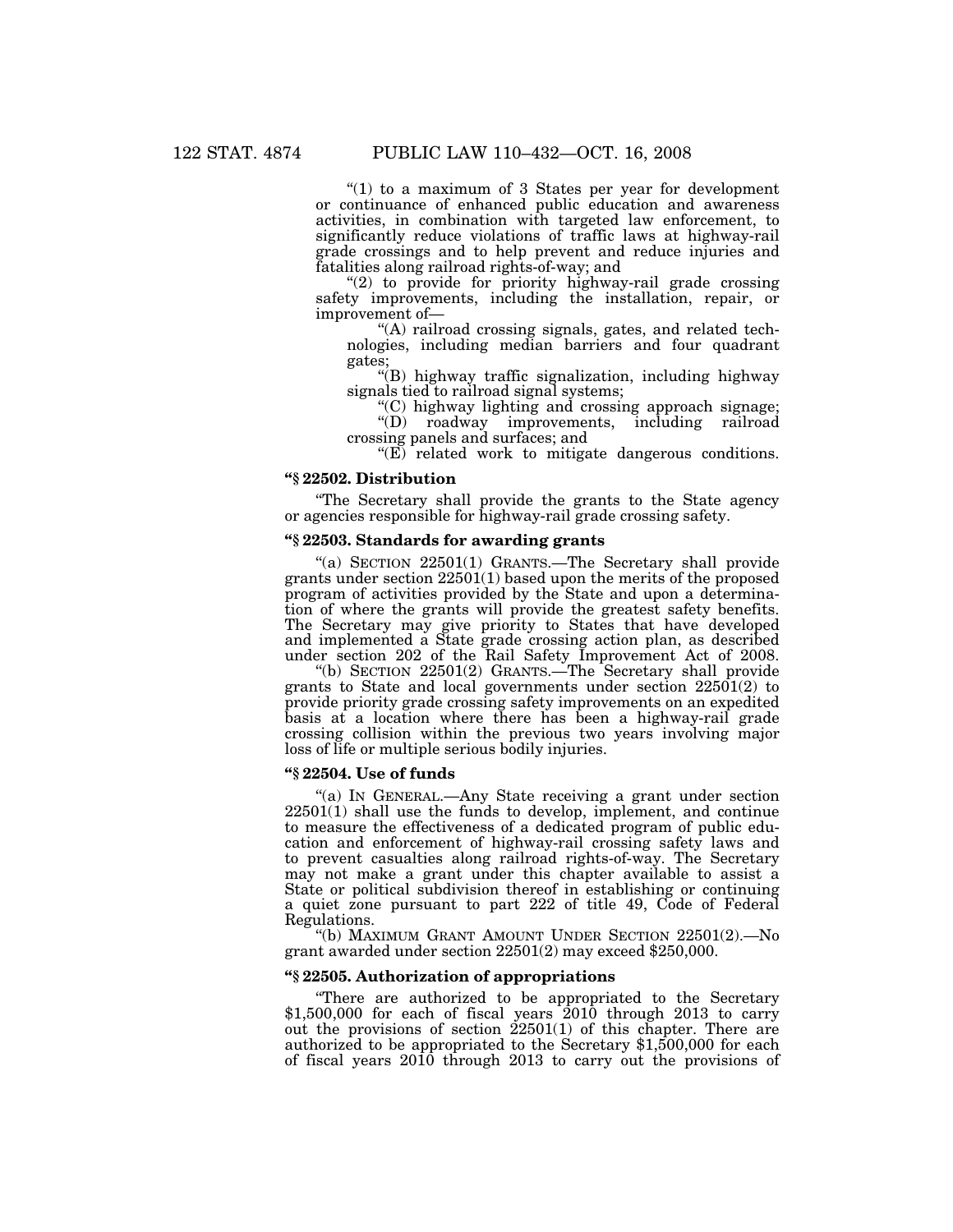"(1) to a maximum of 3 States per year for development or continuance of enhanced public education and awareness activities, in combination with targeted law enforcement, to significantly reduce violations of traffic laws at highway-rail grade crossings and to help prevent and reduce injuries and fatalities along railroad rights-of-way; and

"(2) to provide for priority highway-rail grade crossing safety improvements, including the installation, repair, or improvement of—

"(A) railroad crossing signals, gates, and related technologies, including median barriers and four quadrant gates;

"(B) highway traffic signalization, including highway signals tied to railroad signal systems;

"(C) highway lighting and crossing approach signage;

"(D) roadway improvements, including railroad crossing panels and surfaces; and

"(E) related work to mitigate dangerous conditions.

**"§ 22502. Distribution**

"The Secretary shall provide the grants to the State agency or agencies responsible for highway-rail grade crossing safety.

**"§ 22503. Standards for awarding grants**

"(a) SECTION 22501(1) GRANTS.—The Secretary shall provide grants under section 22501(1) based upon the merits of the proposed program of activities provided by the State and upon a determination of where the grants will provide the greatest safety benefits. The Secretary may give priority to States that have developed and implemented a State grade crossing action plan, as described under section 202 of the Rail Safety Improvement Act of 2008.

"(b) SECTION 22501(2) GRANTS.—The Secretary shall provide grants to State and local governments under section 22501(2) to provide priority grade crossing safety improvements on an expedited basis at a location where there has been a highway-rail grade crossing collision within the previous two years involving major loss of life or multiple serious bodily injuries.

**"§ 22504. Use of funds**

"(a) IN GENERAL.—Any State receiving a grant under section 22501(1) shall use the funds to develop, implement, and continue to measure the effectiveness of a dedicated program of public education and enforcement of highway-rail crossing safety laws and to prevent casualties along railroad rights-of-way. The Secretary may not make a grant under this chapter available to assist a State or political subdivision thereof in establishing or continuing a quiet zone pursuant to part 222 of title 49, Code of Federal Regulations.

"(b) MAXIMUM GRANT AMOUNT UNDER SECTION 22501(2).—No grant awarded under section 22501(2) may exceed $250,000.

**"§ 22505. Authorization of appropriations**

"There are authorized to be appropriated to the Secretary $1,500,000 for each of fiscal years 2010 through 2013 to carry out the provisions of section 22501(1) of this chapter. There are authorized to be appropriated to the Secretary $1,500,000 for each of fiscal years 2010 through 2013 to carry out the provisions of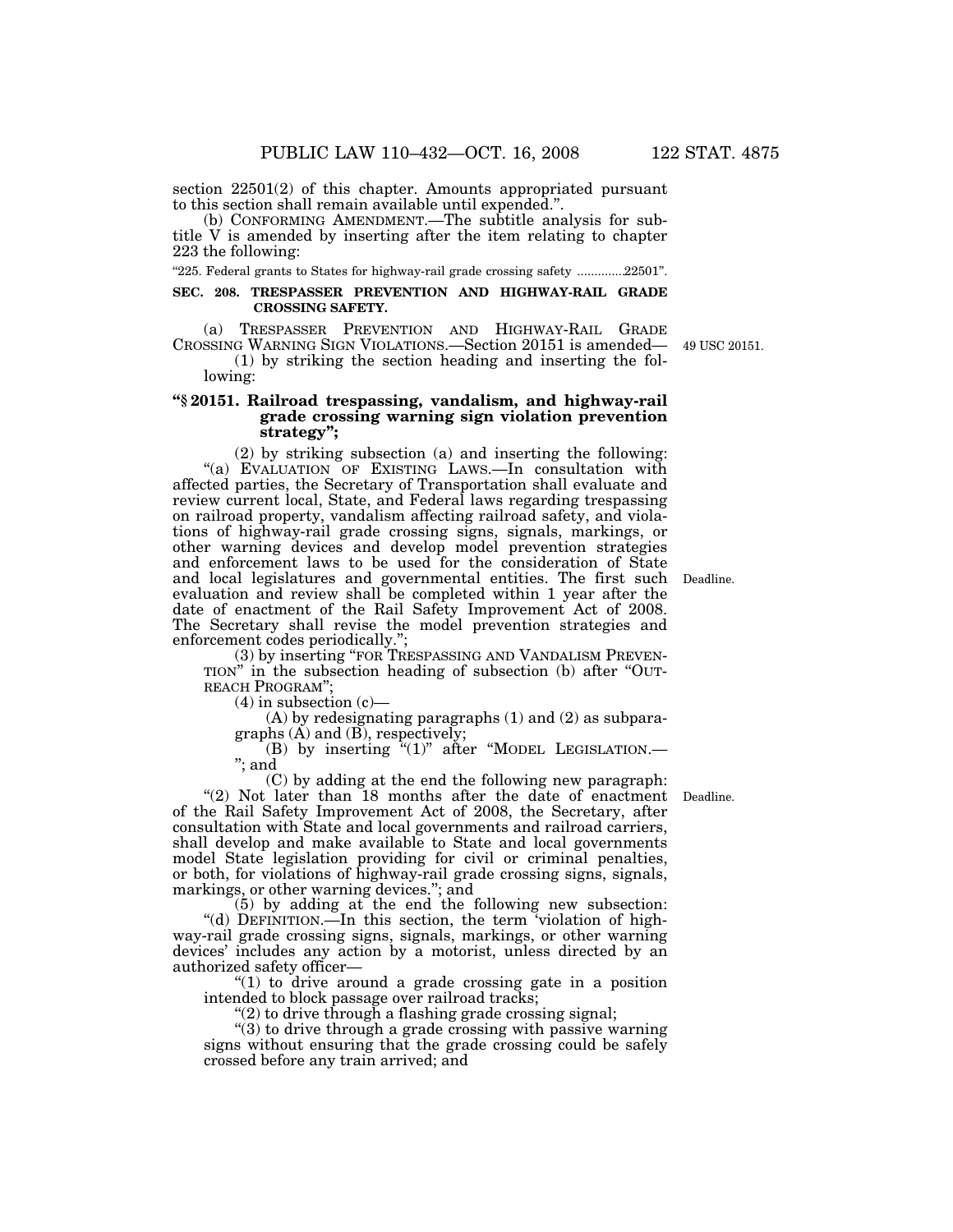section 22501(2) of this chapter. Amounts appropriated pursuant to this section shall remain available until expended.".

(b) CONFORMING AMENDMENT.—The subtitle analysis for subtitle V is amended by inserting after the item relating to chapter 223 the following:

"225. Federal grants to States for highway-rail grade crossing safety .............22501".

**SEC. 208. TRESPASSER PREVENTION AND HIGHWAY-RAIL GRADE CROSSING SAFETY.**

(a) TRESPASSER PREVENTION AND HIGHWAY-RAIL GRADE CROSSING WARNING SIGN VIOLATIONS.—Section 20151 is amended—

49 USC 20151.

(1) by striking the section heading and inserting the following:

**"§ 20151. Railroad trespassing, vandalism, and highway-rail grade crossing warning sign violation prevention strategy";**

(2) by striking subsection (a) and inserting the following:

"(a) EVALUATION OF EXISTING LAWS.—In consultation with affected parties, the Secretary of Transportation shall evaluate and review current local, State, and Federal laws regarding trespassing on railroad property, vandalism affecting railroad safety, and violations of highway-rail grade crossing signs, signals, markings, or other warning devices and develop model prevention strategies and enforcement laws to be used for the consideration of State and local legislatures and governmental entities. The first such evaluation and review shall be completed within 1 year after the date of enactment of the Rail Safety Improvement Act of 2008. The Secretary shall revise the model prevention strategies and enforcement codes periodically.";

Deadline.

(3) by inserting "FOR TRESPASSING AND VANDALISM PREVENTION" in the subsection heading of subsection (b) after "OUTREACH PROGRAM";

(4) in subsection (c)—

(A) by redesignating paragraphs (1) and (2) as subparagraphs (A) and (B), respectively;

(B) by inserting "(1)" after "MODEL LEGISLATION.—"; and

(C) by adding at the end the following new paragraph:

"(2) Not later than 18 months after the date of enactment of the Rail Safety Improvement Act of 2008, the Secretary, after consultation with State and local governments and railroad carriers, shall develop and make available to State and local governments model State legislation providing for civil or criminal penalties, or both, for violations of highway-rail grade crossing signs, signals, markings, or other warning devices."; and

Deadline.

(5) by adding at the end the following new subsection:

"(d) DEFINITION.—In this section, the term 'violation of highway-rail grade crossing signs, signals, markings, or other warning devices' includes any action by a motorist, unless directed by an authorized safety officer—

"(1) to drive around a grade crossing gate in a position intended to block passage over railroad tracks;

"(2) to drive through a flashing grade crossing signal;

"(3) to drive through a grade crossing with passive warning signs without ensuring that the grade crossing could be safely crossed before any train arrived; and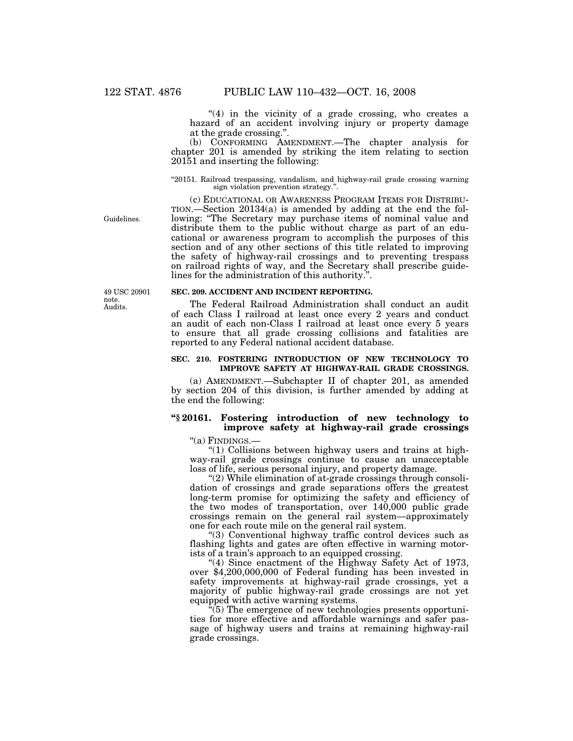"(4) in the vicinity of a grade crossing, who creates a hazard of an accident involving injury or property damage at the grade crossing.".

(b) CONFORMING AMENDMENT.—The chapter analysis for chapter 201 is amended by striking the item relating to section 20151 and inserting the following:

"20151. Railroad trespassing, vandalism, and highway-rail grade crossing warning sign violation prevention strategy.".

(c) EDUCATIONAL OR AWARENESS PROGRAM ITEMS FOR DISTRIBUTION.—Section 20134(a) is amended by adding at the end the following: "The Secretary may purchase items of nominal value and distribute them to the public without charge as part of an educational or awareness program to accomplish the purposes of this section and of any other sections of this title related to improving the safety of highway-rail crossings and to preventing trespass on railroad rights of way, and the Secretary shall prescribe guidelines for the administration of this authority.".

Guidelines.

49 USC 20901 note.
Audits.

**SEC. 209. ACCIDENT AND INCIDENT REPORTING.**

The Federal Railroad Administration shall conduct an audit of each Class I railroad at least once every 2 years and conduct an audit of each non-Class I railroad at least once every 5 years to ensure that all grade crossing collisions and fatalities are reported to any Federal national accident database.

**SEC. 210. FOSTERING INTRODUCTION OF NEW TECHNOLOGY TO IMPROVE SAFETY AT HIGHWAY-RAIL GRADE CROSSINGS.**

(a) AMENDMENT.—Subchapter II of chapter 201, as amended by section 204 of this division, is further amended by adding at the end the following:

**"§ 20161. Fostering introduction of new technology to improve safety at highway-rail grade crossings**

"(a) FINDINGS.—

"(1) Collisions between highway users and trains at highway-rail grade crossings continue to cause an unacceptable loss of life, serious personal injury, and property damage.

"(2) While elimination of at-grade crossings through consolidation of crossings and grade separations offers the greatest long-term promise for optimizing the safety and efficiency of the two modes of transportation, over 140,000 public grade crossings remain on the general rail system—approximately one for each route mile on the general rail system.

"(3) Conventional highway traffic control devices such as flashing lights and gates are often effective in warning motorists of a train's approach to an equipped crossing.

"(4) Since enactment of the Highway Safety Act of 1973, over $4,200,000,000 of Federal funding has been invested in safety improvements at highway-rail grade crossings, yet a majority of public highway-rail grade crossings are not yet equipped with active warning systems.

"(5) The emergence of new technologies presents opportunities for more effective and affordable warnings and safer passage of highway users and trains at remaining highway-rail grade crossings.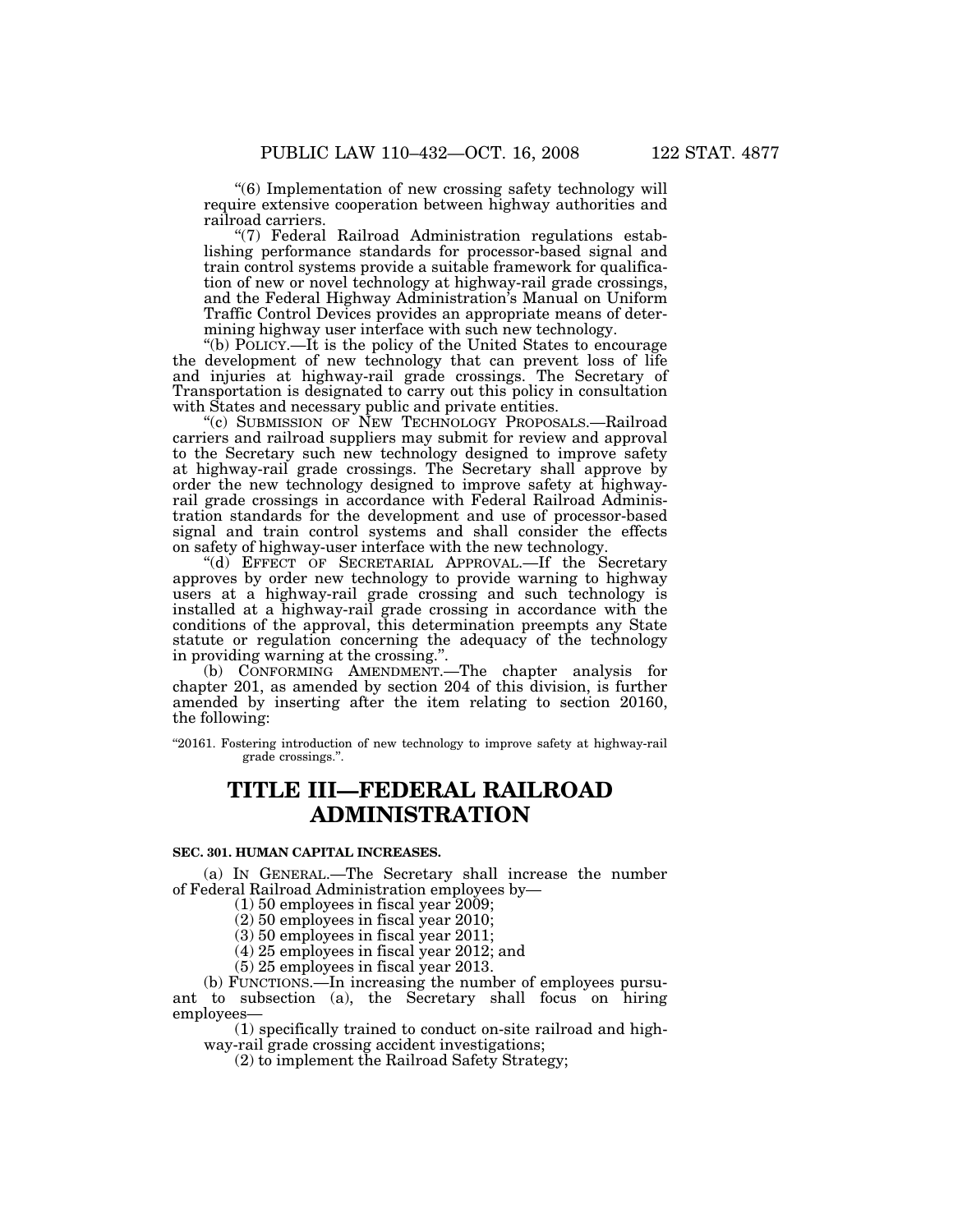"(6) Implementation of new crossing safety technology will require extensive cooperation between highway authorities and railroad carriers.

"(7) Federal Railroad Administration regulations establishing performance standards for processor-based signal and train control systems provide a suitable framework for qualification of new or novel technology at highway-rail grade crossings, and the Federal Highway Administration's Manual on Uniform Traffic Control Devices provides an appropriate means of determining highway user interface with such new technology.

"(b) POLICY.—It is the policy of the United States to encourage the development of new technology that can prevent loss of life and injuries at highway-rail grade crossings. The Secretary of Transportation is designated to carry out this policy in consultation with States and necessary public and private entities.

"(c) SUBMISSION OF NEW TECHNOLOGY PROPOSALS.—Railroad carriers and railroad suppliers may submit for review and approval to the Secretary such new technology designed to improve safety at highway-rail grade crossings. The Secretary shall approve by order the new technology designed to improve safety at highway-rail grade crossings in accordance with Federal Railroad Administration standards for the development and use of processor-based signal and train control systems and shall consider the effects on safety of highway-user interface with the new technology.

"(d) EFFECT OF SECRETARIAL APPROVAL.—If the Secretary approves by order new technology to provide warning to highway users at a highway-rail grade crossing and such technology is installed at a highway-rail grade crossing in accordance with the conditions of the approval, this determination preempts any State statute or regulation concerning the adequacy of the technology in providing warning at the crossing.".

(b) CONFORMING AMENDMENT.—The chapter analysis for chapter 201, as amended by section 204 of this division, is further amended by inserting after the item relating to section 20160, the following:

"20161. Fostering introduction of new technology to improve safety at highway-rail grade crossings.".

# TITLE III—FEDERAL RAILROAD ADMINISTRATION

**SEC. 301. HUMAN CAPITAL INCREASES.**

(a) IN GENERAL.—The Secretary shall increase the number of Federal Railroad Administration employees by—

(1) 50 employees in fiscal year 2009;

(2) 50 employees in fiscal year 2010;

(3) 50 employees in fiscal year 2011;

(4) 25 employees in fiscal year 2012; and

(5) 25 employees in fiscal year 2013.

(b) FUNCTIONS.—In increasing the number of employees pursuant to subsection (a), the Secretary shall focus on hiring employees—

(1) specifically trained to conduct on-site railroad and highway-rail grade crossing accident investigations;

(2) to implement the Railroad Safety Strategy;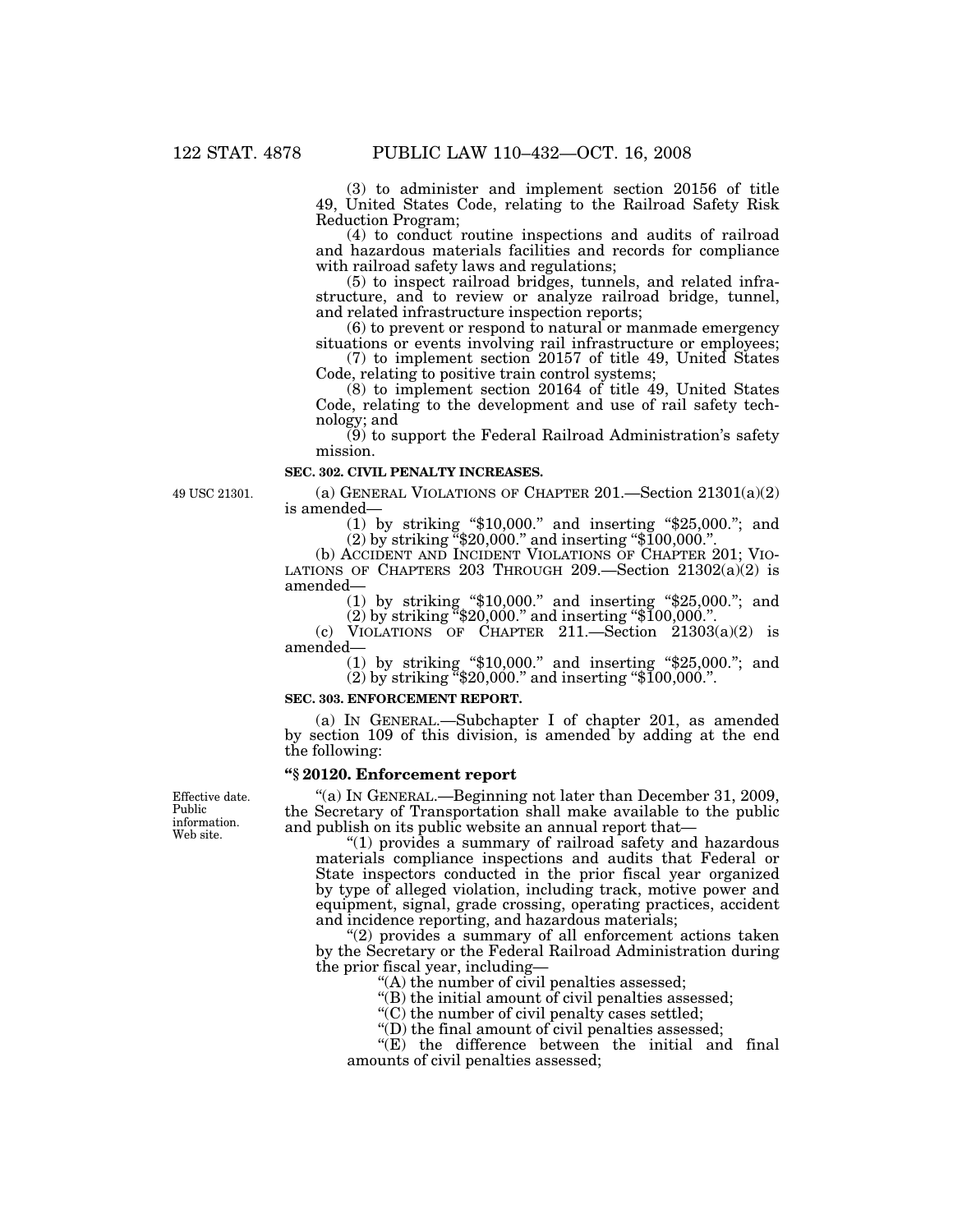(3) to administer and implement section 20156 of title 49, United States Code, relating to the Railroad Safety Risk Reduction Program;

(4) to conduct routine inspections and audits of railroad and hazardous materials facilities and records for compliance with railroad safety laws and regulations;

(5) to inspect railroad bridges, tunnels, and related infrastructure, and to review or analyze railroad bridge, tunnel, and related infrastructure inspection reports;

(6) to prevent or respond to natural or manmade emergency situations or events involving rail infrastructure or employees;

(7) to implement section 20157 of title 49, United States Code, relating to positive train control systems;

(8) to implement section 20164 of title 49, United States Code, relating to the development and use of rail safety technology; and

(9) to support the Federal Railroad Administration's safety mission.

**SEC. 302. CIVIL PENALTY INCREASES.**

49 USC 21301.

(a) GENERAL VIOLATIONS OF CHAPTER 201.—Section 21301(a)(2) is amended—

(1) by striking "$10,000." and inserting "$25,000."; and

(2) by striking "$20,000." and inserting "$100,000.".

(b) ACCIDENT AND INCIDENT VIOLATIONS OF CHAPTER 201; VIOLATIONS OF CHAPTERS 203 THROUGH 209.—Section 21302(a)(2) is amended—

(1) by striking "$10,000." and inserting "$25,000."; and

(2) by striking "$20,000." and inserting "$100,000.".

(c) VIOLATIONS OF CHAPTER 211.—Section 21303(a)(2) is amended—

(1) by striking "$10,000." and inserting "$25,000."; and

(2) by striking "$20,000." and inserting "$100,000.".

**SEC. 303. ENFORCEMENT REPORT.**

(a) IN GENERAL.—Subchapter I of chapter 201, as amended by section 109 of this division, is amended by adding at the end the following:

**"§ 20120. Enforcement report**

Effective date. Public information. Web site.

"(a) IN GENERAL.—Beginning not later than December 31, 2009, the Secretary of Transportation shall make available to the public and publish on its public website an annual report that—

"(1) provides a summary of railroad safety and hazardous materials compliance inspections and audits that Federal or State inspectors conducted in the prior fiscal year organized by type of alleged violation, including track, motive power and equipment, signal, grade crossing, operating practices, accident and incidence reporting, and hazardous materials;

"(2) provides a summary of all enforcement actions taken by the Secretary or the Federal Railroad Administration during the prior fiscal year, including—

"(A) the number of civil penalties assessed;

"(B) the initial amount of civil penalties assessed;

"(C) the number of civil penalty cases settled;

"(D) the final amount of civil penalties assessed;

"(E) the difference between the initial and final amounts of civil penalties assessed;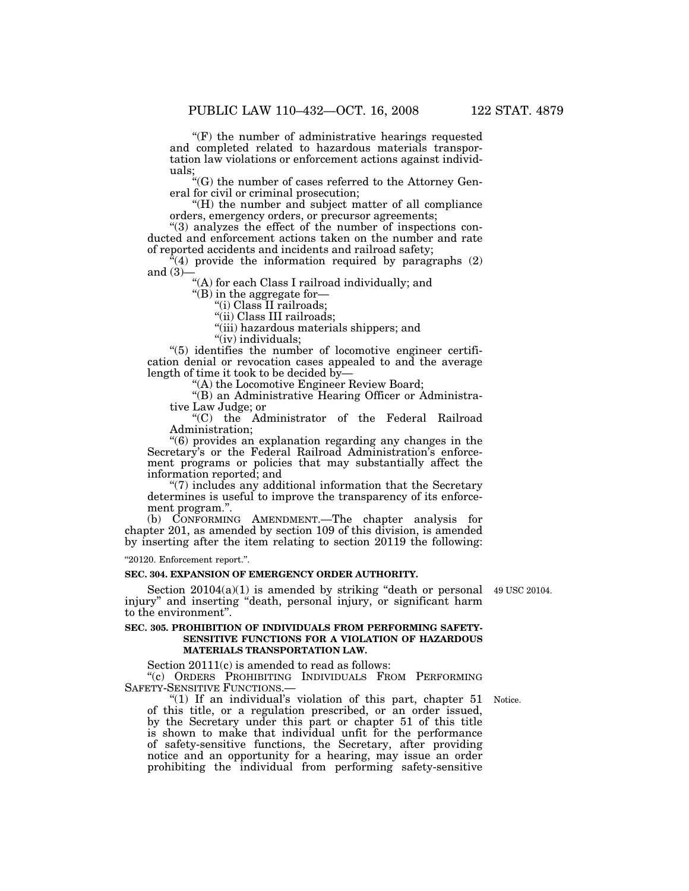"(F) the number of administrative hearings requested and completed related to hazardous materials transportation law violations or enforcement actions against individuals;

"(G) the number of cases referred to the Attorney General for civil or criminal prosecution;

"(H) the number and subject matter of all compliance orders, emergency orders, or precursor agreements;

"(3) analyzes the effect of the number of inspections conducted and enforcement actions taken on the number and rate of reported accidents and incidents and railroad safety;

"(4) provide the information required by paragraphs (2) and (3)—

"(A) for each Class I railroad individually; and

"(B) in the aggregate for—

"(i) Class II railroads;

"(ii) Class III railroads;

"(iii) hazardous materials shippers; and

"(iv) individuals;

"(5) identifies the number of locomotive engineer certification denial or revocation cases appealed to and the average length of time it took to be decided by—

"(A) the Locomotive Engineer Review Board;

"(B) an Administrative Hearing Officer or Administrative Law Judge; or

"(C) the Administrator of the Federal Railroad Administration;

"(6) provides an explanation regarding any changes in the Secretary's or the Federal Railroad Administration's enforcement programs or policies that may substantially affect the information reported; and

"(7) includes any additional information that the Secretary determines is useful to improve the transparency of its enforcement program.".

(b) CONFORMING AMENDMENT.—The chapter analysis for chapter 201, as amended by section 109 of this division, is amended by inserting after the item relating to section 20119 the following:

"20120. Enforcement report.".

**SEC. 304. EXPANSION OF EMERGENCY ORDER AUTHORITY.**

49 USC 20104.

Section 20104(a)(1) is amended by striking "death or personal injury" and inserting "death, personal injury, or significant harm to the environment".

**SEC. 305. PROHIBITION OF INDIVIDUALS FROM PERFORMING SAFETY-SENSITIVE FUNCTIONS FOR A VIOLATION OF HAZARDOUS MATERIALS TRANSPORTATION LAW.**

Section 20111(c) is amended to read as follows:

"(c) ORDERS PROHIBITING INDIVIDUALS FROM PERFORMING SAFETY-SENSITIVE FUNCTIONS.—

Notice.

"(1) If an individual's violation of this part, chapter 51 of this title, or a regulation prescribed, or an order issued, by the Secretary under this part or chapter 51 of this title is shown to make that individual unfit for the performance of safety-sensitive functions, the Secretary, after providing notice and an opportunity for a hearing, may issue an order prohibiting the individual from performing safety-sensitive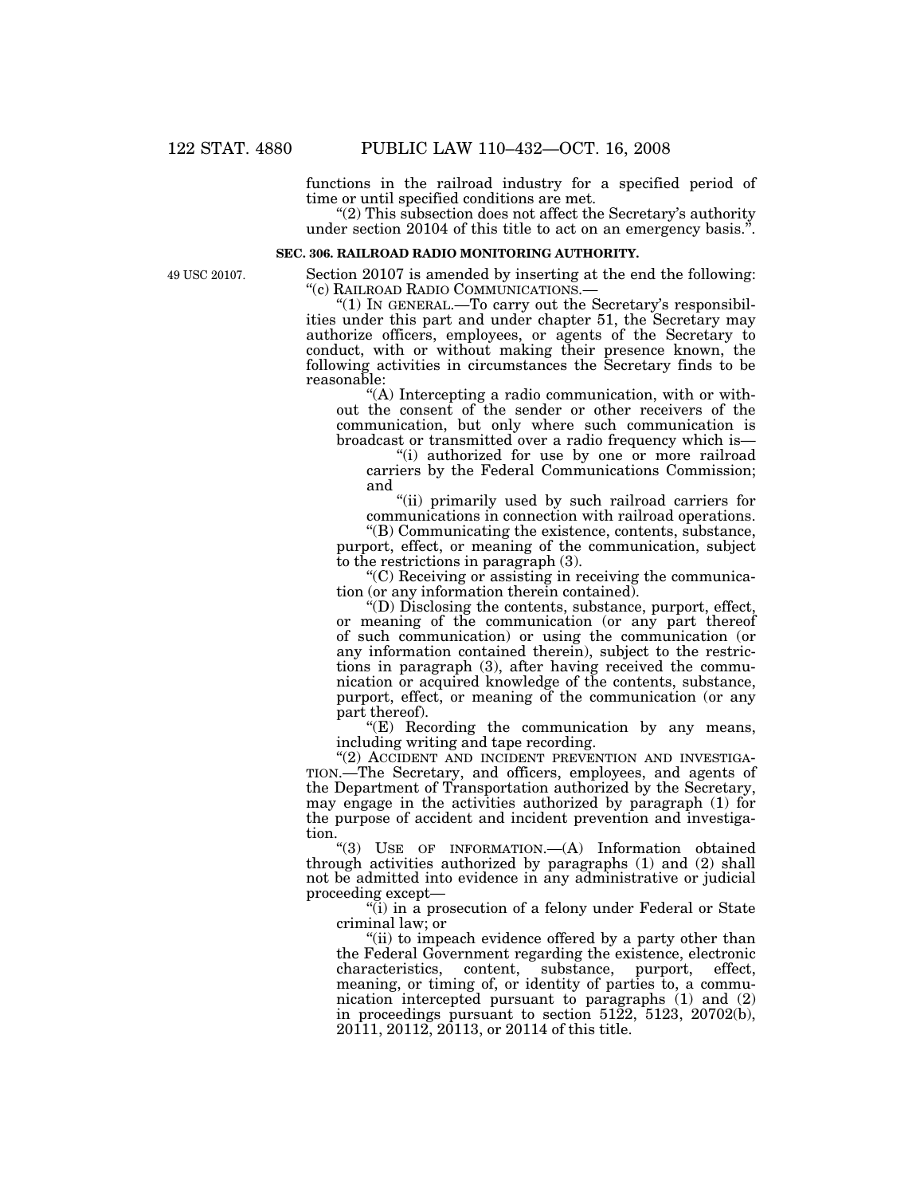functions in the railroad industry for a specified period of time or until specified conditions are met.

"(2) This subsection does not affect the Secretary's authority under section 20104 of this title to act on an emergency basis.".

**SEC. 306. RAILROAD RADIO MONITORING AUTHORITY.**

49 USC 20107.

Section 20107 is amended by inserting at the end the following:

"(c) RAILROAD RADIO COMMUNICATIONS.—

"(1) IN GENERAL.—To carry out the Secretary's responsibilities under this part and under chapter 51, the Secretary may authorize officers, employees, or agents of the Secretary to conduct, with or without making their presence known, the following activities in circumstances the Secretary finds to be reasonable:

"(A) Intercepting a radio communication, with or without the consent of the sender or other receivers of the communication, but only where such communication is broadcast or transmitted over a radio frequency which is—

"(i) authorized for use by one or more railroad carriers by the Federal Communications Commission; and

"(ii) primarily used by such railroad carriers for communications in connection with railroad operations.

"(B) Communicating the existence, contents, substance, purport, effect, or meaning of the communication, subject to the restrictions in paragraph (3).

"(C) Receiving or assisting in receiving the communication (or any information therein contained).

"(D) Disclosing the contents, substance, purport, effect, or meaning of the communication (or any part thereof of such communication) or using the communication (or any information contained therein), subject to the restrictions in paragraph (3), after having received the communication or acquired knowledge of the contents, substance, purport, effect, or meaning of the communication (or any part thereof).

"(E) Recording the communication by any means, including writing and tape recording.

"(2) ACCIDENT AND INCIDENT PREVENTION AND INVESTIGATION.—The Secretary, and officers, employees, and agents of the Department of Transportation authorized by the Secretary, may engage in the activities authorized by paragraph (1) for the purpose of accident and incident prevention and investigation.

"(3) USE OF INFORMATION.—(A) Information obtained through activities authorized by paragraphs (1) and (2) shall not be admitted into evidence in any administrative or judicial proceeding except—

"(i) in a prosecution of a felony under Federal or State criminal law; or

"(ii) to impeach evidence offered by a party other than the Federal Government regarding the existence, electronic characteristics, content, substance, purport, effect, meaning, or timing of, or identity of parties to, a communication intercepted pursuant to paragraphs (1) and (2) in proceedings pursuant to section 5122, 5123, 20702(b), 20111, 20112, 20113, or 20114 of this title.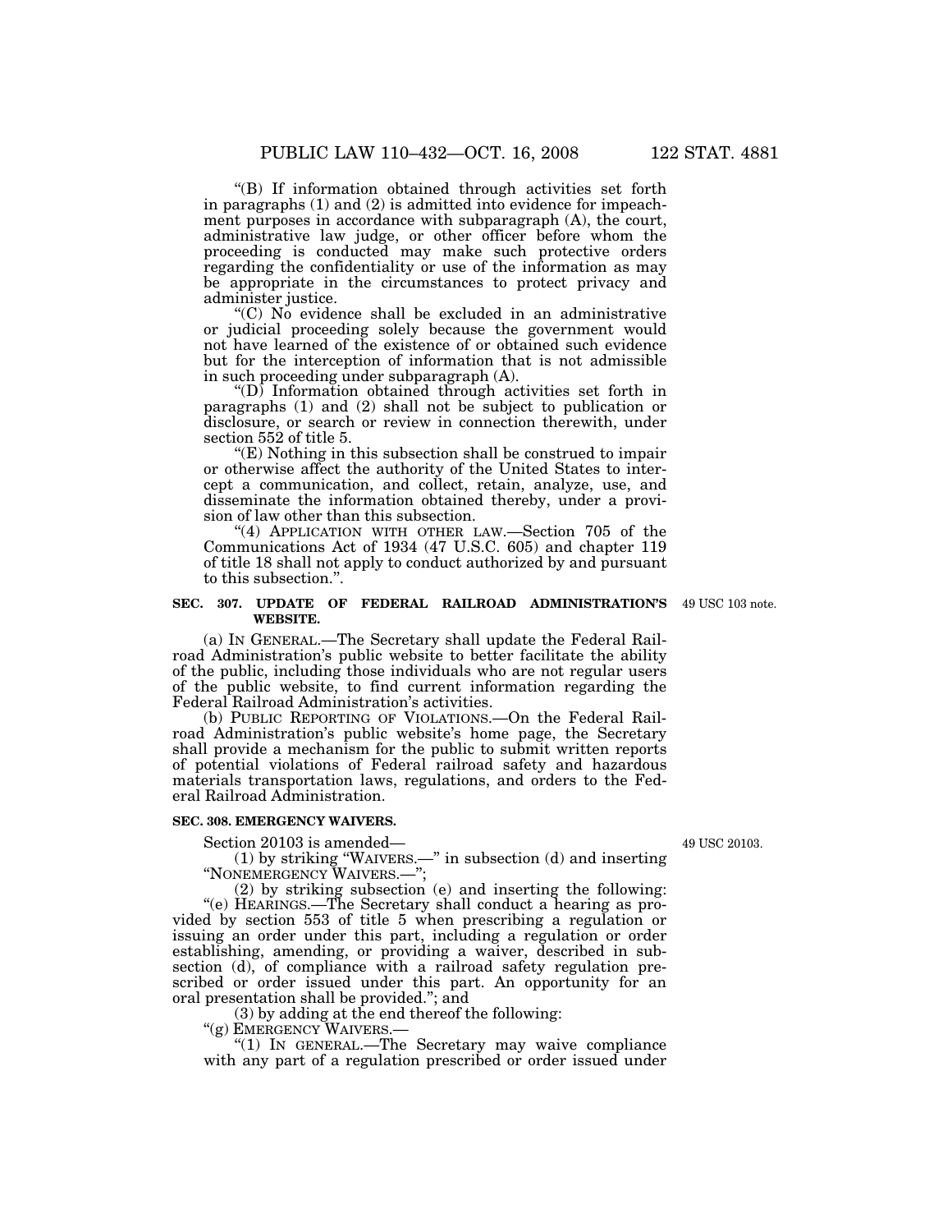"(B) If information obtained through activities set forth in paragraphs (1) and (2) is admitted into evidence for impeachment purposes in accordance with subparagraph (A), the court, administrative law judge, or other officer before whom the proceeding is conducted may make such protective orders regarding the confidentiality or use of the information as may be appropriate in the circumstances to protect privacy and administer justice.

"(C) No evidence shall be excluded in an administrative or judicial proceeding solely because the government would not have learned of the existence of or obtained such evidence but for the interception of information that is not admissible in such proceeding under subparagraph (A).

"(D) Information obtained through activities set forth in paragraphs (1) and (2) shall not be subject to publication or disclosure, or search or review in connection therewith, under section 552 of title 5.

"(E) Nothing in this subsection shall be construed to impair or otherwise affect the authority of the United States to intercept a communication, and collect, retain, analyze, use, and disseminate the information obtained thereby, under a provision of law other than this subsection.

"(4) APPLICATION WITH OTHER LAW.—Section 705 of the Communications Act of 1934 (47 U.S.C. 605) and chapter 119 of title 18 shall not apply to conduct authorized by and pursuant to this subsection.".

**SEC. 307. UPDATE OF FEDERAL RAILROAD ADMINISTRATION'S WEBSITE.**

49 USC 103 note.

(a) IN GENERAL.—The Secretary shall update the Federal Railroad Administration's public website to better facilitate the ability of the public, including those individuals who are not regular users of the public website, to find current information regarding the Federal Railroad Administration's activities.

(b) PUBLIC REPORTING OF VIOLATIONS.—On the Federal Railroad Administration's public website's home page, the Secretary shall provide a mechanism for the public to submit written reports of potential violations of Federal railroad safety and hazardous materials transportation laws, regulations, and orders to the Federal Railroad Administration.

**SEC. 308. EMERGENCY WAIVERS.**

49 USC 20103.

Section 20103 is amended—

(1) by striking "WAIVERS.—" in subsection (d) and inserting "NONEMERGENCY WAIVERS.—";

(2) by striking subsection (e) and inserting the following:

"(e) HEARINGS.—The Secretary shall conduct a hearing as provided by section 553 of title 5 when prescribing a regulation or issuing an order under this part, including a regulation or order establishing, amending, or providing a waiver, described in subsection (d), of compliance with a railroad safety regulation prescribed or order issued under this part. An opportunity for an oral presentation shall be provided."; and

(3) by adding at the end thereof the following:

"(g) EMERGENCY WAIVERS.—

"(1) IN GENERAL.—The Secretary may waive compliance with any part of a regulation prescribed or order issued under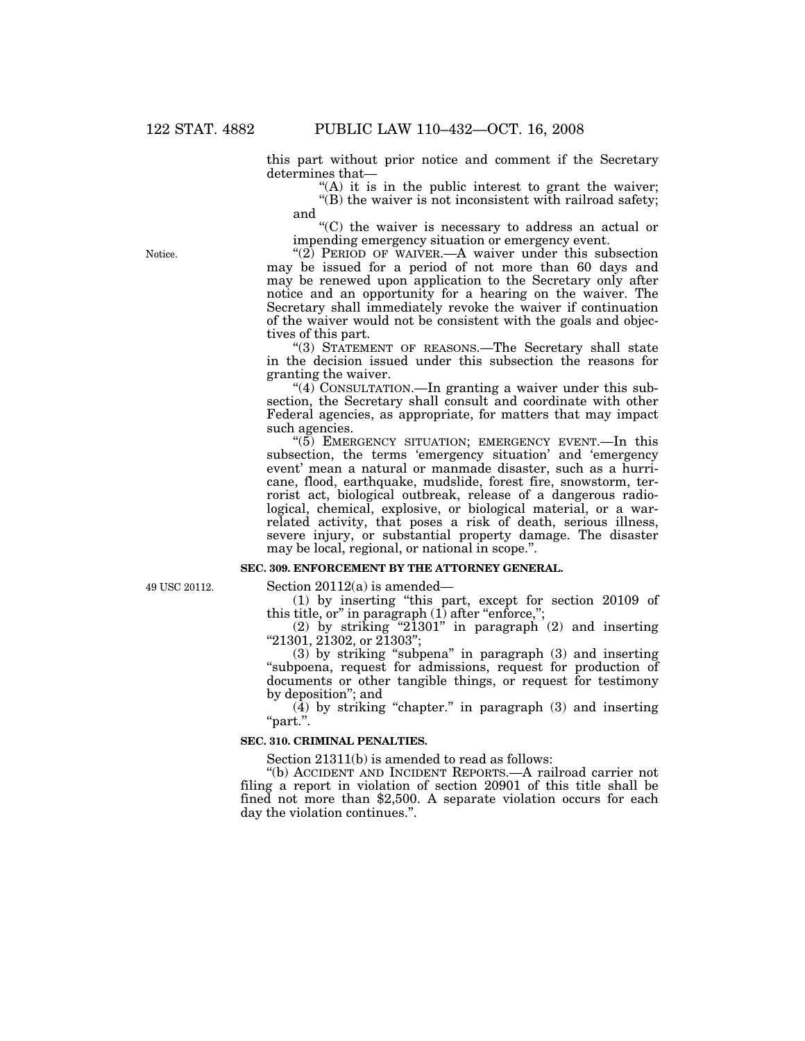this part without prior notice and comment if the Secretary determines that—

"(A) it is in the public interest to grant the waiver;

"(B) the waiver is not inconsistent with railroad safety; and

"(C) the waiver is necessary to address an actual or impending emergency situation or emergency event.

Notice.

"(2) PERIOD OF WAIVER.—A waiver under this subsection may be issued for a period of not more than 60 days and may be renewed upon application to the Secretary only after notice and an opportunity for a hearing on the waiver. The Secretary shall immediately revoke the waiver if continuation of the waiver would not be consistent with the goals and objectives of this part.

"(3) STATEMENT OF REASONS.—The Secretary shall state in the decision issued under this subsection the reasons for granting the waiver.

"(4) CONSULTATION.—In granting a waiver under this subsection, the Secretary shall consult and coordinate with other Federal agencies, as appropriate, for matters that may impact such agencies.

"(5) EMERGENCY SITUATION; EMERGENCY EVENT.—In this subsection, the terms 'emergency situation' and 'emergency event' mean a natural or manmade disaster, such as a hurricane, flood, earthquake, mudslide, forest fire, snowstorm, terrorist act, biological outbreak, release of a dangerous radiological, chemical, explosive, or biological material, or a war-related activity, that poses a risk of death, serious illness, severe injury, or substantial property damage. The disaster may be local, regional, or national in scope.".

**SEC. 309. ENFORCEMENT BY THE ATTORNEY GENERAL.**

49 USC 20112.

Section 20112(a) is amended—

(1) by inserting "this part, except for section 20109 of this title, or" in paragraph (1) after "enforce,";

(2) by striking "21301" in paragraph (2) and inserting "21301, 21302, or 21303";

(3) by striking "subpena" in paragraph (3) and inserting "subpoena, request for admissions, request for production of documents or other tangible things, or request for testimony by deposition"; and

(4) by striking "chapter." in paragraph (3) and inserting "part.".

**SEC. 310. CRIMINAL PENALTIES.**

Section 21311(b) is amended to read as follows:

"(b) ACCIDENT AND INCIDENT REPORTS.—A railroad carrier not filing a report in violation of section 20901 of this title shall be fined not more than $2,500. A separate violation occurs for each day the violation continues.".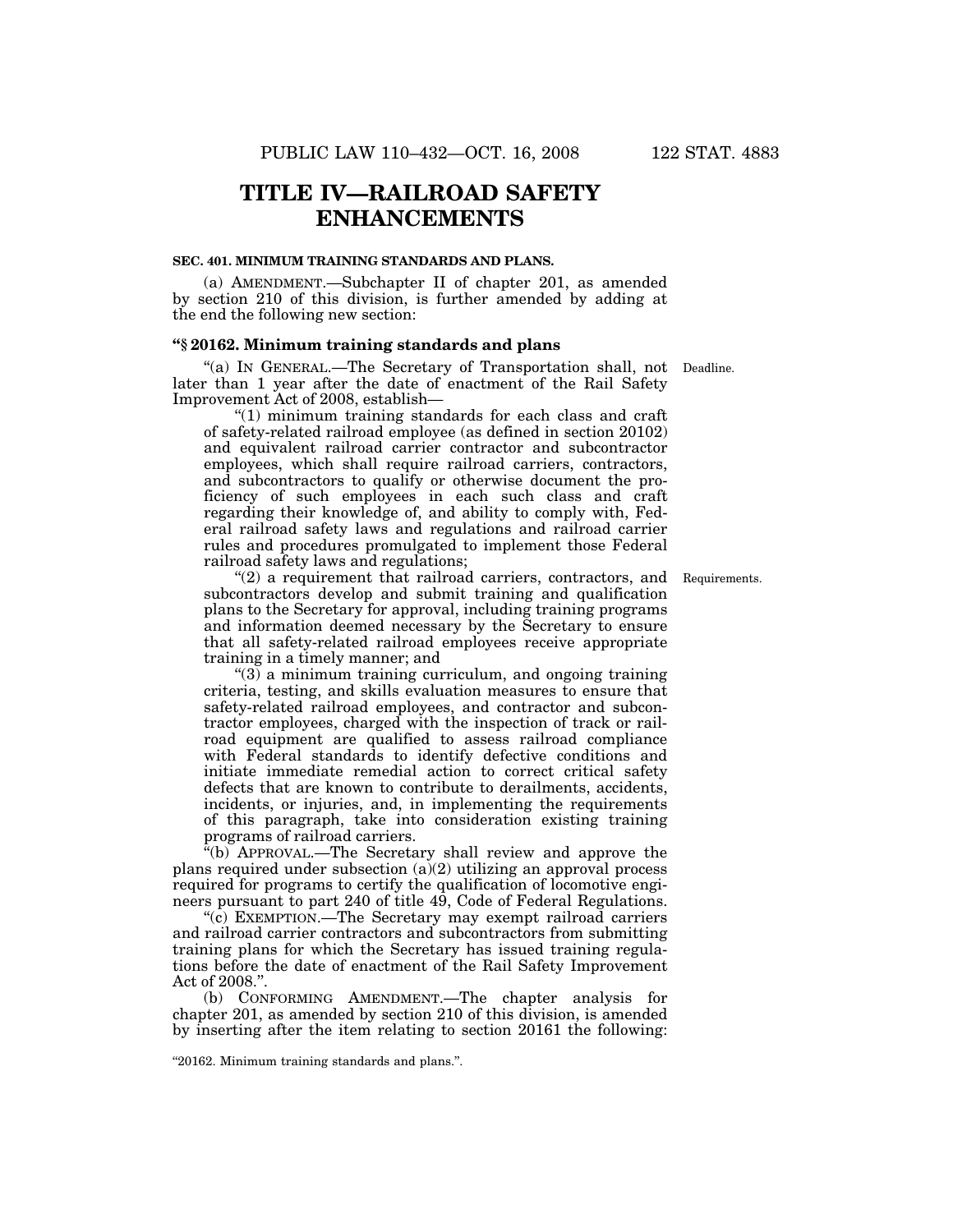# TITLE IV—RAILROAD SAFETY ENHANCEMENTS

**SEC. 401. MINIMUM TRAINING STANDARDS AND PLANS.**

(a) AMENDMENT.—Subchapter II of chapter 201, as amended by section 210 of this division, is further amended by adding at the end the following new section:

### "§ 20162. Minimum training standards and plans

"(a) IN GENERAL.—The Secretary of Transportation shall, not later than 1 year after the date of enactment of the Rail Safety Improvement Act of 2008, establish—

Deadline.

"(1) minimum training standards for each class and craft of safety-related railroad employee (as defined in section 20102) and equivalent railroad carrier contractor and subcontractor employees, which shall require railroad carriers, contractors, and subcontractors to qualify or otherwise document the proficiency of such employees in each such class and craft regarding their knowledge of, and ability to comply with, Federal railroad safety laws and regulations and railroad carrier rules and procedures promulgated to implement those Federal railroad safety laws and regulations;

"(2) a requirement that railroad carriers, contractors, and subcontractors develop and submit training and qualification plans to the Secretary for approval, including training programs and information deemed necessary by the Secretary to ensure that all safety-related railroad employees receive appropriate training in a timely manner; and

Requirements.

"(3) a minimum training curriculum, and ongoing training criteria, testing, and skills evaluation measures to ensure that safety-related railroad employees, and contractor and subcontractor employees, charged with the inspection of track or railroad equipment are qualified to assess railroad compliance with Federal standards to identify defective conditions and initiate immediate remedial action to correct critical safety defects that are known to contribute to derailments, accidents, incidents, or injuries, and, in implementing the requirements of this paragraph, take into consideration existing training programs of railroad carriers.

"(b) APPROVAL.—The Secretary shall review and approve the plans required under subsection (a)(2) utilizing an approval process required for programs to certify the qualification of locomotive engineers pursuant to part 240 of title 49, Code of Federal Regulations.

"(c) EXEMPTION.—The Secretary may exempt railroad carriers and railroad carrier contractors and subcontractors from submitting training plans for which the Secretary has issued training regulations before the date of enactment of the Rail Safety Improvement Act of 2008.".

(b) CONFORMING AMENDMENT.—The chapter analysis for chapter 201, as amended by section 210 of this division, is amended by inserting after the item relating to section 20161 the following:

"20162. Minimum training standards and plans.".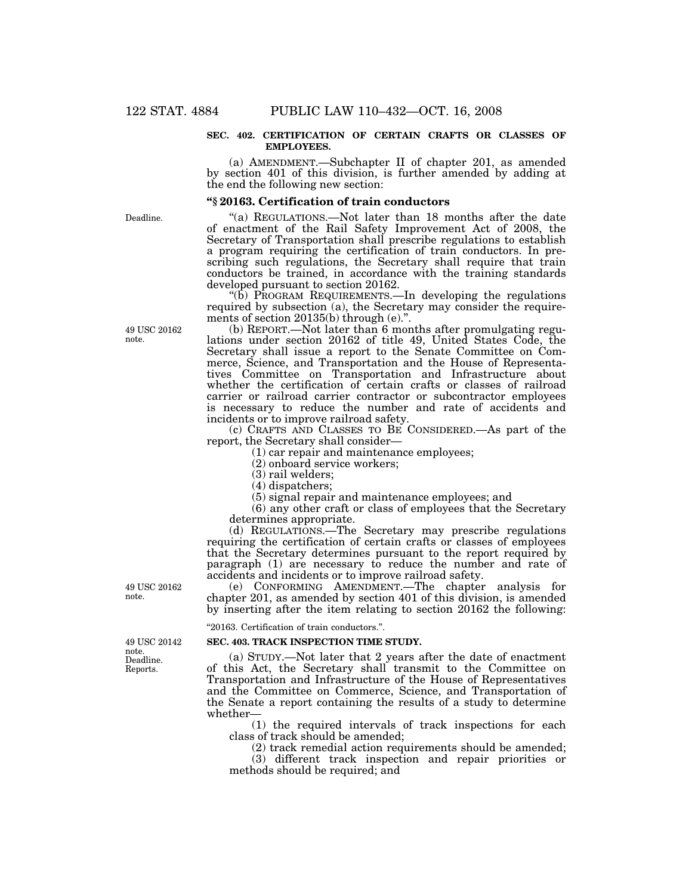**SEC. 402. CERTIFICATION OF CERTAIN CRAFTS OR CLASSES OF EMPLOYEES.**

(a) AMENDMENT.—Subchapter II of chapter 201, as amended by section 401 of this division, is further amended by adding at the end the following new section:

**"§ 20163. Certification of train conductors**

Deadline.

"(a) REGULATIONS.—Not later than 18 months after the date of enactment of the Rail Safety Improvement Act of 2008, the Secretary of Transportation shall prescribe regulations to establish a program requiring the certification of train conductors. In prescribing such regulations, the Secretary shall require that train conductors be trained, in accordance with the training standards developed pursuant to section 20162.

"(b) PROGRAM REQUIREMENTS.—In developing the regulations required by subsection (a), the Secretary may consider the requirements of section 20135(b) through (e).".

49 USC 20162 note.

(b) REPORT.—Not later than 6 months after promulgating regulations under section 20162 of title 49, United States Code, the Secretary shall issue a report to the Senate Committee on Commerce, Science, and Transportation and the House of Representatives Committee on Transportation and Infrastructure about whether the certification of certain crafts or classes of railroad carrier or railroad carrier contractor or subcontractor employees is necessary to reduce the number and rate of accidents and incidents or to improve railroad safety.

(c) CRAFTS AND CLASSES TO BE CONSIDERED.—As part of the report, the Secretary shall consider—

(1) car repair and maintenance employees;

(2) onboard service workers;

(3) rail welders;

(4) dispatchers;

(5) signal repair and maintenance employees; and

(6) any other craft or class of employees that the Secretary determines appropriate.

(d) REGULATIONS.—The Secretary may prescribe regulations requiring the certification of certain crafts or classes of employees that the Secretary determines pursuant to the report required by paragraph (1) are necessary to reduce the number and rate of accidents and incidents or to improve railroad safety.

49 USC 20162 note.

(e) CONFORMING AMENDMENT.—The chapter analysis for chapter 201, as amended by section 401 of this division, is amended by inserting after the item relating to section 20162 the following:

"20163. Certification of train conductors.".

49 USC 20142 note. Deadline. Reports.

**SEC. 403. TRACK INSPECTION TIME STUDY.**

(a) STUDY.—Not later that 2 years after the date of enactment of this Act, the Secretary shall transmit to the Committee on Transportation and Infrastructure of the House of Representatives and the Committee on Commerce, Science, and Transportation of the Senate a report containing the results of a study to determine whether—

(1) the required intervals of track inspections for each class of track should be amended;

(2) track remedial action requirements should be amended;

(3) different track inspection and repair priorities or methods should be required; and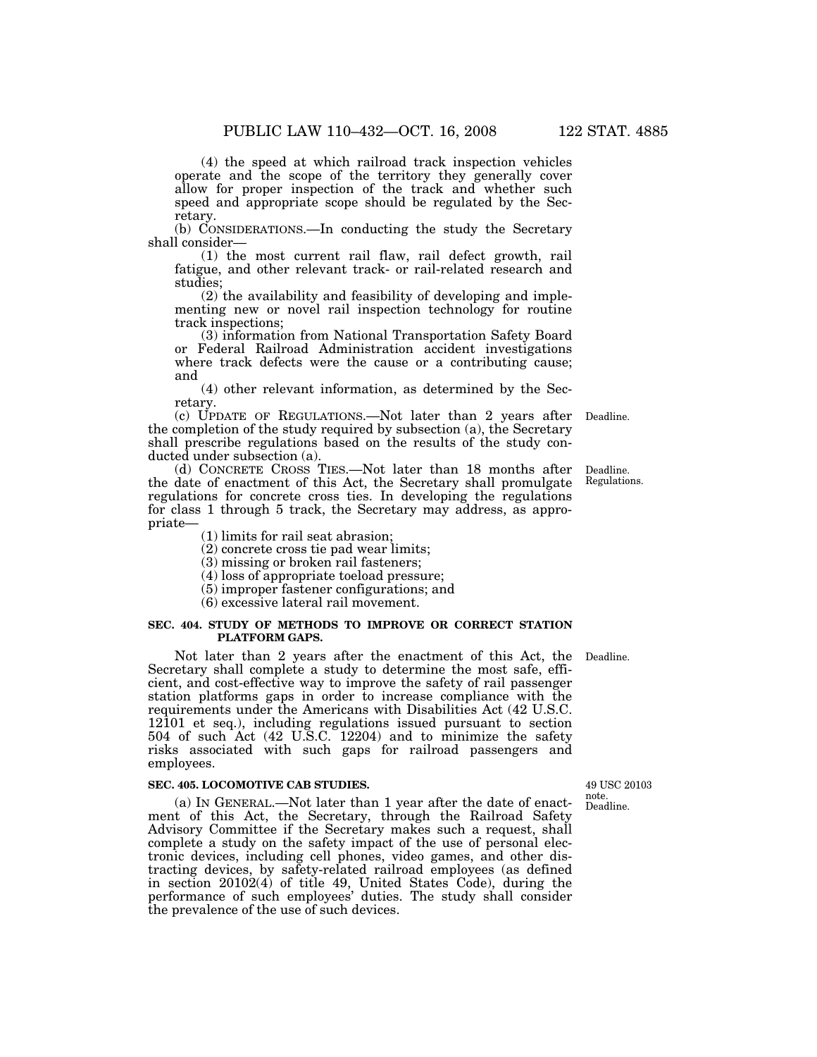(4) the speed at which railroad track inspection vehicles operate and the scope of the territory they generally cover allow for proper inspection of the track and whether such speed and appropriate scope should be regulated by the Secretary.

(b) CONSIDERATIONS.—In conducting the study the Secretary shall consider—

(1) the most current rail flaw, rail defect growth, rail fatigue, and other relevant track- or rail-related research and studies;

(2) the availability and feasibility of developing and implementing new or novel rail inspection technology for routine track inspections;

(3) information from National Transportation Safety Board or Federal Railroad Administration accident investigations where track defects were the cause or a contributing cause; and

(4) other relevant information, as determined by the Secretary.

(c) UPDATE OF REGULATIONS.—Not later than 2 years after the completion of the study required by subsection (a), the Secretary shall prescribe regulations based on the results of the study conducted under subsection (a).

Deadline.

(d) CONCRETE CROSS TIES.—Not later than 18 months after the date of enactment of this Act, the Secretary shall promulgate regulations for concrete cross ties. In developing the regulations for class 1 through 5 track, the Secretary may address, as appropriate—

Deadline. Regulations.

(1) limits for rail seat abrasion;

(2) concrete cross tie pad wear limits;

(3) missing or broken rail fasteners;

(4) loss of appropriate toeload pressure;

(5) improper fastener configurations; and

(6) excessive lateral rail movement.

**SEC. 404. STUDY OF METHODS TO IMPROVE OR CORRECT STATION PLATFORM GAPS.**

Not later than 2 years after the enactment of this Act, the Secretary shall complete a study to determine the most safe, efficient, and cost-effective way to improve the safety of rail passenger station platforms gaps in order to increase compliance with the requirements under the Americans with Disabilities Act (42 U.S.C. 12101 et seq.), including regulations issued pursuant to section 504 of such Act (42 U.S.C. 12204) and to minimize the safety risks associated with such gaps for railroad passengers and employees.

Deadline.

**SEC. 405. LOCOMOTIVE CAB STUDIES.**

49 USC 20103 note. Deadline.

(a) IN GENERAL.—Not later than 1 year after the date of enactment of this Act, the Secretary, through the Railroad Safety Advisory Committee if the Secretary makes such a request, shall complete a study on the safety impact of the use of personal electronic devices, including cell phones, video games, and other distracting devices, by safety-related railroad employees (as defined in section 20102(4) of title 49, United States Code), during the performance of such employees' duties. The study shall consider the prevalence of the use of such devices.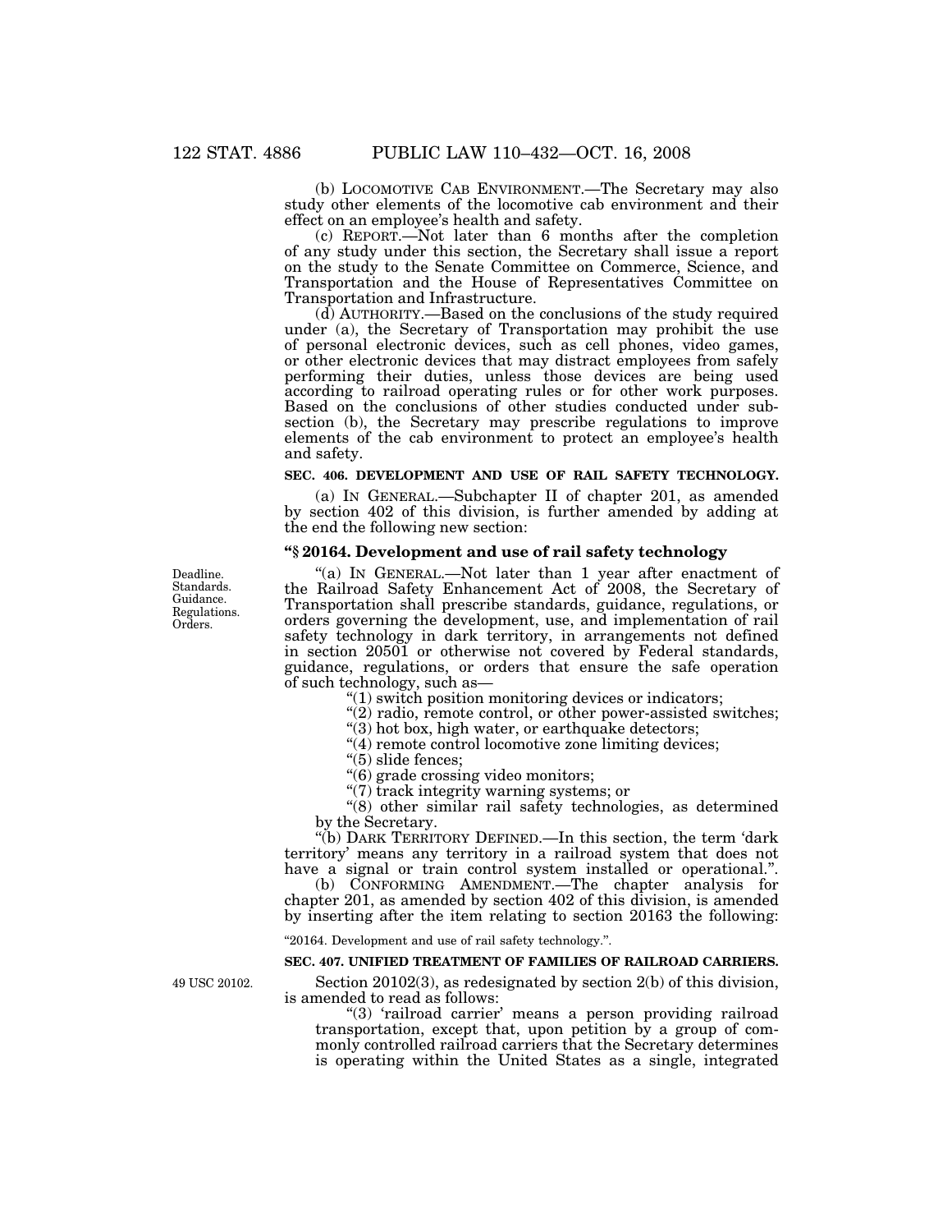(b) LOCOMOTIVE CAB ENVIRONMENT.—The Secretary may also study other elements of the locomotive cab environment and their effect on an employee's health and safety.

(c) REPORT.—Not later than 6 months after the completion of any study under this section, the Secretary shall issue a report on the study to the Senate Committee on Commerce, Science, and Transportation and the House of Representatives Committee on Transportation and Infrastructure.

(d) AUTHORITY.—Based on the conclusions of the study required under (a), the Secretary of Transportation may prohibit the use of personal electronic devices, such as cell phones, video games, or other electronic devices that may distract employees from safely performing their duties, unless those devices are being used according to railroad operating rules or for other work purposes. Based on the conclusions of other studies conducted under subsection (b), the Secretary may prescribe regulations to improve elements of the cab environment to protect an employee's health and safety.

**SEC. 406. DEVELOPMENT AND USE OF RAIL SAFETY TECHNOLOGY.**

(a) IN GENERAL.—Subchapter II of chapter 201, as amended by section 402 of this division, is further amended by adding at the end the following new section:

**"§ 20164. Development and use of rail safety technology**

Deadline. Standards. Guidance. Regulations. Orders.

"(a) IN GENERAL.—Not later than 1 year after enactment of the Railroad Safety Enhancement Act of 2008, the Secretary of Transportation shall prescribe standards, guidance, regulations, or orders governing the development, use, and implementation of rail safety technology in dark territory, in arrangements not defined in section 20501 or otherwise not covered by Federal standards, guidance, regulations, or orders that ensure the safe operation of such technology, such as—

"(1) switch position monitoring devices or indicators;

"(2) radio, remote control, or other power-assisted switches;

"(3) hot box, high water, or earthquake detectors;

"(4) remote control locomotive zone limiting devices;

"(5) slide fences;

"(6) grade crossing video monitors;

"(7) track integrity warning systems; or

"(8) other similar rail safety technologies, as determined by the Secretary.

"(b) DARK TERRITORY DEFINED.—In this section, the term 'dark territory' means any territory in a railroad system that does not have a signal or train control system installed or operational.".

(b) CONFORMING AMENDMENT.—The chapter analysis for chapter 201, as amended by section 402 of this division, is amended by inserting after the item relating to section 20163 the following:

"20164. Development and use of rail safety technology.".

**SEC. 407. UNIFIED TREATMENT OF FAMILIES OF RAILROAD CARRIERS.**

49 USC 20102.

Section 20102(3), as redesignated by section 2(b) of this division, is amended to read as follows:

"(3) 'railroad carrier' means a person providing railroad transportation, except that, upon petition by a group of commonly controlled railroad carriers that the Secretary determines is operating within the United States as a single, integrated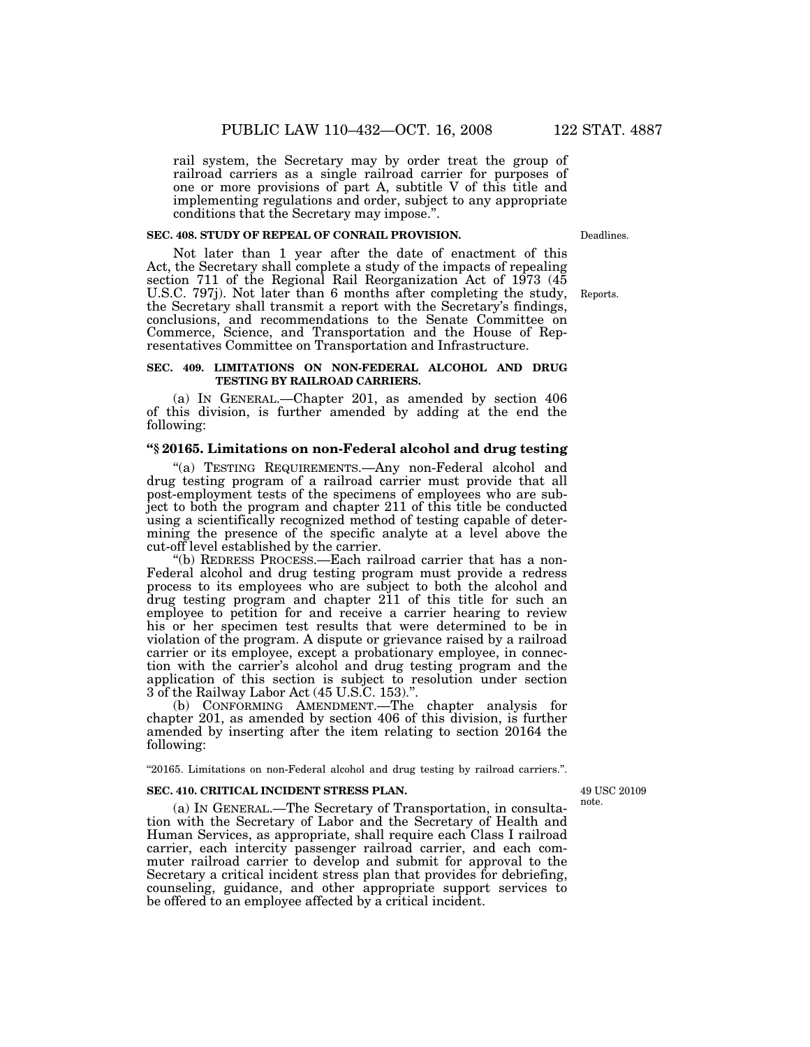rail system, the Secretary may by order treat the group of railroad carriers as a single railroad carrier for purposes of one or more provisions of part A, subtitle V of this title and implementing regulations and order, subject to any appropriate conditions that the Secretary may impose.".

**SEC. 408. STUDY OF REPEAL OF CONRAIL PROVISION.**

Deadlines.

Not later than 1 year after the date of enactment of this Act, the Secretary shall complete a study of the impacts of repealing section 711 of the Regional Rail Reorganization Act of 1973 (45 U.S.C. 797j). Not later than 6 months after completing the study, the Secretary shall transmit a report with the Secretary's findings, conclusions, and recommendations to the Senate Committee on Commerce, Science, and Transportation and the House of Representatives Committee on Transportation and Infrastructure.

Reports.

**SEC. 409. LIMITATIONS ON NON-FEDERAL ALCOHOL AND DRUG TESTING BY RAILROAD CARRIERS.**

(a) IN GENERAL.—Chapter 201, as amended by section 406 of this division, is further amended by adding at the end the following:

**"§ 20165. Limitations on non-Federal alcohol and drug testing**

"(a) TESTING REQUIREMENTS.—Any non-Federal alcohol and drug testing program of a railroad carrier must provide that all post-employment tests of the specimens of employees who are subject to both the program and chapter 211 of this title be conducted using a scientifically recognized method of testing capable of determining the presence of the specific analyte at a level above the cut-off level established by the carrier.

"(b) REDRESS PROCESS.—Each railroad carrier that has a non-Federal alcohol and drug testing program must provide a redress process to its employees who are subject to both the alcohol and drug testing program and chapter 211 of this title for such an employee to petition for and receive a carrier hearing to review his or her specimen test results that were determined to be in violation of the program. A dispute or grievance raised by a railroad carrier or its employee, except a probationary employee, in connection with the carrier's alcohol and drug testing program and the application of this section is subject to resolution under section 3 of the Railway Labor Act (45 U.S.C. 153).".

(b) CONFORMING AMENDMENT.—The chapter analysis for chapter 201, as amended by section 406 of this division, is further amended by inserting after the item relating to section 20164 the following:

"20165. Limitations on non-Federal alcohol and drug testing by railroad carriers.".

**SEC. 410. CRITICAL INCIDENT STRESS PLAN.**

49 USC 20109 note.

(a) IN GENERAL.—The Secretary of Transportation, in consultation with the Secretary of Labor and the Secretary of Health and Human Services, as appropriate, shall require each Class I railroad carrier, each intercity passenger railroad carrier, and each commuter railroad carrier to develop and submit for approval to the Secretary a critical incident stress plan that provides for debriefing, counseling, guidance, and other appropriate support services to be offered to an employee affected by a critical incident.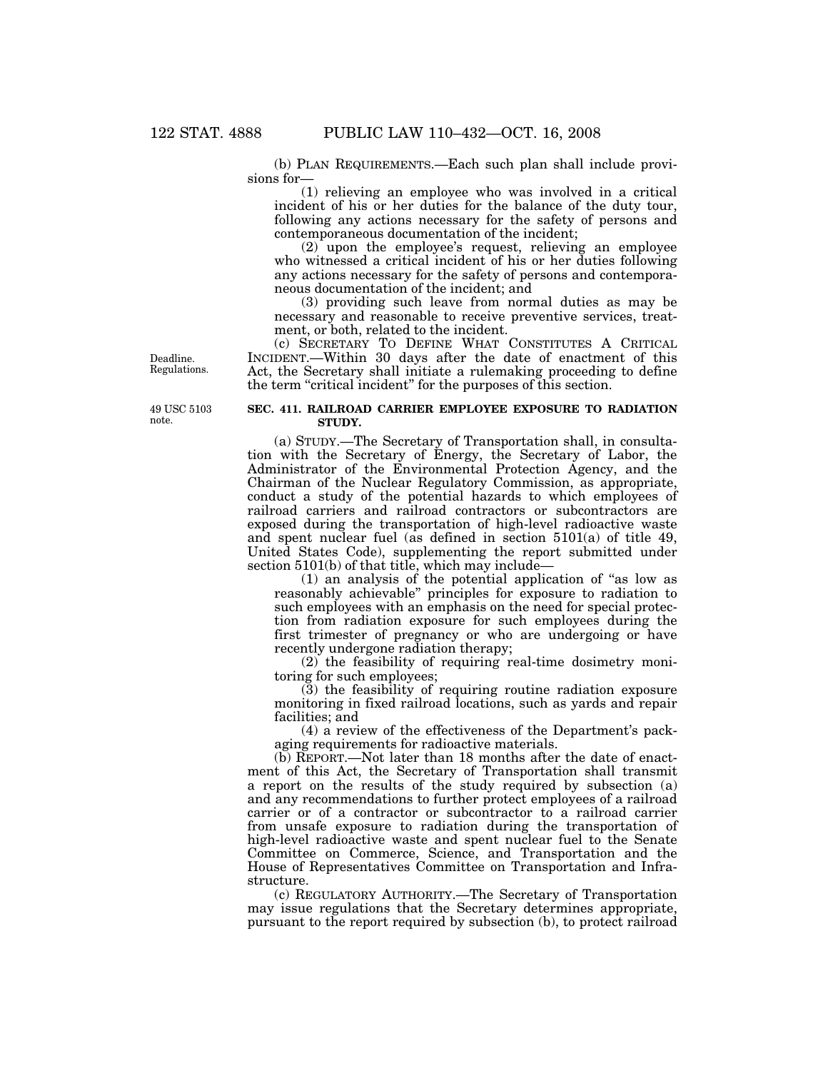(b) PLAN REQUIREMENTS.—Each such plan shall include provisions for—

(1) relieving an employee who was involved in a critical incident of his or her duties for the balance of the duty tour, following any actions necessary for the safety of persons and contemporaneous documentation of the incident;

(2) upon the employee's request, relieving an employee who witnessed a critical incident of his or her duties following any actions necessary for the safety of persons and contemporaneous documentation of the incident; and

(3) providing such leave from normal duties as may be necessary and reasonable to receive preventive services, treatment, or both, related to the incident.

Deadline. Regulations.

(c) SECRETARY TO DEFINE WHAT CONSTITUTES A CRITICAL INCIDENT.—Within 30 days after the date of enactment of this Act, the Secretary shall initiate a rulemaking proceeding to define the term "critical incident" for the purposes of this section.

49 USC 5103 note.

**SEC. 411. RAILROAD CARRIER EMPLOYEE EXPOSURE TO RADIATION STUDY.**

(a) STUDY.—The Secretary of Transportation shall, in consultation with the Secretary of Energy, the Secretary of Labor, the Administrator of the Environmental Protection Agency, and the Chairman of the Nuclear Regulatory Commission, as appropriate, conduct a study of the potential hazards to which employees of railroad carriers and railroad contractors or subcontractors are exposed during the transportation of high-level radioactive waste and spent nuclear fuel (as defined in section 5101(a) of title 49, United States Code), supplementing the report submitted under section 5101(b) of that title, which may include—

(1) an analysis of the potential application of "as low as reasonably achievable" principles for exposure to radiation to such employees with an emphasis on the need for special protection from radiation exposure for such employees during the first trimester of pregnancy or who are undergoing or have recently undergone radiation therapy;

(2) the feasibility of requiring real-time dosimetry monitoring for such employees;

(3) the feasibility of requiring routine radiation exposure monitoring in fixed railroad locations, such as yards and repair facilities; and

(4) a review of the effectiveness of the Department's packaging requirements for radioactive materials.

(b) REPORT.—Not later than 18 months after the date of enactment of this Act, the Secretary of Transportation shall transmit a report on the results of the study required by subsection (a) and any recommendations to further protect employees of a railroad carrier or of a contractor or subcontractor to a railroad carrier from unsafe exposure to radiation during the transportation of high-level radioactive waste and spent nuclear fuel to the Senate Committee on Commerce, Science, and Transportation and the House of Representatives Committee on Transportation and Infrastructure.

(c) REGULATORY AUTHORITY.—The Secretary of Transportation may issue regulations that the Secretary determines appropriate, pursuant to the report required by subsection (b), to protect railroad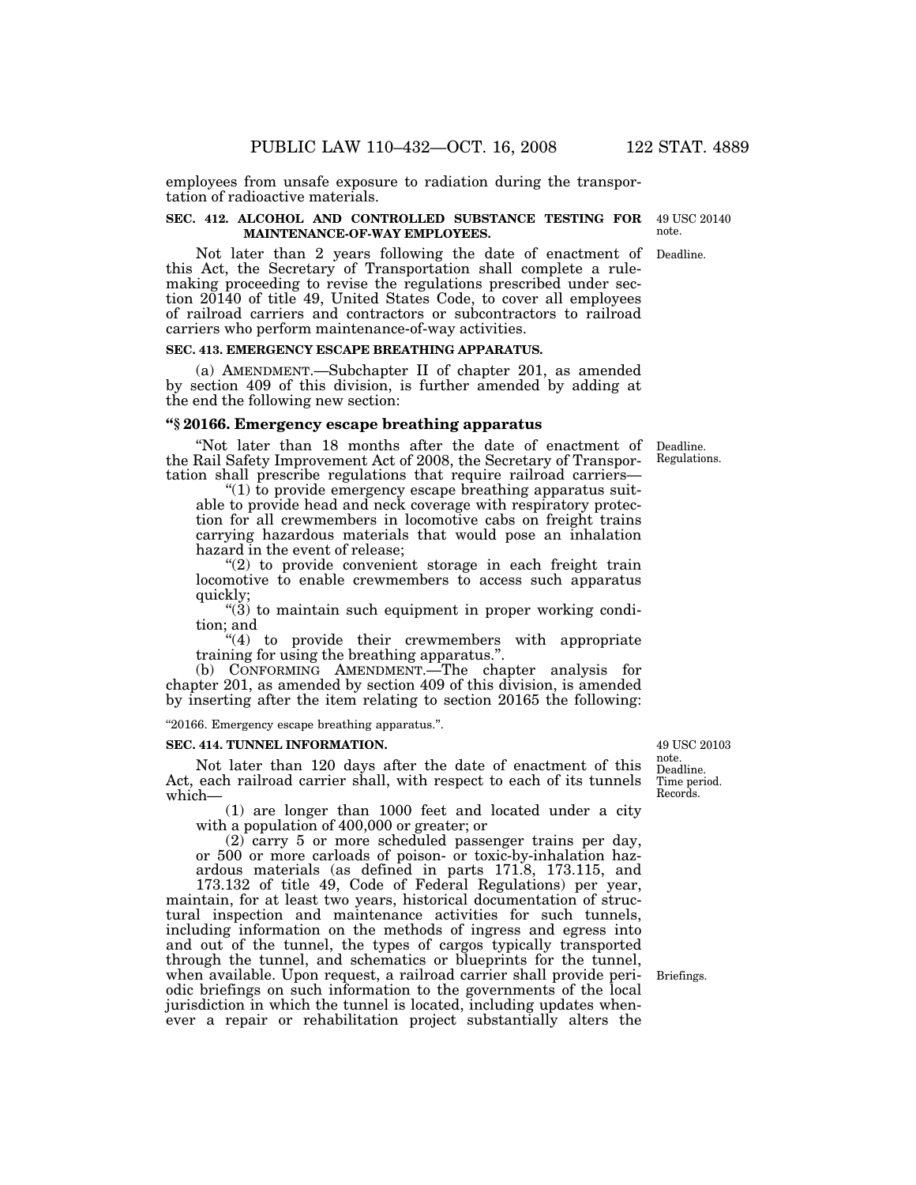employees from unsafe exposure to radiation during the transportation of radioactive materials.

**SEC. 412. ALCOHOL AND CONTROLLED SUBSTANCE TESTING FOR MAINTENANCE-OF-WAY EMPLOYEES.**

49 USC 20140 note.

Deadline.

Not later than 2 years following the date of enactment of this Act, the Secretary of Transportation shall complete a rulemaking proceeding to revise the regulations prescribed under section 20140 of title 49, United States Code, to cover all employees of railroad carriers and contractors or subcontractors to railroad carriers who perform maintenance-of-way activities.

**SEC. 413. EMERGENCY ESCAPE BREATHING APPARATUS.**

(a) AMENDMENT.—Subchapter II of chapter 201, as amended by section 409 of this division, is further amended by adding at the end the following new section:

**"§ 20166. Emergency escape breathing apparatus**

Deadline. Regulations.

"Not later than 18 months after the date of enactment of the Rail Safety Improvement Act of 2008, the Secretary of Transportation shall prescribe regulations that require railroad carriers—

"(1) to provide emergency escape breathing apparatus suitable to provide head and neck coverage with respiratory protection for all crewmembers in locomotive cabs on freight trains carrying hazardous materials that would pose an inhalation hazard in the event of release;

"(2) to provide convenient storage in each freight train locomotive to enable crewmembers to access such apparatus quickly;

"(3) to maintain such equipment in proper working condition; and

"(4) to provide their crewmembers with appropriate training for using the breathing apparatus.".

(b) CONFORMING AMENDMENT.—The chapter analysis for chapter 201, as amended by section 409 of this division, is amended by inserting after the item relating to section 20165 the following:

"20166. Emergency escape breathing apparatus.".

**SEC. 414. TUNNEL INFORMATION.**

49 USC 20103 note. Deadline. Time period. Records.

Not later than 120 days after the date of enactment of this Act, each railroad carrier shall, with respect to each of its tunnels which—

(1) are longer than 1000 feet and located under a city with a population of 400,000 or greater; or

(2) carry 5 or more scheduled passenger trains per day, or 500 or more carloads of poison- or toxic-by-inhalation hazardous materials (as defined in parts 171.8, 173.115, and 173.132 of title 49, Code of Federal Regulations) per year,

maintain, for at least two years, historical documentation of structural inspection and maintenance activities for such tunnels, including information on the methods of ingress and egress into and out of the tunnel, the types of cargos typically transported through the tunnel, and schematics or blueprints for the tunnel, when available. Upon request, a railroad carrier shall provide periodic briefings on such information to the governments of the local jurisdiction in which the tunnel is located, including updates whenever a repair or rehabilitation project substantially alters the

Briefings.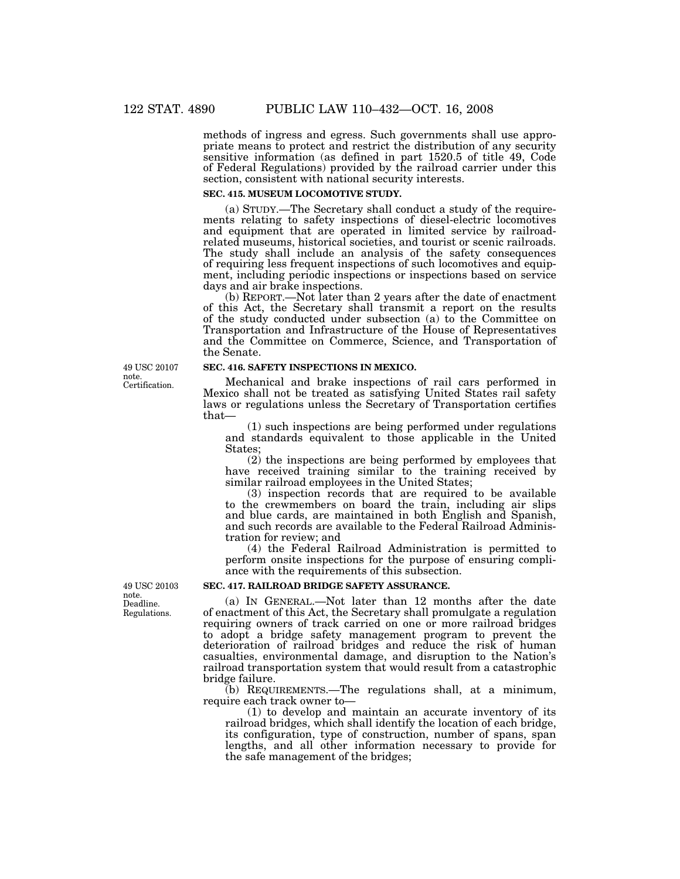methods of ingress and egress. Such governments shall use appropriate means to protect and restrict the distribution of any security sensitive information (as defined in part 1520.5 of title 49, Code of Federal Regulations) provided by the railroad carrier under this section, consistent with national security interests.

**SEC. 415. MUSEUM LOCOMOTIVE STUDY.**

(a) STUDY.—The Secretary shall conduct a study of the requirements relating to safety inspections of diesel-electric locomotives and equipment that are operated in limited service by railroad-related museums, historical societies, and tourist or scenic railroads. The study shall include an analysis of the safety consequences of requiring less frequent inspections of such locomotives and equipment, including periodic inspections or inspections based on service days and air brake inspections.

(b) REPORT.—Not later than 2 years after the date of enactment of this Act, the Secretary shall transmit a report on the results of the study conducted under subsection (a) to the Committee on Transportation and Infrastructure of the House of Representatives and the Committee on Commerce, Science, and Transportation of the Senate.

49 USC 20107 note. Certification.

**SEC. 416. SAFETY INSPECTIONS IN MEXICO.**

Mechanical and brake inspections of rail cars performed in Mexico shall not be treated as satisfying United States rail safety laws or regulations unless the Secretary of Transportation certifies that—

(1) such inspections are being performed under regulations and standards equivalent to those applicable in the United States;

(2) the inspections are being performed by employees that have received training similar to the training received by similar railroad employees in the United States;

(3) inspection records that are required to be available to the crewmembers on board the train, including air slips and blue cards, are maintained in both English and Spanish, and such records are available to the Federal Railroad Administration for review; and

(4) the Federal Railroad Administration is permitted to perform onsite inspections for the purpose of ensuring compliance with the requirements of this subsection.

49 USC 20103 note. Deadline. Regulations.

**SEC. 417. RAILROAD BRIDGE SAFETY ASSURANCE.**

(a) IN GENERAL.—Not later than 12 months after the date of enactment of this Act, the Secretary shall promulgate a regulation requiring owners of track carried on one or more railroad bridges to adopt a bridge safety management program to prevent the deterioration of railroad bridges and reduce the risk of human casualties, environmental damage, and disruption to the Nation's railroad transportation system that would result from a catastrophic bridge failure.

(b) REQUIREMENTS.—The regulations shall, at a minimum, require each track owner to—

(1) to develop and maintain an accurate inventory of its railroad bridges, which shall identify the location of each bridge, its configuration, type of construction, number of spans, span lengths, and all other information necessary to provide for the safe management of the bridges;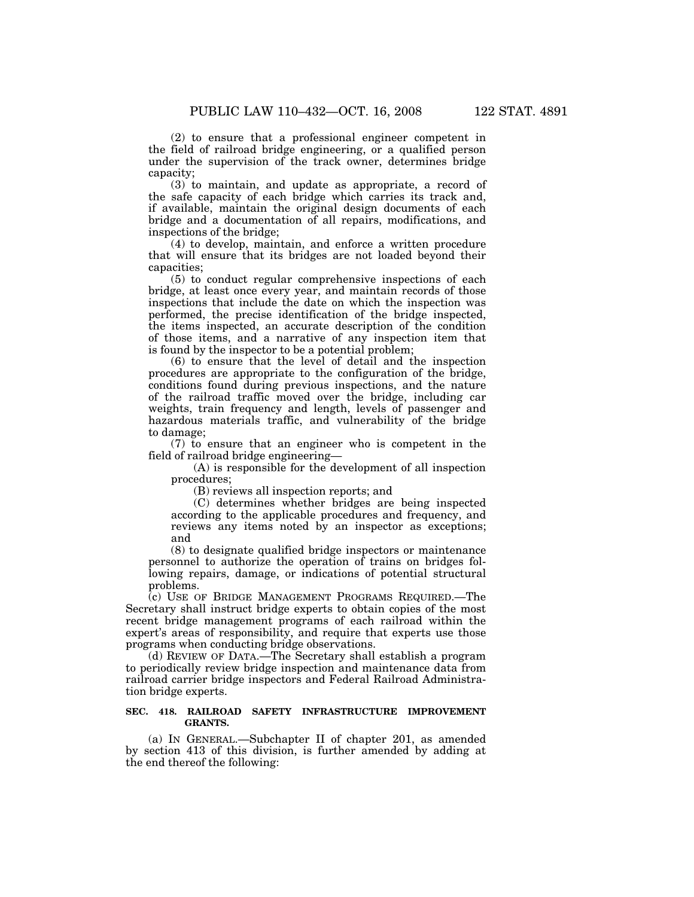(2) to ensure that a professional engineer competent in the field of railroad bridge engineering, or a qualified person under the supervision of the track owner, determines bridge capacity;

(3) to maintain, and update as appropriate, a record of the safe capacity of each bridge which carries its track and, if available, maintain the original design documents of each bridge and a documentation of all repairs, modifications, and inspections of the bridge;

(4) to develop, maintain, and enforce a written procedure that will ensure that its bridges are not loaded beyond their capacities;

(5) to conduct regular comprehensive inspections of each bridge, at least once every year, and maintain records of those inspections that include the date on which the inspection was performed, the precise identification of the bridge inspected, the items inspected, an accurate description of the condition of those items, and a narrative of any inspection item that is found by the inspector to be a potential problem;

(6) to ensure that the level of detail and the inspection procedures are appropriate to the configuration of the bridge, conditions found during previous inspections, and the nature of the railroad traffic moved over the bridge, including car weights, train frequency and length, levels of passenger and hazardous materials traffic, and vulnerability of the bridge to damage;

(7) to ensure that an engineer who is competent in the field of railroad bridge engineering—

(A) is responsible for the development of all inspection procedures;

(B) reviews all inspection reports; and

(C) determines whether bridges are being inspected according to the applicable procedures and frequency, and reviews any items noted by an inspector as exceptions; and

(8) to designate qualified bridge inspectors or maintenance personnel to authorize the operation of trains on bridges following repairs, damage, or indications of potential structural problems.

(c) USE OF BRIDGE MANAGEMENT PROGRAMS REQUIRED.—The Secretary shall instruct bridge experts to obtain copies of the most recent bridge management programs of each railroad within the expert's areas of responsibility, and require that experts use those programs when conducting bridge observations.

(d) REVIEW OF DATA.—The Secretary shall establish a program to periodically review bridge inspection and maintenance data from railroad carrier bridge inspectors and Federal Railroad Administration bridge experts.

**SEC. 418. RAILROAD SAFETY INFRASTRUCTURE IMPROVEMENT GRANTS.**

(a) IN GENERAL.—Subchapter II of chapter 201, as amended by section 413 of this division, is further amended by adding at the end thereof the following: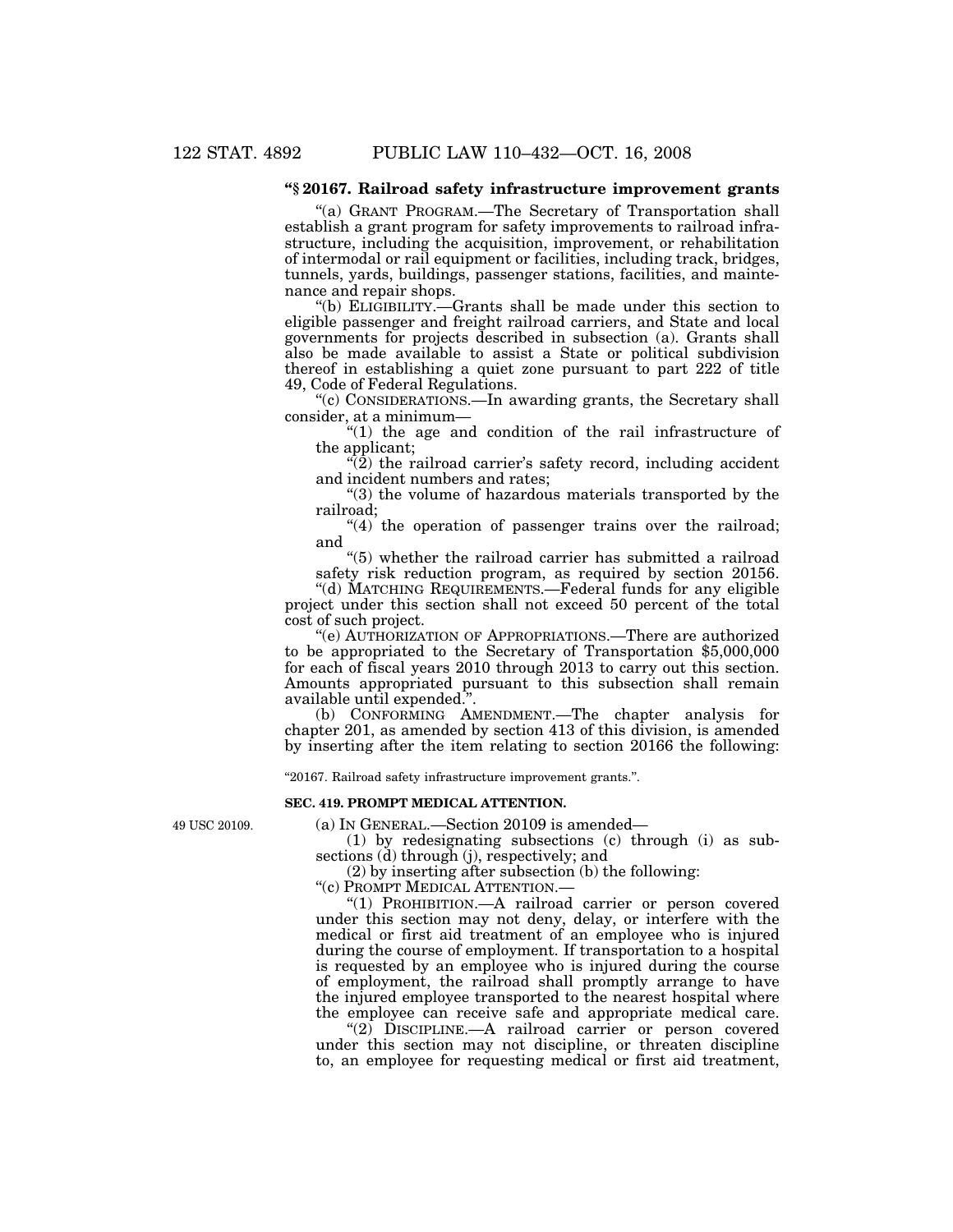**"§ 20167. Railroad safety infrastructure improvement grants**

"(a) GRANT PROGRAM.—The Secretary of Transportation shall establish a grant program for safety improvements to railroad infrastructure, including the acquisition, improvement, or rehabilitation of intermodal or rail equipment or facilities, including track, bridges, tunnels, yards, buildings, passenger stations, facilities, and maintenance and repair shops.

"(b) ELIGIBILITY.—Grants shall be made under this section to eligible passenger and freight railroad carriers, and State and local governments for projects described in subsection (a). Grants shall also be made available to assist a State or political subdivision thereof in establishing a quiet zone pursuant to part 222 of title 49, Code of Federal Regulations.

"(c) CONSIDERATIONS.—In awarding grants, the Secretary shall consider, at a minimum—

"(1) the age and condition of the rail infrastructure of the applicant;

"(2) the railroad carrier's safety record, including accident and incident numbers and rates;

"(3) the volume of hazardous materials transported by the railroad;

"(4) the operation of passenger trains over the railroad; and

"(5) whether the railroad carrier has submitted a railroad safety risk reduction program, as required by section 20156.

"(d) MATCHING REQUIREMENTS.—Federal funds for any eligible project under this section shall not exceed 50 percent of the total cost of such project.

"(e) AUTHORIZATION OF APPROPRIATIONS.—There are authorized to be appropriated to the Secretary of Transportation $5,000,000 for each of fiscal years 2010 through 2013 to carry out this section. Amounts appropriated pursuant to this subsection shall remain available until expended.".

(b) CONFORMING AMENDMENT.—The chapter analysis for chapter 201, as amended by section 413 of this division, is amended by inserting after the item relating to section 20166 the following:

"20167. Railroad safety infrastructure improvement grants.".

**SEC. 419. PROMPT MEDICAL ATTENTION.**

49 USC 20109.

(a) IN GENERAL.—Section 20109 is amended—

(1) by redesignating subsections (c) through (i) as subsections (d) through (j), respectively; and

(2) by inserting after subsection (b) the following:

"(c) PROMPT MEDICAL ATTENTION.—

"(1) PROHIBITION.—A railroad carrier or person covered under this section may not deny, delay, or interfere with the medical or first aid treatment of an employee who is injured during the course of employment. If transportation to a hospital is requested by an employee who is injured during the course of employment, the railroad shall promptly arrange to have the injured employee transported to the nearest hospital where the employee can receive safe and appropriate medical care.

"(2) DISCIPLINE.—A railroad carrier or person covered under this section may not discipline, or threaten discipline to, an employee for requesting medical or first aid treatment,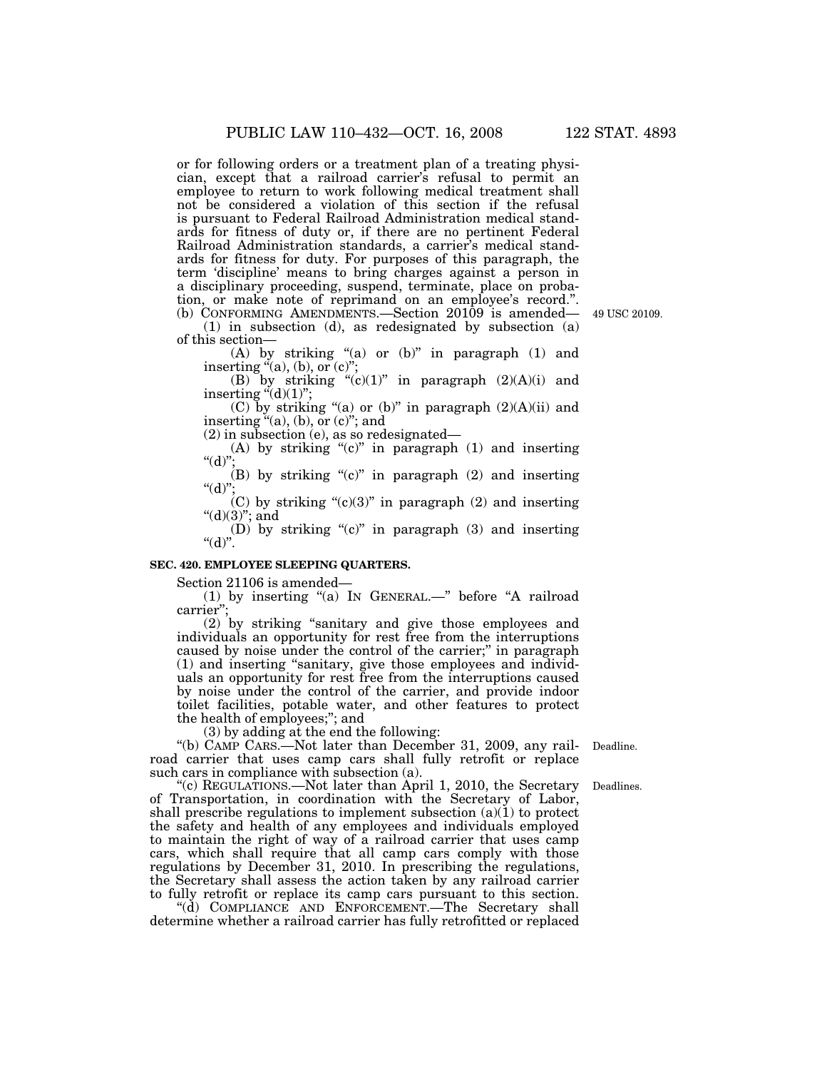or for following orders or a treatment plan of a treating physician, except that a railroad carrier's refusal to permit an employee to return to work following medical treatment shall not be considered a violation of this section if the refusal is pursuant to Federal Railroad Administration medical standards for fitness of duty or, if there are no pertinent Federal Railroad Administration standards, a carrier's medical standards for fitness for duty. For purposes of this paragraph, the term 'discipline' means to bring charges against a person in a disciplinary proceeding, suspend, terminate, place on probation, or make note of reprimand on an employee's record.".

(b) CONFORMING AMENDMENTS.—Section 20109 is amended—

49 USC 20109.

(1) in subsection (d), as redesignated by subsection (a) of this section—

(A) by striking "(a) or (b)" in paragraph (1) and inserting "(a), (b), or (c)";

(B) by striking "(c)(1)" in paragraph (2)(A)(i) and inserting "(d)(1)";

(C) by striking "(a) or (b)" in paragraph (2)(A)(ii) and inserting "(a), (b), or (c)"; and

(2) in subsection (e), as so redesignated—

(A) by striking "(c)" in paragraph (1) and inserting "(d)";

(B) by striking "(c)" in paragraph (2) and inserting "(d)";

(C) by striking "(c)(3)" in paragraph (2) and inserting "(d)(3)"; and

(D) by striking "(c)" in paragraph (3) and inserting "(d)".

**SEC. 420. EMPLOYEE SLEEPING QUARTERS.**

Section 21106 is amended—

(1) by inserting "(a) IN GENERAL.—" before "A railroad carrier";

(2) by striking "sanitary and give those employees and individuals an opportunity for rest free from the interruptions caused by noise under the control of the carrier;" in paragraph (1) and inserting "sanitary, give those employees and individuals an opportunity for rest free from the interruptions caused by noise under the control of the carrier, and provide indoor toilet facilities, potable water, and other features to protect the health of employees;"; and

(3) by adding at the end the following:

Deadline.

"(b) CAMP CARS.—Not later than December 31, 2009, any railroad carrier that uses camp cars shall fully retrofit or replace such cars in compliance with subsection (a).

Deadlines.

"(c) REGULATIONS.—Not later than April 1, 2010, the Secretary of Transportation, in coordination with the Secretary of Labor, shall prescribe regulations to implement subsection (a)(1) to protect the safety and health of any employees and individuals employed to maintain the right of way of a railroad carrier that uses camp cars, which shall require that all camp cars comply with those regulations by December 31, 2010. In prescribing the regulations, the Secretary shall assess the action taken by any railroad carrier to fully retrofit or replace its camp cars pursuant to this section.

"(d) COMPLIANCE AND ENFORCEMENT.—The Secretary shall determine whether a railroad carrier has fully retrofitted or replaced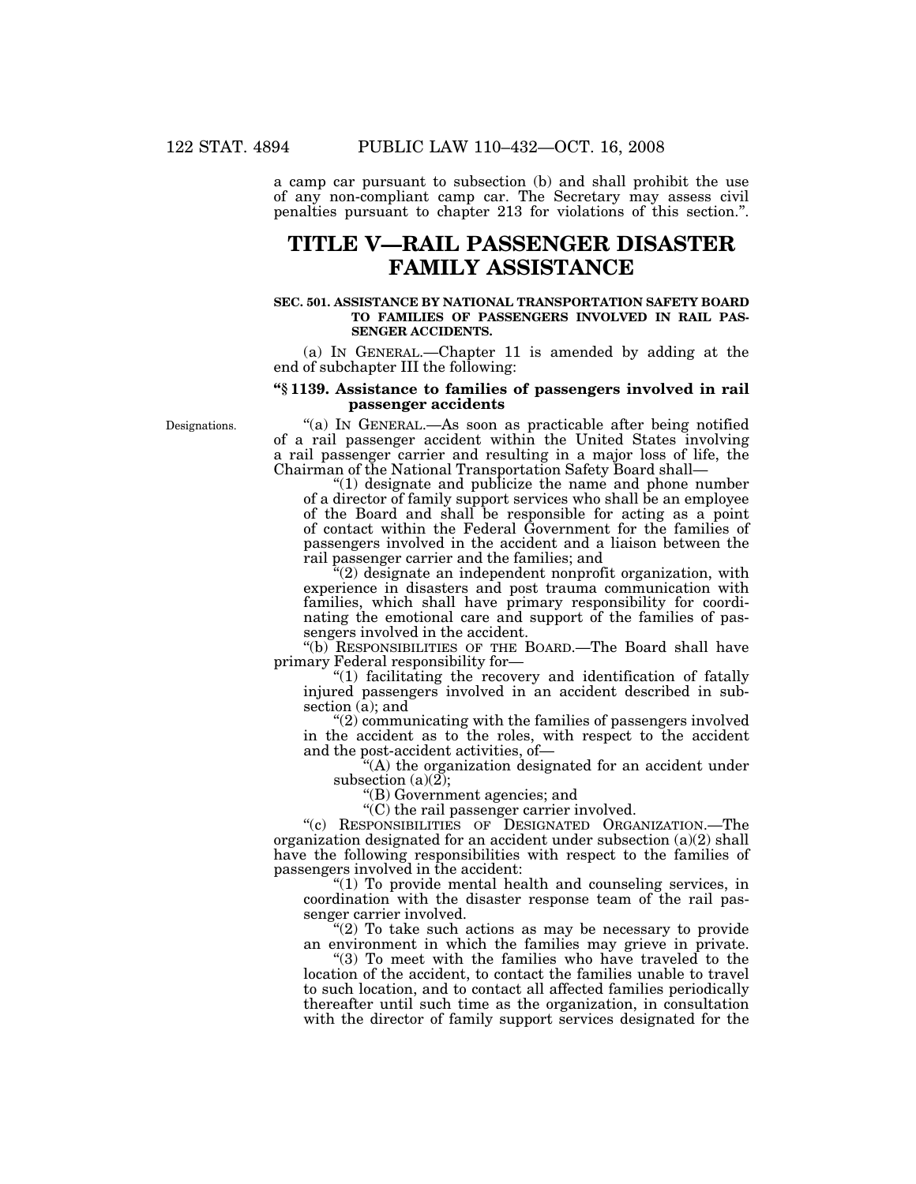a camp car pursuant to subsection (b) and shall prohibit the use of any non-compliant camp car. The Secretary may assess civil penalties pursuant to chapter 213 for violations of this section.''.

# TITLE V—RAIL PASSENGER DISASTER FAMILY ASSISTANCE

### SEC. 501. ASSISTANCE BY NATIONAL TRANSPORTATION SAFETY BOARD TO FAMILIES OF PASSENGERS INVOLVED IN RAIL PASSENGER ACCIDENTS.

(a) IN GENERAL.—Chapter 11 is amended by adding at the end of subchapter III the following:

**''§ 1139. Assistance to families of passengers involved in rail passenger accidents**

Designations.

''(a) IN GENERAL.—As soon as practicable after being notified of a rail passenger accident within the United States involving a rail passenger carrier and resulting in a major loss of life, the Chairman of the National Transportation Safety Board shall—

''(1) designate and publicize the name and phone number of a director of family support services who shall be an employee of the Board and shall be responsible for acting as a point of contact within the Federal Government for the families of passengers involved in the accident and a liaison between the rail passenger carrier and the families; and

''(2) designate an independent nonprofit organization, with experience in disasters and post trauma communication with families, which shall have primary responsibility for coordinating the emotional care and support of the families of passengers involved in the accident.

''(b) RESPONSIBILITIES OF THE BOARD.—The Board shall have primary Federal responsibility for—

''(1) facilitating the recovery and identification of fatally injured passengers involved in an accident described in subsection (a); and

''(2) communicating with the families of passengers involved in the accident as to the roles, with respect to the accident and the post-accident activities, of—

''(A) the organization designated for an accident under subsection (a)(2);

''(B) Government agencies; and

''(C) the rail passenger carrier involved.

''(c) RESPONSIBILITIES OF DESIGNATED ORGANIZATION.—The organization designated for an accident under subsection (a)(2) shall have the following responsibilities with respect to the families of passengers involved in the accident:

''(1) To provide mental health and counseling services, in coordination with the disaster response team of the rail passenger carrier involved.

''(2) To take such actions as may be necessary to provide an environment in which the families may grieve in private.

''(3) To meet with the families who have traveled to the location of the accident, to contact the families unable to travel to such location, and to contact all affected families periodically thereafter until such time as the organization, in consultation with the director of family support services designated for the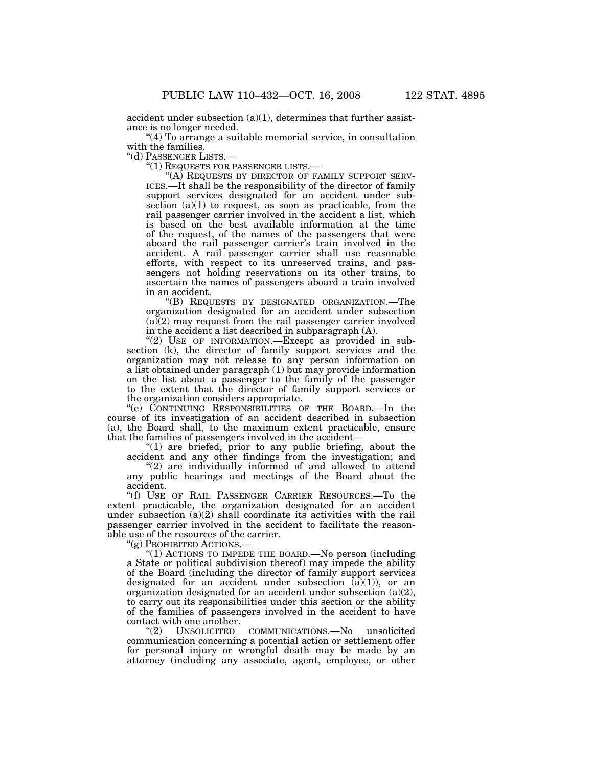accident under subsection (a)(1), determines that further assistance is no longer needed.

"(4) To arrange a suitable memorial service, in consultation with the families.

"(d) PASSENGER LISTS.—

"(1) REQUESTS FOR PASSENGER LISTS.—

"(A) REQUESTS BY DIRECTOR OF FAMILY SUPPORT SERVICES.—It shall be the responsibility of the director of family support services designated for an accident under subsection (a)(1) to request, as soon as practicable, from the rail passenger carrier involved in the accident a list, which is based on the best available information at the time of the request, of the names of the passengers that were aboard the rail passenger carrier's train involved in the accident. A rail passenger carrier shall use reasonable efforts, with respect to its unreserved trains, and passengers not holding reservations on its other trains, to ascertain the names of passengers aboard a train involved in an accident.

"(B) REQUESTS BY DESIGNATED ORGANIZATION.—The organization designated for an accident under subsection (a)(2) may request from the rail passenger carrier involved in the accident a list described in subparagraph (A).

"(2) USE OF INFORMATION.—Except as provided in subsection (k), the director of family support services and the organization may not release to any person information on a list obtained under paragraph (1) but may provide information on the list about a passenger to the family of the passenger to the extent that the director of family support services or the organization considers appropriate.

"(e) CONTINUING RESPONSIBILITIES OF THE BOARD.—In the course of its investigation of an accident described in subsection (a), the Board shall, to the maximum extent practicable, ensure that the families of passengers involved in the accident—

"(1) are briefed, prior to any public briefing, about the accident and any other findings from the investigation; and

"(2) are individually informed of and allowed to attend any public hearings and meetings of the Board about the accident.

"(f) USE OF RAIL PASSENGER CARRIER RESOURCES.—To the extent practicable, the organization designated for an accident under subsection (a)(2) shall coordinate its activities with the rail passenger carrier involved in the accident to facilitate the reasonable use of the resources of the carrier.

"(g) PROHIBITED ACTIONS.—

"(1) ACTIONS TO IMPEDE THE BOARD.—No person (including a State or political subdivision thereof) may impede the ability of the Board (including the director of family support services designated for an accident under subsection (a)(1)), or an organization designated for an accident under subsection (a)(2), to carry out its responsibilities under this section or the ability of the families of passengers involved in the accident to have contact with one another.

"(2) UNSOLICITED COMMUNICATIONS.—No unsolicited communication concerning a potential action or settlement offer for personal injury or wrongful death may be made by an attorney (including any associate, agent, employee, or other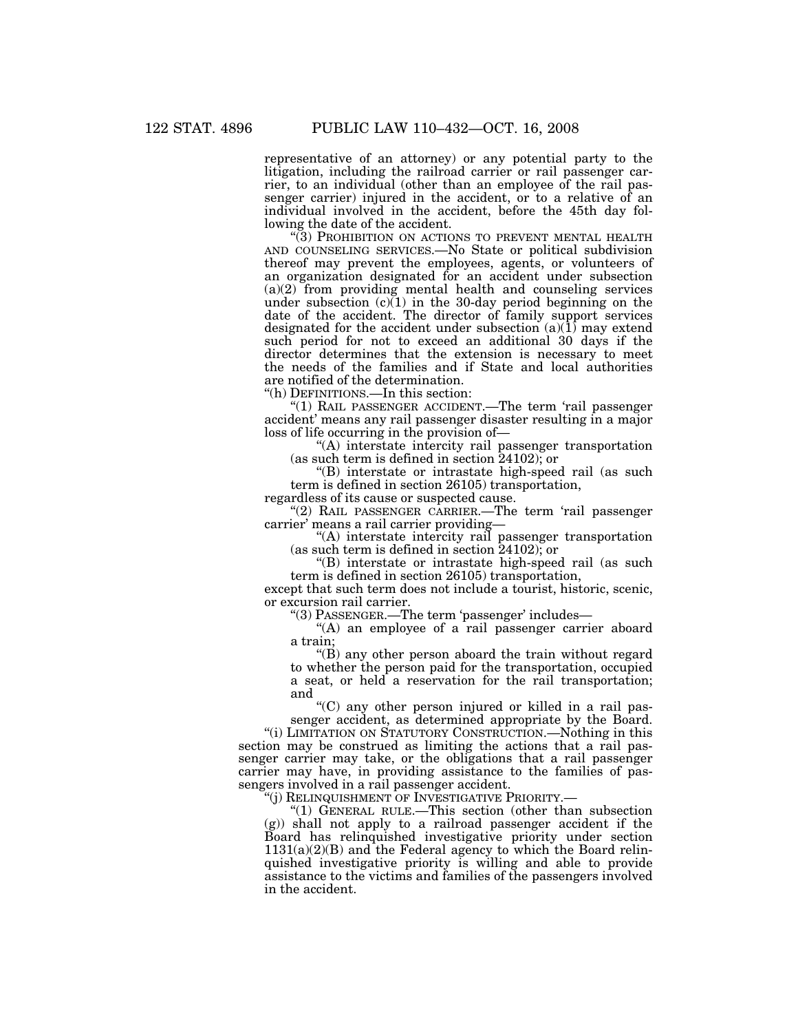representative of an attorney) or any potential party to the litigation, including the railroad carrier or rail passenger carrier, to an individual (other than an employee of the rail passenger carrier) injured in the accident, or to a relative of an individual involved in the accident, before the 45th day following the date of the accident.

"(3) PROHIBITION ON ACTIONS TO PREVENT MENTAL HEALTH AND COUNSELING SERVICES.—No State or political subdivision thereof may prevent the employees, agents, or volunteers of an organization designated for an accident under subsection (a)(2) from providing mental health and counseling services under subsection (c)(1) in the 30-day period beginning on the date of the accident. The director of family support services designated for the accident under subsection (a)(1) may extend such period for not to exceed an additional 30 days if the director determines that the extension is necessary to meet the needs of the families and if State and local authorities are notified of the determination.

"(h) DEFINITIONS.—In this section:

"(1) RAIL PASSENGER ACCIDENT.—The term 'rail passenger accident' means any rail passenger disaster resulting in a major loss of life occurring in the provision of—

"(A) interstate intercity rail passenger transportation (as such term is defined in section 24102); or

"(B) interstate or intrastate high-speed rail (as such term is defined in section 26105) transportation,

regardless of its cause or suspected cause.

"(2) RAIL PASSENGER CARRIER.—The term 'rail passenger carrier' means a rail carrier providing—

"(A) interstate intercity rail passenger transportation (as such term is defined in section 24102); or

"(B) interstate or intrastate high-speed rail (as such term is defined in section 26105) transportation,

except that such term does not include a tourist, historic, scenic, or excursion rail carrier.

"(3) PASSENGER.—The term 'passenger' includes—

"(A) an employee of a rail passenger carrier aboard a train;

"(B) any other person aboard the train without regard to whether the person paid for the transportation, occupied a seat, or held a reservation for the rail transportation; and

"(C) any other person injured or killed in a rail passenger accident, as determined appropriate by the Board.

"(i) LIMITATION ON STATUTORY CONSTRUCTION.—Nothing in this section may be construed as limiting the actions that a rail passenger carrier may take, or the obligations that a rail passenger carrier may have, in providing assistance to the families of passengers involved in a rail passenger accident.

"(j) RELINQUISHMENT OF INVESTIGATIVE PRIORITY.—

"(1) GENERAL RULE.—This section (other than subsection (g)) shall not apply to a railroad passenger accident if the Board has relinquished investigative priority under section 1131(a)(2)(B) and the Federal agency to which the Board relinquished investigative priority is willing and able to provide assistance to the victims and families of the passengers involved in the accident.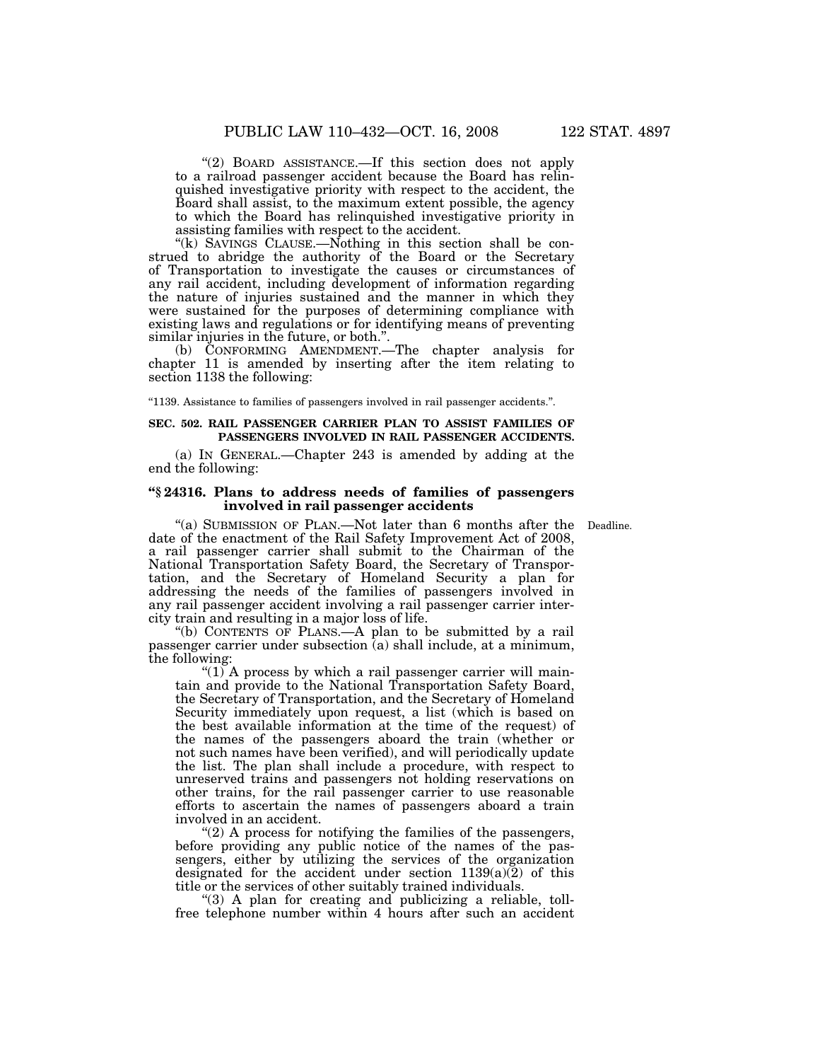"(2) BOARD ASSISTANCE.—If this section does not apply to a railroad passenger accident because the Board has relinquished investigative priority with respect to the accident, the Board shall assist, to the maximum extent possible, the agency to which the Board has relinquished investigative priority in assisting families with respect to the accident.

"(k) SAVINGS CLAUSE.—Nothing in this section shall be construed to abridge the authority of the Board or the Secretary of Transportation to investigate the causes or circumstances of any rail accident, including development of information regarding the nature of injuries sustained and the manner in which they were sustained for the purposes of determining compliance with existing laws and regulations or for identifying means of preventing similar injuries in the future, or both.".

(b) CONFORMING AMENDMENT.—The chapter analysis for chapter 11 is amended by inserting after the item relating to section 1138 the following:

"1139. Assistance to families of passengers involved in rail passenger accidents.".

**SEC. 502. RAIL PASSENGER CARRIER PLAN TO ASSIST FAMILIES OF PASSENGERS INVOLVED IN RAIL PASSENGER ACCIDENTS.**

(a) IN GENERAL.—Chapter 243 is amended by adding at the end the following:

**"§ 24316. Plans to address needs of families of passengers involved in rail passenger accidents**

Deadline.

"(a) SUBMISSION OF PLAN.—Not later than 6 months after the date of the enactment of the Rail Safety Improvement Act of 2008, a rail passenger carrier shall submit to the Chairman of the National Transportation Safety Board, the Secretary of Transportation, and the Secretary of Homeland Security a plan for addressing the needs of the families of passengers involved in any rail passenger accident involving a rail passenger carrier intercity train and resulting in a major loss of life.

"(b) CONTENTS OF PLANS.—A plan to be submitted by a rail passenger carrier under subsection (a) shall include, at a minimum, the following:

"(1) A process by which a rail passenger carrier will maintain and provide to the National Transportation Safety Board, the Secretary of Transportation, and the Secretary of Homeland Security immediately upon request, a list (which is based on the best available information at the time of the request) of the names of the passengers aboard the train (whether or not such names have been verified), and will periodically update the list. The plan shall include a procedure, with respect to unreserved trains and passengers not holding reservations on other trains, for the rail passenger carrier to use reasonable efforts to ascertain the names of passengers aboard a train involved in an accident.

"(2) A process for notifying the families of the passengers, before providing any public notice of the names of the passengers, either by utilizing the services of the organization designated for the accident under section 1139(a)(2) of this title or the services of other suitably trained individuals.

"(3) A plan for creating and publicizing a reliable, toll-free telephone number within 4 hours after such an accident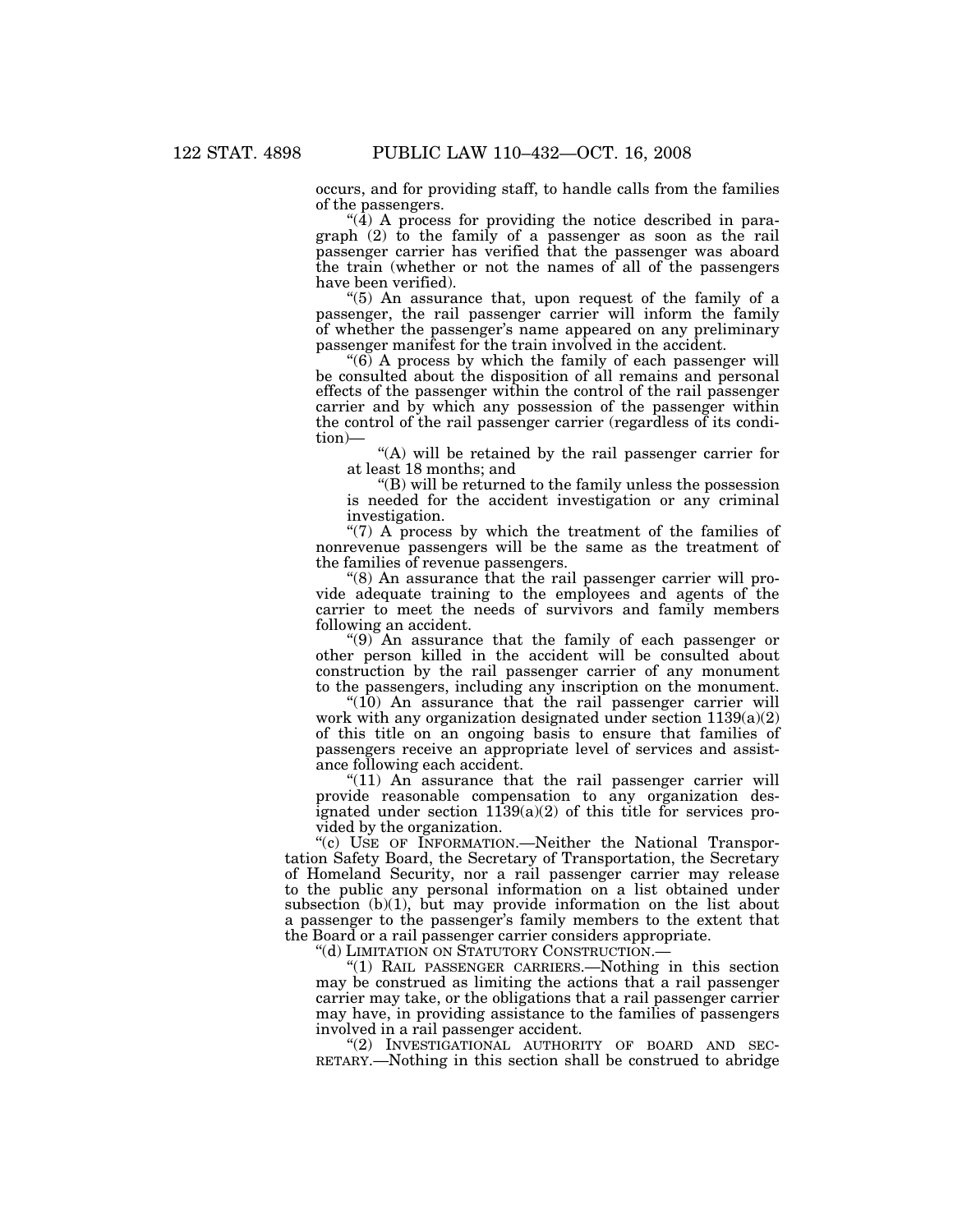occurs, and for providing staff, to handle calls from the families of the passengers.

"(4) A process for providing the notice described in paragraph (2) to the family of a passenger as soon as the rail passenger carrier has verified that the passenger was aboard the train (whether or not the names of all of the passengers have been verified).

"(5) An assurance that, upon request of the family of a passenger, the rail passenger carrier will inform the family of whether the passenger's name appeared on any preliminary passenger manifest for the train involved in the accident.

"(6) A process by which the family of each passenger will be consulted about the disposition of all remains and personal effects of the passenger within the control of the rail passenger carrier and by which any possession of the passenger within the control of the rail passenger carrier (regardless of its condition)—

"(A) will be retained by the rail passenger carrier for at least 18 months; and

"(B) will be returned to the family unless the possession is needed for the accident investigation or any criminal investigation.

"(7) A process by which the treatment of the families of nonrevenue passengers will be the same as the treatment of the families of revenue passengers.

"(8) An assurance that the rail passenger carrier will provide adequate training to the employees and agents of the carrier to meet the needs of survivors and family members following an accident.

"(9) An assurance that the family of each passenger or other person killed in the accident will be consulted about construction by the rail passenger carrier of any monument to the passengers, including any inscription on the monument.

"(10) An assurance that the rail passenger carrier will work with any organization designated under section 1139(a)(2) of this title on an ongoing basis to ensure that families of passengers receive an appropriate level of services and assistance following each accident.

"(11) An assurance that the rail passenger carrier will provide reasonable compensation to any organization designated under section 1139(a)(2) of this title for services provided by the organization.

"(c) USE OF INFORMATION.—Neither the National Transportation Safety Board, the Secretary of Transportation, the Secretary of Homeland Security, nor a rail passenger carrier may release to the public any personal information on a list obtained under subsection (b)(1), but may provide information on the list about a passenger to the passenger's family members to the extent that the Board or a rail passenger carrier considers appropriate.

"(d) LIMITATION ON STATUTORY CONSTRUCTION.—

"(1) RAIL PASSENGER CARRIERS.—Nothing in this section may be construed as limiting the actions that a rail passenger carrier may take, or the obligations that a rail passenger carrier may have, in providing assistance to the families of passengers involved in a rail passenger accident.

"(2) INVESTIGATIONAL AUTHORITY OF BOARD AND SECRETARY.—Nothing in this section shall be construed to abridge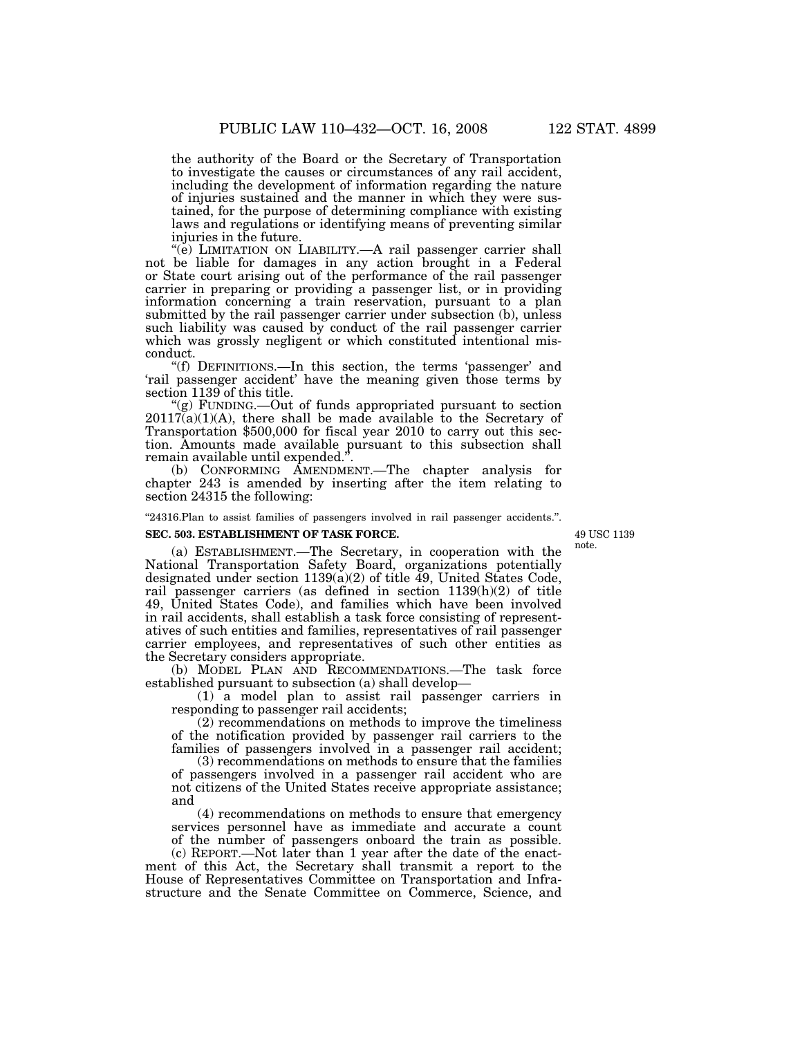the authority of the Board or the Secretary of Transportation to investigate the causes or circumstances of any rail accident, including the development of information regarding the nature of injuries sustained and the manner in which they were sustained, for the purpose of determining compliance with existing laws and regulations or identifying means of preventing similar injuries in the future.

"(e) LIMITATION ON LIABILITY.—A rail passenger carrier shall not be liable for damages in any action brought in a Federal or State court arising out of the performance of the rail passenger carrier in preparing or providing a passenger list, or in providing information concerning a train reservation, pursuant to a plan submitted by the rail passenger carrier under subsection (b), unless such liability was caused by conduct of the rail passenger carrier which was grossly negligent or which constituted intentional misconduct.

"(f) DEFINITIONS.—In this section, the terms 'passenger' and 'rail passenger accident' have the meaning given those terms by section 1139 of this title.

"(g) FUNDING.—Out of funds appropriated pursuant to section 20117(a)(1)(A), there shall be made available to the Secretary of Transportation $500,000 for fiscal year 2010 to carry out this section. Amounts made available pursuant to this subsection shall remain available until expended.".

(b) CONFORMING AMENDMENT.—The chapter analysis for chapter 243 is amended by inserting after the item relating to section 24315 the following:

"24316. Plan to assist families of passengers involved in rail passenger accidents.".

**SEC. 503. ESTABLISHMENT OF TASK FORCE.**

49 USC 1139 note.

(a) ESTABLISHMENT.—The Secretary, in cooperation with the National Transportation Safety Board, organizations potentially designated under section 1139(a)(2) of title 49, United States Code, rail passenger carriers (as defined in section 1139(h)(2) of title 49, United States Code), and families which have been involved in rail accidents, shall establish a task force consisting of representatives of such entities and families, representatives of rail passenger carrier employees, and representatives of such other entities as the Secretary considers appropriate.

(b) MODEL PLAN AND RECOMMENDATIONS.—The task force established pursuant to subsection (a) shall develop—

(1) a model plan to assist rail passenger carriers in responding to passenger rail accidents;

(2) recommendations on methods to improve the timeliness of the notification provided by passenger rail carriers to the families of passengers involved in a passenger rail accident;

(3) recommendations on methods to ensure that the families of passengers involved in a passenger rail accident who are not citizens of the United States receive appropriate assistance; and

(4) recommendations on methods to ensure that emergency services personnel have as immediate and accurate a count of the number of passengers onboard the train as possible.

(c) REPORT.—Not later than 1 year after the date of the enactment of this Act, the Secretary shall transmit a report to the House of Representatives Committee on Transportation and Infrastructure and the Senate Committee on Commerce, Science, and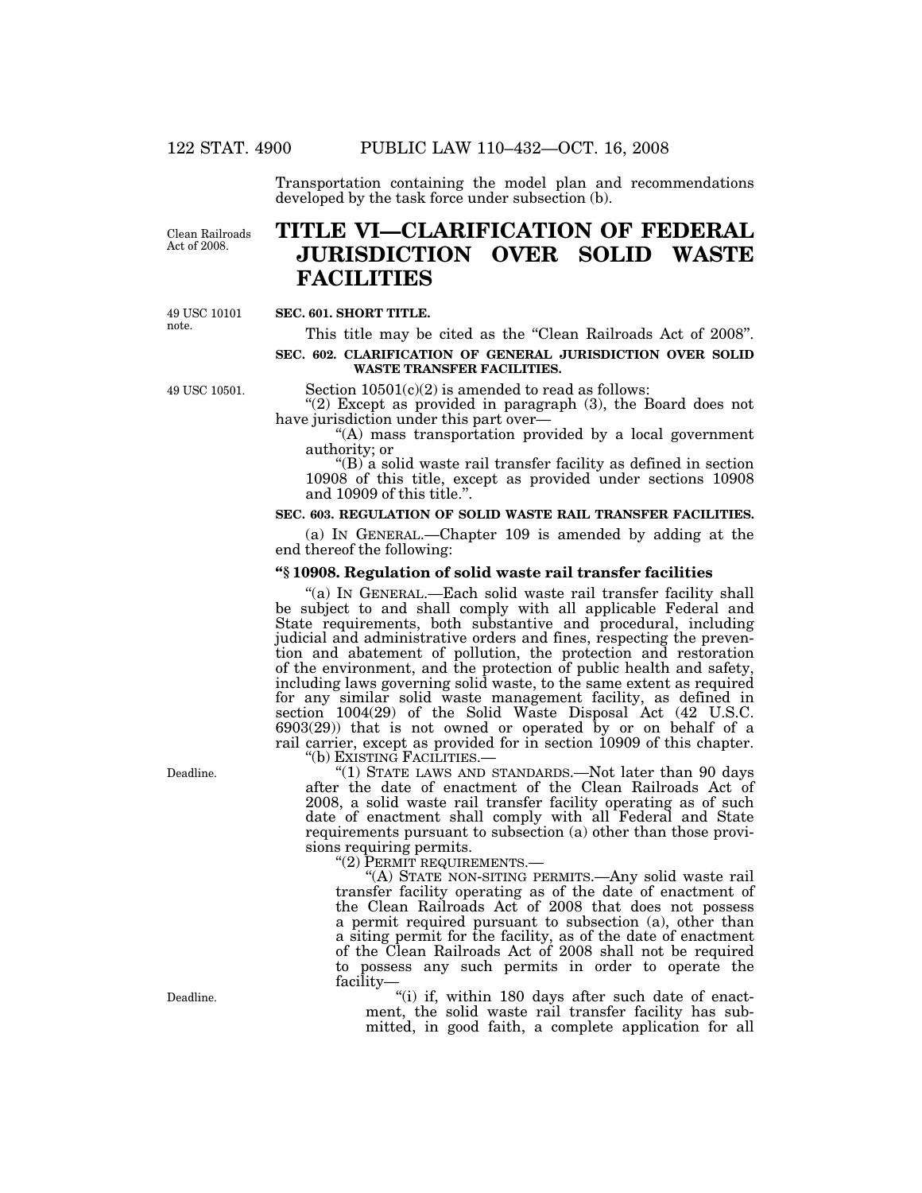Transportation containing the model plan and recommendations developed by the task force under subsection (b).

Clean Railroads Act of 2008.

# TITLE VI—CLARIFICATION OF FEDERAL JURISDICTION OVER SOLID WASTE FACILITIES

49 USC 10101 note.

**SEC. 601. SHORT TITLE.**

This title may be cited as the "Clean Railroads Act of 2008".

**SEC. 602. CLARIFICATION OF GENERAL JURISDICTION OVER SOLID WASTE TRANSFER FACILITIES.**

49 USC 10501.

Section 10501(c)(2) is amended to read as follows:

"(2) Except as provided in paragraph (3), the Board does not have jurisdiction under this part over—

"(A) mass transportation provided by a local government authority; or

"(B) a solid waste rail transfer facility as defined in section 10908 of this title, except as provided under sections 10908 and 10909 of this title.".

**SEC. 603. REGULATION OF SOLID WASTE RAIL TRANSFER FACILITIES.**

(a) IN GENERAL.—Chapter 109 is amended by adding at the end thereof the following:

**"§ 10908. Regulation of solid waste rail transfer facilities**

"(a) IN GENERAL.—Each solid waste rail transfer facility shall be subject to and shall comply with all applicable Federal and State requirements, both substantive and procedural, including judicial and administrative orders and fines, respecting the prevention and abatement of pollution, the protection and restoration of the environment, and the protection of public health and safety, including laws governing solid waste, to the same extent as required for any similar solid waste management facility, as defined in section 1004(29) of the Solid Waste Disposal Act (42 U.S.C. 6903(29)) that is not owned or operated by or on behalf of a rail carrier, except as provided for in section 10909 of this chapter.

"(b) EXISTING FACILITIES.—

Deadline.

"(1) STATE LAWS AND STANDARDS.—Not later than 90 days after the date of enactment of the Clean Railroads Act of 2008, a solid waste rail transfer facility operating as of such date of enactment shall comply with all Federal and State requirements pursuant to subsection (a) other than those provisions requiring permits.

"(2) PERMIT REQUIREMENTS.—

"(A) STATE NON-SITING PERMITS.—Any solid waste rail transfer facility operating as of the date of enactment of the Clean Railroads Act of 2008 that does not possess a permit required pursuant to subsection (a), other than a siting permit for the facility, as of the date of enactment of the Clean Railroads Act of 2008 shall not be required to possess any such permits in order to operate the facility—

Deadline.

"(i) if, within 180 days after such date of enactment, the solid waste rail transfer facility has submitted, in good faith, a complete application for all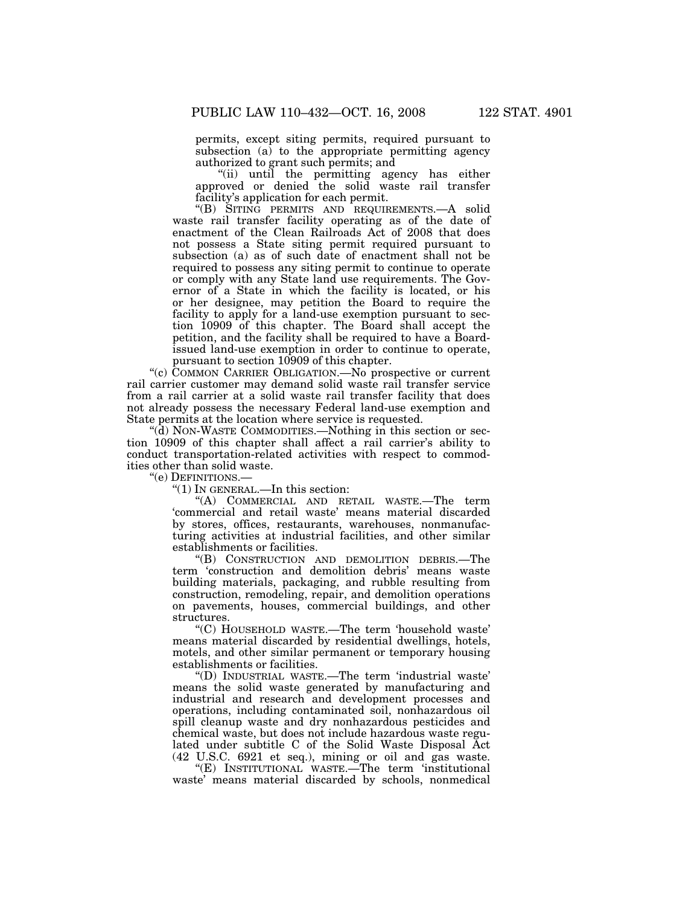permits, except siting permits, required pursuant to subsection (a) to the appropriate permitting agency authorized to grant such permits; and

"(ii) until the permitting agency has either approved or denied the solid waste rail transfer facility's application for each permit.

"(B) SITING PERMITS AND REQUIREMENTS.—A solid waste rail transfer facility operating as of the date of enactment of the Clean Railroads Act of 2008 that does not possess a State siting permit required pursuant to subsection (a) as of such date of enactment shall not be required to possess any siting permit to continue to operate or comply with any State land use requirements. The Governor of a State in which the facility is located, or his or her designee, may petition the Board to require the facility to apply for a land-use exemption pursuant to section 10909 of this chapter. The Board shall accept the petition, and the facility shall be required to have a Board-issued land-use exemption in order to continue to operate, pursuant to section 10909 of this chapter.

"(c) COMMON CARRIER OBLIGATION.—No prospective or current rail carrier customer may demand solid waste rail transfer service from a rail carrier at a solid waste rail transfer facility that does not already possess the necessary Federal land-use exemption and State permits at the location where service is requested.

"(d) NON-WASTE COMMODITIES.—Nothing in this section or section 10909 of this chapter shall affect a rail carrier's ability to conduct transportation-related activities with respect to commodities other than solid waste.

"(e) DEFINITIONS.—

"(1) IN GENERAL.—In this section:

"(A) COMMERCIAL AND RETAIL WASTE.—The term 'commercial and retail waste' means material discarded by stores, offices, restaurants, warehouses, nonmanufacturing activities at industrial facilities, and other similar establishments or facilities.

"(B) CONSTRUCTION AND DEMOLITION DEBRIS.—The term 'construction and demolition debris' means waste building materials, packaging, and rubble resulting from construction, remodeling, repair, and demolition operations on pavements, houses, commercial buildings, and other structures.

"(C) HOUSEHOLD WASTE.—The term 'household waste' means material discarded by residential dwellings, hotels, motels, and other similar permanent or temporary housing establishments or facilities.

"(D) INDUSTRIAL WASTE.—The term 'industrial waste' means the solid waste generated by manufacturing and industrial and research and development processes and operations, including contaminated soil, nonhazardous oil spill cleanup waste and dry nonhazardous pesticides and chemical waste, but does not include hazardous waste regulated under subtitle C of the Solid Waste Disposal Act (42 U.S.C. 6921 et seq.), mining or oil and gas waste.

"(E) INSTITUTIONAL WASTE.—The term 'institutional waste' means material discarded by schools, nonmedical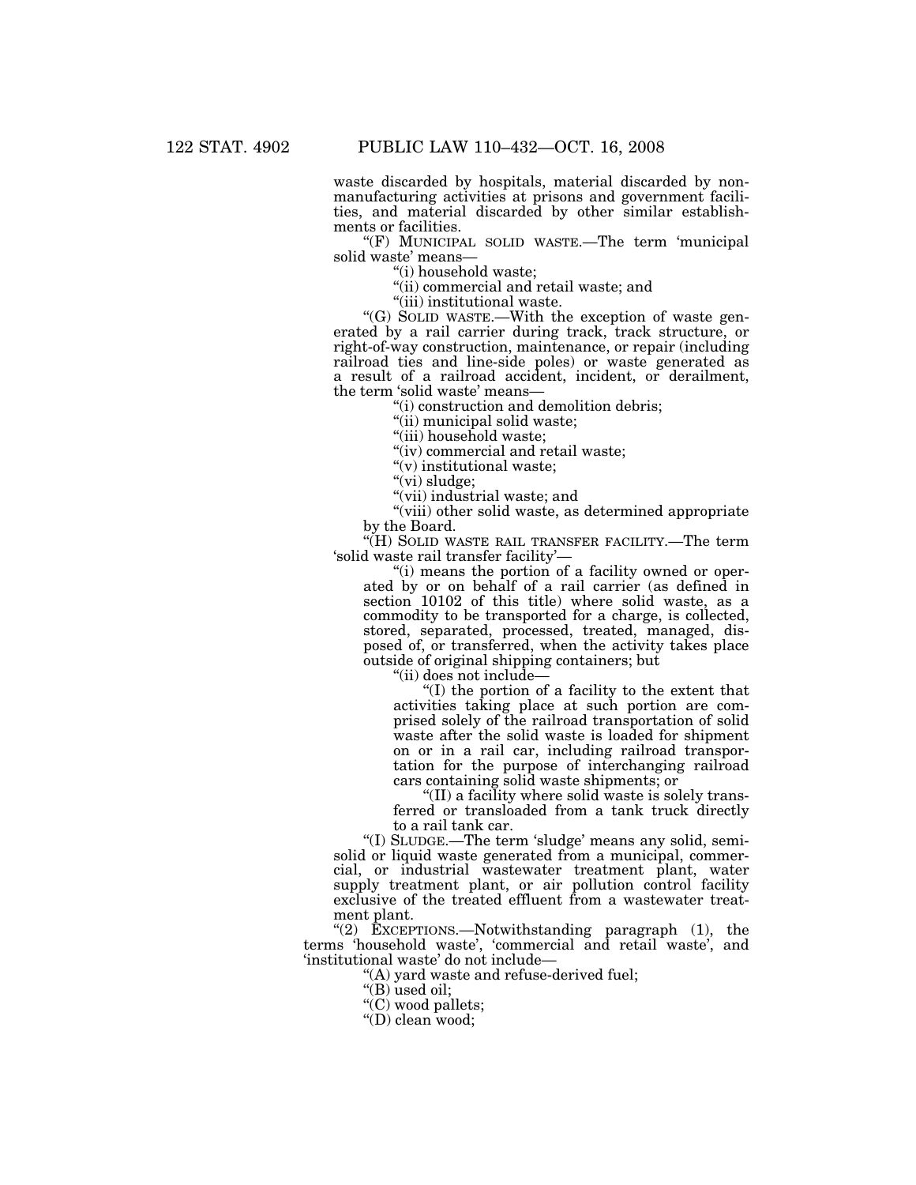waste discarded by hospitals, material discarded by nonmanufacturing activities at prisons and government facilities, and material discarded by other similar establishments or facilities.

"(F) MUNICIPAL SOLID WASTE.—The term 'municipal solid waste' means—

"(i) household waste;

"(ii) commercial and retail waste; and

"(iii) institutional waste.

"(G) SOLID WASTE.—With the exception of waste generated by a rail carrier during track, track structure, or right-of-way construction, maintenance, or repair (including railroad ties and line-side poles) or waste generated as a result of a railroad accident, incident, or derailment, the term 'solid waste' means—

"(i) construction and demolition debris;

"(ii) municipal solid waste;

"(iii) household waste;

"(iv) commercial and retail waste;

"(v) institutional waste;

"(vi) sludge;

"(vii) industrial waste; and

"(viii) other solid waste, as determined appropriate by the Board.

"(H) SOLID WASTE RAIL TRANSFER FACILITY.—The term 'solid waste rail transfer facility'—

"(i) means the portion of a facility owned or operated by or on behalf of a rail carrier (as defined in section 10102 of this title) where solid waste, as a commodity to be transported for a charge, is collected, stored, separated, processed, treated, managed, disposed of, or transferred, when the activity takes place outside of original shipping containers; but

"(ii) does not include—

"(I) the portion of a facility to the extent that activities taking place at such portion are comprised solely of the railroad transportation of solid waste after the solid waste is loaded for shipment on or in a rail car, including railroad transportation for the purpose of interchanging railroad cars containing solid waste shipments; or

"(II) a facility where solid waste is solely transferred or transloaded from a tank truck directly to a rail tank car.

"(I) SLUDGE.—The term 'sludge' means any solid, semisolid or liquid waste generated from a municipal, commercial, or industrial wastewater treatment plant, water supply treatment plant, or air pollution control facility exclusive of the treated effluent from a wastewater treatment plant.

"(2) EXCEPTIONS.—Notwithstanding paragraph (1), the terms 'household waste', 'commercial and retail waste', and 'institutional waste' do not include—

"(A) yard waste and refuse-derived fuel;

"(B) used oil;

"(C) wood pallets;

"(D) clean wood;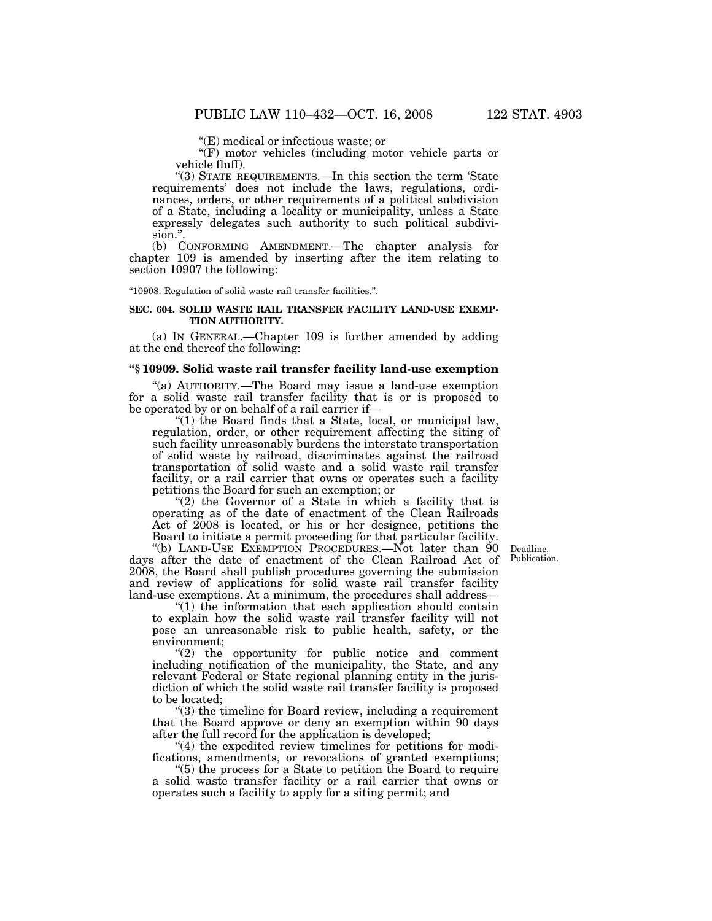"(E) medical or infectious waste; or

"(F) motor vehicles (including motor vehicle parts or vehicle fluff).

"(3) STATE REQUIREMENTS.—In this section the term 'State requirements' does not include the laws, regulations, ordinances, orders, or other requirements of a political subdivision of a State, including a locality or municipality, unless a State expressly delegates such authority to such political subdivision.".

(b) CONFORMING AMENDMENT.—The chapter analysis for chapter 109 is amended by inserting after the item relating to section 10907 the following:

"10908. Regulation of solid waste rail transfer facilities.".

**SEC. 604. SOLID WASTE RAIL TRANSFER FACILITY LAND-USE EXEMPTION AUTHORITY.**

(a) IN GENERAL.—Chapter 109 is further amended by adding at the end thereof the following:

**"§ 10909. Solid waste rail transfer facility land-use exemption**

"(a) AUTHORITY.—The Board may issue a land-use exemption for a solid waste rail transfer facility that is or is proposed to be operated by or on behalf of a rail carrier if—

"(1) the Board finds that a State, local, or municipal law, regulation, order, or other requirement affecting the siting of such facility unreasonably burdens the interstate transportation of solid waste by railroad, discriminates against the railroad transportation of solid waste and a solid waste rail transfer facility, or a rail carrier that owns or operates such a facility petitions the Board for such an exemption; or

"(2) the Governor of a State in which a facility that is operating as of the date of enactment of the Clean Railroads Act of 2008 is located, or his or her designee, petitions the Board to initiate a permit proceeding for that particular facility.

"(b) LAND-USE EXEMPTION PROCEDURES.—Not later than 90 days after the date of enactment of the Clean Railroad Act of 2008, the Board shall publish procedures governing the submission and review of applications for solid waste rail transfer facility land-use exemptions. At a minimum, the procedures shall address—

Deadline.
Publication.

"(1) the information that each application should contain to explain how the solid waste rail transfer facility will not pose an unreasonable risk to public health, safety, or the environment;

"(2) the opportunity for public notice and comment including notification of the municipality, the State, and any relevant Federal or State regional planning entity in the jurisdiction of which the solid waste rail transfer facility is proposed to be located;

"(3) the timeline for Board review, including a requirement that the Board approve or deny an exemption within 90 days after the full record for the application is developed;

"(4) the expedited review timelines for petitions for modifications, amendments, or revocations of granted exemptions;

"(5) the process for a State to petition the Board to require a solid waste transfer facility or a rail carrier that owns or operates such a facility to apply for a siting permit; and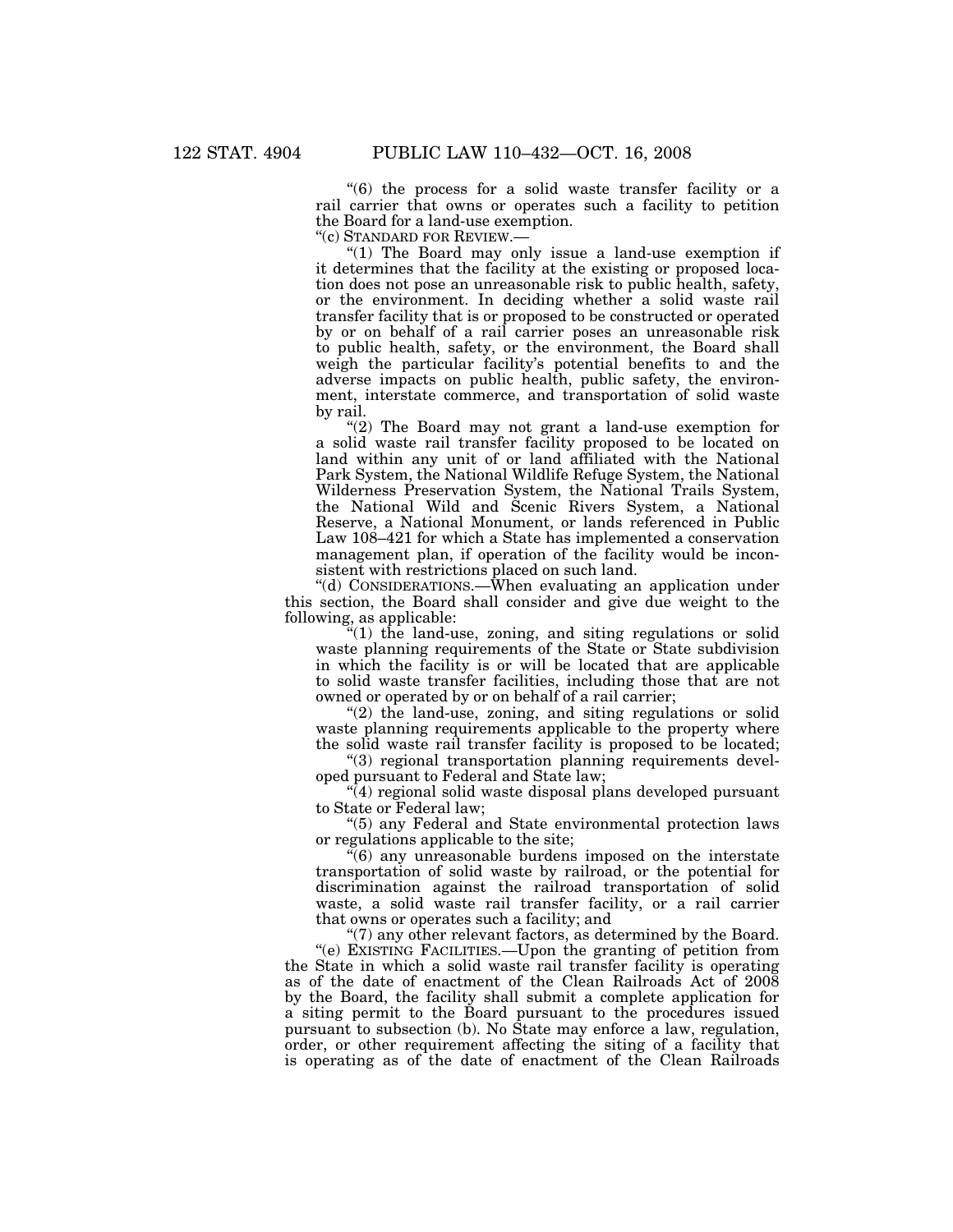"(6) the process for a solid waste transfer facility or a rail carrier that owns or operates such a facility to petition the Board for a land-use exemption.

"(c) STANDARD FOR REVIEW.—

"(1) The Board may only issue a land-use exemption if it determines that the facility at the existing or proposed location does not pose an unreasonable risk to public health, safety, or the environment. In deciding whether a solid waste rail transfer facility that is or proposed to be constructed or operated by or on behalf of a rail carrier poses an unreasonable risk to public health, safety, or the environment, the Board shall weigh the particular facility's potential benefits to and the adverse impacts on public health, public safety, the environment, interstate commerce, and transportation of solid waste by rail.

"(2) The Board may not grant a land-use exemption for a solid waste rail transfer facility proposed to be located on land within any unit of or land affiliated with the National Park System, the National Wildlife Refuge System, the National Wilderness Preservation System, the National Trails System, the National Wild and Scenic Rivers System, a National Reserve, a National Monument, or lands referenced in Public Law 108–421 for which a State has implemented a conservation management plan, if operation of the facility would be inconsistent with restrictions placed on such land.

"(d) CONSIDERATIONS.—When evaluating an application under this section, the Board shall consider and give due weight to the following, as applicable:

"(1) the land-use, zoning, and siting regulations or solid waste planning requirements of the State or State subdivision in which the facility is or will be located that are applicable to solid waste transfer facilities, including those that are not owned or operated by or on behalf of a rail carrier;

"(2) the land-use, zoning, and siting regulations or solid waste planning requirements applicable to the property where the solid waste rail transfer facility is proposed to be located;

"(3) regional transportation planning requirements developed pursuant to Federal and State law;

"(4) regional solid waste disposal plans developed pursuant to State or Federal law;

"(5) any Federal and State environmental protection laws or regulations applicable to the site;

"(6) any unreasonable burdens imposed on the interstate transportation of solid waste by railroad, or the potential for discrimination against the railroad transportation of solid waste, a solid waste rail transfer facility, or a rail carrier that owns or operates such a facility; and

"(7) any other relevant factors, as determined by the Board.

"(e) EXISTING FACILITIES.—Upon the granting of petition from the State in which a solid waste rail transfer facility is operating as of the date of enactment of the Clean Railroads Act of 2008 by the Board, the facility shall submit a complete application for a siting permit to the Board pursuant to the procedures issued pursuant to subsection (b). No State may enforce a law, regulation, order, or other requirement affecting the siting of a facility that is operating as of the date of enactment of the Clean Railroads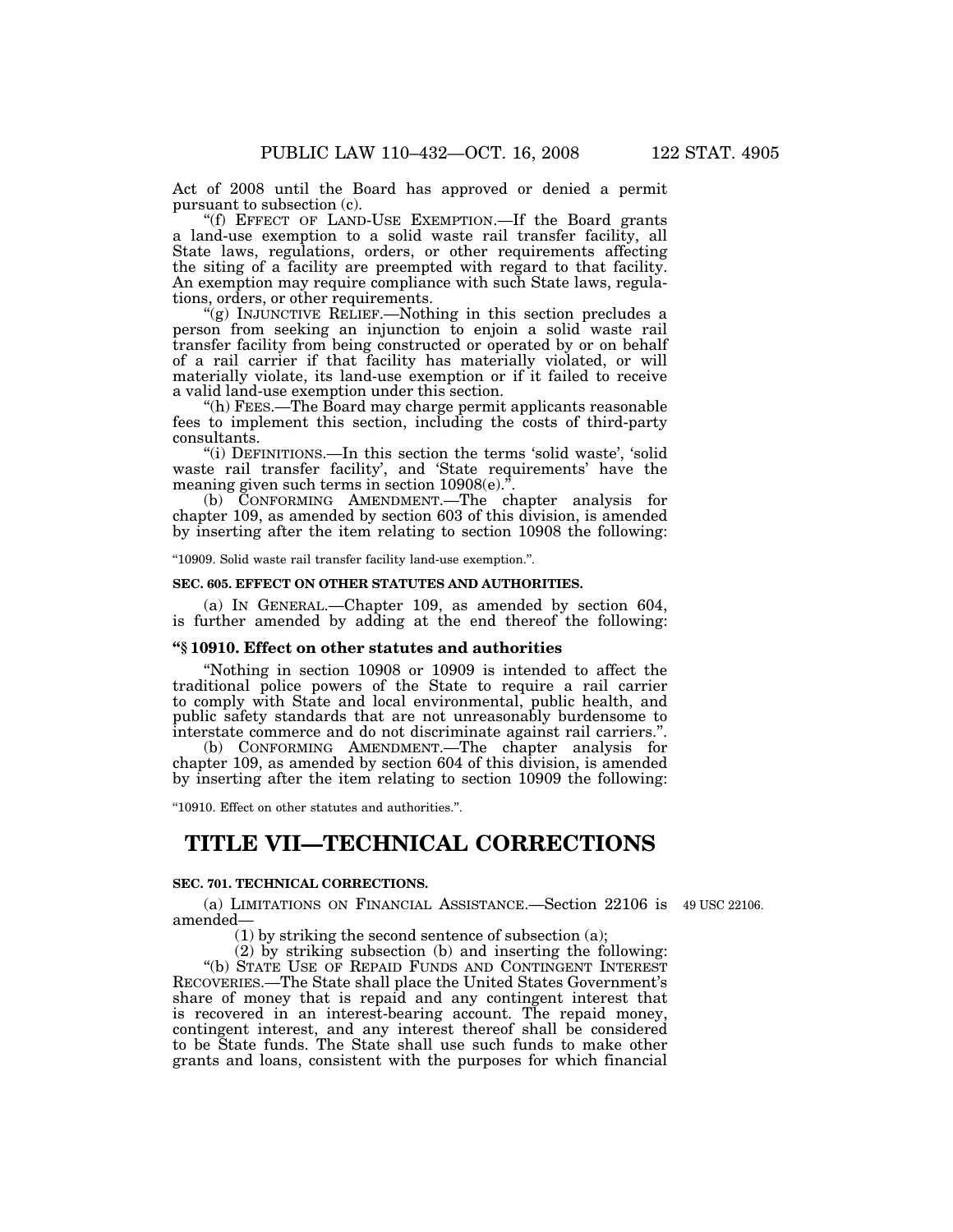Act of 2008 until the Board has approved or denied a permit pursuant to subsection (c).

"(f) EFFECT OF LAND-USE EXEMPTION.—If the Board grants a land-use exemption to a solid waste rail transfer facility, all State laws, regulations, orders, or other requirements affecting the siting of a facility are preempted with regard to that facility. An exemption may require compliance with such State laws, regulations, orders, or other requirements.

"(g) INJUNCTIVE RELIEF.—Nothing in this section precludes a person from seeking an injunction to enjoin a solid waste rail transfer facility from being constructed or operated by or on behalf of a rail carrier if that facility has materially violated, or will materially violate, its land-use exemption or if it failed to receive a valid land-use exemption under this section.

"(h) FEES.—The Board may charge permit applicants reasonable fees to implement this section, including the costs of third-party consultants.

"(i) DEFINITIONS.—In this section the terms 'solid waste', 'solid waste rail transfer facility', and 'State requirements' have the meaning given such terms in section 10908(e).".

(b) CONFORMING AMENDMENT.—The chapter analysis for chapter 109, as amended by section 603 of this division, is amended by inserting after the item relating to section 10908 the following:

"10909. Solid waste rail transfer facility land-use exemption.".

**SEC. 605. EFFECT ON OTHER STATUTES AND AUTHORITIES.**

(a) IN GENERAL.—Chapter 109, as amended by section 604, is further amended by adding at the end thereof the following:

**"§ 10910. Effect on other statutes and authorities**

"Nothing in section 10908 or 10909 is intended to affect the traditional police powers of the State to require a rail carrier to comply with State and local environmental, public health, and public safety standards that are not unreasonably burdensome to interstate commerce and do not discriminate against rail carriers.".

(b) CONFORMING AMENDMENT.—The chapter analysis for chapter 109, as amended by section 604 of this division, is amended by inserting after the item relating to section 10909 the following:

"10910. Effect on other statutes and authorities.".

# TITLE VII—TECHNICAL CORRECTIONS

**SEC. 701. TECHNICAL CORRECTIONS.**

(a) LIMITATIONS ON FINANCIAL ASSISTANCE.—Section 22106 is amended— 49 USC 22106.

(1) by striking the second sentence of subsection (a);

(2) by striking subsection (b) and inserting the following:

"(b) STATE USE OF REPAID FUNDS AND CONTINGENT INTEREST RECOVERIES.—The State shall place the United States Government's share of money that is repaid and any contingent interest that is recovered in an interest-bearing account. The repaid money, contingent interest, and any interest thereof shall be considered to be State funds. The State shall use such funds to make other grants and loans, consistent with the purposes for which financial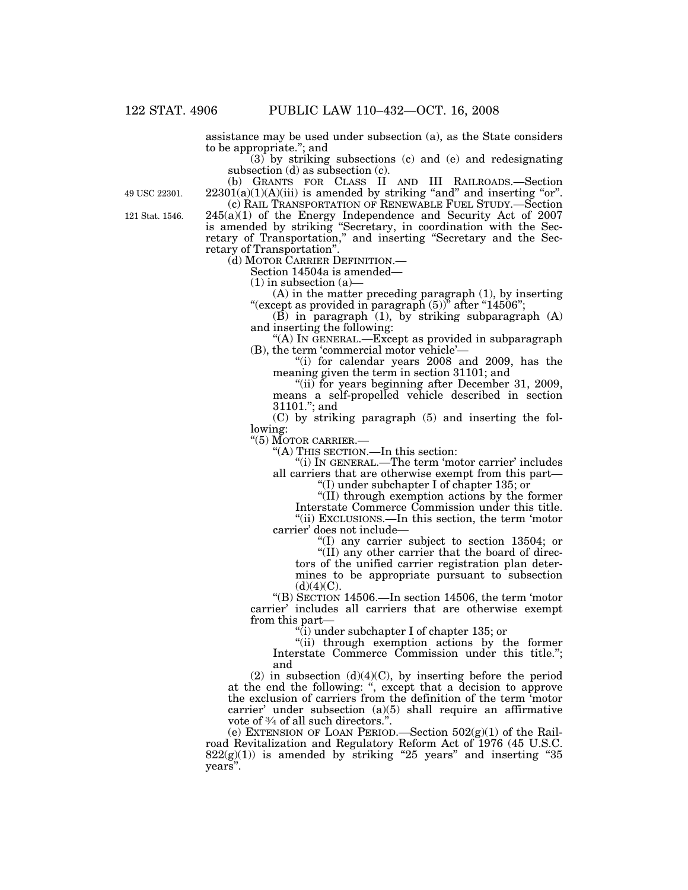assistance may be used under subsection (a), as the State considers to be appropriate."; and

(3) by striking subsections (c) and (e) and redesignating subsection (d) as subsection (c).

(b) GRANTS FOR CLASS II AND III RAILROADS.—Section 22301(a)(1)(A)(iii) is amended by striking "and" and inserting "or".

49 USC 22301.

(c) RAIL TRANSPORTATION OF RENEWABLE FUEL STUDY.—Section 245(a)(1) of the Energy Independence and Security Act of 2007 is amended by striking "Secretary, in coordination with the Secretary of Transportation," and inserting "Secretary and the Secretary of Transportation".

121 Stat. 1546.

(d) MOTOR CARRIER DEFINITION.—

Section 14504a is amended—

(1) in subsection (a)—

(A) in the matter preceding paragraph (1), by inserting "(except as provided in paragraph (5))" after "14506";

(B) in paragraph (1), by striking subparagraph (A) and inserting the following:

"(A) IN GENERAL.—Except as provided in subparagraph (B), the term 'commercial motor vehicle'—

"(i) for calendar years 2008 and 2009, has the meaning given the term in section 31101; and

"(ii) for years beginning after December 31, 2009, means a self-propelled vehicle described in section 31101."; and

(C) by striking paragraph (5) and inserting the following:

"(5) MOTOR CARRIER.—

"(A) THIS SECTION.—In this section:

"(i) IN GENERAL.—The term 'motor carrier' includes all carriers that are otherwise exempt from this part—

"(I) under subchapter I of chapter 135; or

"(II) through exemption actions by the former Interstate Commerce Commission under this title.

"(ii) EXCLUSIONS.—In this section, the term 'motor carrier' does not include—

"(I) any carrier subject to section 13504; or

"(II) any other carrier that the board of directors of the unified carrier registration plan determines to be appropriate pursuant to subsection (d)(4)(C).

"(B) SECTION 14506.—In section 14506, the term 'motor carrier' includes all carriers that are otherwise exempt from this part—

"(i) under subchapter I of chapter 135; or

"(ii) through exemption actions by the former Interstate Commerce Commission under this title."; and

(2) in subsection (d)(4)(C), by inserting before the period at the end the following: ", except that a decision to approve the exclusion of carriers from the definition of the term 'motor carrier' under subsection (a)(5) shall require an affirmative vote of ¾ of all such directors.".

(e) EXTENSION OF LOAN PERIOD.—Section 502(g)(1) of the Railroad Revitalization and Regulatory Reform Act of 1976 (45 U.S.C. 822(g)(1)) is amended by striking "25 years" and inserting "35 years".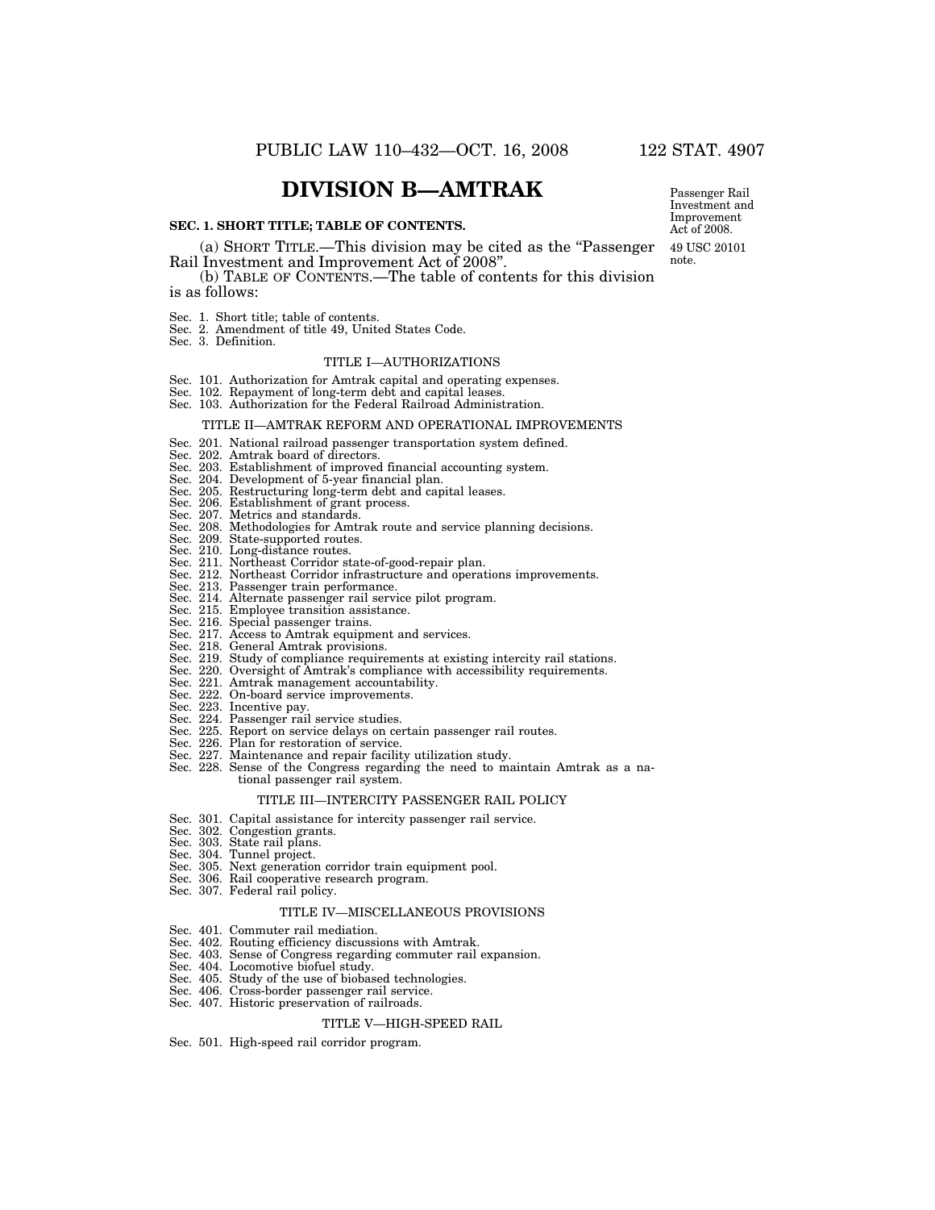# DIVISION B—AMTRAK

Passenger Rail Investment and Improvement Act of 2008.

49 USC 20101 note.

**SEC. 1. SHORT TITLE; TABLE OF CONTENTS.**

(a) SHORT TITLE.—This division may be cited as the "Passenger Rail Investment and Improvement Act of 2008".

(b) TABLE OF CONTENTS.—The table of contents for this division is as follows:

Sec. 1. Short title; table of contents.
Sec. 2. Amendment of title 49, United States Code.
Sec. 3. Definition.

TITLE I—AUTHORIZATIONS

Sec. 101. Authorization for Amtrak capital and operating expenses.
Sec. 102. Repayment of long-term debt and capital leases.
Sec. 103. Authorization for the Federal Railroad Administration.

TITLE II—AMTRAK REFORM AND OPERATIONAL IMPROVEMENTS

Sec. 201. National railroad passenger transportation system defined.
Sec. 202. Amtrak board of directors.
Sec. 203. Establishment of improved financial accounting system.
Sec. 204. Development of 5-year financial plan.
Sec. 205. Restructuring long-term debt and capital leases.
Sec. 206. Establishment of grant process.
Sec. 207. Metrics and standards.
Sec. 208. Methodologies for Amtrak route and service planning decisions.
Sec. 209. State-supported routes.
Sec. 210. Long-distance routes.
Sec. 211. Northeast Corridor state-of-good-repair plan.
Sec. 212. Northeast Corridor infrastructure and operations improvements.
Sec. 213. Passenger train performance.
Sec. 214. Alternate passenger rail service pilot program.
Sec. 215. Employee transition assistance.
Sec. 216. Special passenger trains.
Sec. 217. Access to Amtrak equipment and services.
Sec. 218. General Amtrak provisions.
Sec. 219. Study of compliance requirements at existing intercity rail stations.
Sec. 220. Oversight of Amtrak's compliance with accessibility requirements.
Sec. 221. Amtrak management accountability.
Sec. 222. On-board service improvements.
Sec. 223. Incentive pay.
Sec. 224. Passenger rail service studies.
Sec. 225. Report on service delays on certain passenger rail routes.
Sec. 226. Plan for restoration of service.
Sec. 227. Maintenance and repair facility utilization study.
Sec. 228. Sense of the Congress regarding the need to maintain Amtrak as a national passenger rail system.

TITLE III—INTERCITY PASSENGER RAIL POLICY

Sec. 301. Capital assistance for intercity passenger rail service.
Sec. 302. Congestion grants.
Sec. 303. State rail plans.
Sec. 304. Tunnel project.
Sec. 305. Next generation corridor train equipment pool.
Sec. 306. Rail cooperative research program.
Sec. 307. Federal rail policy.

TITLE IV—MISCELLANEOUS PROVISIONS

Sec. 401. Commuter rail mediation.
Sec. 402. Routing efficiency discussions with Amtrak.
Sec. 403. Sense of Congress regarding commuter rail expansion.
Sec. 404. Locomotive biofuel study.
Sec. 405. Study of the use of biobased technologies.
Sec. 406. Cross-border passenger rail service.
Sec. 407. Historic preservation of railroads.

TITLE V—HIGH-SPEED RAIL

Sec. 501. High-speed rail corridor program.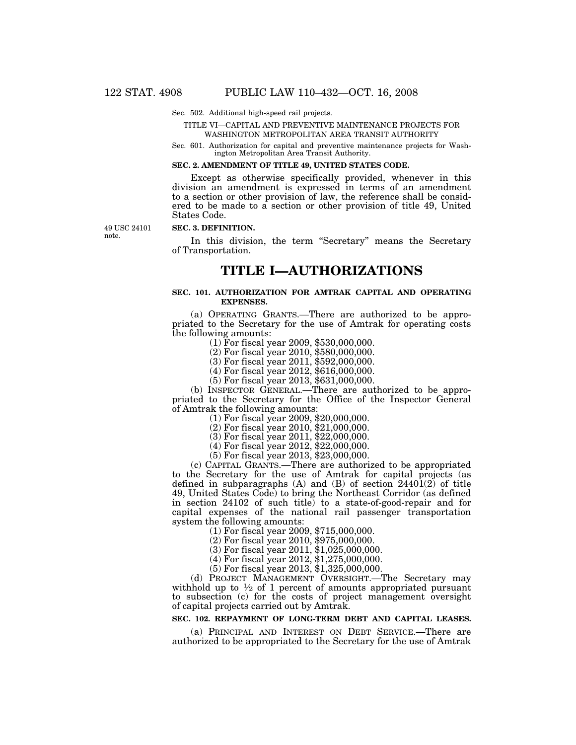Sec. 502. Additional high-speed rail projects.

TITLE VI—CAPITAL AND PREVENTIVE MAINTENANCE PROJECTS FOR WASHINGTON METROPOLITAN AREA TRANSIT AUTHORITY

Sec. 601. Authorization for capital and preventive maintenance projects for Washington Metropolitan Area Transit Authority.

**SEC. 2. AMENDMENT OF TITLE 49, UNITED STATES CODE.**

Except as otherwise specifically provided, whenever in this division an amendment is expressed in terms of an amendment to a section or other provision of law, the reference shall be considered to be made to a section or other provision of title 49, United States Code.

49 USC 24101 note.

**SEC. 3. DEFINITION.**

In this division, the term "Secretary" means the Secretary of Transportation.

# TITLE I—AUTHORIZATIONS

**SEC. 101. AUTHORIZATION FOR AMTRAK CAPITAL AND OPERATING EXPENSES.**

(a) OPERATING GRANTS.—There are authorized to be appropriated to the Secretary for the use of Amtrak for operating costs the following amounts:

(1) For fiscal year 2009, $530,000,000.

(2) For fiscal year 2010, $580,000,000.

(3) For fiscal year 2011, $592,000,000.

(4) For fiscal year 2012, $616,000,000.

(5) For fiscal year 2013, $631,000,000.

(b) INSPECTOR GENERAL.—There are authorized to be appropriated to the Secretary for the Office of the Inspector General of Amtrak the following amounts:

(1) For fiscal year 2009, $20,000,000.

(2) For fiscal year 2010, $21,000,000.

(3) For fiscal year 2011, $22,000,000.

(4) For fiscal year 2012, $22,000,000.

(5) For fiscal year 2013, $23,000,000.

(c) CAPITAL GRANTS.—There are authorized to be appropriated to the Secretary for the use of Amtrak for capital projects (as defined in subparagraphs (A) and (B) of section 24401(2) of title 49, United States Code) to bring the Northeast Corridor (as defined in section 24102 of such title) to a state-of-good-repair and for capital expenses of the national rail passenger transportation system the following amounts:

(1) For fiscal year 2009, $715,000,000.

(2) For fiscal year 2010, $975,000,000.

(3) For fiscal year 2011, $1,025,000,000.

(4) For fiscal year 2012, $1,275,000,000.

(5) For fiscal year 2013, $1,325,000,000.

(d) PROJECT MANAGEMENT OVERSIGHT.—The Secretary may withhold up to ½ of 1 percent of amounts appropriated pursuant to subsection (c) for the costs of project management oversight of capital projects carried out by Amtrak.

**SEC. 102. REPAYMENT OF LONG-TERM DEBT AND CAPITAL LEASES.**

(a) PRINCIPAL AND INTEREST ON DEBT SERVICE.—There are authorized to be appropriated to the Secretary for the use of Amtrak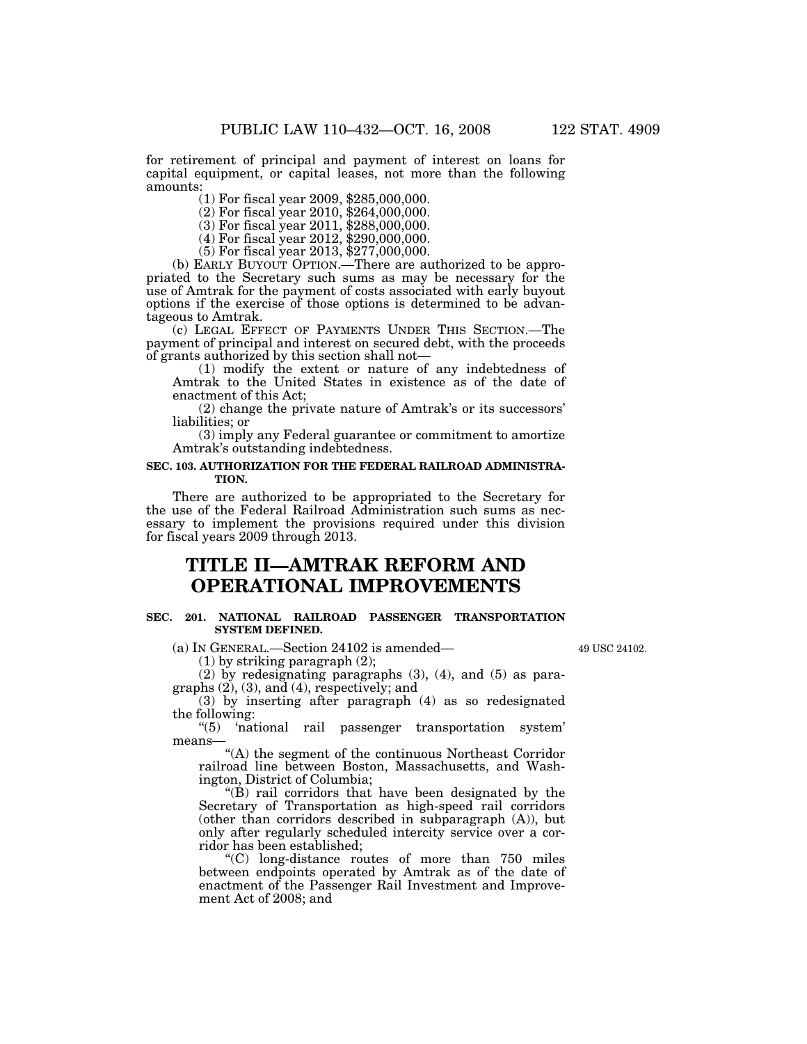for retirement of principal and payment of interest on loans for capital equipment, or capital leases, not more than the following amounts:

(1) For fiscal year 2009, $285,000,000.

(2) For fiscal year 2010, $264,000,000.

(3) For fiscal year 2011, $288,000,000.

(4) For fiscal year 2012, $290,000,000.

(5) For fiscal year 2013, $277,000,000.

(b) EARLY BUYOUT OPTION.—There are authorized to be appropriated to the Secretary such sums as may be necessary for the use of Amtrak for the payment of costs associated with early buyout options if the exercise of those options is determined to be advantageous to Amtrak.

(c) LEGAL EFFECT OF PAYMENTS UNDER THIS SECTION.—The payment of principal and interest on secured debt, with the proceeds of grants authorized by this section shall not—

(1) modify the extent or nature of any indebtedness of Amtrak to the United States in existence as of the date of enactment of this Act;

(2) change the private nature of Amtrak's or its successors' liabilities; or

(3) imply any Federal guarantee or commitment to amortize Amtrak's outstanding indebtedness.

**SEC. 103. AUTHORIZATION FOR THE FEDERAL RAILROAD ADMINISTRATION.**

There are authorized to be appropriated to the Secretary for the use of the Federal Railroad Administration such sums as necessary to implement the provisions required under this division for fiscal years 2009 through 2013.

# TITLE II—AMTRAK REFORM AND OPERATIONAL IMPROVEMENTS

**SEC. 201. NATIONAL RAILROAD PASSENGER TRANSPORTATION SYSTEM DEFINED.**

49 USC 24102.

(a) IN GENERAL.—Section 24102 is amended—

(1) by striking paragraph (2);

(2) by redesignating paragraphs (3), (4), and (5) as paragraphs (2), (3), and (4), respectively; and

(3) by inserting after paragraph (4) as so redesignated the following:

"(5) 'national rail passenger transportation system' means—

"(A) the segment of the continuous Northeast Corridor railroad line between Boston, Massachusetts, and Washington, District of Columbia;

"(B) rail corridors that have been designated by the Secretary of Transportation as high-speed rail corridors (other than corridors described in subparagraph (A)), but only after regularly scheduled intercity service over a corridor has been established;

"(C) long-distance routes of more than 750 miles between endpoints operated by Amtrak as of the date of enactment of the Passenger Rail Investment and Improvement Act of 2008; and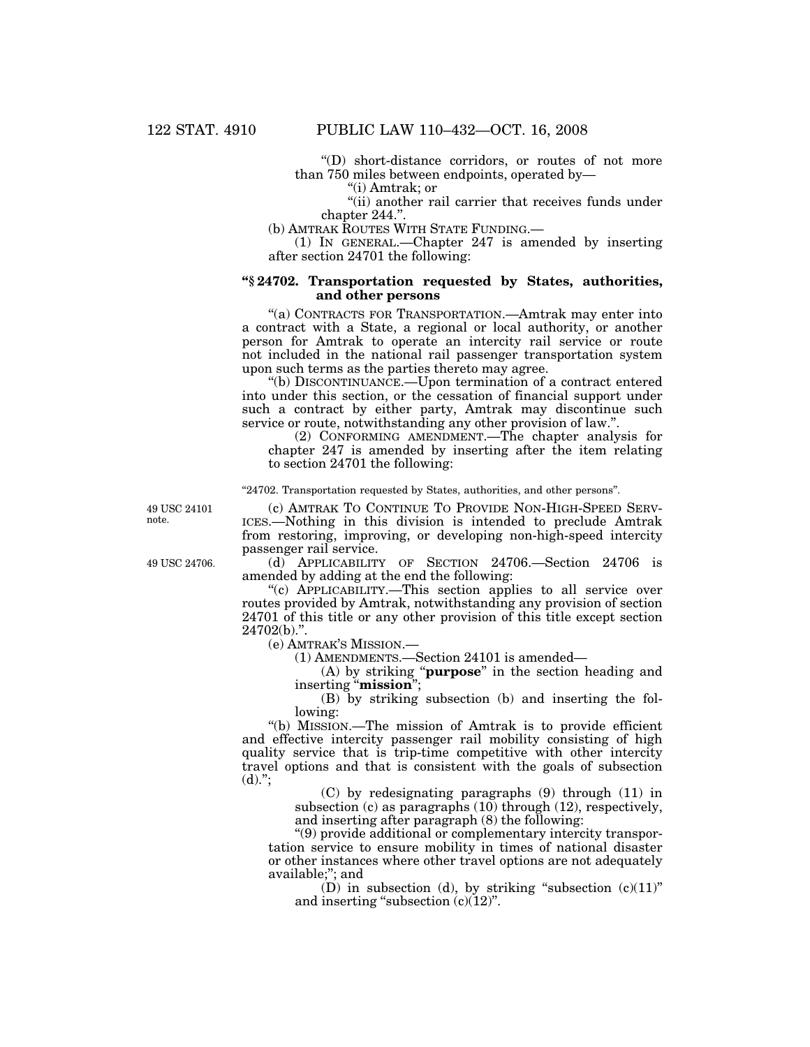"(D) short-distance corridors, or routes of not more than 750 miles between endpoints, operated by—

"(i) Amtrak; or

"(ii) another rail carrier that receives funds under chapter 244.".

(b) AMTRAK ROUTES WITH STATE FUNDING.—

(1) IN GENERAL.—Chapter 247 is amended by inserting after section 24701 the following:

### "§ 24702. Transportation requested by States, authorities, and other persons

"(a) CONTRACTS FOR TRANSPORTATION.—Amtrak may enter into a contract with a State, a regional or local authority, or another person for Amtrak to operate an intercity rail service or route not included in the national rail passenger transportation system upon such terms as the parties thereto may agree.

"(b) DISCONTINUANCE.—Upon termination of a contract entered into under this section, or the cessation of financial support under such a contract by either party, Amtrak may discontinue such service or route, notwithstanding any other provision of law.".

(2) CONFORMING AMENDMENT.—The chapter analysis for chapter 247 is amended by inserting after the item relating to section 24701 the following:

"24702. Transportation requested by States, authorities, and other persons".

49 USC 24101 note.

(c) AMTRAK TO CONTINUE TO PROVIDE NON-HIGH-SPEED SERVICES.—Nothing in this division is intended to preclude Amtrak from restoring, improving, or developing non-high-speed intercity passenger rail service.

49 USC 24706.

(d) APPLICABILITY OF SECTION 24706.—Section 24706 is amended by adding at the end the following:

"(c) APPLICABILITY.—This section applies to all service over routes provided by Amtrak, notwithstanding any provision of section 24701 of this title or any other provision of this title except section 24702(b).".

(e) AMTRAK'S MISSION.—

(1) AMENDMENTS.—Section 24101 is amended—

(A) by striking "**purpose**" in the section heading and inserting "**mission**";

(B) by striking subsection (b) and inserting the following:

"(b) MISSION.—The mission of Amtrak is to provide efficient and effective intercity passenger rail mobility consisting of high quality service that is trip-time competitive with other intercity travel options and that is consistent with the goals of subsection (d).";

(C) by redesignating paragraphs (9) through (11) in subsection (c) as paragraphs (10) through (12), respectively, and inserting after paragraph (8) the following:

"(9) provide additional or complementary intercity transportation service to ensure mobility in times of national disaster or other instances where other travel options are not adequately available;"; and

(D) in subsection (d), by striking "subsection (c)(11)" and inserting "subsection (c)(12)".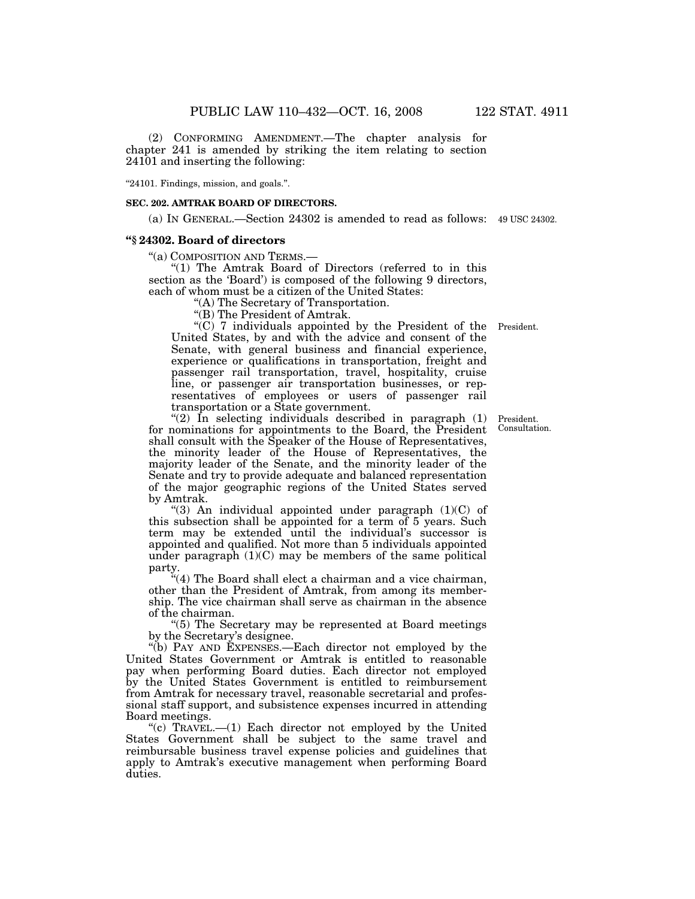(2) CONFORMING AMENDMENT.—The chapter analysis for chapter 241 is amended by striking the item relating to section 24101 and inserting the following:

"24101. Findings, mission, and goals.".

**SEC. 202. AMTRAK BOARD OF DIRECTORS.**

(a) IN GENERAL.—Section 24302 is amended to read as follows: 49 USC 24302.

**"§ 24302. Board of directors**

"(a) COMPOSITION AND TERMS.—

"(1) The Amtrak Board of Directors (referred to in this section as the 'Board') is composed of the following 9 directors, each of whom must be a citizen of the United States:

"(A) The Secretary of Transportation.

"(B) The President of Amtrak.

"(C) 7 individuals appointed by the President of the United States, by and with the advice and consent of the Senate, with general business and financial experience, experience or qualifications in transportation, freight and passenger rail transportation, travel, hospitality, cruise line, or passenger air transportation businesses, or representatives of employees or users of passenger rail transportation or a State government.

President.

"(2) In selecting individuals described in paragraph (1) for nominations for appointments to the Board, the President shall consult with the Speaker of the House of Representatives, the minority leader of the House of Representatives, the majority leader of the Senate, and the minority leader of the Senate and try to provide adequate and balanced representation of the major geographic regions of the United States served by Amtrak.

President. Consultation.

"(3) An individual appointed under paragraph (1)(C) of this subsection shall be appointed for a term of 5 years. Such term may be extended until the individual's successor is appointed and qualified. Not more than 5 individuals appointed under paragraph (1)(C) may be members of the same political party.

"(4) The Board shall elect a chairman and a vice chairman, other than the President of Amtrak, from among its membership. The vice chairman shall serve as chairman in the absence of the chairman.

"(5) The Secretary may be represented at Board meetings by the Secretary's designee.

"(b) PAY AND EXPENSES.—Each director not employed by the United States Government or Amtrak is entitled to reasonable pay when performing Board duties. Each director not employed by the United States Government is entitled to reimbursement from Amtrak for necessary travel, reasonable secretarial and professional staff support, and subsistence expenses incurred in attending Board meetings.

"(c) TRAVEL.—(1) Each director not employed by the United States Government shall be subject to the same travel and reimbursable business travel expense policies and guidelines that apply to Amtrak's executive management when performing Board duties.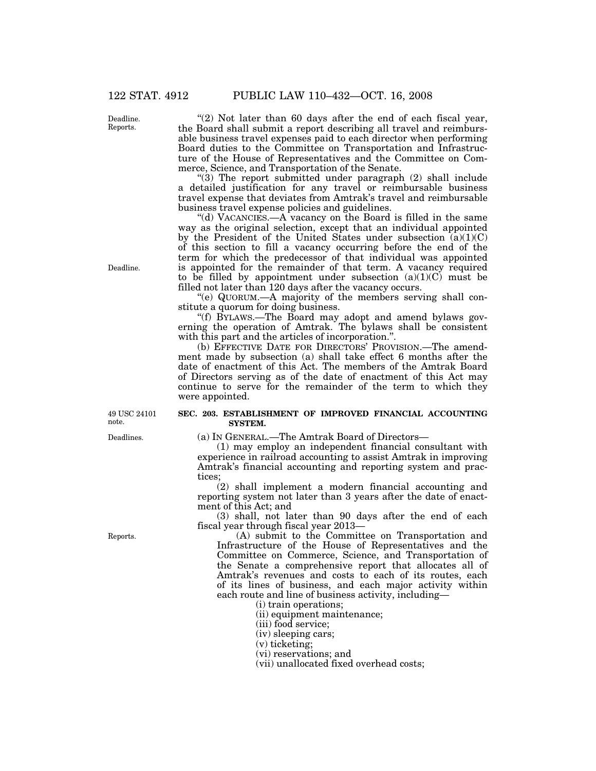"(2) Not later than 60 days after the end of each fiscal year, the Board shall submit a report describing all travel and reimbursable business travel expenses paid to each director when performing Board duties to the Committee on Transportation and Infrastructure of the House of Representatives and the Committee on Commerce, Science, and Transportation of the Senate.

"(3) The report submitted under paragraph (2) shall include a detailed justification for any travel or reimbursable business travel expense that deviates from Amtrak's travel and reimbursable business travel expense policies and guidelines.

"(d) VACANCIES.—A vacancy on the Board is filled in the same way as the original selection, except that an individual appointed by the President of the United States under subsection (a)(1)(C) of this section to fill a vacancy occurring before the end of the term for which the predecessor of that individual was appointed is appointed for the remainder of that term. A vacancy required to be filled by appointment under subsection (a)(1)(C) must be filled not later than 120 days after the vacancy occurs.

"(e) QUORUM.—A majority of the members serving shall constitute a quorum for doing business.

"(f) BYLAWS.—The Board may adopt and amend bylaws governing the operation of Amtrak. The bylaws shall be consistent with this part and the articles of incorporation.".

(b) EFFECTIVE DATE FOR DIRECTORS' PROVISION.—The amendment made by subsection (a) shall take effect 6 months after the date of enactment of this Act. The members of the Amtrak Board of Directors serving as of the date of enactment of this Act may continue to serve for the remainder of the term to which they were appointed.

**SEC. 203. ESTABLISHMENT OF IMPROVED FINANCIAL ACCOUNTING SYSTEM.**

(a) IN GENERAL.—The Amtrak Board of Directors—

(1) may employ an independent financial consultant with experience in railroad accounting to assist Amtrak in improving Amtrak's financial accounting and reporting system and practices;

(2) shall implement a modern financial accounting and reporting system not later than 3 years after the date of enactment of this Act; and

(3) shall, not later than 90 days after the end of each fiscal year through fiscal year 2013—

(A) submit to the Committee on Transportation and Infrastructure of the House of Representatives and the Committee on Commerce, Science, and Transportation of the Senate a comprehensive report that allocates all of Amtrak's revenues and costs to each of its routes, each of its lines of business, and each major activity within each route and line of business activity, including—

(i) train operations;

(ii) equipment maintenance;

(iii) food service;

(iv) sleeping cars;

(v) ticketing;

(vi) reservations; and

(vii) unallocated fixed overhead costs;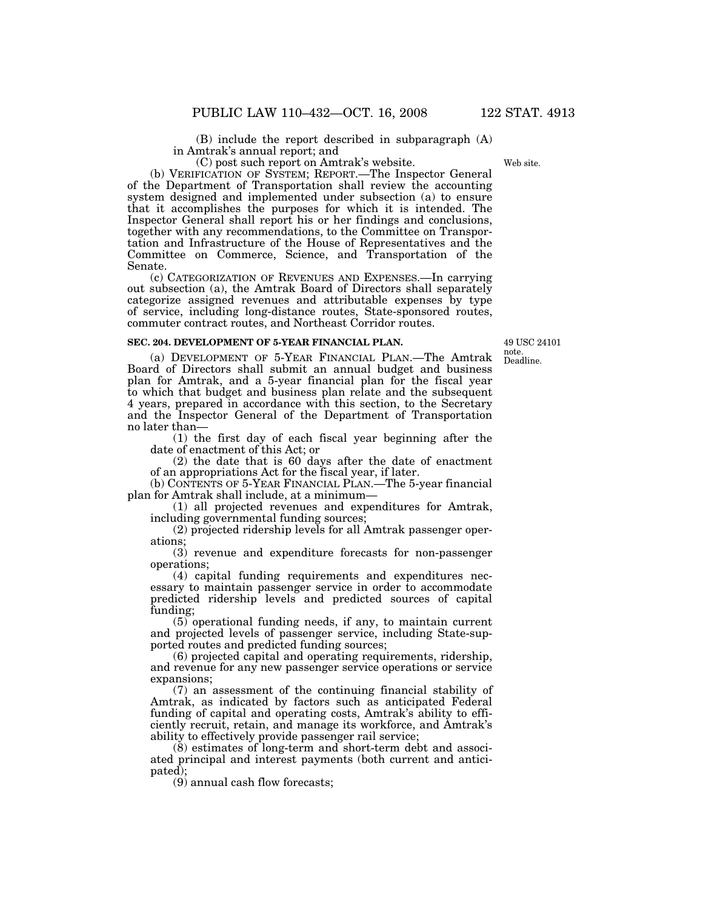(B) include the report described in subparagraph (A) in Amtrak's annual report; and

(C) post such report on Amtrak's website.

Web site.

(b) VERIFICATION OF SYSTEM; REPORT.—The Inspector General of the Department of Transportation shall review the accounting system designed and implemented under subsection (a) to ensure that it accomplishes the purposes for which it is intended. The Inspector General shall report his or her findings and conclusions, together with any recommendations, to the Committee on Transportation and Infrastructure of the House of Representatives and the Committee on Commerce, Science, and Transportation of the Senate.

(c) CATEGORIZATION OF REVENUES AND EXPENSES.—In carrying out subsection (a), the Amtrak Board of Directors shall separately categorize assigned revenues and attributable expenses by type of service, including long-distance routes, State-sponsored routes, commuter contract routes, and Northeast Corridor routes.

**SEC. 204. DEVELOPMENT OF 5-YEAR FINANCIAL PLAN.**

49 USC 24101 note.
Deadline.

(a) DEVELOPMENT OF 5-YEAR FINANCIAL PLAN.—The Amtrak Board of Directors shall submit an annual budget and business plan for Amtrak, and a 5-year financial plan for the fiscal year to which that budget and business plan relate and the subsequent 4 years, prepared in accordance with this section, to the Secretary and the Inspector General of the Department of Transportation no later than—

(1) the first day of each fiscal year beginning after the date of enactment of this Act; or

(2) the date that is 60 days after the date of enactment of an appropriations Act for the fiscal year, if later.

(b) CONTENTS OF 5-YEAR FINANCIAL PLAN.—The 5-year financial plan for Amtrak shall include, at a minimum—

(1) all projected revenues and expenditures for Amtrak, including governmental funding sources;

(2) projected ridership levels for all Amtrak passenger operations;

(3) revenue and expenditure forecasts for non-passenger operations;

(4) capital funding requirements and expenditures necessary to maintain passenger service in order to accommodate predicted ridership levels and predicted sources of capital funding;

(5) operational funding needs, if any, to maintain current and projected levels of passenger service, including State-supported routes and predicted funding sources;

(6) projected capital and operating requirements, ridership, and revenue for any new passenger service operations or service expansions;

(7) an assessment of the continuing financial stability of Amtrak, as indicated by factors such as anticipated Federal funding of capital and operating costs, Amtrak's ability to efficiently recruit, retain, and manage its workforce, and Amtrak's ability to effectively provide passenger rail service;

(8) estimates of long-term and short-term debt and associated principal and interest payments (both current and anticipated);

(9) annual cash flow forecasts;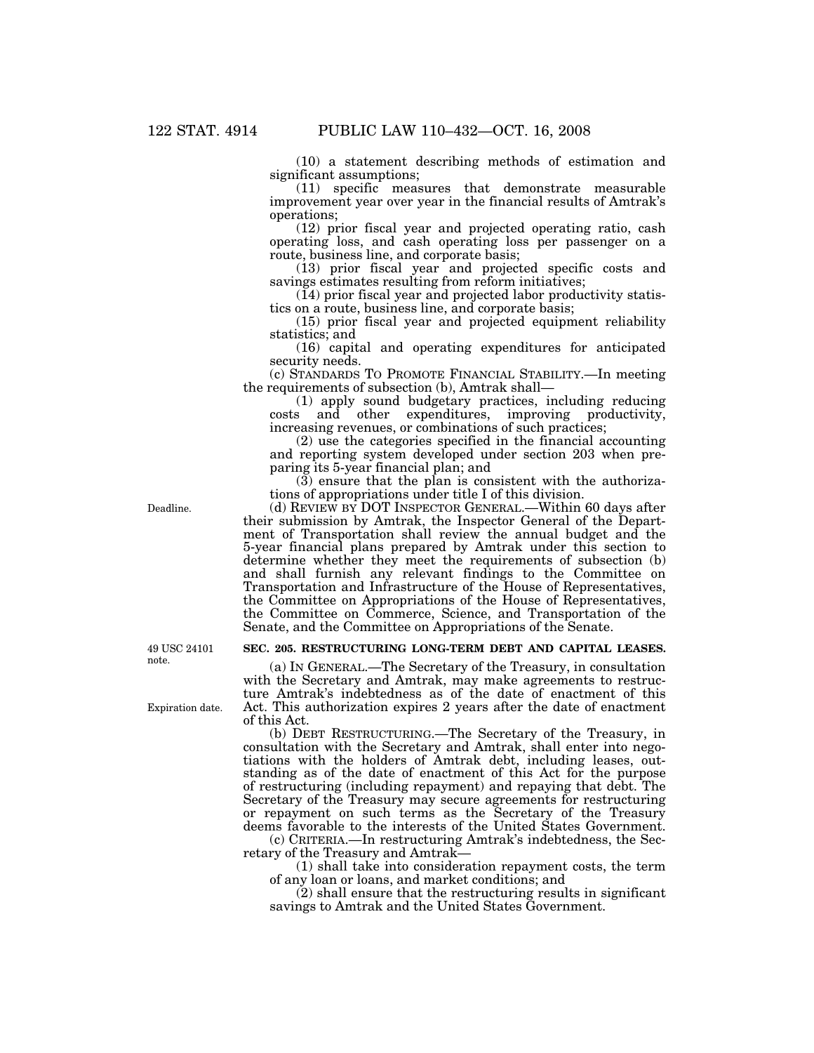(10) a statement describing methods of estimation and significant assumptions;

(11) specific measures that demonstrate measurable improvement year over year in the financial results of Amtrak's operations;

(12) prior fiscal year and projected operating ratio, cash operating loss, and cash operating loss per passenger on a route, business line, and corporate basis;

(13) prior fiscal year and projected specific costs and savings estimates resulting from reform initiatives;

(14) prior fiscal year and projected labor productivity statistics on a route, business line, and corporate basis;

(15) prior fiscal year and projected equipment reliability statistics; and

(16) capital and operating expenditures for anticipated security needs.

(c) STANDARDS TO PROMOTE FINANCIAL STABILITY.—In meeting the requirements of subsection (b), Amtrak shall—

(1) apply sound budgetary practices, including reducing costs and other expenditures, improving productivity, increasing revenues, or combinations of such practices;

(2) use the categories specified in the financial accounting and reporting system developed under section 203 when preparing its 5-year financial plan; and

(3) ensure that the plan is consistent with the authorizations of appropriations under title I of this division.

Deadline.

(d) REVIEW BY DOT INSPECTOR GENERAL.—Within 60 days after their submission by Amtrak, the Inspector General of the Department of Transportation shall review the annual budget and the 5-year financial plans prepared by Amtrak under this section to determine whether they meet the requirements of subsection (b) and shall furnish any relevant findings to the Committee on Transportation and Infrastructure of the House of Representatives, the Committee on Appropriations of the House of Representatives, the Committee on Commerce, Science, and Transportation of the Senate, and the Committee on Appropriations of the Senate.

49 USC 24101 note.

**SEC. 205. RESTRUCTURING LONG-TERM DEBT AND CAPITAL LEASES.**

Expiration date.

(a) IN GENERAL.—The Secretary of the Treasury, in consultation with the Secretary and Amtrak, may make agreements to restructure Amtrak's indebtedness as of the date of enactment of this Act. This authorization expires 2 years after the date of enactment of this Act.

(b) DEBT RESTRUCTURING.—The Secretary of the Treasury, in consultation with the Secretary and Amtrak, shall enter into negotiations with the holders of Amtrak debt, including leases, outstanding as of the date of enactment of this Act for the purpose of restructuring (including repayment) and repaying that debt. The Secretary of the Treasury may secure agreements for restructuring or repayment on such terms as the Secretary of the Treasury deems favorable to the interests of the United States Government.

(c) CRITERIA.—In restructuring Amtrak's indebtedness, the Secretary of the Treasury and Amtrak—

(1) shall take into consideration repayment costs, the term of any loan or loans, and market conditions; and

(2) shall ensure that the restructuring results in significant savings to Amtrak and the United States Government.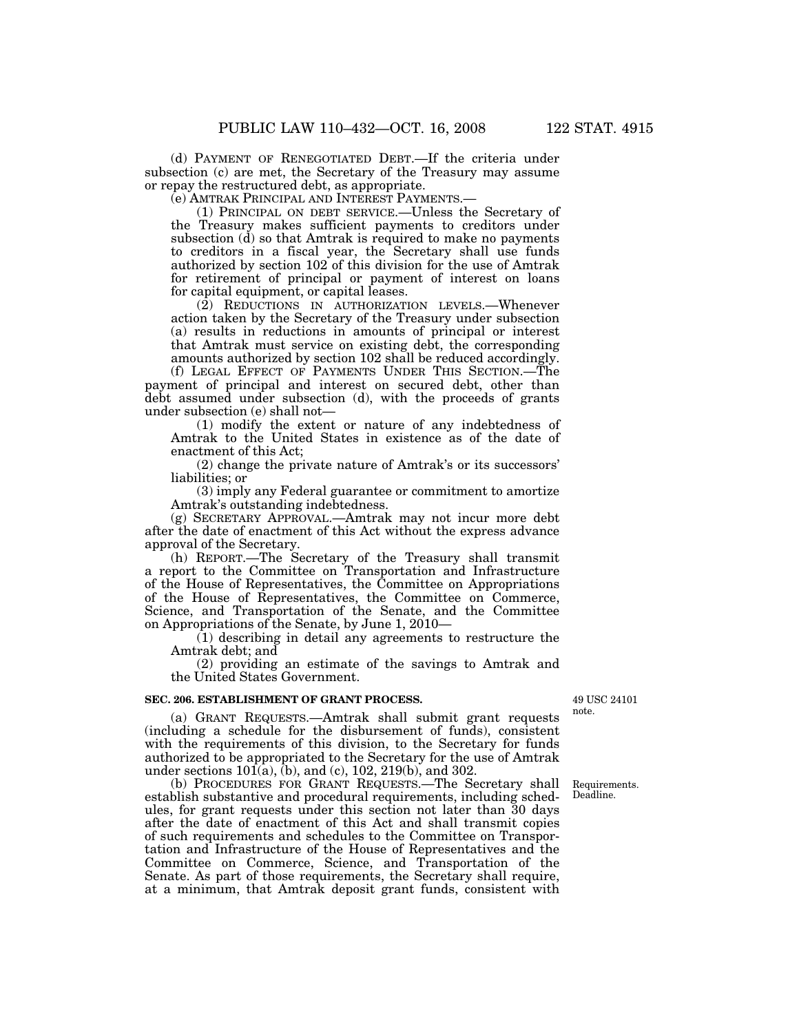(d) PAYMENT OF RENEGOTIATED DEBT.—If the criteria under subsection (c) are met, the Secretary of the Treasury may assume or repay the restructured debt, as appropriate.

(e) AMTRAK PRINCIPAL AND INTEREST PAYMENTS.—

(1) PRINCIPAL ON DEBT SERVICE.—Unless the Secretary of the Treasury makes sufficient payments to creditors under subsection (d) so that Amtrak is required to make no payments to creditors in a fiscal year, the Secretary shall use funds authorized by section 102 of this division for the use of Amtrak for retirement of principal or payment of interest on loans for capital equipment, or capital leases.

(2) REDUCTIONS IN AUTHORIZATION LEVELS.—Whenever action taken by the Secretary of the Treasury under subsection (a) results in reductions in amounts of principal or interest that Amtrak must service on existing debt, the corresponding amounts authorized by section 102 shall be reduced accordingly.

(f) LEGAL EFFECT OF PAYMENTS UNDER THIS SECTION.—The payment of principal and interest on secured debt, other than debt assumed under subsection (d), with the proceeds of grants under subsection (e) shall not—

(1) modify the extent or nature of any indebtedness of Amtrak to the United States in existence as of the date of enactment of this Act;

(2) change the private nature of Amtrak's or its successors' liabilities; or

(3) imply any Federal guarantee or commitment to amortize Amtrak's outstanding indebtedness.

(g) SECRETARY APPROVAL.—Amtrak may not incur more debt after the date of enactment of this Act without the express advance approval of the Secretary.

(h) REPORT.—The Secretary of the Treasury shall transmit a report to the Committee on Transportation and Infrastructure of the House of Representatives, the Committee on Appropriations of the House of Representatives, the Committee on Commerce, Science, and Transportation of the Senate, and the Committee on Appropriations of the Senate, by June 1, 2010—

(1) describing in detail any agreements to restructure the Amtrak debt; and

(2) providing an estimate of the savings to Amtrak and the United States Government.

**SEC. 206. ESTABLISHMENT OF GRANT PROCESS.**

49 USC 24101 note.

(a) GRANT REQUESTS.—Amtrak shall submit grant requests (including a schedule for the disbursement of funds), consistent with the requirements of this division, to the Secretary for funds authorized to be appropriated to the Secretary for the use of Amtrak under sections 101(a), (b), and (c), 102, 219(b), and 302.

Requirements. Deadline.

(b) PROCEDURES FOR GRANT REQUESTS.—The Secretary shall establish substantive and procedural requirements, including schedules, for grant requests under this section not later than 30 days after the date of enactment of this Act and shall transmit copies of such requirements and schedules to the Committee on Transportation and Infrastructure of the House of Representatives and the Committee on Commerce, Science, and Transportation of the Senate. As part of those requirements, the Secretary shall require, at a minimum, that Amtrak deposit grant funds, consistent with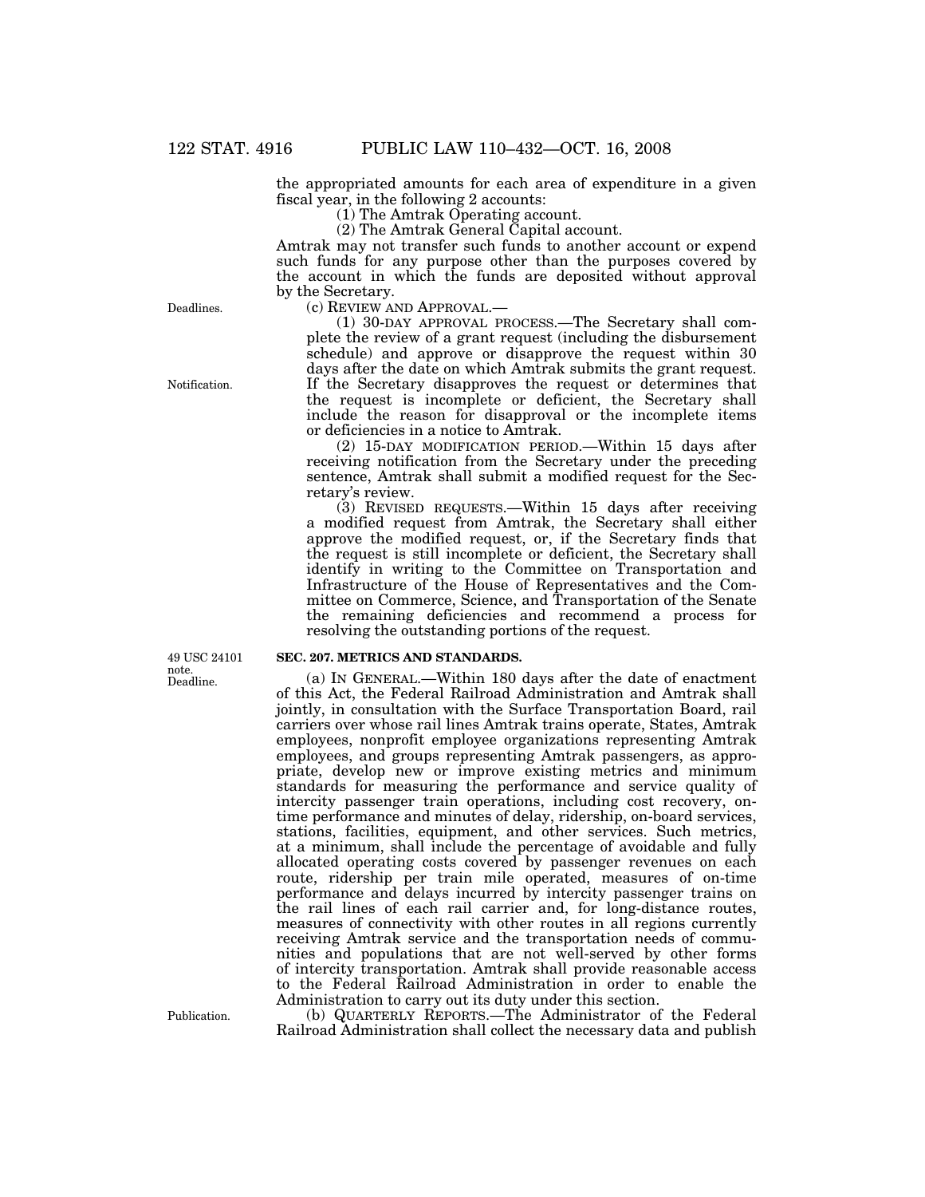the appropriated amounts for each area of expenditure in a given fiscal year, in the following 2 accounts:

(1) The Amtrak Operating account.

(2) The Amtrak General Capital account.

Amtrak may not transfer such funds to another account or expend such funds for any purpose other than the purposes covered by the account in which the funds are deposited without approval by the Secretary.

Deadlines.

(c) REVIEW AND APPROVAL.—

(1) 30-DAY APPROVAL PROCESS.—The Secretary shall complete the review of a grant request (including the disbursement schedule) and approve or disapprove the request within 30 days after the date on which Amtrak submits the grant request. If the Secretary disapproves the request or determines that the request is incomplete or deficient, the Secretary shall include the reason for disapproval or the incomplete items or deficiencies in a notice to Amtrak.

Notification.

(2) 15-DAY MODIFICATION PERIOD.—Within 15 days after receiving notification from the Secretary under the preceding sentence, Amtrak shall submit a modified request for the Secretary's review.

(3) REVISED REQUESTS.—Within 15 days after receiving a modified request from Amtrak, the Secretary shall either approve the modified request, or, if the Secretary finds that the request is still incomplete or deficient, the Secretary shall identify in writing to the Committee on Transportation and Infrastructure of the House of Representatives and the Committee on Commerce, Science, and Transportation of the Senate the remaining deficiencies and recommend a process for resolving the outstanding portions of the request.

49 USC 24101 note.
Deadline.

**SEC. 207. METRICS AND STANDARDS.**

(a) IN GENERAL.—Within 180 days after the date of enactment of this Act, the Federal Railroad Administration and Amtrak shall jointly, in consultation with the Surface Transportation Board, rail carriers over whose rail lines Amtrak trains operate, States, Amtrak employees, nonprofit employee organizations representing Amtrak employees, and groups representing Amtrak passengers, as appropriate, develop new or improve existing metrics and minimum standards for measuring the performance and service quality of intercity passenger train operations, including cost recovery, on-time performance and minutes of delay, ridership, on-board services, stations, facilities, equipment, and other services. Such metrics, at a minimum, shall include the percentage of avoidable and fully allocated operating costs covered by passenger revenues on each route, ridership per train mile operated, measures of on-time performance and delays incurred by intercity passenger trains on the rail lines of each rail carrier and, for long-distance routes, measures of connectivity with other routes in all regions currently receiving Amtrak service and the transportation needs of communities and populations that are not well-served by other forms of intercity transportation. Amtrak shall provide reasonable access to the Federal Railroad Administration in order to enable the Administration to carry out its duty under this section.

Publication.

(b) QUARTERLY REPORTS.—The Administrator of the Federal Railroad Administration shall collect the necessary data and publish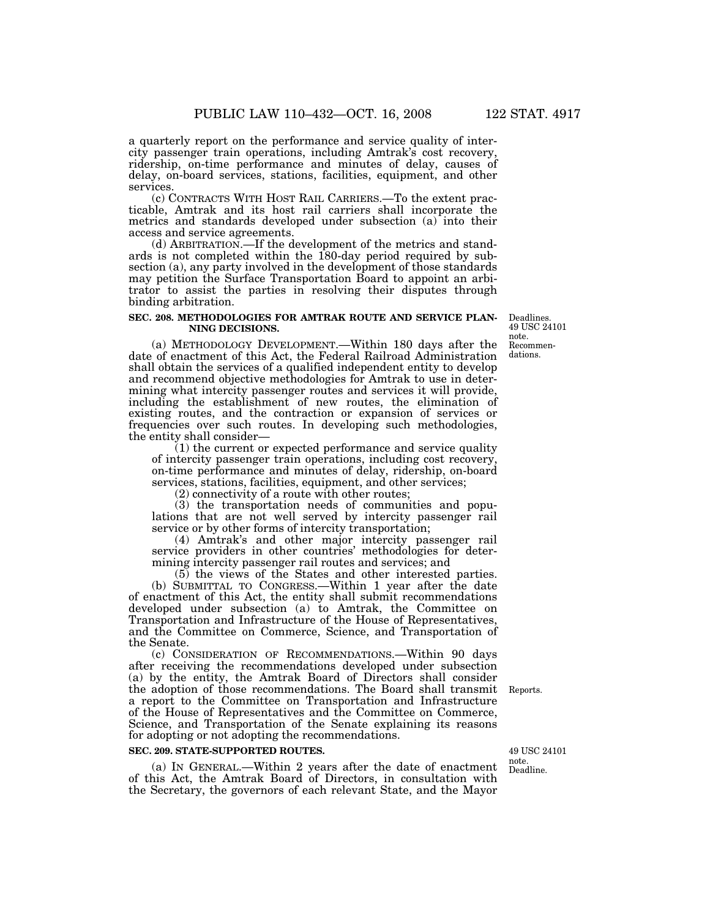a quarterly report on the performance and service quality of intercity passenger train operations, including Amtrak's cost recovery, ridership, on-time performance and minutes of delay, causes of delay, on-board services, stations, facilities, equipment, and other services.

(c) CONTRACTS WITH HOST RAIL CARRIERS.—To the extent practicable, Amtrak and its host rail carriers shall incorporate the metrics and standards developed under subsection (a) into their access and service agreements.

(d) ARBITRATION.—If the development of the metrics and standards is not completed within the 180-day period required by subsection (a), any party involved in the development of those standards may petition the Surface Transportation Board to appoint an arbitrator to assist the parties in resolving their disputes through binding arbitration.

**SEC. 208. METHODOLOGIES FOR AMTRAK ROUTE AND SERVICE PLANNING DECISIONS.**

Deadlines. 49 USC 24101 note. Recommendations.

(a) METHODOLOGY DEVELOPMENT.—Within 180 days after the date of enactment of this Act, the Federal Railroad Administration shall obtain the services of a qualified independent entity to develop and recommend objective methodologies for Amtrak to use in determining what intercity passenger routes and services it will provide, including the establishment of new routes, the elimination of existing routes, and the contraction or expansion of services or frequencies over such routes. In developing such methodologies, the entity shall consider—

(1) the current or expected performance and service quality of intercity passenger train operations, including cost recovery, on-time performance and minutes of delay, ridership, on-board services, stations, facilities, equipment, and other services;

(2) connectivity of a route with other routes;

(3) the transportation needs of communities and populations that are not well served by intercity passenger rail service or by other forms of intercity transportation;

(4) Amtrak's and other major intercity passenger rail service providers in other countries' methodologies for determining intercity passenger rail routes and services; and

(5) the views of the States and other interested parties.

(b) SUBMITTAL TO CONGRESS.—Within 1 year after the date of enactment of this Act, the entity shall submit recommendations developed under subsection (a) to Amtrak, the Committee on Transportation and Infrastructure of the House of Representatives, and the Committee on Commerce, Science, and Transportation of the Senate.

(c) CONSIDERATION OF RECOMMENDATIONS.—Within 90 days after receiving the recommendations developed under subsection (a) by the entity, the Amtrak Board of Directors shall consider the adoption of those recommendations. The Board shall transmit a report to the Committee on Transportation and Infrastructure of the House of Representatives and the Committee on Commerce, Science, and Transportation of the Senate explaining its reasons for adopting or not adopting the recommendations.

Reports.

**SEC. 209. STATE-SUPPORTED ROUTES.**

49 USC 24101 note. Deadline.

(a) IN GENERAL.—Within 2 years after the date of enactment of this Act, the Amtrak Board of Directors, in consultation with the Secretary, the governors of each relevant State, and the Mayor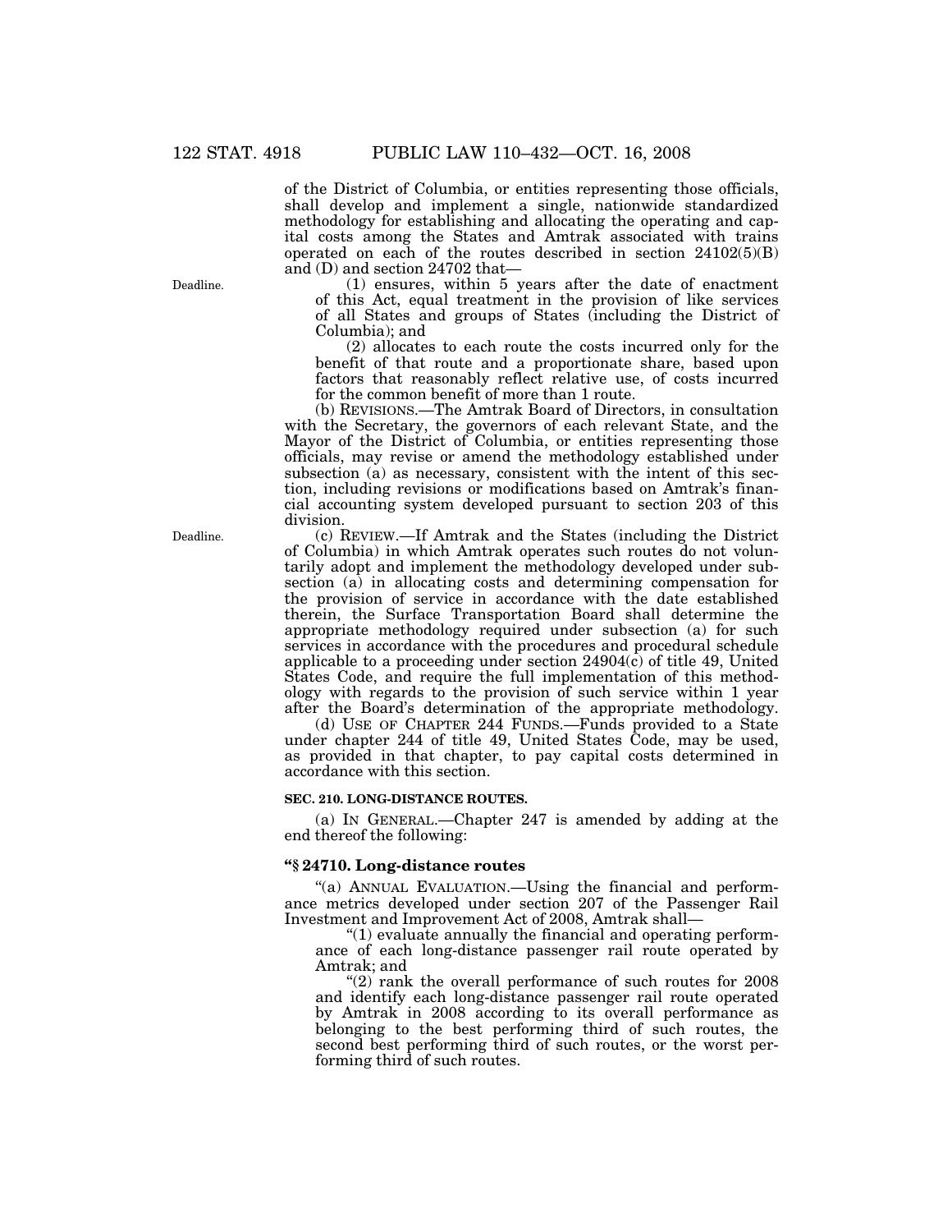of the District of Columbia, or entities representing those officials, shall develop and implement a single, nationwide standardized methodology for establishing and allocating the operating and capital costs among the States and Amtrak associated with trains operated on each of the routes described in section 24102(5)(B) and (D) and section 24702 that—

Deadline.

(1) ensures, within 5 years after the date of enactment of this Act, equal treatment in the provision of like services of all States and groups of States (including the District of Columbia); and

(2) allocates to each route the costs incurred only for the benefit of that route and a proportionate share, based upon factors that reasonably reflect relative use, of costs incurred for the common benefit of more than 1 route.

(b) REVISIONS.—The Amtrak Board of Directors, in consultation with the Secretary, the governors of each relevant State, and the Mayor of the District of Columbia, or entities representing those officials, may revise or amend the methodology established under subsection (a) as necessary, consistent with the intent of this section, including revisions or modifications based on Amtrak's financial accounting system developed pursuant to section 203 of this division.

Deadline.

(c) REVIEW.—If Amtrak and the States (including the District of Columbia) in which Amtrak operates such routes do not voluntarily adopt and implement the methodology developed under subsection (a) in allocating costs and determining compensation for the provision of service in accordance with the date established therein, the Surface Transportation Board shall determine the appropriate methodology required under subsection (a) for such services in accordance with the procedures and procedural schedule applicable to a proceeding under section 24904(c) of title 49, United States Code, and require the full implementation of this methodology with regards to the provision of such service within 1 year after the Board's determination of the appropriate methodology.

(d) USE OF CHAPTER 244 FUNDS.—Funds provided to a State under chapter 244 of title 49, United States Code, may be used, as provided in that chapter, to pay capital costs determined in accordance with this section.

**SEC. 210. LONG-DISTANCE ROUTES.**

(a) IN GENERAL.—Chapter 247 is amended by adding at the end thereof the following:

**"§ 24710. Long-distance routes**

"(a) ANNUAL EVALUATION.—Using the financial and performance metrics developed under section 207 of the Passenger Rail Investment and Improvement Act of 2008, Amtrak shall—

"(1) evaluate annually the financial and operating performance of each long-distance passenger rail route operated by Amtrak; and

"(2) rank the overall performance of such routes for 2008 and identify each long-distance passenger rail route operated by Amtrak in 2008 according to its overall performance as belonging to the best performing third of such routes, the second best performing third of such routes, or the worst performing third of such routes.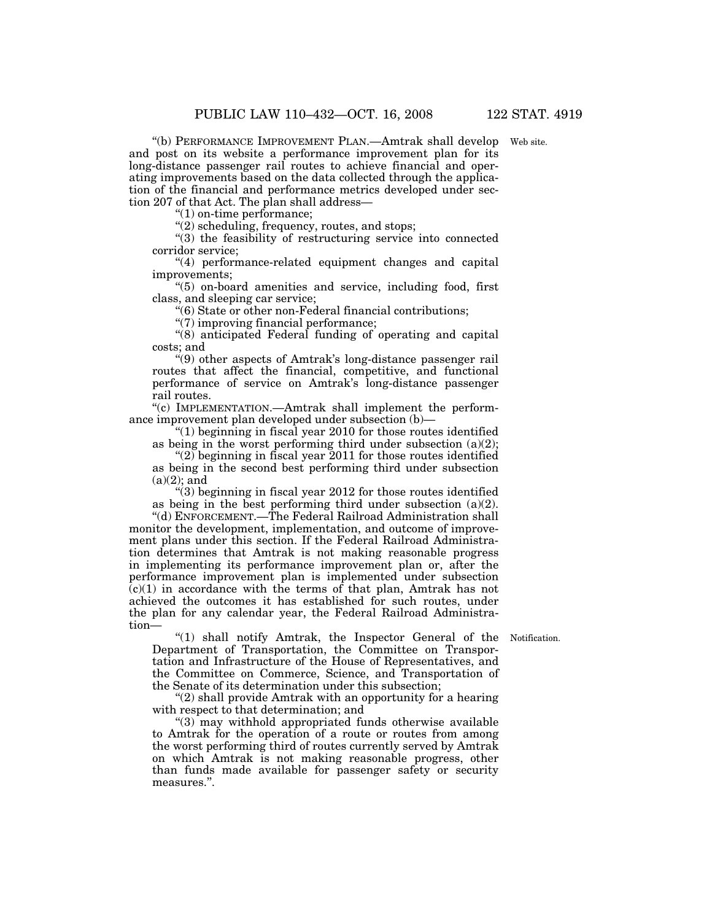"(b) PERFORMANCE IMPROVEMENT PLAN.—Amtrak shall develop and post on its website a performance improvement plan for its long-distance passenger rail routes to achieve financial and operating improvements based on the data collected through the application of the financial and performance metrics developed under section 207 of that Act. The plan shall address—

Web site.

"(1) on-time performance;

"(2) scheduling, frequency, routes, and stops;

"(3) the feasibility of restructuring service into connected corridor service;

"(4) performance-related equipment changes and capital improvements;

"(5) on-board amenities and service, including food, first class, and sleeping car service;

"(6) State or other non-Federal financial contributions;

"(7) improving financial performance;

"(8) anticipated Federal funding of operating and capital costs; and

"(9) other aspects of Amtrak's long-distance passenger rail routes that affect the financial, competitive, and functional performance of service on Amtrak's long-distance passenger rail routes.

"(c) IMPLEMENTATION.—Amtrak shall implement the performance improvement plan developed under subsection (b)—

"(1) beginning in fiscal year 2010 for those routes identified as being in the worst performing third under subsection (a)(2);

"(2) beginning in fiscal year 2011 for those routes identified as being in the second best performing third under subsection (a)(2); and

"(3) beginning in fiscal year 2012 for those routes identified as being in the best performing third under subsection (a)(2).

"(d) ENFORCEMENT.—The Federal Railroad Administration shall monitor the development, implementation, and outcome of improvement plans under this section. If the Federal Railroad Administration determines that Amtrak is not making reasonable progress in implementing its performance improvement plan or, after the performance improvement plan is implemented under subsection (c)(1) in accordance with the terms of that plan, Amtrak has not achieved the outcomes it has established for such routes, under the plan for any calendar year, the Federal Railroad Administration—

"(1) shall notify Amtrak, the Inspector General of the Department of Transportation, the Committee on Transportation and Infrastructure of the House of Representatives, and the Committee on Commerce, Science, and Transportation of the Senate of its determination under this subsection;

Notification.

"(2) shall provide Amtrak with an opportunity for a hearing with respect to that determination; and

"(3) may withhold appropriated funds otherwise available to Amtrak for the operation of a route or routes from among the worst performing third of routes currently served by Amtrak on which Amtrak is not making reasonable progress, other than funds made available for passenger safety or security measures.".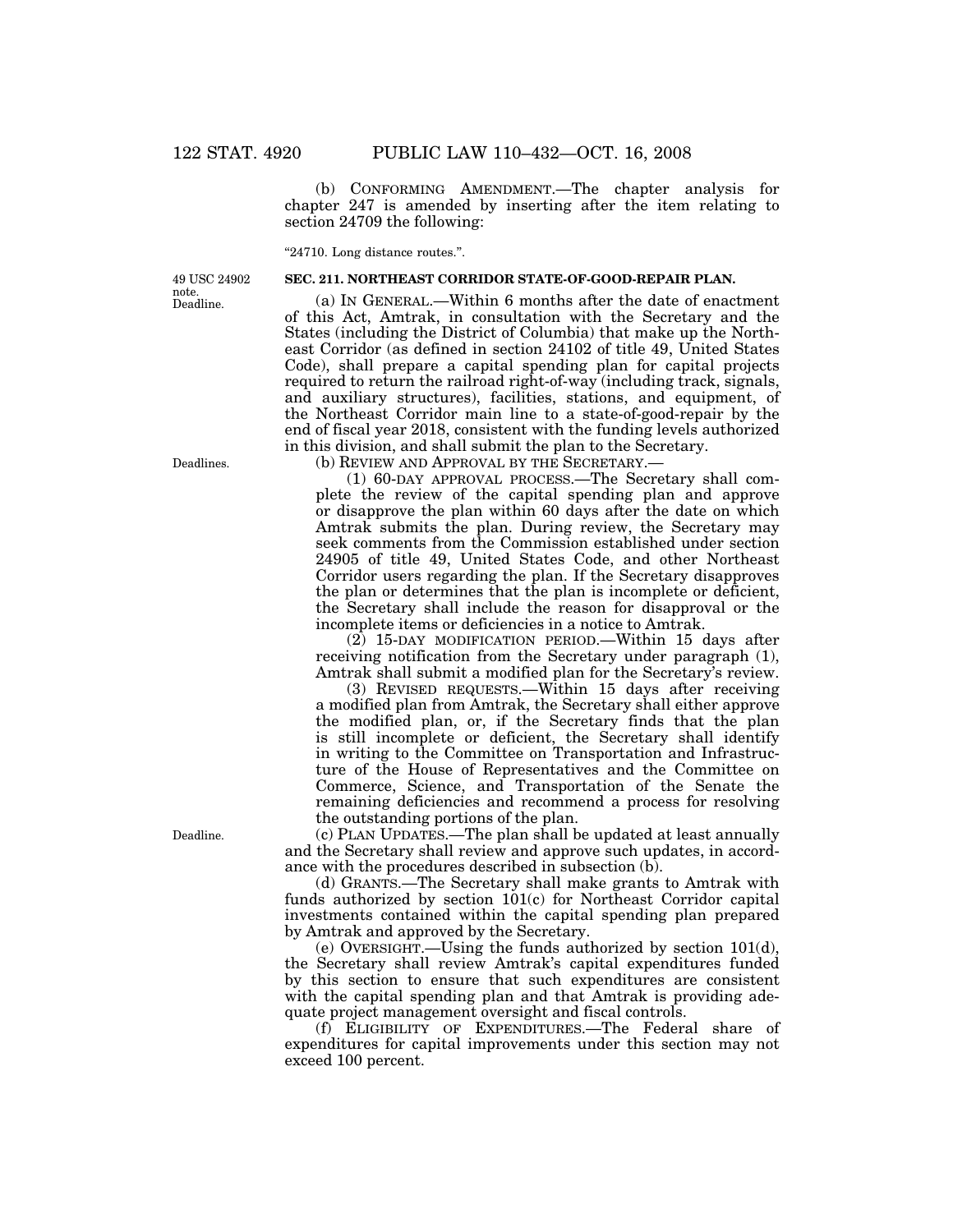(b) CONFORMING AMENDMENT.—The chapter analysis for chapter 247 is amended by inserting after the item relating to section 24709 the following:

"24710. Long distance routes.".

49 USC 24902 note. Deadline.

**SEC. 211. NORTHEAST CORRIDOR STATE-OF-GOOD-REPAIR PLAN.**

(a) IN GENERAL.—Within 6 months after the date of enactment of this Act, Amtrak, in consultation with the Secretary and the States (including the District of Columbia) that make up the Northeast Corridor (as defined in section 24102 of title 49, United States Code), shall prepare a capital spending plan for capital projects required to return the railroad right-of-way (including track, signals, and auxiliary structures), facilities, stations, and equipment, of the Northeast Corridor main line to a state-of-good-repair by the end of fiscal year 2018, consistent with the funding levels authorized in this division, and shall submit the plan to the Secretary.

Deadlines.

(b) REVIEW AND APPROVAL BY THE SECRETARY.—

(1) 60-DAY APPROVAL PROCESS.—The Secretary shall complete the review of the capital spending plan and approve or disapprove the plan within 60 days after the date on which Amtrak submits the plan. During review, the Secretary may seek comments from the Commission established under section 24905 of title 49, United States Code, and other Northeast Corridor users regarding the plan. If the Secretary disapproves the plan or determines that the plan is incomplete or deficient, the Secretary shall include the reason for disapproval or the incomplete items or deficiencies in a notice to Amtrak.

(2) 15-DAY MODIFICATION PERIOD.—Within 15 days after receiving notification from the Secretary under paragraph (1), Amtrak shall submit a modified plan for the Secretary's review.

(3) REVISED REQUESTS.—Within 15 days after receiving a modified plan from Amtrak, the Secretary shall either approve the modified plan, or, if the Secretary finds that the plan is still incomplete or deficient, the Secretary shall identify in writing to the Committee on Transportation and Infrastructure of the House of Representatives and the Committee on Commerce, Science, and Transportation of the Senate the remaining deficiencies and recommend a process for resolving the outstanding portions of the plan.

Deadline.

(c) PLAN UPDATES.—The plan shall be updated at least annually and the Secretary shall review and approve such updates, in accordance with the procedures described in subsection (b).

(d) GRANTS.—The Secretary shall make grants to Amtrak with funds authorized by section 101(c) for Northeast Corridor capital investments contained within the capital spending plan prepared by Amtrak and approved by the Secretary.

(e) OVERSIGHT.—Using the funds authorized by section 101(d), the Secretary shall review Amtrak's capital expenditures funded by this section to ensure that such expenditures are consistent with the capital spending plan and that Amtrak is providing adequate project management oversight and fiscal controls.

(f) ELIGIBILITY OF EXPENDITURES.—The Federal share of expenditures for capital improvements under this section may not exceed 100 percent.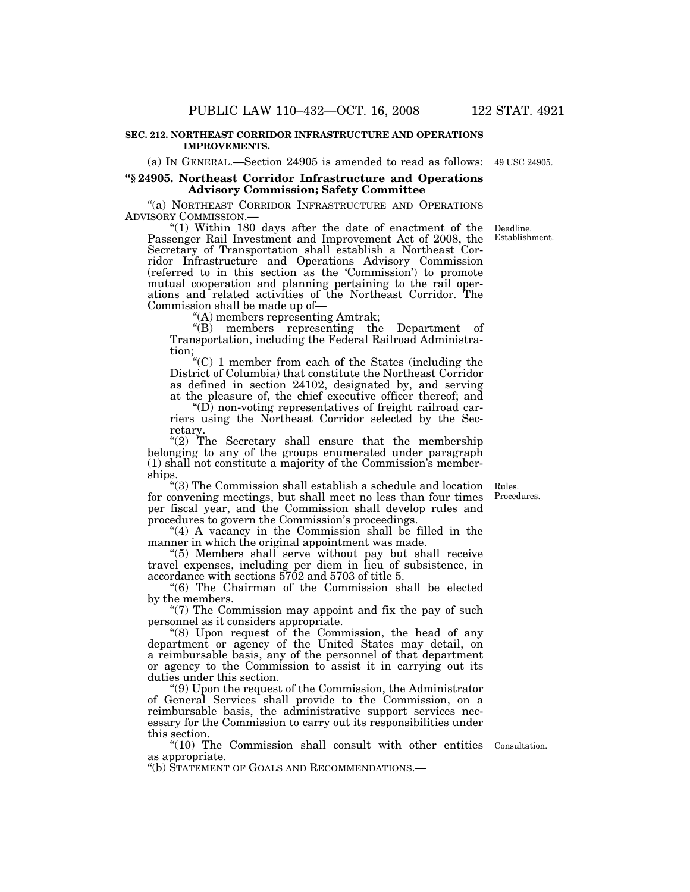**SEC. 212. NORTHEAST CORRIDOR INFRASTRUCTURE AND OPERATIONS IMPROVEMENTS.**

(a) IN GENERAL.—Section 24905 is amended to read as follows:

49 USC 24905.

**"§ 24905. Northeast Corridor Infrastructure and Operations Advisory Commission; Safety Committee**

"(a) NORTHEAST CORRIDOR INFRASTRUCTURE AND OPERATIONS ADVISORY COMMISSION.—

Deadline. Establishment.

"(1) Within 180 days after the date of enactment of the Passenger Rail Investment and Improvement Act of 2008, the Secretary of Transportation shall establish a Northeast Corridor Infrastructure and Operations Advisory Commission (referred to in this section as the 'Commission') to promote mutual cooperation and planning pertaining to the rail operations and related activities of the Northeast Corridor. The Commission shall be made up of—

"(A) members representing Amtrak;

"(B) members representing the Department of Transportation, including the Federal Railroad Administration;

"(C) 1 member from each of the States (including the District of Columbia) that constitute the Northeast Corridor as defined in section 24102, designated by, and serving at the pleasure of, the chief executive officer thereof; and

"(D) non-voting representatives of freight railroad carriers using the Northeast Corridor selected by the Secretary.

"(2) The Secretary shall ensure that the membership belonging to any of the groups enumerated under paragraph (1) shall not constitute a majority of the Commission's memberships.

Rules. Procedures.

"(3) The Commission shall establish a schedule and location for convening meetings, but shall meet no less than four times per fiscal year, and the Commission shall develop rules and procedures to govern the Commission's proceedings.

"(4) A vacancy in the Commission shall be filled in the manner in which the original appointment was made.

"(5) Members shall serve without pay but shall receive travel expenses, including per diem in lieu of subsistence, in accordance with sections 5702 and 5703 of title 5.

"(6) The Chairman of the Commission shall be elected by the members.

"(7) The Commission may appoint and fix the pay of such personnel as it considers appropriate.

"(8) Upon request of the Commission, the head of any department or agency of the United States may detail, on a reimbursable basis, any of the personnel of that department or agency to the Commission to assist it in carrying out its duties under this section.

"(9) Upon the request of the Commission, the Administrator of General Services shall provide to the Commission, on a reimbursable basis, the administrative support services necessary for the Commission to carry out its responsibilities under this section.

Consultation.

"(10) The Commission shall consult with other entities as appropriate.

"(b) STATEMENT OF GOALS AND RECOMMENDATIONS.—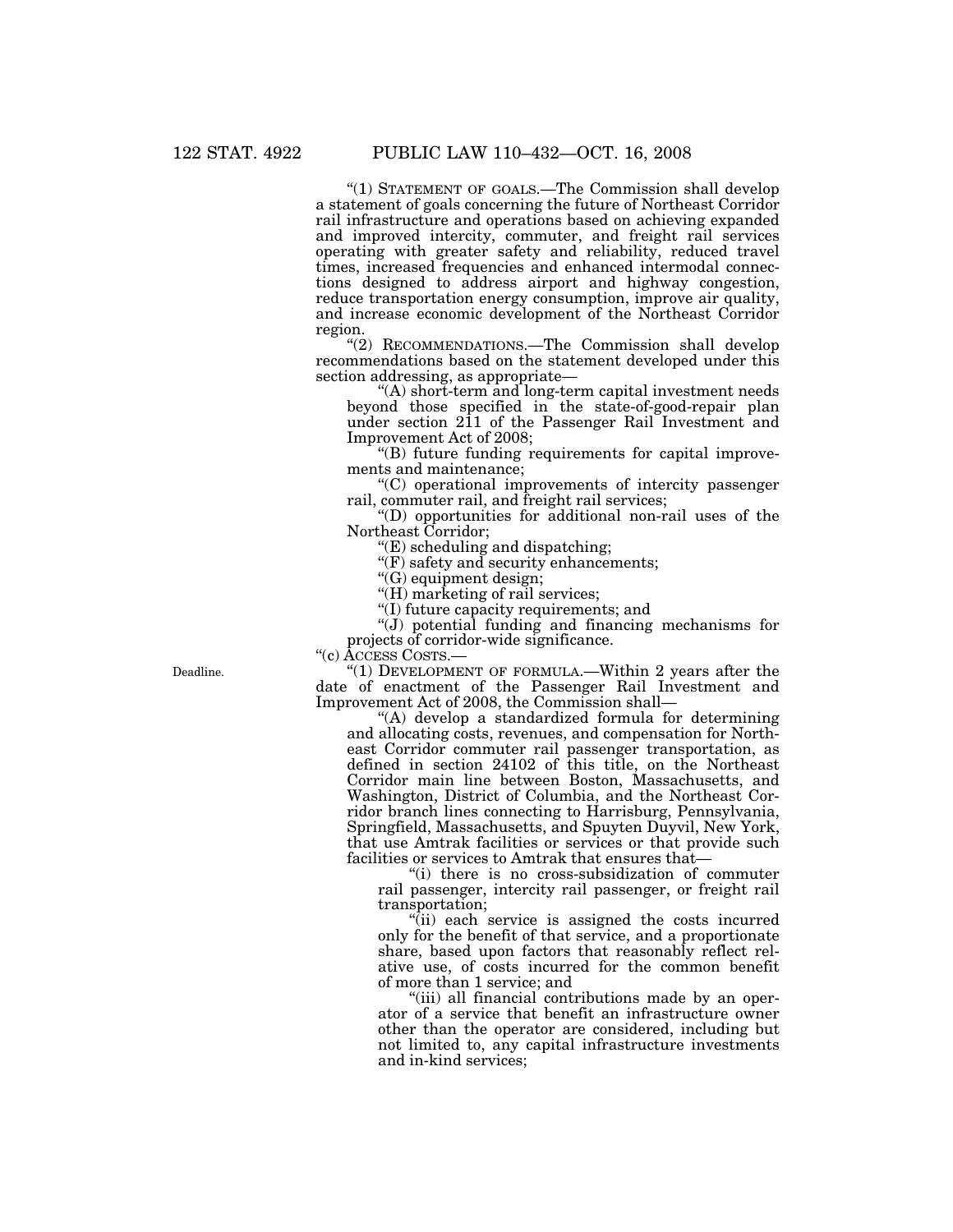"(1) STATEMENT OF GOALS.—The Commission shall develop a statement of goals concerning the future of Northeast Corridor rail infrastructure and operations based on achieving expanded and improved intercity, commuter, and freight rail services operating with greater safety and reliability, reduced travel times, increased frequencies and enhanced intermodal connections designed to address airport and highway congestion, reduce transportation energy consumption, improve air quality, and increase economic development of the Northeast Corridor region.

"(2) RECOMMENDATIONS.—The Commission shall develop recommendations based on the statement developed under this section addressing, as appropriate—

"(A) short-term and long-term capital investment needs beyond those specified in the state-of-good-repair plan under section 211 of the Passenger Rail Investment and Improvement Act of 2008;

"(B) future funding requirements for capital improvements and maintenance;

"(C) operational improvements of intercity passenger rail, commuter rail, and freight rail services;

"(D) opportunities for additional non-rail uses of the Northeast Corridor;

"(E) scheduling and dispatching;

"(F) safety and security enhancements;

"(G) equipment design;

"(H) marketing of rail services;

"(I) future capacity requirements; and

"(J) potential funding and financing mechanisms for projects of corridor-wide significance.

"(c) ACCESS COSTS.—

Deadline.

"(1) DEVELOPMENT OF FORMULA.—Within 2 years after the date of enactment of the Passenger Rail Investment and Improvement Act of 2008, the Commission shall—

"(A) develop a standardized formula for determining and allocating costs, revenues, and compensation for Northeast Corridor commuter rail passenger transportation, as defined in section 24102 of this title, on the Northeast Corridor main line between Boston, Massachusetts, and Washington, District of Columbia, and the Northeast Corridor branch lines connecting to Harrisburg, Pennsylvania, Springfield, Massachusetts, and Spuyten Duyvil, New York, that use Amtrak facilities or services or that provide such facilities or services to Amtrak that ensures that—

"(i) there is no cross-subsidization of commuter rail passenger, intercity rail passenger, or freight rail transportation;

"(ii) each service is assigned the costs incurred only for the benefit of that service, and a proportionate share, based upon factors that reasonably reflect relative use, of costs incurred for the common benefit of more than 1 service; and

"(iii) all financial contributions made by an operator of a service that benefit an infrastructure owner other than the operator are considered, including but not limited to, any capital infrastructure investments and in-kind services;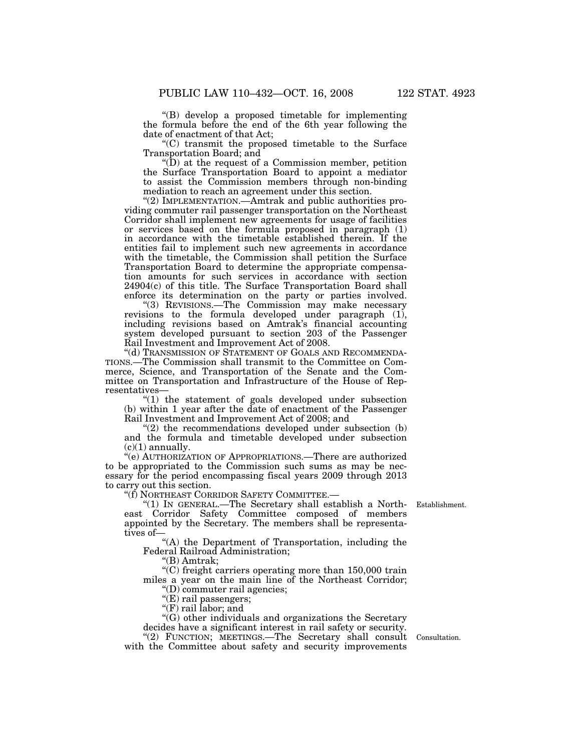"(B) develop a proposed timetable for implementing the formula before the end of the 6th year following the date of enactment of that Act;

"(C) transmit the proposed timetable to the Surface Transportation Board; and

"(D) at the request of a Commission member, petition the Surface Transportation Board to appoint a mediator to assist the Commission members through non-binding mediation to reach an agreement under this section.

"(2) IMPLEMENTATION.—Amtrak and public authorities providing commuter rail passenger transportation on the Northeast Corridor shall implement new agreements for usage of facilities or services based on the formula proposed in paragraph (1) in accordance with the timetable established therein. If the entities fail to implement such new agreements in accordance with the timetable, the Commission shall petition the Surface Transportation Board to determine the appropriate compensation amounts for such services in accordance with section 24904(c) of this title. The Surface Transportation Board shall enforce its determination on the party or parties involved.

"(3) REVISIONS.—The Commission may make necessary revisions to the formula developed under paragraph (1), including revisions based on Amtrak's financial accounting system developed pursuant to section 203 of the Passenger Rail Investment and Improvement Act of 2008.

"(d) TRANSMISSION OF STATEMENT OF GOALS AND RECOMMENDATIONS.—The Commission shall transmit to the Committee on Commerce, Science, and Transportation of the Senate and the Committee on Transportation and Infrastructure of the House of Representatives—

"(1) the statement of goals developed under subsection (b) within 1 year after the date of enactment of the Passenger Rail Investment and Improvement Act of 2008; and

"(2) the recommendations developed under subsection (b) and the formula and timetable developed under subsection (c)(1) annually.

"(e) AUTHORIZATION OF APPROPRIATIONS.—There are authorized to be appropriated to the Commission such sums as may be necessary for the period encompassing fiscal years 2009 through 2013 to carry out this section.

"(f) NORTHEAST CORRIDOR SAFETY COMMITTEE.—

Establishment.

"(1) IN GENERAL.—The Secretary shall establish a Northeast Corridor Safety Committee composed of members appointed by the Secretary. The members shall be representatives of—

"(A) the Department of Transportation, including the Federal Railroad Administration;

"(B) Amtrak;

"(C) freight carriers operating more than 150,000 train miles a year on the main line of the Northeast Corridor;

"(D) commuter rail agencies;

"(E) rail passengers;

"(F) rail labor; and

"(G) other individuals and organizations the Secretary decides have a significant interest in rail safety or security.

Consultation.

"(2) FUNCTION; MEETINGS.—The Secretary shall consult with the Committee about safety and security improvements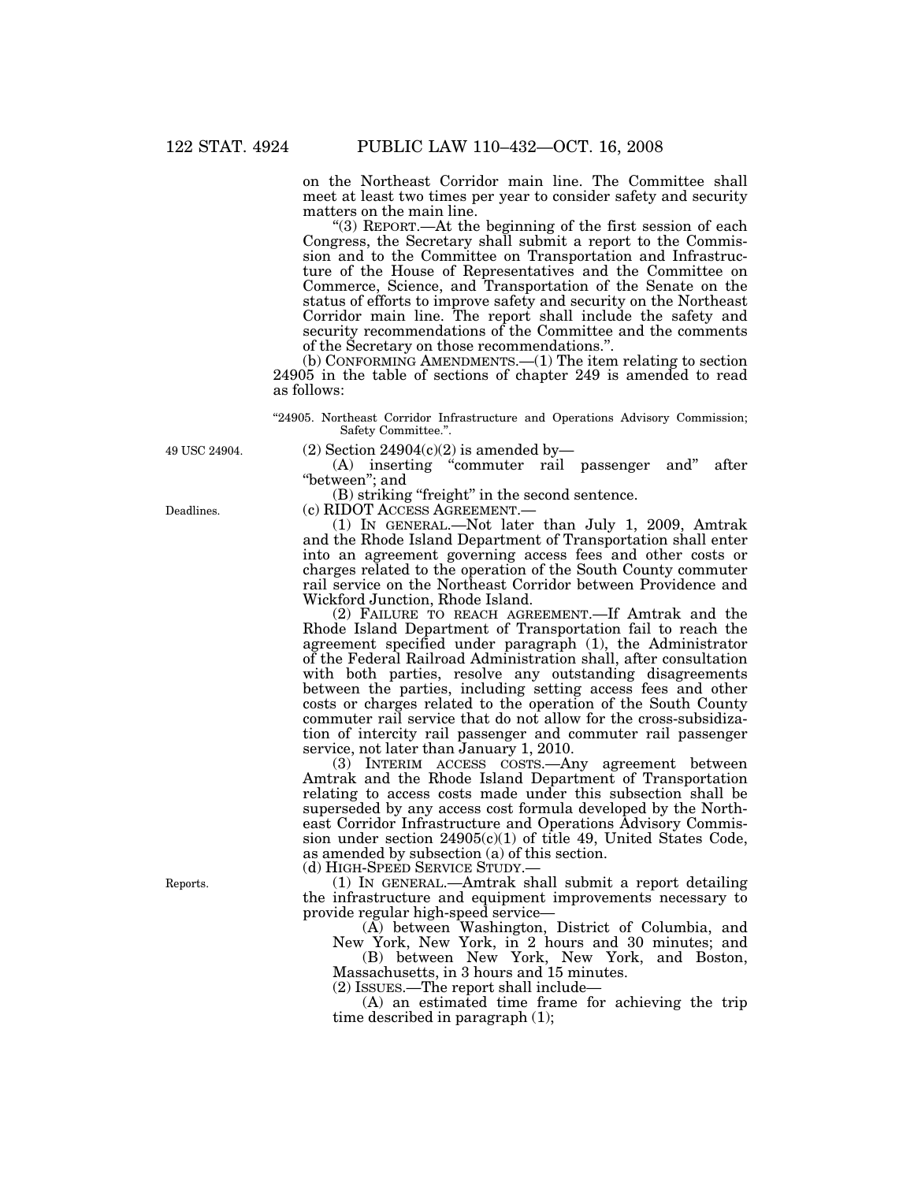on the Northeast Corridor main line. The Committee shall meet at least two times per year to consider safety and security matters on the main line.

"(3) REPORT.—At the beginning of the first session of each Congress, the Secretary shall submit a report to the Commission and to the Committee on Transportation and Infrastructure of the House of Representatives and the Committee on Commerce, Science, and Transportation of the Senate on the status of efforts to improve safety and security on the Northeast Corridor main line. The report shall include the safety and security recommendations of the Committee and the comments of the Secretary on those recommendations.".

(b) CONFORMING AMENDMENTS.—(1) The item relating to section 24905 in the table of sections of chapter 249 is amended to read as follows:

"24905. Northeast Corridor Infrastructure and Operations Advisory Commission; Safety Committee.".

49 USC 24904.

(2) Section 24904(c)(2) is amended by—

(A) inserting "commuter rail passenger and" after "between"; and

(B) striking "freight" in the second sentence.

Deadlines.

(c) RIDOT ACCESS AGREEMENT.—

(1) IN GENERAL.—Not later than July 1, 2009, Amtrak and the Rhode Island Department of Transportation shall enter into an agreement governing access fees and other costs or charges related to the operation of the South County commuter rail service on the Northeast Corridor between Providence and Wickford Junction, Rhode Island.

(2) FAILURE TO REACH AGREEMENT.—If Amtrak and the Rhode Island Department of Transportation fail to reach the agreement specified under paragraph (1), the Administrator of the Federal Railroad Administration shall, after consultation with both parties, resolve any outstanding disagreements between the parties, including setting access fees and other costs or charges related to the operation of the South County commuter rail service that do not allow for the cross-subsidization of intercity rail passenger and commuter rail passenger service, not later than January 1, 2010.

(3) INTERIM ACCESS COSTS.—Any agreement between Amtrak and the Rhode Island Department of Transportation relating to access costs made under this subsection shall be superseded by any access cost formula developed by the Northeast Corridor Infrastructure and Operations Advisory Commission under section 24905(c)(1) of title 49, United States Code, as amended by subsection (a) of this section.

(d) HIGH-SPEED SERVICE STUDY.—

Reports.

(1) IN GENERAL.—Amtrak shall submit a report detailing the infrastructure and equipment improvements necessary to provide regular high-speed service—

(A) between Washington, District of Columbia, and New York, New York, in 2 hours and 30 minutes; and

(B) between New York, New York, and Boston, Massachusetts, in 3 hours and 15 minutes.

(2) ISSUES.—The report shall include—

(A) an estimated time frame for achieving the trip time described in paragraph (1);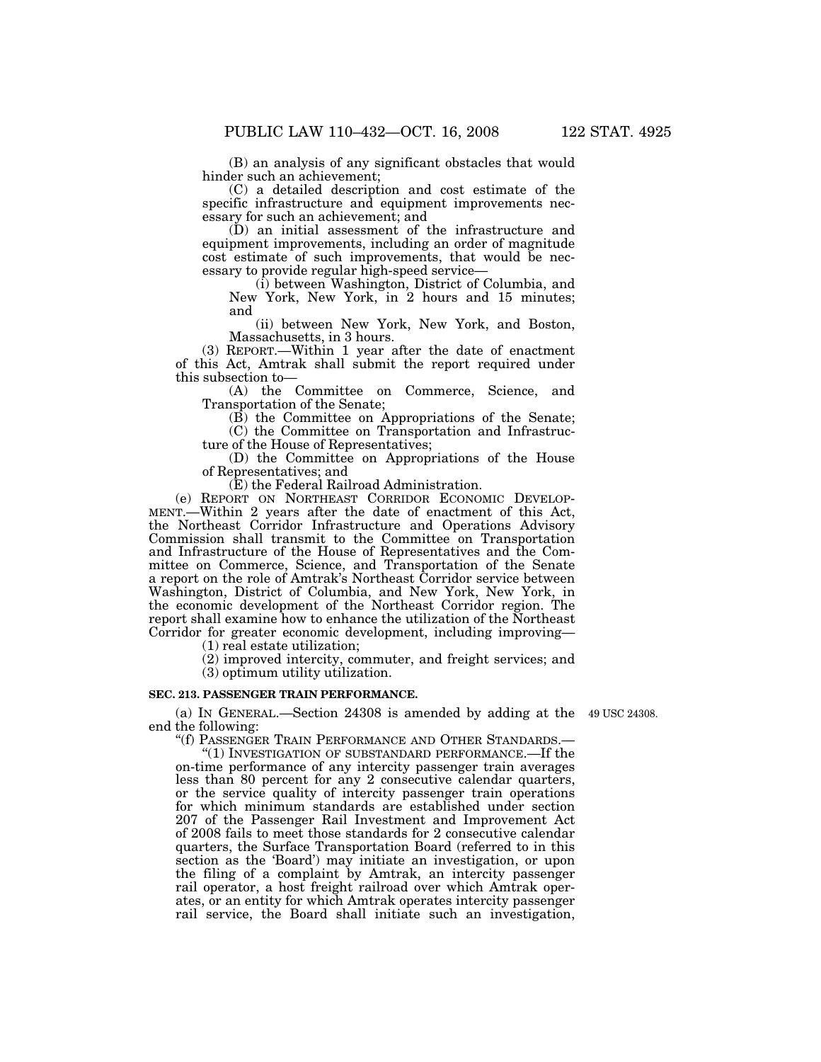(B) an analysis of any significant obstacles that would hinder such an achievement;

(C) a detailed description and cost estimate of the specific infrastructure and equipment improvements necessary for such an achievement; and

(D) an initial assessment of the infrastructure and equipment improvements, including an order of magnitude cost estimate of such improvements, that would be necessary to provide regular high-speed service—

(i) between Washington, District of Columbia, and New York, New York, in 2 hours and 15 minutes; and

(ii) between New York, New York, and Boston, Massachusetts, in 3 hours.

(3) REPORT.—Within 1 year after the date of enactment of this Act, Amtrak shall submit the report required under this subsection to—

(A) the Committee on Commerce, Science, and Transportation of the Senate;

(B) the Committee on Appropriations of the Senate;

(C) the Committee on Transportation and Infrastructure of the House of Representatives;

(D) the Committee on Appropriations of the House of Representatives; and

(E) the Federal Railroad Administration.

(e) REPORT ON NORTHEAST CORRIDOR ECONOMIC DEVELOPMENT.—Within 2 years after the date of enactment of this Act, the Northeast Corridor Infrastructure and Operations Advisory Commission shall transmit to the Committee on Transportation and Infrastructure of the House of Representatives and the Committee on Commerce, Science, and Transportation of the Senate a report on the role of Amtrak's Northeast Corridor service between Washington, District of Columbia, and New York, New York, in the economic development of the Northeast Corridor region. The report shall examine how to enhance the utilization of the Northeast Corridor for greater economic development, including improving—

(1) real estate utilization;

(2) improved intercity, commuter, and freight services; and

(3) optimum utility utilization.

**SEC. 213. PASSENGER TRAIN PERFORMANCE.**

(a) IN GENERAL.—Section 24308 is amended by adding at the end the following:

49 USC 24308.

"(f) PASSENGER TRAIN PERFORMANCE AND OTHER STANDARDS.—

"(1) INVESTIGATION OF SUBSTANDARD PERFORMANCE.—If the on-time performance of any intercity passenger train averages less than 80 percent for any 2 consecutive calendar quarters, or the service quality of intercity passenger train operations for which minimum standards are established under section 207 of the Passenger Rail Investment and Improvement Act of 2008 fails to meet those standards for 2 consecutive calendar quarters, the Surface Transportation Board (referred to in this section as the 'Board') may initiate an investigation, or upon the filing of a complaint by Amtrak, an intercity passenger rail operator, a host freight railroad over which Amtrak operates, or an entity for which Amtrak operates intercity passenger rail service, the Board shall initiate such an investigation,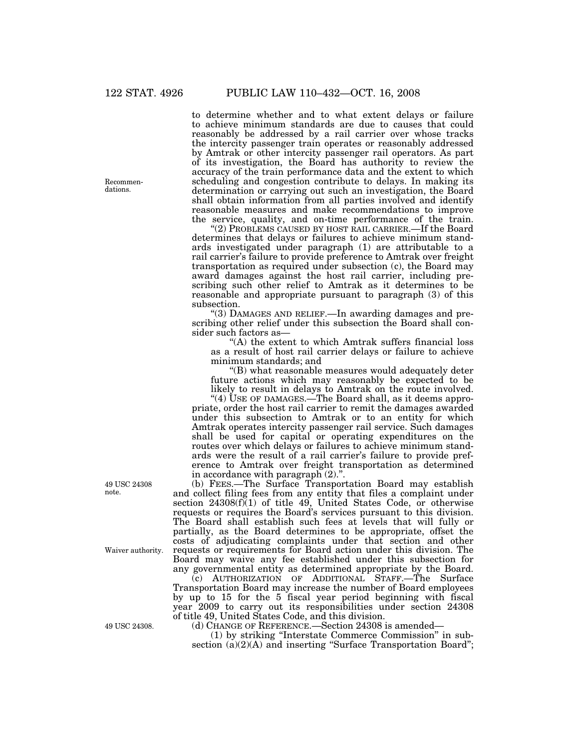to determine whether and to what extent delays or failure to achieve minimum standards are due to causes that could reasonably be addressed by a rail carrier over whose tracks the intercity passenger train operates or reasonably addressed by Amtrak or other intercity passenger rail operators. As part of its investigation, the Board has authority to review the accuracy of the train performance data and the extent to which scheduling and congestion contribute to delays. In making its determination or carrying out such an investigation, the Board shall obtain information from all parties involved and identify reasonable measures and make recommendations to improve the service, quality, and on-time performance of the train.

Recommendations.

"(2) PROBLEMS CAUSED BY HOST RAIL CARRIER.—If the Board determines that delays or failures to achieve minimum standards investigated under paragraph (1) are attributable to a rail carrier's failure to provide preference to Amtrak over freight transportation as required under subsection (c), the Board may award damages against the host rail carrier, including prescribing such other relief to Amtrak as it determines to be reasonable and appropriate pursuant to paragraph (3) of this subsection.

"(3) DAMAGES AND RELIEF.—In awarding damages and prescribing other relief under this subsection the Board shall consider such factors as—

"(A) the extent to which Amtrak suffers financial loss as a result of host rail carrier delays or failure to achieve minimum standards; and

"(B) what reasonable measures would adequately deter future actions which may reasonably be expected to be likely to result in delays to Amtrak on the route involved.

"(4) USE OF DAMAGES.—The Board shall, as it deems appropriate, order the host rail carrier to remit the damages awarded under this subsection to Amtrak or to an entity for which Amtrak operates intercity passenger rail service. Such damages shall be used for capital or operating expenditures on the routes over which delays or failures to achieve minimum standards were the result of a rail carrier's failure to provide preference to Amtrak over freight transportation as determined in accordance with paragraph (2).".

49 USC 24308 note.

(b) FEES.—The Surface Transportation Board may establish and collect filing fees from any entity that files a complaint under section 24308(f)(1) of title 49, United States Code, or otherwise requests or requires the Board's services pursuant to this division. The Board shall establish such fees at levels that will fully or partially, as the Board determines to be appropriate, offset the costs of adjudicating complaints under that section and other requests or requirements for Board action under this division. The Board may waive any fee established under this subsection for any governmental entity as determined appropriate by the Board.

Waiver authority.

(c) AUTHORIZATION OF ADDITIONAL STAFF.—The Surface Transportation Board may increase the number of Board employees by up to 15 for the 5 fiscal year period beginning with fiscal year 2009 to carry out its responsibilities under section 24308 of title 49, United States Code, and this division.

49 USC 24308.

(d) CHANGE OF REFERENCE.—Section 24308 is amended—

(1) by striking "Interstate Commerce Commission" in subsection (a)(2)(A) and inserting "Surface Transportation Board";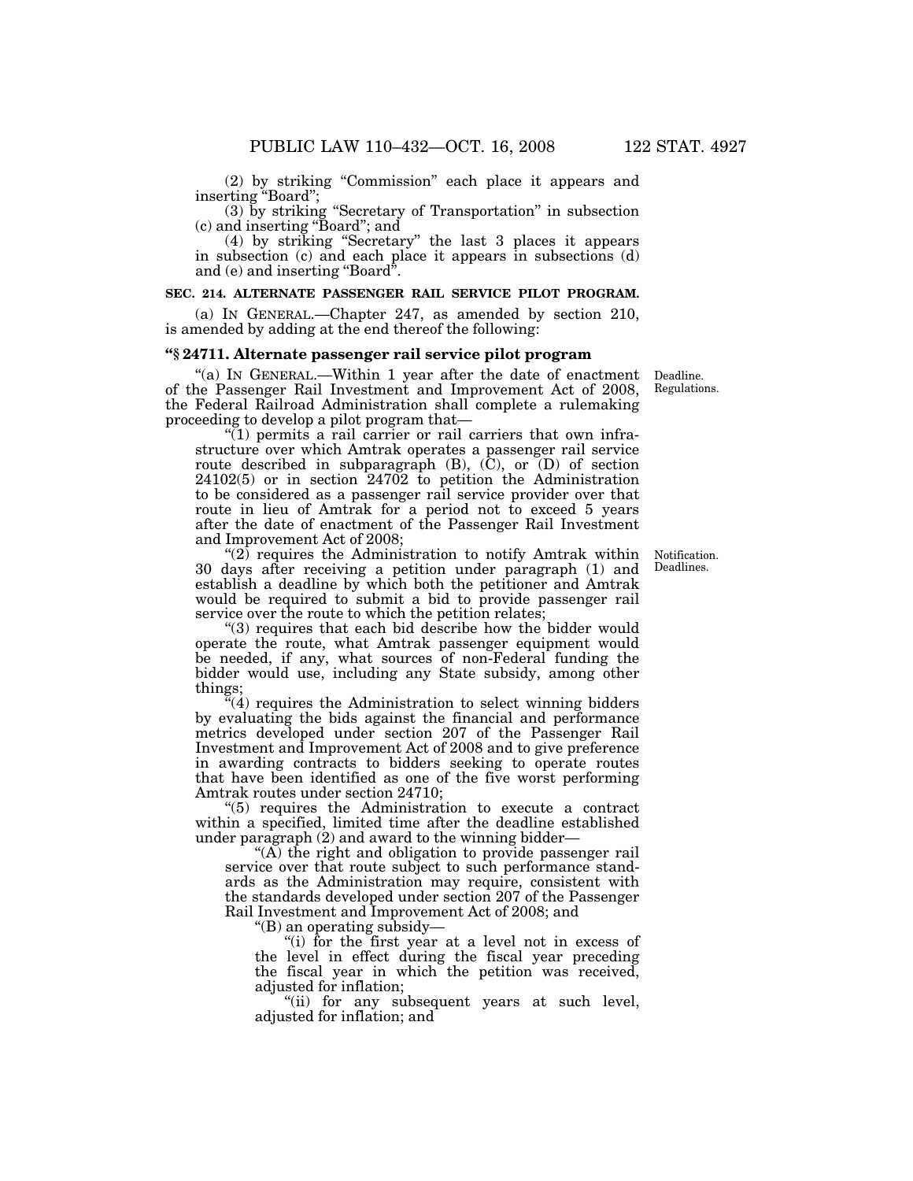(2) by striking "Commission" each place it appears and inserting "Board";

(3) by striking "Secretary of Transportation" in subsection (c) and inserting "Board"; and

(4) by striking "Secretary" the last 3 places it appears in subsection (c) and each place it appears in subsections (d) and (e) and inserting "Board".

**SEC. 214. ALTERNATE PASSENGER RAIL SERVICE PILOT PROGRAM.**

(a) IN GENERAL.—Chapter 247, as amended by section 210, is amended by adding at the end thereof the following:

**"§ 24711. Alternate passenger rail service pilot program**

Deadline. Regulations.

"(a) IN GENERAL.—Within 1 year after the date of enactment of the Passenger Rail Investment and Improvement Act of 2008, the Federal Railroad Administration shall complete a rulemaking proceeding to develop a pilot program that—

"(1) permits a rail carrier or rail carriers that own infrastructure over which Amtrak operates a passenger rail service route described in subparagraph (B), (C), or (D) of section 24102(5) or in section 24702 to petition the Administration to be considered as a passenger rail service provider over that route in lieu of Amtrak for a period not to exceed 5 years after the date of enactment of the Passenger Rail Investment and Improvement Act of 2008;

Notification. Deadlines.

"(2) requires the Administration to notify Amtrak within 30 days after receiving a petition under paragraph (1) and establish a deadline by which both the petitioner and Amtrak would be required to submit a bid to provide passenger rail service over the route to which the petition relates;

"(3) requires that each bid describe how the bidder would operate the route, what Amtrak passenger equipment would be needed, if any, what sources of non-Federal funding the bidder would use, including any State subsidy, among other things;

"(4) requires the Administration to select winning bidders by evaluating the bids against the financial and performance metrics developed under section 207 of the Passenger Rail Investment and Improvement Act of 2008 and to give preference in awarding contracts to bidders seeking to operate routes that have been identified as one of the five worst performing Amtrak routes under section 24710;

"(5) requires the Administration to execute a contract within a specified, limited time after the deadline established under paragraph (2) and award to the winning bidder—

"(A) the right and obligation to provide passenger rail service over that route subject to such performance standards as the Administration may require, consistent with the standards developed under section 207 of the Passenger Rail Investment and Improvement Act of 2008; and

"(B) an operating subsidy—

"(i) for the first year at a level not in excess of the level in effect during the fiscal year preceding the fiscal year in which the petition was received, adjusted for inflation;

"(ii) for any subsequent years at such level, adjusted for inflation; and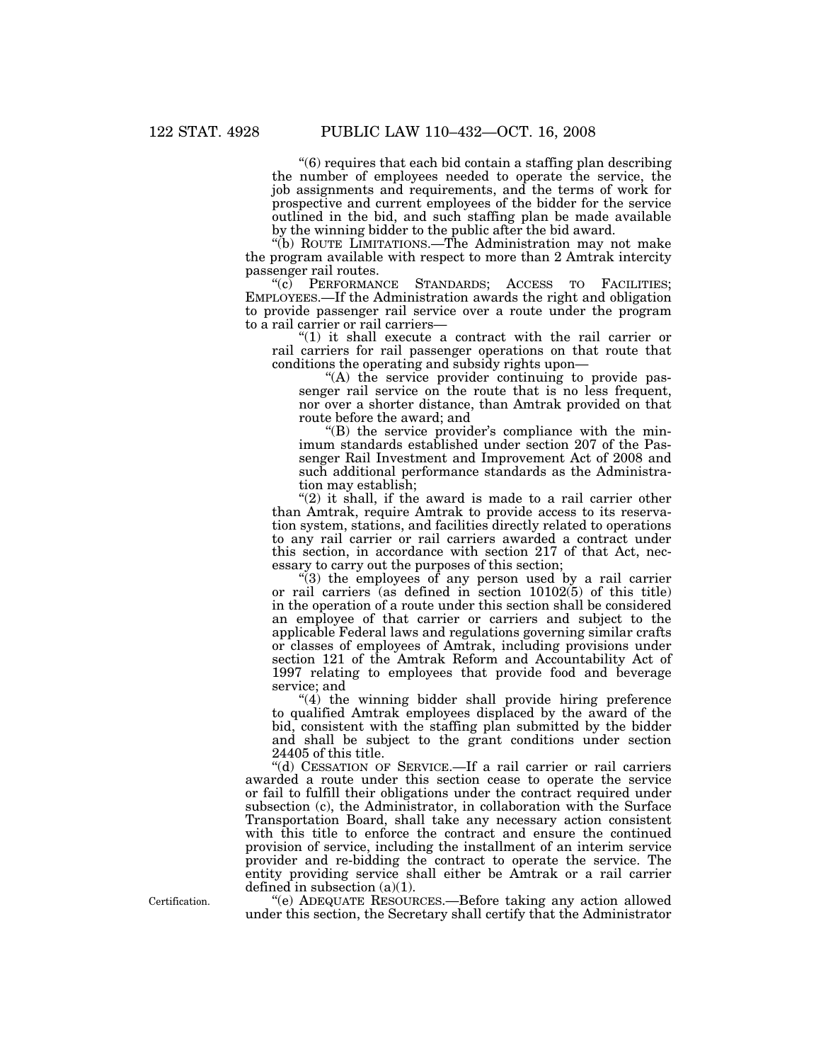"(6) requires that each bid contain a staffing plan describing the number of employees needed to operate the service, the job assignments and requirements, and the terms of work for prospective and current employees of the bidder for the service outlined in the bid, and such staffing plan be made available by the winning bidder to the public after the bid award.

"(b) ROUTE LIMITATIONS.—The Administration may not make the program available with respect to more than 2 Amtrak intercity passenger rail routes.

"(c) PERFORMANCE STANDARDS; ACCESS TO FACILITIES; EMPLOYEES.—If the Administration awards the right and obligation to provide passenger rail service over a route under the program to a rail carrier or rail carriers—

"(1) it shall execute a contract with the rail carrier or rail carriers for rail passenger operations on that route that conditions the operating and subsidy rights upon—

"(A) the service provider continuing to provide passenger rail service on the route that is no less frequent, nor over a shorter distance, than Amtrak provided on that route before the award; and

"(B) the service provider's compliance with the minimum standards established under section 207 of the Passenger Rail Investment and Improvement Act of 2008 and such additional performance standards as the Administration may establish;

"(2) it shall, if the award is made to a rail carrier other than Amtrak, require Amtrak to provide access to its reservation system, stations, and facilities directly related to operations to any rail carrier or rail carriers awarded a contract under this section, in accordance with section 217 of that Act, necessary to carry out the purposes of this section;

"(3) the employees of any person used by a rail carrier or rail carriers (as defined in section 10102(5) of this title) in the operation of a route under this section shall be considered an employee of that carrier or carriers and subject to the applicable Federal laws and regulations governing similar crafts or classes of employees of Amtrak, including provisions under section 121 of the Amtrak Reform and Accountability Act of 1997 relating to employees that provide food and beverage service; and

"(4) the winning bidder shall provide hiring preference to qualified Amtrak employees displaced by the award of the bid, consistent with the staffing plan submitted by the bidder and shall be subject to the grant conditions under section 24405 of this title.

"(d) CESSATION OF SERVICE.—If a rail carrier or rail carriers awarded a route under this section cease to operate the service or fail to fulfill their obligations under the contract required under subsection (c), the Administrator, in collaboration with the Surface Transportation Board, shall take any necessary action consistent with this title to enforce the contract and ensure the continued provision of service, including the installment of an interim service provider and re-bidding the contract to operate the service. The entity providing service shall either be Amtrak or a rail carrier defined in subsection (a)(1).

Certification.

"(e) ADEQUATE RESOURCES.—Before taking any action allowed under this section, the Secretary shall certify that the Administrator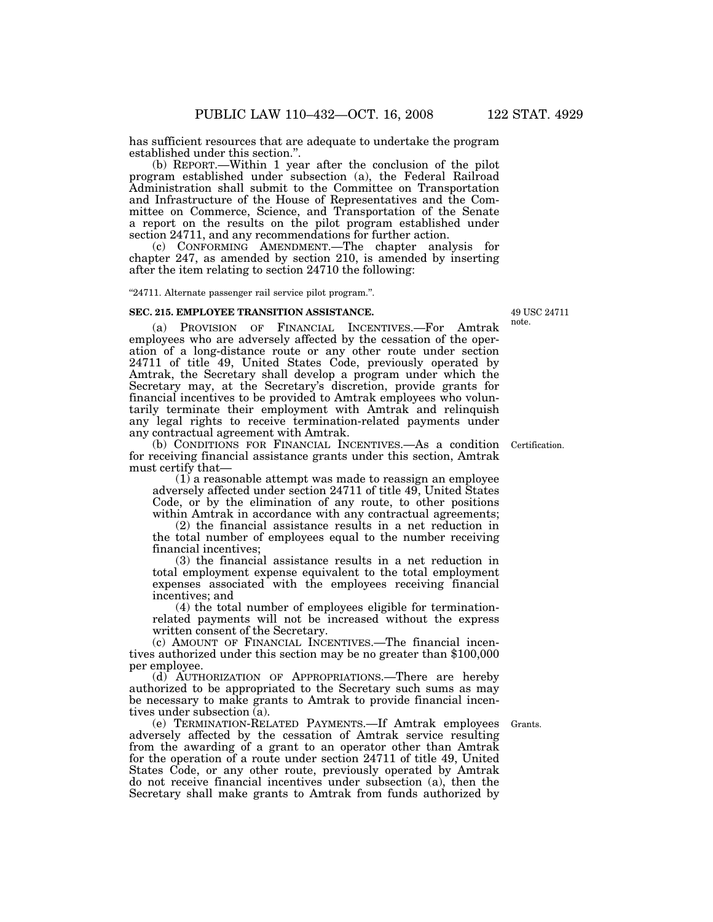has sufficient resources that are adequate to undertake the program established under this section.".

(b) REPORT.—Within 1 year after the conclusion of the pilot program established under subsection (a), the Federal Railroad Administration shall submit to the Committee on Transportation and Infrastructure of the House of Representatives and the Committee on Commerce, Science, and Transportation of the Senate a report on the results on the pilot program established under section 24711, and any recommendations for further action.

(c) CONFORMING AMENDMENT.—The chapter analysis for chapter 247, as amended by section 210, is amended by inserting after the item relating to section 24710 the following:

"24711. Alternate passenger rail service pilot program.".

**SEC. 215. EMPLOYEE TRANSITION ASSISTANCE.**

49 USC 24711 note.

(a) PROVISION OF FINANCIAL INCENTIVES.—For Amtrak employees who are adversely affected by the cessation of the operation of a long-distance route or any other route under section 24711 of title 49, United States Code, previously operated by Amtrak, the Secretary shall develop a program under which the Secretary may, at the Secretary's discretion, provide grants for financial incentives to be provided to Amtrak employees who voluntarily terminate their employment with Amtrak and relinquish any legal rights to receive termination-related payments under any contractual agreement with Amtrak.

Certification.

(b) CONDITIONS FOR FINANCIAL INCENTIVES.—As a condition for receiving financial assistance grants under this section, Amtrak must certify that—

(1) a reasonable attempt was made to reassign an employee adversely affected under section 24711 of title 49, United States Code, or by the elimination of any route, to other positions within Amtrak in accordance with any contractual agreements;

(2) the financial assistance results in a net reduction in the total number of employees equal to the number receiving financial incentives;

(3) the financial assistance results in a net reduction in total employment expense equivalent to the total employment expenses associated with the employees receiving financial incentives; and

(4) the total number of employees eligible for termination-related payments will not be increased without the express written consent of the Secretary.

(c) AMOUNT OF FINANCIAL INCENTIVES.—The financial incentives authorized under this section may be no greater than $100,000 per employee.

(d) AUTHORIZATION OF APPROPRIATIONS.—There are hereby authorized to be appropriated to the Secretary such sums as may be necessary to make grants to Amtrak to provide financial incentives under subsection (a).

Grants.

(e) TERMINATION-RELATED PAYMENTS.—If Amtrak employees adversely affected by the cessation of Amtrak service resulting from the awarding of a grant to an operator other than Amtrak for the operation of a route under section 24711 of title 49, United States Code, or any other route, previously operated by Amtrak do not receive financial incentives under subsection (a), then the Secretary shall make grants to Amtrak from funds authorized by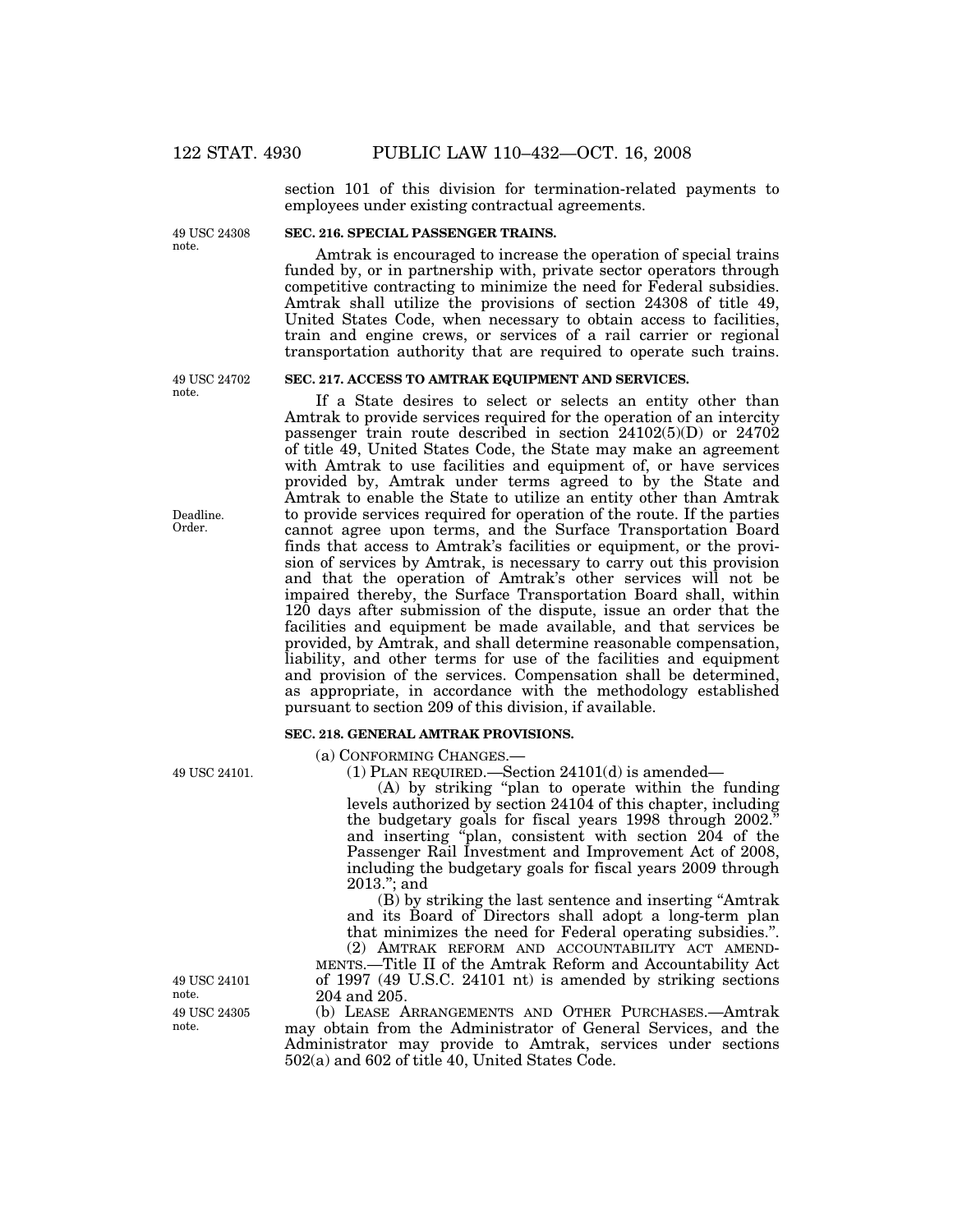section 101 of this division for termination-related payments to employees under existing contractual agreements.

49 USC 24308 note.

**SEC. 216. SPECIAL PASSENGER TRAINS.**

Amtrak is encouraged to increase the operation of special trains funded by, or in partnership with, private sector operators through competitive contracting to minimize the need for Federal subsidies. Amtrak shall utilize the provisions of section 24308 of title 49, United States Code, when necessary to obtain access to facilities, train and engine crews, or services of a rail carrier or regional transportation authority that are required to operate such trains.

49 USC 24702 note.

**SEC. 217. ACCESS TO AMTRAK EQUIPMENT AND SERVICES.**

Deadline. Order.

If a State desires to select or selects an entity other than Amtrak to provide services required for the operation of an intercity passenger train route described in section 24102(5)(D) or 24702 of title 49, United States Code, the State may make an agreement with Amtrak to use facilities and equipment of, or have services provided by, Amtrak under terms agreed to by the State and Amtrak to enable the State to utilize an entity other than Amtrak to provide services required for operation of the route. If the parties cannot agree upon terms, and the Surface Transportation Board finds that access to Amtrak's facilities or equipment, or the provision of services by Amtrak, is necessary to carry out this provision and that the operation of Amtrak's other services will not be impaired thereby, the Surface Transportation Board shall, within 120 days after submission of the dispute, issue an order that the facilities and equipment be made available, and that services be provided, by Amtrak, and shall determine reasonable compensation, liability, and other terms for use of the facilities and equipment and provision of the services. Compensation shall be determined, as appropriate, in accordance with the methodology established pursuant to section 209 of this division, if available.

**SEC. 218. GENERAL AMTRAK PROVISIONS.**

(a) CONFORMING CHANGES.—

49 USC 24101.

(1) PLAN REQUIRED.—Section 24101(d) is amended—

(A) by striking "plan to operate within the funding levels authorized by section 24104 of this chapter, including the budgetary goals for fiscal years 1998 through 2002." and inserting "plan, consistent with section 204 of the Passenger Rail Investment and Improvement Act of 2008, including the budgetary goals for fiscal years 2009 through 2013."; and

(B) by striking the last sentence and inserting "Amtrak and its Board of Directors shall adopt a long-term plan that minimizes the need for Federal operating subsidies.".

49 USC 24101 note.

(2) AMTRAK REFORM AND ACCOUNTABILITY ACT AMENDMENTS.—Title II of the Amtrak Reform and Accountability Act of 1997 (49 U.S.C. 24101 nt) is amended by striking sections 204 and 205.

49 USC 24305 note.

(b) LEASE ARRANGEMENTS AND OTHER PURCHASES.—Amtrak may obtain from the Administrator of General Services, and the Administrator may provide to Amtrak, services under sections 502(a) and 602 of title 40, United States Code.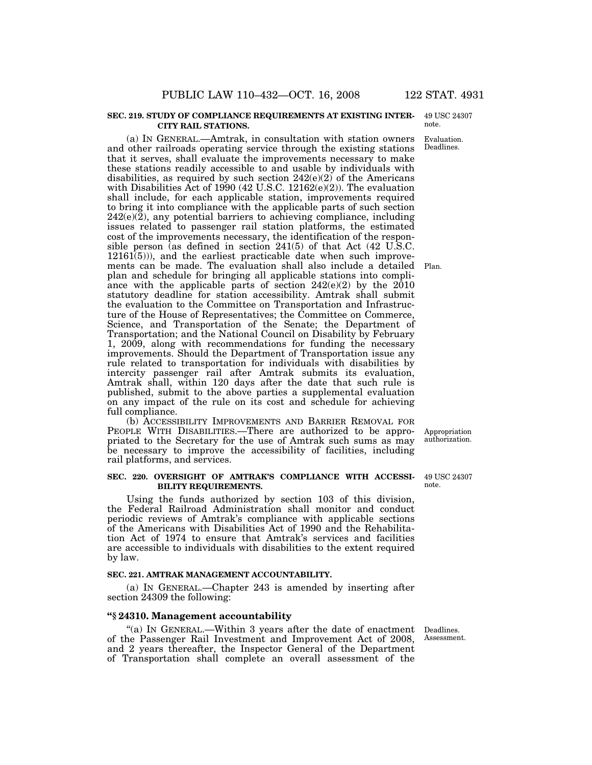**SEC. 219. STUDY OF COMPLIANCE REQUIREMENTS AT EXISTING INTERCITY RAIL STATIONS.**

49 USC 24307 note.

Evaluation. Deadlines.

(a) IN GENERAL.—Amtrak, in consultation with station owners and other railroads operating service through the existing stations that it serves, shall evaluate the improvements necessary to make these stations readily accessible to and usable by individuals with disabilities, as required by such section 242(e)(2) of the Americans with Disabilities Act of 1990 (42 U.S.C. 12162(e)(2)). The evaluation shall include, for each applicable station, improvements required to bring it into compliance with the applicable parts of such section 242(e)(2), any potential barriers to achieving compliance, including issues related to passenger rail station platforms, the estimated cost of the improvements necessary, the identification of the responsible person (as defined in section 241(5) of that Act (42 U.S.C. 12161(5))), and the earliest practicable date when such improvements can be made. The evaluation shall also include a detailed plan and schedule for bringing all applicable stations into compliance with the applicable parts of section 242(e)(2) by the 2010 statutory deadline for station accessibility. Amtrak shall submit the evaluation to the Committee on Transportation and Infrastructure of the House of Representatives; the Committee on Commerce, Science, and Transportation of the Senate; the Department of Transportation; and the National Council on Disability by February 1, 2009, along with recommendations for funding the necessary improvements. Should the Department of Transportation issue any rule related to transportation for individuals with disabilities by intercity passenger rail after Amtrak submits its evaluation, Amtrak shall, within 120 days after the date that such rule is published, submit to the above parties a supplemental evaluation on any impact of the rule on its cost and schedule for achieving full compliance.

Plan.

(b) ACCESSIBILITY IMPROVEMENTS AND BARRIER REMOVAL FOR PEOPLE WITH DISABILITIES.—There are authorized to be appropriated to the Secretary for the use of Amtrak such sums as may be necessary to improve the accessibility of facilities, including rail platforms, and services.

Appropriation authorization.

**SEC. 220. OVERSIGHT OF AMTRAK'S COMPLIANCE WITH ACCESSIBILITY REQUIREMENTS.**

49 USC 24307 note.

Using the funds authorized by section 103 of this division, the Federal Railroad Administration shall monitor and conduct periodic reviews of Amtrak's compliance with applicable sections of the Americans with Disabilities Act of 1990 and the Rehabilitation Act of 1974 to ensure that Amtrak's services and facilities are accessible to individuals with disabilities to the extent required by law.

**SEC. 221. AMTRAK MANAGEMENT ACCOUNTABILITY.**

(a) IN GENERAL.—Chapter 243 is amended by inserting after section 24309 the following:

**"§ 24310. Management accountability**

Deadlines. Assessment.

"(a) IN GENERAL.—Within 3 years after the date of enactment of the Passenger Rail Investment and Improvement Act of 2008, and 2 years thereafter, the Inspector General of the Department of Transportation shall complete an overall assessment of the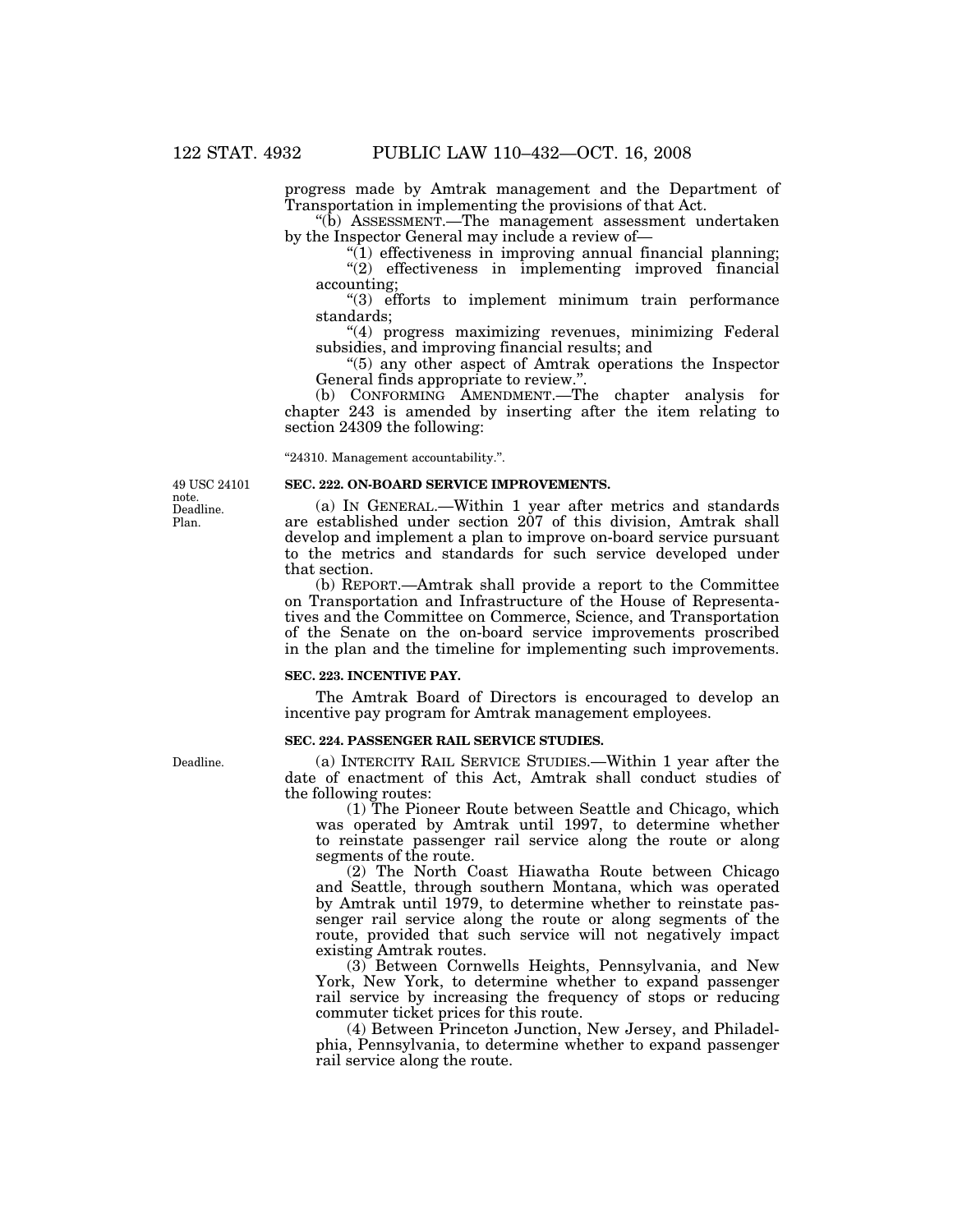progress made by Amtrak management and the Department of Transportation in implementing the provisions of that Act.

"(b) ASSESSMENT.—The management assessment undertaken by the Inspector General may include a review of—

"(1) effectiveness in improving annual financial planning;

"(2) effectiveness in implementing improved financial accounting;

"(3) efforts to implement minimum train performance standards;

"(4) progress maximizing revenues, minimizing Federal subsidies, and improving financial results; and

"(5) any other aspect of Amtrak operations the Inspector General finds appropriate to review.".

(b) CONFORMING AMENDMENT.—The chapter analysis for chapter 243 is amended by inserting after the item relating to section 24309 the following:

"24310. Management accountability.".

49 USC 24101 note. Deadline. Plan.

**SEC. 222. ON-BOARD SERVICE IMPROVEMENTS.**

(a) IN GENERAL.—Within 1 year after metrics and standards are established under section 207 of this division, Amtrak shall develop and implement a plan to improve on-board service pursuant to the metrics and standards for such service developed under that section.

(b) REPORT.—Amtrak shall provide a report to the Committee on Transportation and Infrastructure of the House of Representatives and the Committee on Commerce, Science, and Transportation of the Senate on the on-board service improvements proscribed in the plan and the timeline for implementing such improvements.

**SEC. 223. INCENTIVE PAY.**

The Amtrak Board of Directors is encouraged to develop an incentive pay program for Amtrak management employees.

**SEC. 224. PASSENGER RAIL SERVICE STUDIES.**

Deadline.

(a) INTERCITY RAIL SERVICE STUDIES.—Within 1 year after the date of enactment of this Act, Amtrak shall conduct studies of the following routes:

(1) The Pioneer Route between Seattle and Chicago, which was operated by Amtrak until 1997, to determine whether to reinstate passenger rail service along the route or along segments of the route.

(2) The North Coast Hiawatha Route between Chicago and Seattle, through southern Montana, which was operated by Amtrak until 1979, to determine whether to reinstate passenger rail service along the route or along segments of the route, provided that such service will not negatively impact existing Amtrak routes.

(3) Between Cornwells Heights, Pennsylvania, and New York, New York, to determine whether to expand passenger rail service by increasing the frequency of stops or reducing commuter ticket prices for this route.

(4) Between Princeton Junction, New Jersey, and Philadelphia, Pennsylvania, to determine whether to expand passenger rail service along the route.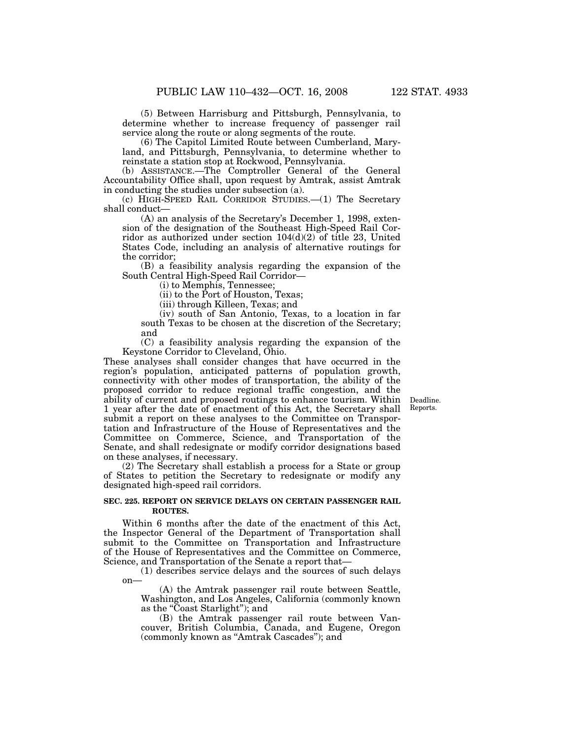(5) Between Harrisburg and Pittsburgh, Pennsylvania, to determine whether to increase frequency of passenger rail service along the route or along segments of the route.

(6) The Capitol Limited Route between Cumberland, Maryland, and Pittsburgh, Pennsylvania, to determine whether to reinstate a station stop at Rockwood, Pennsylvania.

(b) ASSISTANCE.—The Comptroller General of the General Accountability Office shall, upon request by Amtrak, assist Amtrak in conducting the studies under subsection (a).

(c) HIGH-SPEED RAIL CORRIDOR STUDIES.—(1) The Secretary shall conduct—

(A) an analysis of the Secretary's December 1, 1998, extension of the designation of the Southeast High-Speed Rail Corridor as authorized under section 104(d)(2) of title 23, United States Code, including an analysis of alternative routings for the corridor;

(B) a feasibility analysis regarding the expansion of the South Central High-Speed Rail Corridor—

(i) to Memphis, Tennessee;

(ii) to the Port of Houston, Texas;

(iii) through Killeen, Texas; and

(iv) south of San Antonio, Texas, to a location in far south Texas to be chosen at the discretion of the Secretary; and

(C) a feasibility analysis regarding the expansion of the Keystone Corridor to Cleveland, Ohio.

These analyses shall consider changes that have occurred in the region's population, anticipated patterns of population growth, connectivity with other modes of transportation, the ability of the proposed corridor to reduce regional traffic congestion, and the ability of current and proposed routings to enhance tourism. Within 1 year after the date of enactment of this Act, the Secretary shall submit a report on these analyses to the Committee on Transportation and Infrastructure of the House of Representatives and the Committee on Commerce, Science, and Transportation of the Senate, and shall redesignate or modify corridor designations based on these analyses, if necessary.

Deadline. Reports.

(2) The Secretary shall establish a process for a State or group of States to petition the Secretary to redesignate or modify any designated high-speed rail corridors.

**SEC. 225. REPORT ON SERVICE DELAYS ON CERTAIN PASSENGER RAIL ROUTES.**

Within 6 months after the date of the enactment of this Act, the Inspector General of the Department of Transportation shall submit to the Committee on Transportation and Infrastructure of the House of Representatives and the Committee on Commerce, Science, and Transportation of the Senate a report that—

(1) describes service delays and the sources of such delays on—

(A) the Amtrak passenger rail route between Seattle, Washington, and Los Angeles, California (commonly known as the "Coast Starlight"); and

(B) the Amtrak passenger rail route between Vancouver, British Columbia, Canada, and Eugene, Oregon (commonly known as "Amtrak Cascades"); and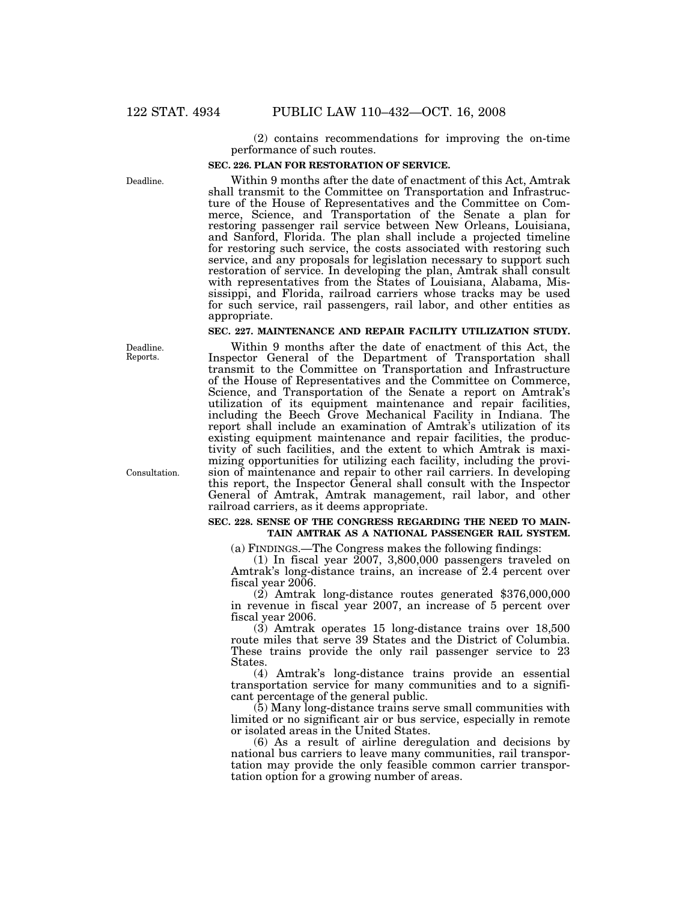(2) contains recommendations for improving the on-time performance of such routes.

**SEC. 226. PLAN FOR RESTORATION OF SERVICE.**

Deadline.

Within 9 months after the date of enactment of this Act, Amtrak shall transmit to the Committee on Transportation and Infrastructure of the House of Representatives and the Committee on Commerce, Science, and Transportation of the Senate a plan for restoring passenger rail service between New Orleans, Louisiana, and Sanford, Florida. The plan shall include a projected timeline for restoring such service, the costs associated with restoring such service, and any proposals for legislation necessary to support such restoration of service. In developing the plan, Amtrak shall consult with representatives from the States of Louisiana, Alabama, Mississippi, and Florida, railroad carriers whose tracks may be used for such service, rail passengers, rail labor, and other entities as appropriate.

**SEC. 227. MAINTENANCE AND REPAIR FACILITY UTILIZATION STUDY.**

Deadline. Reports.

Within 9 months after the date of enactment of this Act, the Inspector General of the Department of Transportation shall transmit to the Committee on Transportation and Infrastructure of the House of Representatives and the Committee on Commerce, Science, and Transportation of the Senate a report on Amtrak's utilization of its equipment maintenance and repair facilities, including the Beech Grove Mechanical Facility in Indiana. The report shall include an examination of Amtrak's utilization of its existing equipment maintenance and repair facilities, the productivity of such facilities, and the extent to which Amtrak is maximizing opportunities for utilizing each facility, including the provision of maintenance and repair to other rail carriers. In developing this report, the Inspector General shall consult with the Inspector General of Amtrak, Amtrak management, rail labor, and other railroad carriers, as it deems appropriate.

Consultation.

**SEC. 228. SENSE OF THE CONGRESS REGARDING THE NEED TO MAINTAIN AMTRAK AS A NATIONAL PASSENGER RAIL SYSTEM.**

(a) FINDINGS.—The Congress makes the following findings:

(1) In fiscal year 2007, 3,800,000 passengers traveled on Amtrak's long-distance trains, an increase of 2.4 percent over fiscal year 2006.

(2) Amtrak long-distance routes generated $376,000,000 in revenue in fiscal year 2007, an increase of 5 percent over fiscal year 2006.

(3) Amtrak operates 15 long-distance trains over 18,500 route miles that serve 39 States and the District of Columbia. These trains provide the only rail passenger service to 23 States.

(4) Amtrak's long-distance trains provide an essential transportation service for many communities and to a significant percentage of the general public.

(5) Many long-distance trains serve small communities with limited or no significant air or bus service, especially in remote or isolated areas in the United States.

(6) As a result of airline deregulation and decisions by national bus carriers to leave many communities, rail transportation may provide the only feasible common carrier transportation option for a growing number of areas.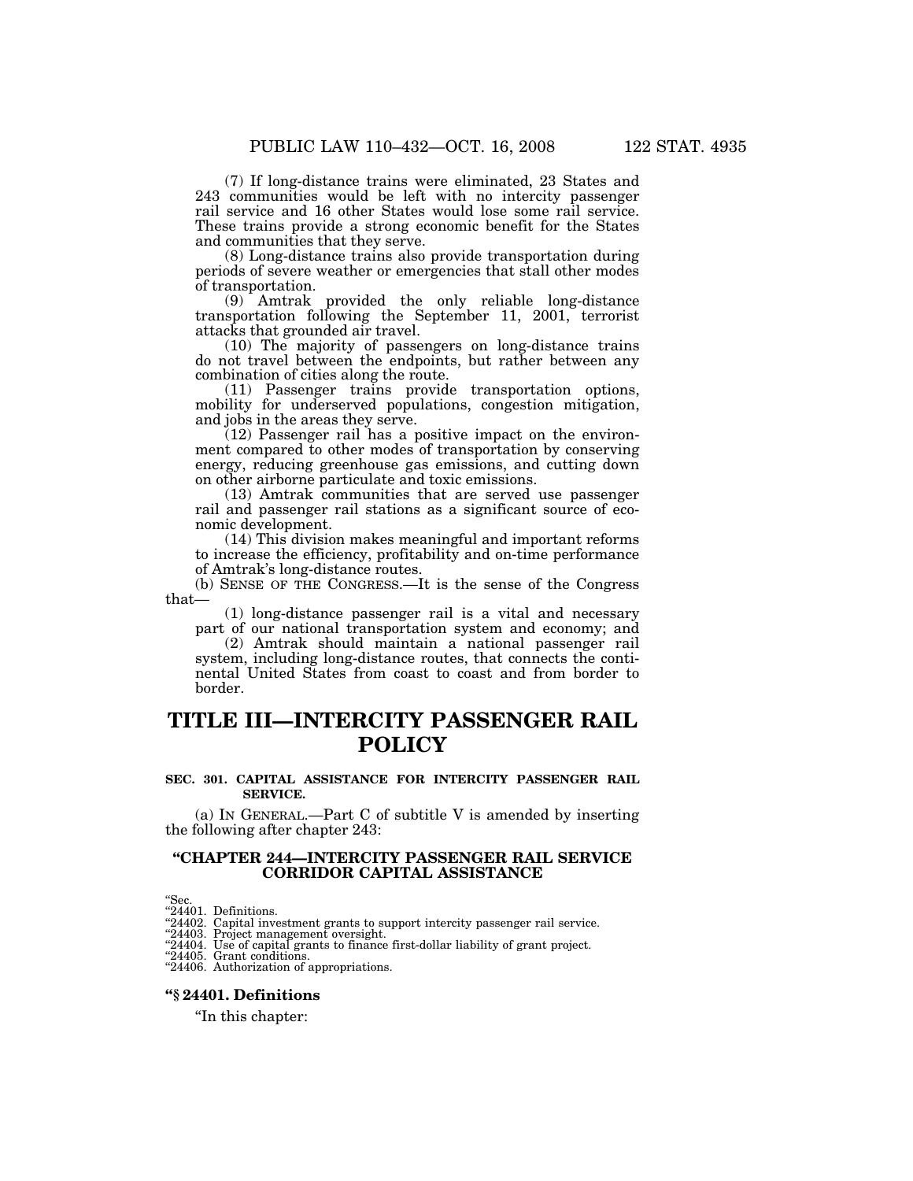(7) If long-distance trains were eliminated, 23 States and 243 communities would be left with no intercity passenger rail service and 16 other States would lose some rail service. These trains provide a strong economic benefit for the States and communities that they serve.

(8) Long-distance trains also provide transportation during periods of severe weather or emergencies that stall other modes of transportation.

(9) Amtrak provided the only reliable long-distance transportation following the September 11, 2001, terrorist attacks that grounded air travel.

(10) The majority of passengers on long-distance trains do not travel between the endpoints, but rather between any combination of cities along the route.

(11) Passenger trains provide transportation options, mobility for underserved populations, congestion mitigation, and jobs in the areas they serve.

(12) Passenger rail has a positive impact on the environment compared to other modes of transportation by conserving energy, reducing greenhouse gas emissions, and cutting down on other airborne particulate and toxic emissions.

(13) Amtrak communities that are served use passenger rail and passenger rail stations as a significant source of economic development.

(14) This division makes meaningful and important reforms to increase the efficiency, profitability and on-time performance of Amtrak's long-distance routes.

(b) SENSE OF THE CONGRESS.—It is the sense of the Congress that—

(1) long-distance passenger rail is a vital and necessary part of our national transportation system and economy; and

(2) Amtrak should maintain a national passenger rail system, including long-distance routes, that connects the continental United States from coast to coast and from border to border.

# TITLE III—INTERCITY PASSENGER RAIL POLICY

**SEC. 301. CAPITAL ASSISTANCE FOR INTERCITY PASSENGER RAIL SERVICE.**

(a) IN GENERAL.—Part C of subtitle V is amended by inserting the following after chapter 243:

## "CHAPTER 244—INTERCITY PASSENGER RAIL SERVICE CORRIDOR CAPITAL ASSISTANCE

"Sec.
"24401. Definitions.
"24402. Capital investment grants to support intercity passenger rail service.
"24403. Project management oversight.
"24404. Use of capital grants to finance first-dollar liability of grant project.
"24405. Grant conditions.
"24406. Authorization of appropriations.

### "§ 24401. Definitions

"In this chapter: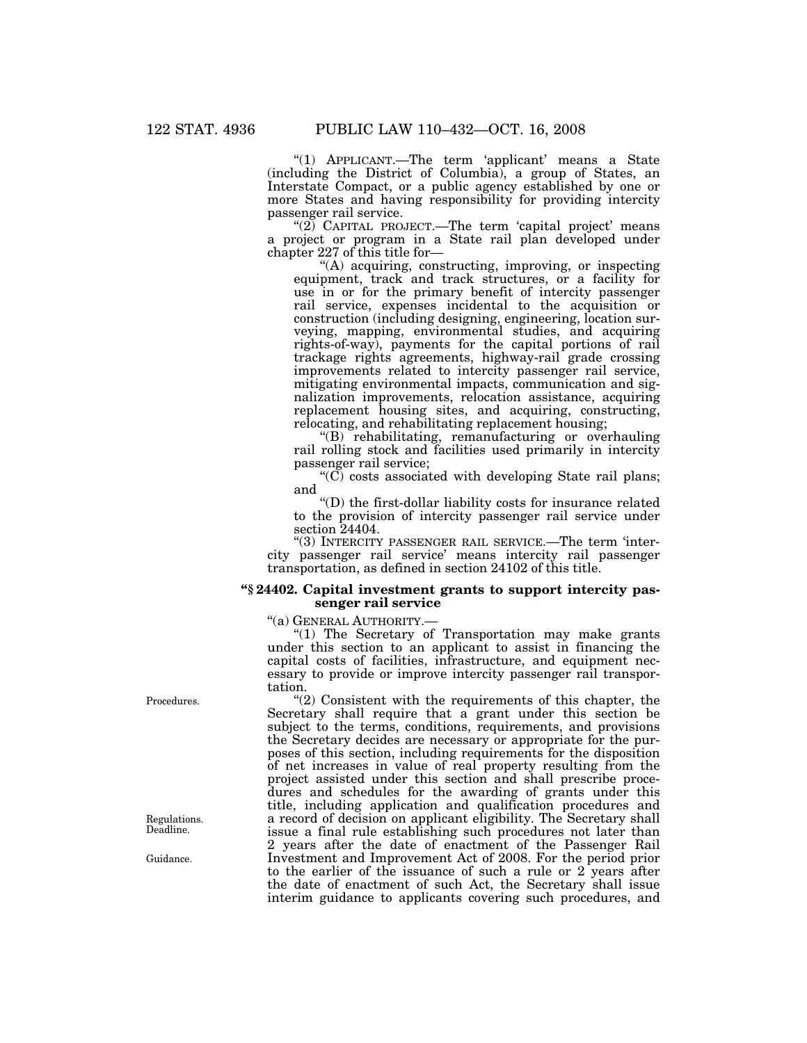"(1) APPLICANT.—The term 'applicant' means a State (including the District of Columbia), a group of States, an Interstate Compact, or a public agency established by one or more States and having responsibility for providing intercity passenger rail service.

"(2) CAPITAL PROJECT.—The term 'capital project' means a project or program in a State rail plan developed under chapter 227 of this title for—

"(A) acquiring, constructing, improving, or inspecting equipment, track and track structures, or a facility for use in or for the primary benefit of intercity passenger rail service, expenses incidental to the acquisition or construction (including designing, engineering, location surveying, mapping, environmental studies, and acquiring rights-of-way), payments for the capital portions of rail trackage rights agreements, highway-rail grade crossing improvements related to intercity passenger rail service, mitigating environmental impacts, communication and signalization improvements, relocation assistance, acquiring replacement housing sites, and acquiring, constructing, relocating, and rehabilitating replacement housing;

"(B) rehabilitating, remanufacturing or overhauling rail rolling stock and facilities used primarily in intercity passenger rail service;

"(C) costs associated with developing State rail plans; and

"(D) the first-dollar liability costs for insurance related to the provision of intercity passenger rail service under section 24404.

"(3) INTERCITY PASSENGER RAIL SERVICE.—The term 'intercity passenger rail service' means intercity rail passenger transportation, as defined in section 24102 of this title.

### "§ 24402. Capital investment grants to support intercity passenger rail service

"(a) GENERAL AUTHORITY.—

"(1) The Secretary of Transportation may make grants under this section to an applicant to assist in financing the capital costs of facilities, infrastructure, and equipment necessary to provide or improve intercity passenger rail transportation.

Procedures.

"(2) Consistent with the requirements of this chapter, the Secretary shall require that a grant under this section be subject to the terms, conditions, requirements, and provisions the Secretary decides are necessary or appropriate for the purposes of this section, including requirements for the disposition of net increases in value of real property resulting from the project assisted under this section and shall prescribe procedures and schedules for the awarding of grants under this title, including application and qualification procedures and a record of decision on applicant eligibility. The Secretary shall issue a final rule establishing such procedures not later than 2 years after the date of enactment of the Passenger Rail Investment and Improvement Act of 2008. For the period prior to the earlier of the issuance of such a rule or 2 years after the date of enactment of such Act, the Secretary shall issue interim guidance to applicants covering such procedures, and

Regulations.
Deadline.

Guidance.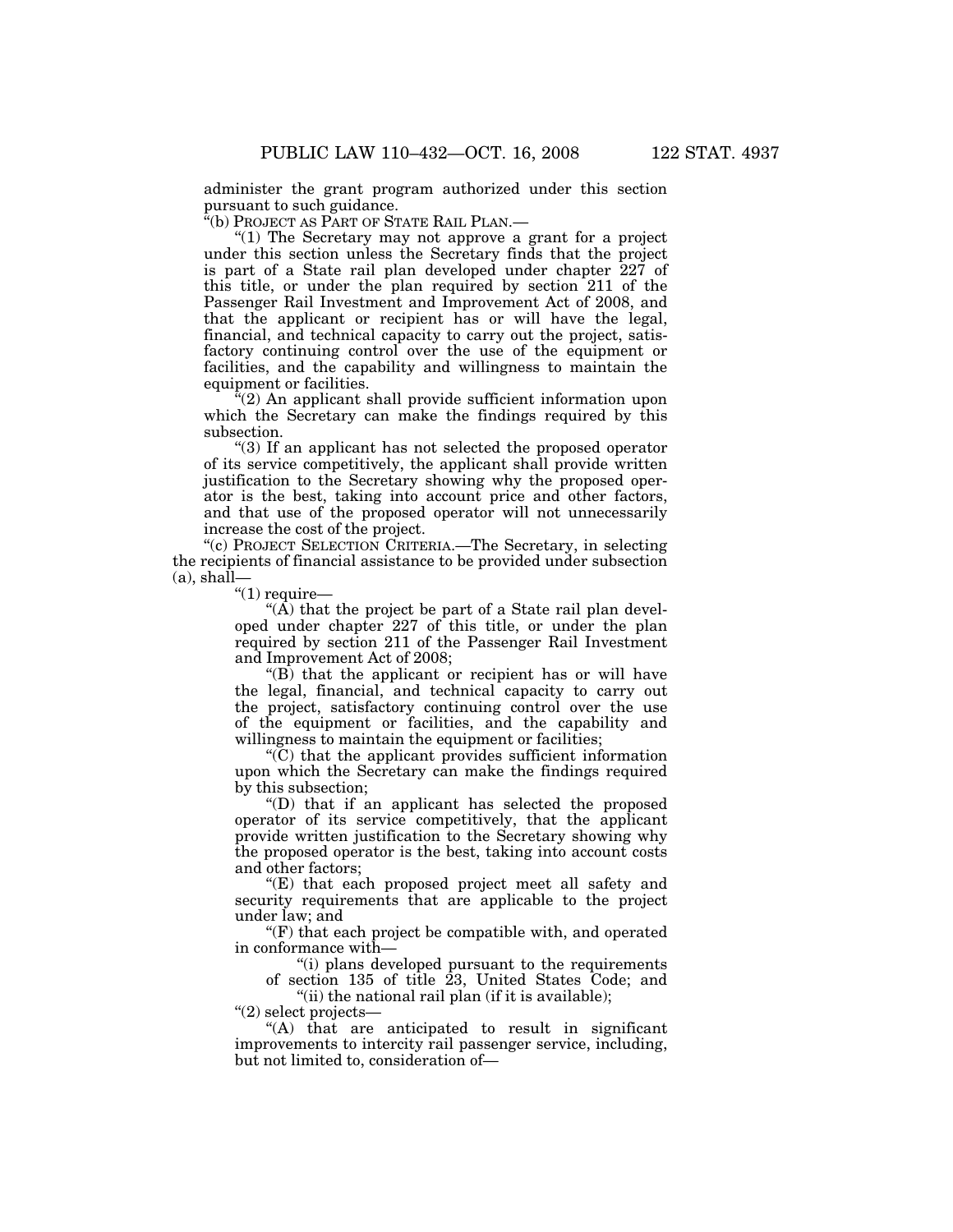administer the grant program authorized under this section pursuant to such guidance.

"(b) PROJECT AS PART OF STATE RAIL PLAN.—

"(1) The Secretary may not approve a grant for a project under this section unless the Secretary finds that the project is part of a State rail plan developed under chapter 227 of this title, or under the plan required by section 211 of the Passenger Rail Investment and Improvement Act of 2008, and that the applicant or recipient has or will have the legal, financial, and technical capacity to carry out the project, satisfactory continuing control over the use of the equipment or facilities, and the capability and willingness to maintain the equipment or facilities.

"(2) An applicant shall provide sufficient information upon which the Secretary can make the findings required by this subsection.

"(3) If an applicant has not selected the proposed operator of its service competitively, the applicant shall provide written justification to the Secretary showing why the proposed operator is the best, taking into account price and other factors, and that use of the proposed operator will not unnecessarily increase the cost of the project.

"(c) PROJECT SELECTION CRITERIA.—The Secretary, in selecting the recipients of financial assistance to be provided under subsection (a), shall—

"(1) require—

"(A) that the project be part of a State rail plan developed under chapter 227 of this title, or under the plan required by section 211 of the Passenger Rail Investment and Improvement Act of 2008;

"(B) that the applicant or recipient has or will have the legal, financial, and technical capacity to carry out the project, satisfactory continuing control over the use of the equipment or facilities, and the capability and willingness to maintain the equipment or facilities;

"(C) that the applicant provides sufficient information upon which the Secretary can make the findings required by this subsection;

"(D) that if an applicant has selected the proposed operator of its service competitively, that the applicant provide written justification to the Secretary showing why the proposed operator is the best, taking into account costs and other factors;

"(E) that each proposed project meet all safety and security requirements that are applicable to the project under law; and

"(F) that each project be compatible with, and operated in conformance with—

"(i) plans developed pursuant to the requirements of section 135 of title 23, United States Code; and

"(ii) the national rail plan (if it is available);

"(2) select projects—

"(A) that are anticipated to result in significant improvements to intercity rail passenger service, including, but not limited to, consideration of—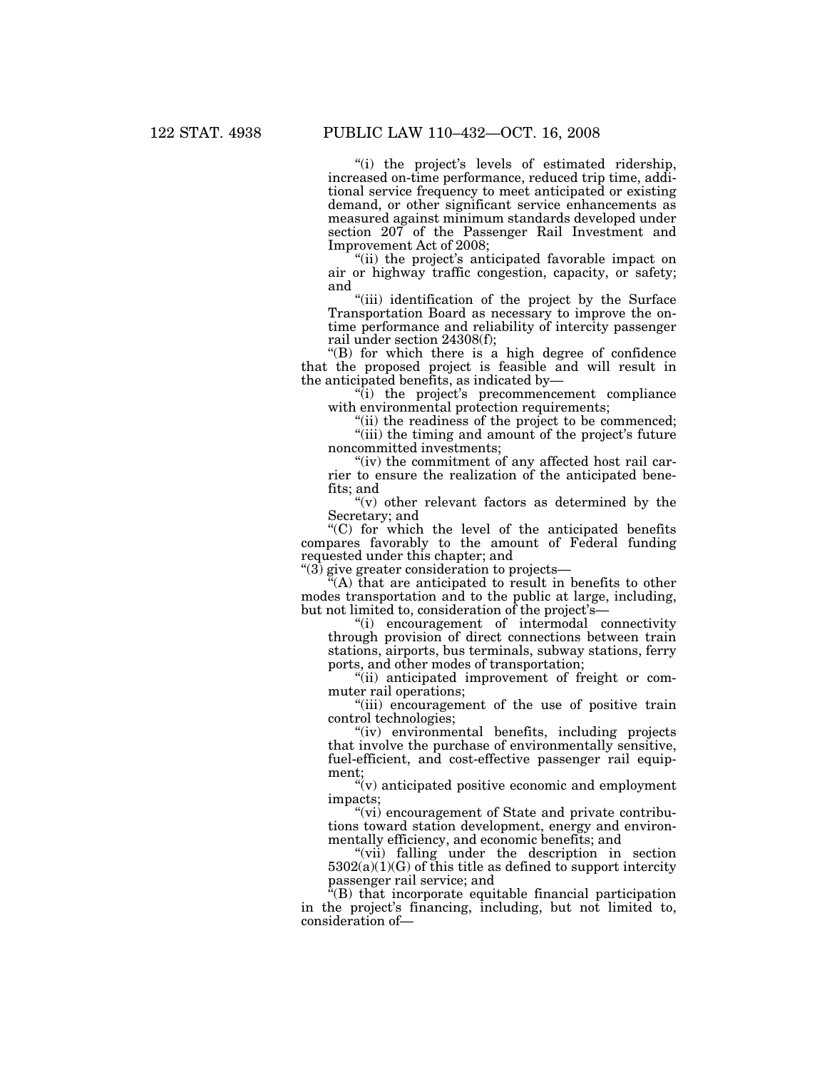"(i) the project's levels of estimated ridership, increased on-time performance, reduced trip time, additional service frequency to meet anticipated or existing demand, or other significant service enhancements as measured against minimum standards developed under section 207 of the Passenger Rail Investment and Improvement Act of 2008;

"(ii) the project's anticipated favorable impact on air or highway traffic congestion, capacity, or safety; and

"(iii) identification of the project by the Surface Transportation Board as necessary to improve the on-time performance and reliability of intercity passenger rail under section 24308(f);

"(B) for which there is a high degree of confidence that the proposed project is feasible and will result in the anticipated benefits, as indicated by—

"(i) the project's precommencement compliance with environmental protection requirements;

"(ii) the readiness of the project to be commenced;

"(iii) the timing and amount of the project's future noncommitted investments;

"(iv) the commitment of any affected host rail carrier to ensure the realization of the anticipated benefits; and

"(v) other relevant factors as determined by the Secretary; and

"(C) for which the level of the anticipated benefits compares favorably to the amount of Federal funding requested under this chapter; and

"(3) give greater consideration to projects—

"(A) that are anticipated to result in benefits to other modes transportation and to the public at large, including, but not limited to, consideration of the project's—

"(i) encouragement of intermodal connectivity through provision of direct connections between train stations, airports, bus terminals, subway stations, ferry ports, and other modes of transportation;

"(ii) anticipated improvement of freight or commuter rail operations;

"(iii) encouragement of the use of positive train control technologies;

"(iv) environmental benefits, including projects that involve the purchase of environmentally sensitive, fuel-efficient, and cost-effective passenger rail equipment;

"(v) anticipated positive economic and employment impacts;

"(vi) encouragement of State and private contributions toward station development, energy and environmentally efficiency, and economic benefits; and

"(vii) falling under the description in section 5302(a)(1)(G) of this title as defined to support intercity passenger rail service; and

"(B) that incorporate equitable financial participation in the project's financing, including, but not limited to, consideration of—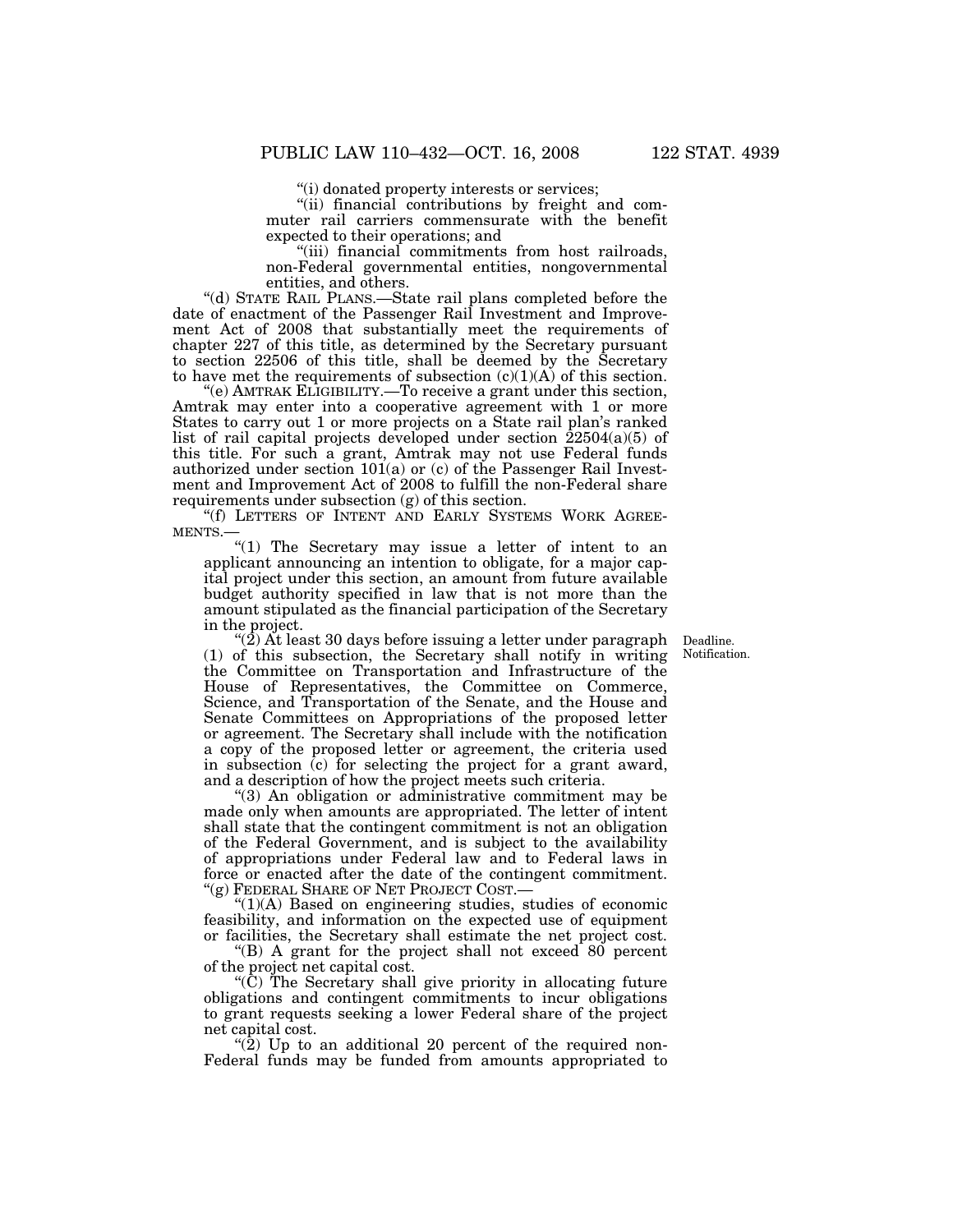"(i) donated property interests or services;

"(ii) financial contributions by freight and commuter rail carriers commensurate with the benefit expected to their operations; and

"(iii) financial commitments from host railroads, non-Federal governmental entities, nongovernmental entities, and others.

"(d) STATE RAIL PLANS.—State rail plans completed before the date of enactment of the Passenger Rail Investment and Improvement Act of 2008 that substantially meet the requirements of chapter 227 of this title, as determined by the Secretary pursuant to section 22506 of this title, shall be deemed by the Secretary to have met the requirements of subsection (c)(1)(A) of this section.

"(e) AMTRAK ELIGIBILITY.—To receive a grant under this section, Amtrak may enter into a cooperative agreement with 1 or more States to carry out 1 or more projects on a State rail plan's ranked list of rail capital projects developed under section 22504(a)(5) of this title. For such a grant, Amtrak may not use Federal funds authorized under section 101(a) or (c) of the Passenger Rail Investment and Improvement Act of 2008 to fulfill the non-Federal share requirements under subsection (g) of this section.

"(f) LETTERS OF INTENT AND EARLY SYSTEMS WORK AGREEMENTS.—

"(1) The Secretary may issue a letter of intent to an applicant announcing an intention to obligate, for a major capital project under this section, an amount from future available budget authority specified in law that is not more than the amount stipulated as the financial participation of the Secretary in the project.

Deadline. Notification.

"(2) At least 30 days before issuing a letter under paragraph (1) of this subsection, the Secretary shall notify in writing the Committee on Transportation and Infrastructure of the House of Representatives, the Committee on Commerce, Science, and Transportation of the Senate, and the House and Senate Committees on Appropriations of the proposed letter or agreement. The Secretary shall include with the notification a copy of the proposed letter or agreement, the criteria used in subsection (c) for selecting the project for a grant award, and a description of how the project meets such criteria.

"(3) An obligation or administrative commitment may be made only when amounts are appropriated. The letter of intent shall state that the contingent commitment is not an obligation of the Federal Government, and is subject to the availability of appropriations under Federal law and to Federal laws in force or enacted after the date of the contingent commitment.

"(g) FEDERAL SHARE OF NET PROJECT COST.—

"(1)(A) Based on engineering studies, studies of economic feasibility, and information on the expected use of equipment or facilities, the Secretary shall estimate the net project cost.

"(B) A grant for the project shall not exceed 80 percent of the project net capital cost.

"(C) The Secretary shall give priority in allocating future obligations and contingent commitments to incur obligations to grant requests seeking a lower Federal share of the project net capital cost.

"(2) Up to an additional 20 percent of the required non-Federal funds may be funded from amounts appropriated to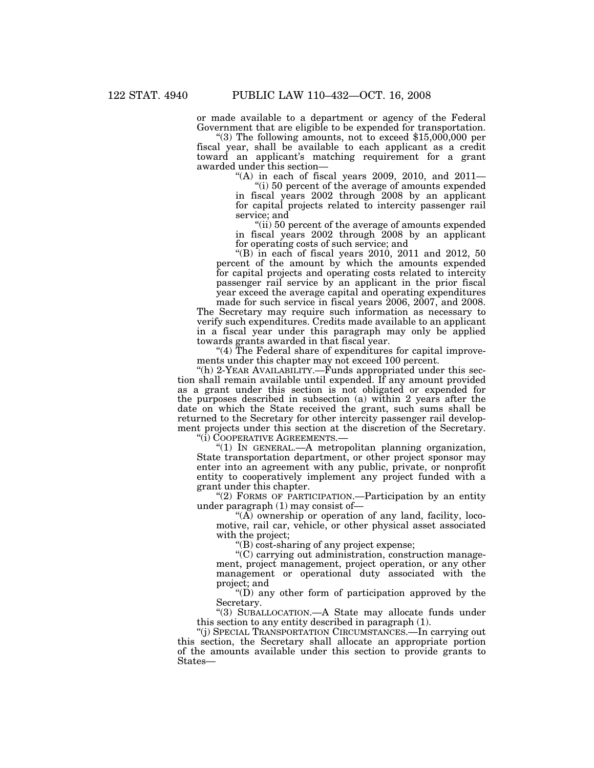or made available to a department or agency of the Federal Government that are eligible to be expended for transportation.

"(3) The following amounts, not to exceed $15,000,000 per fiscal year, shall be available to each applicant as a credit toward an applicant's matching requirement for a grant awarded under this section—

"(A) in each of fiscal years 2009, 2010, and 2011—

"(i) 50 percent of the average of amounts expended in fiscal years 2002 through 2008 by an applicant for capital projects related to intercity passenger rail service; and

"(ii) 50 percent of the average of amounts expended in fiscal years 2002 through 2008 by an applicant for operating costs of such service; and

"(B) in each of fiscal years 2010, 2011 and 2012, 50 percent of the amount by which the amounts expended for capital projects and operating costs related to intercity passenger rail service by an applicant in the prior fiscal year exceed the average capital and operating expenditures made for such service in fiscal years 2006, 2007, and 2008.

The Secretary may require such information as necessary to verify such expenditures. Credits made available to an applicant in a fiscal year under this paragraph may only be applied towards grants awarded in that fiscal year.

"(4) The Federal share of expenditures for capital improvements under this chapter may not exceed 100 percent.

"(h) 2-YEAR AVAILABILITY.—Funds appropriated under this section shall remain available until expended. If any amount provided as a grant under this section is not obligated or expended for the purposes described in subsection (a) within 2 years after the date on which the State received the grant, such sums shall be returned to the Secretary for other intercity passenger rail development projects under this section at the discretion of the Secretary.

"(i) COOPERATIVE AGREEMENTS.—

"(1) IN GENERAL.—A metropolitan planning organization, State transportation department, or other project sponsor may enter into an agreement with any public, private, or nonprofit entity to cooperatively implement any project funded with a grant under this chapter.

"(2) FORMS OF PARTICIPATION.—Participation by an entity under paragraph (1) may consist of—

"(A) ownership or operation of any land, facility, locomotive, rail car, vehicle, or other physical asset associated with the project;

"(B) cost-sharing of any project expense;

"(C) carrying out administration, construction management, project management, project operation, or any other management or operational duty associated with the project; and

"(D) any other form of participation approved by the Secretary.

"(3) SUBALLOCATION.—A State may allocate funds under this section to any entity described in paragraph (1).

"(j) SPECIAL TRANSPORTATION CIRCUMSTANCES.—In carrying out this section, the Secretary shall allocate an appropriate portion of the amounts available under this section to provide grants to States—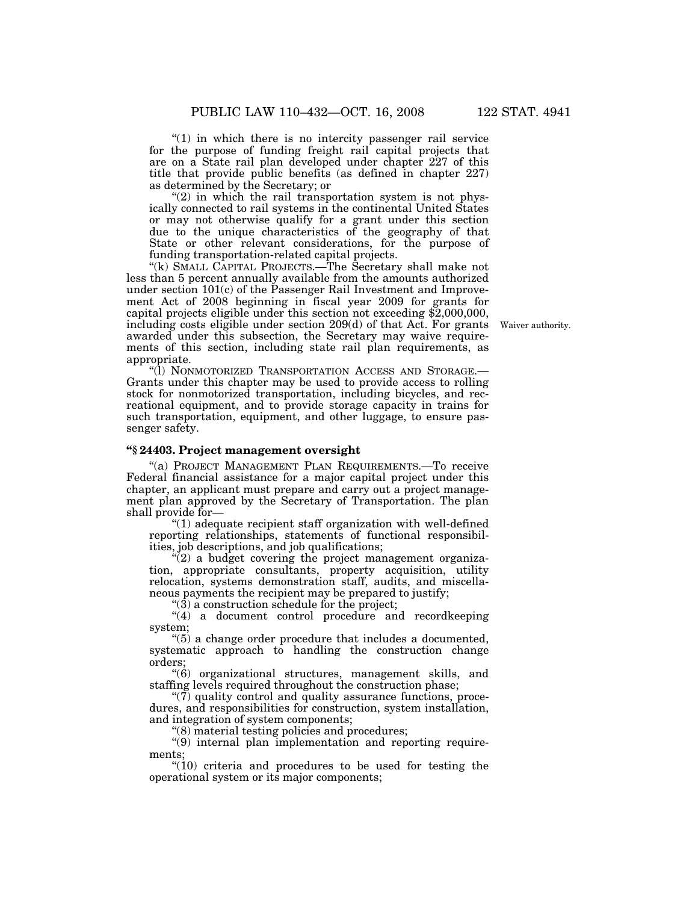"(1) in which there is no intercity passenger rail service for the purpose of funding freight rail capital projects that are on a State rail plan developed under chapter 227 of this title that provide public benefits (as defined in chapter 227) as determined by the Secretary; or

"(2) in which the rail transportation system is not physically connected to rail systems in the continental United States or may not otherwise qualify for a grant under this section due to the unique characteristics of the geography of that State or other relevant considerations, for the purpose of funding transportation-related capital projects.

"(k) SMALL CAPITAL PROJECTS.—The Secretary shall make not less than 5 percent annually available from the amounts authorized under section 101(c) of the Passenger Rail Investment and Improvement Act of 2008 beginning in fiscal year 2009 for grants for capital projects eligible under this section not exceeding $2,000,000, including costs eligible under section 209(d) of that Act. For grants awarded under this subsection, the Secretary may waive requirements of this section, including state rail plan requirements, as appropriate.

Waiver authority.

"(l) NONMOTORIZED TRANSPORTATION ACCESS AND STORAGE.—Grants under this chapter may be used to provide access to rolling stock for nonmotorized transportation, including bicycles, and recreational equipment, and to provide storage capacity in trains for such transportation, equipment, and other luggage, to ensure passenger safety.

### "§ 24403. Project management oversight

"(a) PROJECT MANAGEMENT PLAN REQUIREMENTS.—To receive Federal financial assistance for a major capital project under this chapter, an applicant must prepare and carry out a project management plan approved by the Secretary of Transportation. The plan shall provide for—

"(1) adequate recipient staff organization with well-defined reporting relationships, statements of functional responsibilities, job descriptions, and job qualifications;

"(2) a budget covering the project management organization, appropriate consultants, property acquisition, utility relocation, systems demonstration staff, audits, and miscellaneous payments the recipient may be prepared to justify;

"(3) a construction schedule for the project;

"(4) a document control procedure and recordkeeping system;

"(5) a change order procedure that includes a documented, systematic approach to handling the construction change orders;

"(6) organizational structures, management skills, and staffing levels required throughout the construction phase;

"(7) quality control and quality assurance functions, procedures, and responsibilities for construction, system installation, and integration of system components;

"(8) material testing policies and procedures;

"(9) internal plan implementation and reporting requirements;

"(10) criteria and procedures to be used for testing the operational system or its major components;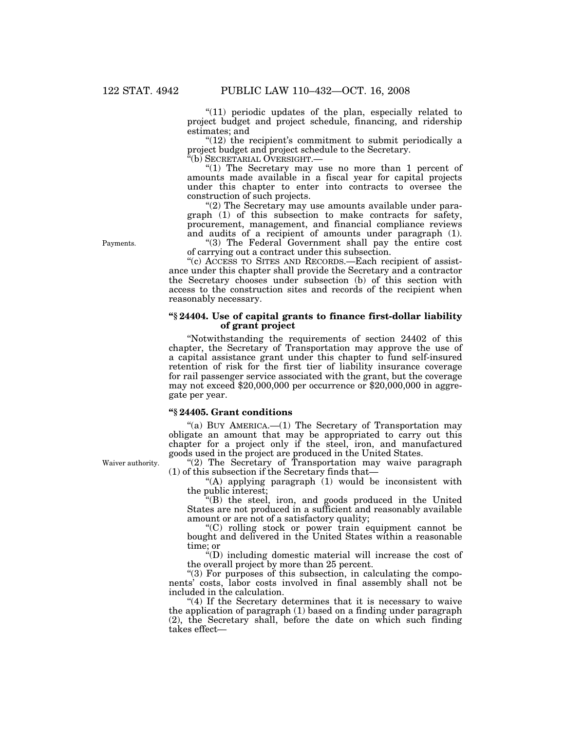"(11) periodic updates of the plan, especially related to project budget and project schedule, financing, and ridership estimates; and

"(12) the recipient's commitment to submit periodically a project budget and project schedule to the Secretary.

"(b) SECRETARIAL OVERSIGHT.—

"(1) The Secretary may use no more than 1 percent of amounts made available in a fiscal year for capital projects under this chapter to enter into contracts to oversee the construction of such projects.

"(2) The Secretary may use amounts available under paragraph (1) of this subsection to make contracts for safety, procurement, management, and financial compliance reviews and audits of a recipient of amounts under paragraph (1).

Payments.

"(3) The Federal Government shall pay the entire cost of carrying out a contract under this subsection.

"(c) ACCESS TO SITES AND RECORDS.—Each recipient of assistance under this chapter shall provide the Secretary and a contractor the Secretary chooses under subsection (b) of this section with access to the construction sites and records of the recipient when reasonably necessary.

### "§ 24404. Use of capital grants to finance first-dollar liability of grant project

"Notwithstanding the requirements of section 24402 of this chapter, the Secretary of Transportation may approve the use of a capital assistance grant under this chapter to fund self-insured retention of risk for the first tier of liability insurance coverage for rail passenger service associated with the grant, but the coverage may not exceed $20,000,000 per occurrence or $20,000,000 in aggregate per year.

### "§ 24405. Grant conditions

"(a) BUY AMERICA.—(1) The Secretary of Transportation may obligate an amount that may be appropriated to carry out this chapter for a project only if the steel, iron, and manufactured goods used in the project are produced in the United States.

Waiver authority.

"(2) The Secretary of Transportation may waive paragraph (1) of this subsection if the Secretary finds that—

"(A) applying paragraph (1) would be inconsistent with the public interest;

"(B) the steel, iron, and goods produced in the United States are not produced in a sufficient and reasonably available amount or are not of a satisfactory quality;

"(C) rolling stock or power train equipment cannot be bought and delivered in the United States within a reasonable time; or

"(D) including domestic material will increase the cost of the overall project by more than 25 percent.

"(3) For purposes of this subsection, in calculating the components' costs, labor costs involved in final assembly shall not be included in the calculation.

"(4) If the Secretary determines that it is necessary to waive the application of paragraph (1) based on a finding under paragraph (2), the Secretary shall, before the date on which such finding takes effect—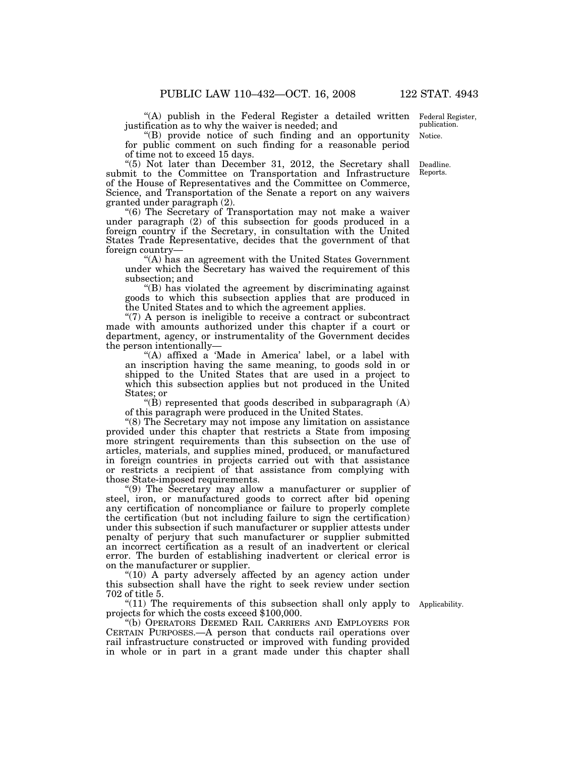"(A) publish in the Federal Register a detailed written justification as to why the waiver is needed; and

Federal Register, publication.

"(B) provide notice of such finding and an opportunity for public comment on such finding for a reasonable period of time not to exceed 15 days.

Notice.

"(5) Not later than December 31, 2012, the Secretary shall submit to the Committee on Transportation and Infrastructure of the House of Representatives and the Committee on Commerce, Science, and Transportation of the Senate a report on any waivers granted under paragraph (2).

Deadline. Reports.

"(6) The Secretary of Transportation may not make a waiver under paragraph (2) of this subsection for goods produced in a foreign country if the Secretary, in consultation with the United States Trade Representative, decides that the government of that foreign country—

"(A) has an agreement with the United States Government under which the Secretary has waived the requirement of this subsection; and

"(B) has violated the agreement by discriminating against goods to which this subsection applies that are produced in the United States and to which the agreement applies.

"(7) A person is ineligible to receive a contract or subcontract made with amounts authorized under this chapter if a court or department, agency, or instrumentality of the Government decides the person intentionally—

"(A) affixed a 'Made in America' label, or a label with an inscription having the same meaning, to goods sold in or shipped to the United States that are used in a project to which this subsection applies but not produced in the United States; or

"(B) represented that goods described in subparagraph (A) of this paragraph were produced in the United States.

"(8) The Secretary may not impose any limitation on assistance provided under this chapter that restricts a State from imposing more stringent requirements than this subsection on the use of articles, materials, and supplies mined, produced, or manufactured in foreign countries in projects carried out with that assistance or restricts a recipient of that assistance from complying with those State-imposed requirements.

"(9) The Secretary may allow a manufacturer or supplier of steel, iron, or manufactured goods to correct after bid opening any certification of noncompliance or failure to properly complete the certification (but not including failure to sign the certification) under this subsection if such manufacturer or supplier attests under penalty of perjury that such manufacturer or supplier submitted an incorrect certification as a result of an inadvertent or clerical error. The burden of establishing inadvertent or clerical error is on the manufacturer or supplier.

"(10) A party adversely affected by an agency action under this subsection shall have the right to seek review under section 702 of title 5.

"(11) The requirements of this subsection shall only apply to projects for which the costs exceed $100,000.

Applicability.

"(b) OPERATORS DEEMED RAIL CARRIERS AND EMPLOYERS FOR CERTAIN PURPOSES.—A person that conducts rail operations over rail infrastructure constructed or improved with funding provided in whole or in part in a grant made under this chapter shall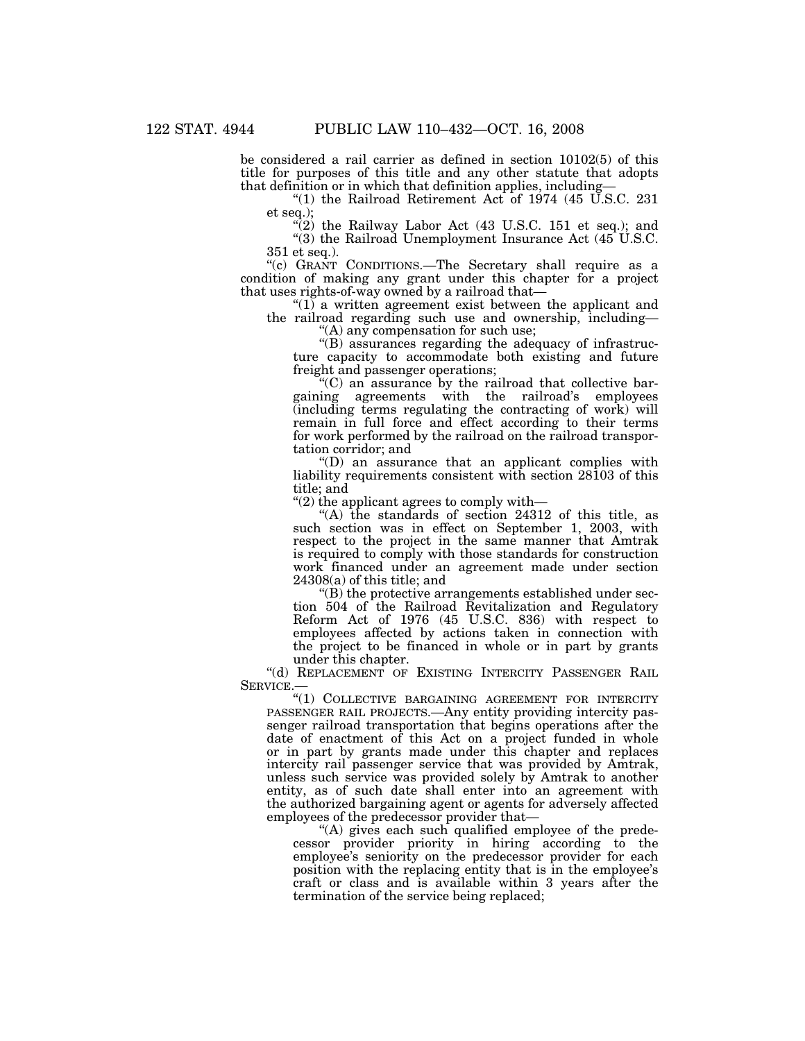be considered a rail carrier as defined in section 10102(5) of this title for purposes of this title and any other statute that adopts that definition or in which that definition applies, including—

"(1) the Railroad Retirement Act of 1974 (45 U.S.C. 231 et seq.);

"(2) the Railway Labor Act (43 U.S.C. 151 et seq.); and

"(3) the Railroad Unemployment Insurance Act (45 U.S.C. 351 et seq.).

"(c) GRANT CONDITIONS.—The Secretary shall require as a condition of making any grant under this chapter for a project that uses rights-of-way owned by a railroad that—

"(1) a written agreement exist between the applicant and the railroad regarding such use and ownership, including—

"(A) any compensation for such use;

"(B) assurances regarding the adequacy of infrastructure capacity to accommodate both existing and future freight and passenger operations;

"(C) an assurance by the railroad that collective bargaining agreements with the railroad's employees (including terms regulating the contracting of work) will remain in full force and effect according to their terms for work performed by the railroad on the railroad transportation corridor; and

"(D) an assurance that an applicant complies with liability requirements consistent with section 28103 of this title; and

"(2) the applicant agrees to comply with—

"(A) the standards of section 24312 of this title, as such section was in effect on September 1, 2003, with respect to the project in the same manner that Amtrak is required to comply with those standards for construction work financed under an agreement made under section 24308(a) of this title; and

"(B) the protective arrangements established under section 504 of the Railroad Revitalization and Regulatory Reform Act of 1976 (45 U.S.C. 836) with respect to employees affected by actions taken in connection with the project to be financed in whole or in part by grants under this chapter.

"(d) REPLACEMENT OF EXISTING INTERCITY PASSENGER RAIL SERVICE.—

"(1) COLLECTIVE BARGAINING AGREEMENT FOR INTERCITY PASSENGER RAIL PROJECTS.—Any entity providing intercity passenger railroad transportation that begins operations after the date of enactment of this Act on a project funded in whole or in part by grants made under this chapter and replaces intercity rail passenger service that was provided by Amtrak, unless such service was provided solely by Amtrak to another entity, as of such date shall enter into an agreement with the authorized bargaining agent or agents for adversely affected employees of the predecessor provider that—

"(A) gives each such qualified employee of the predecessor provider priority in hiring according to the employee's seniority on the predecessor provider for each position with the replacing entity that is in the employee's craft or class and is available within 3 years after the termination of the service being replaced;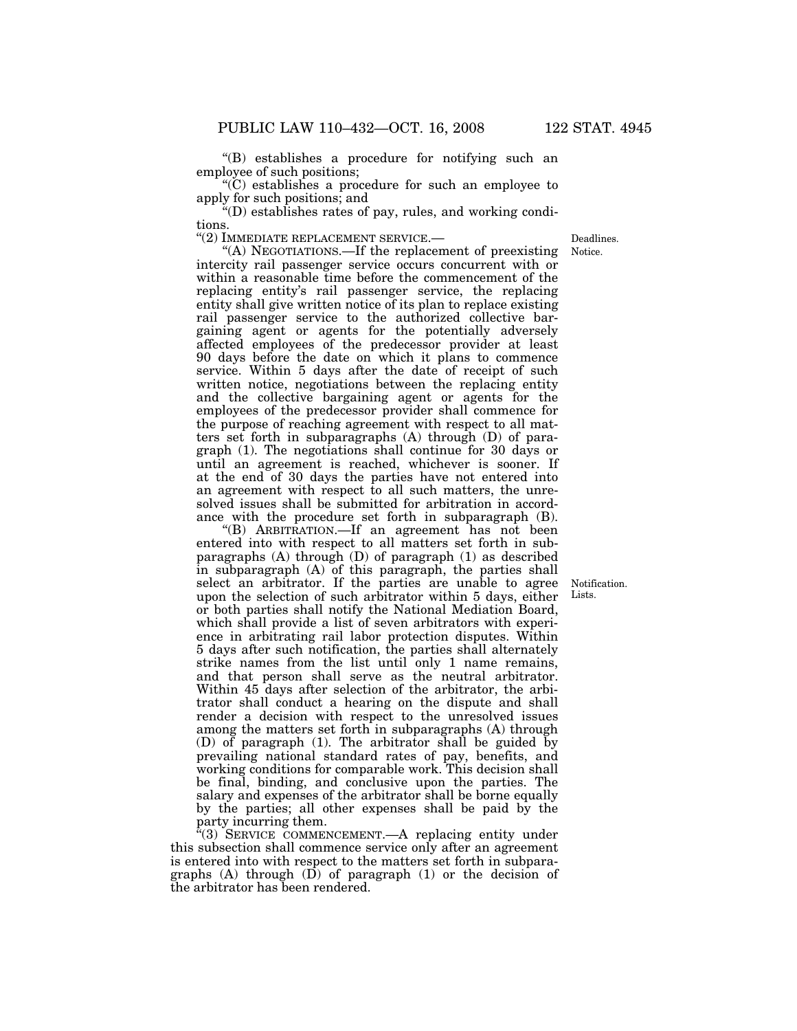"(B) establishes a procedure for notifying such an employee of such positions;

"(C) establishes a procedure for such an employee to apply for such positions; and

"(D) establishes rates of pay, rules, and working conditions.

"(2) IMMEDIATE REPLACEMENT SERVICE.—

Deadlines. Notice.

"(A) NEGOTIATIONS.—If the replacement of preexisting intercity rail passenger service occurs concurrent with or within a reasonable time before the commencement of the replacing entity's rail passenger service, the replacing entity shall give written notice of its plan to replace existing rail passenger service to the authorized collective bargaining agent or agents for the potentially adversely affected employees of the predecessor provider at least 90 days before the date on which it plans to commence service. Within 5 days after the date of receipt of such written notice, negotiations between the replacing entity and the collective bargaining agent or agents for the employees of the predecessor provider shall commence for the purpose of reaching agreement with respect to all matters set forth in subparagraphs (A) through (D) of paragraph (1). The negotiations shall continue for 30 days or until an agreement is reached, whichever is sooner. If at the end of 30 days the parties have not entered into an agreement with respect to all such matters, the unresolved issues shall be submitted for arbitration in accordance with the procedure set forth in subparagraph (B).

"(B) ARBITRATION.—If an agreement has not been entered into with respect to all matters set forth in subparagraphs (A) through (D) of paragraph (1) as described in subparagraph (A) of this paragraph, the parties shall select an arbitrator. If the parties are unable to agree upon the selection of such arbitrator within 5 days, either or both parties shall notify the National Mediation Board, which shall provide a list of seven arbitrators with experience in arbitrating rail labor protection disputes. Within 5 days after such notification, the parties shall alternately strike names from the list until only 1 name remains, and that person shall serve as the neutral arbitrator. Within 45 days after selection of the arbitrator, the arbitrator shall conduct a hearing on the dispute and shall render a decision with respect to the unresolved issues among the matters set forth in subparagraphs (A) through (D) of paragraph (1). The arbitrator shall be guided by prevailing national standard rates of pay, benefits, and working conditions for comparable work. This decision shall be final, binding, and conclusive upon the parties. The salary and expenses of the arbitrator shall be borne equally by the parties; all other expenses shall be paid by the party incurring them.

Notification. Lists.

"(3) SERVICE COMMENCEMENT.—A replacing entity under this subsection shall commence service only after an agreement is entered into with respect to the matters set forth in subparagraphs (A) through (D) of paragraph (1) or the decision of the arbitrator has been rendered.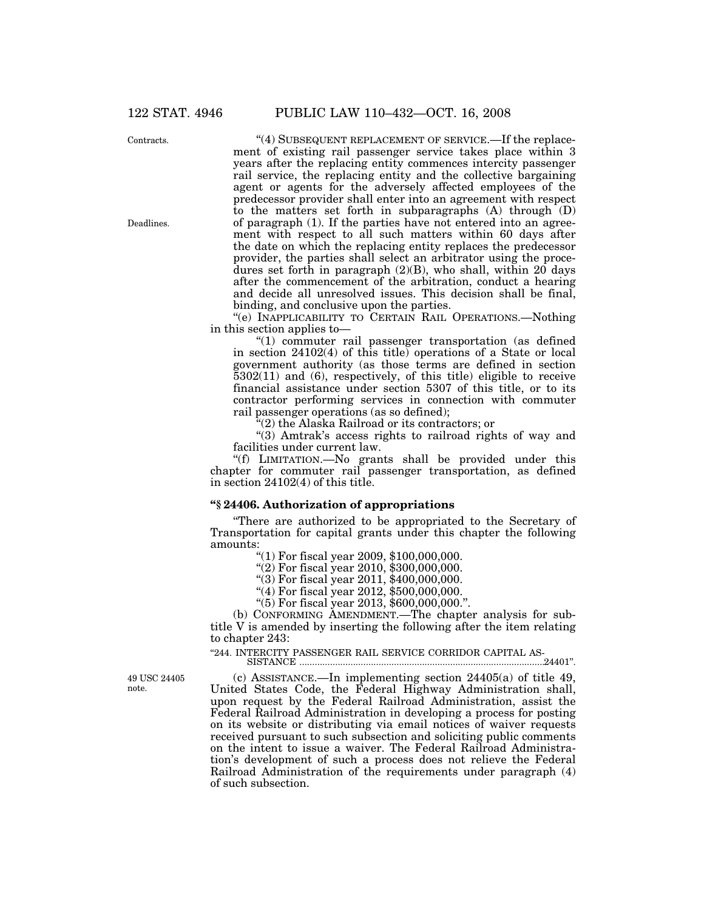"(4) SUBSEQUENT REPLACEMENT OF SERVICE.—If the replacement of existing rail passenger service takes place within 3 years after the replacing entity commences intercity passenger rail service, the replacing entity and the collective bargaining agent or agents for the adversely affected employees of the predecessor provider shall enter into an agreement with respect to the matters set forth in subparagraphs (A) through (D) of paragraph (1). If the parties have not entered into an agreement with respect to all such matters within 60 days after the date on which the replacing entity replaces the predecessor provider, the parties shall select an arbitrator using the procedures set forth in paragraph (2)(B), who shall, within 20 days after the commencement of the arbitration, conduct a hearing and decide all unresolved issues. This decision shall be final, binding, and conclusive upon the parties.

"(e) INAPPLICABILITY TO CERTAIN RAIL OPERATIONS.—Nothing in this section applies to—

"(1) commuter rail passenger transportation (as defined in section 24102(4) of this title) operations of a State or local government authority (as those terms are defined in section 5302(11) and (6), respectively, of this title) eligible to receive financial assistance under section 5307 of this title, or to its contractor performing services in connection with commuter rail passenger operations (as so defined);

"(2) the Alaska Railroad or its contractors; or

"(3) Amtrak's access rights to railroad rights of way and facilities under current law.

"(f) LIMITATION.—No grants shall be provided under this chapter for commuter rail passenger transportation, as defined in section 24102(4) of this title.

**"§ 24406. Authorization of appropriations**

"There are authorized to be appropriated to the Secretary of Transportation for capital grants under this chapter the following amounts:

"(1) For fiscal year 2009, $100,000,000.

"(2) For fiscal year 2010, $300,000,000.

"(3) For fiscal year 2011, $400,000,000.

"(4) For fiscal year 2012, $500,000,000.

"(5) For fiscal year 2013, $600,000,000.".

(b) CONFORMING AMENDMENT.—The chapter analysis for subtitle V is amended by inserting the following after the item relating to chapter 243:

"244. INTERCITY PASSENGER RAIL SERVICE CORRIDOR CAPITAL ASSISTANCE ..........24401".

(c) ASSISTANCE.—In implementing section 24405(a) of title 49, United States Code, the Federal Highway Administration shall, upon request by the Federal Railroad Administration, assist the Federal Railroad Administration in developing a process for posting on its website or distributing via email notices of waiver requests received pursuant to such subsection and soliciting public comments on the intent to issue a waiver. The Federal Railroad Administration's development of such a process does not relieve the Federal Railroad Administration of the requirements under paragraph (4) of such subsection.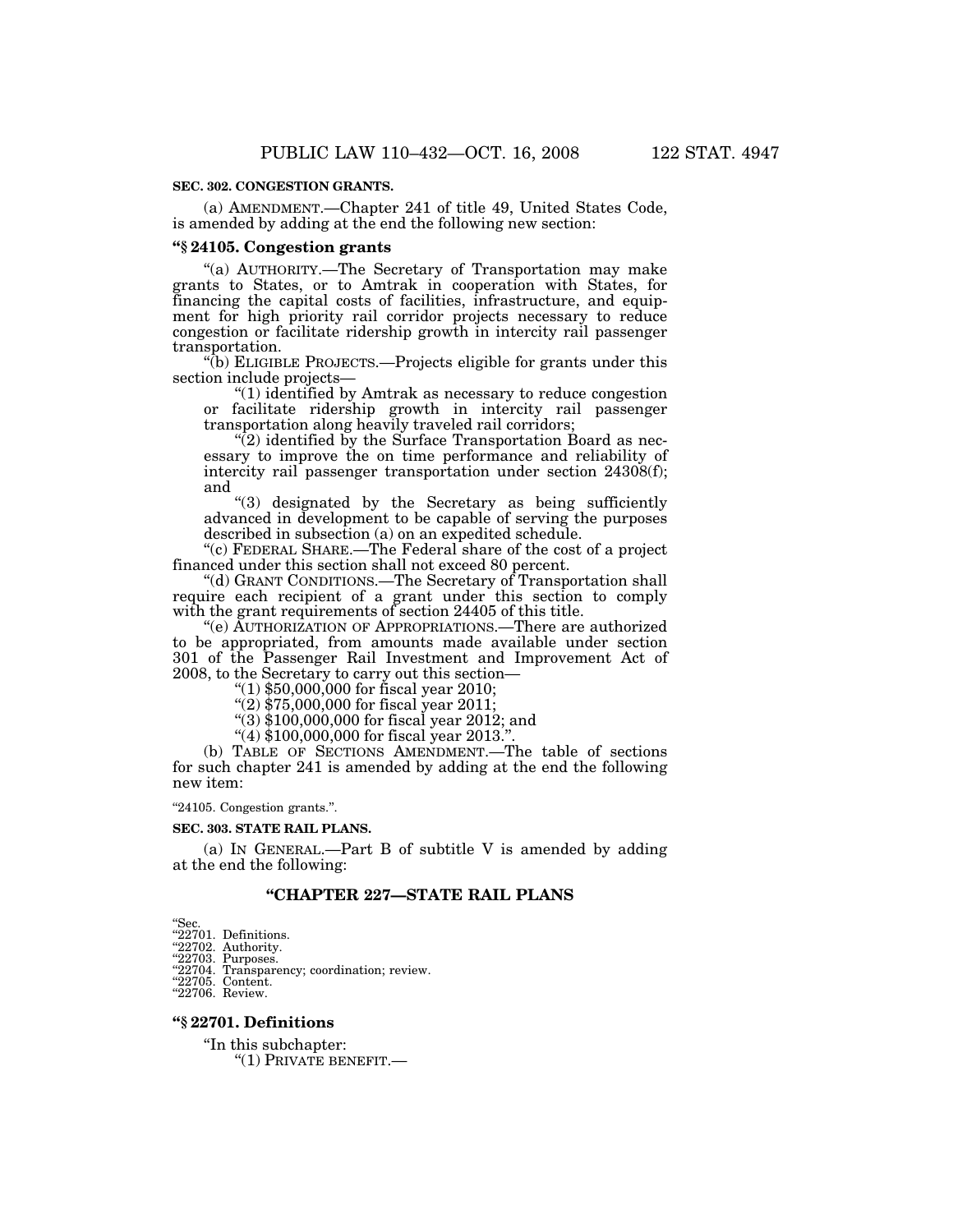**SEC. 302. CONGESTION GRANTS.**

(a) AMENDMENT.—Chapter 241 of title 49, United States Code, is amended by adding at the end the following new section:

**"§ 24105. Congestion grants**

"(a) AUTHORITY.—The Secretary of Transportation may make grants to States, or to Amtrak in cooperation with States, for financing the capital costs of facilities, infrastructure, and equipment for high priority rail corridor projects necessary to reduce congestion or facilitate ridership growth in intercity rail passenger transportation.

"(b) ELIGIBLE PROJECTS.—Projects eligible for grants under this section include projects—

"(1) identified by Amtrak as necessary to reduce congestion or facilitate ridership growth in intercity rail passenger transportation along heavily traveled rail corridors;

"(2) identified by the Surface Transportation Board as necessary to improve the on time performance and reliability of intercity rail passenger transportation under section 24308(f); and

"(3) designated by the Secretary as being sufficiently advanced in development to be capable of serving the purposes described in subsection (a) on an expedited schedule.

"(c) FEDERAL SHARE.—The Federal share of the cost of a project financed under this section shall not exceed 80 percent.

"(d) GRANT CONDITIONS.—The Secretary of Transportation shall require each recipient of a grant under this section to comply with the grant requirements of section 24405 of this title.

"(e) AUTHORIZATION OF APPROPRIATIONS.—There are authorized to be appropriated, from amounts made available under section 301 of the Passenger Rail Investment and Improvement Act of 2008, to the Secretary to carry out this section—

"(1) $50,000,000 for fiscal year 2010;

"(2) $75,000,000 for fiscal year 2011;

"(3) $100,000,000 for fiscal year 2012; and

"(4) $100,000,000 for fiscal year 2013.".

(b) TABLE OF SECTIONS AMENDMENT.—The table of sections for such chapter 241 is amended by adding at the end the following new item:

"24105. Congestion grants.".

**SEC. 303. STATE RAIL PLANS.**

(a) IN GENERAL.—Part B of subtitle V is amended by adding at the end the following:

## "CHAPTER 227—STATE RAIL PLANS

"Sec.
"22701. Definitions.
"22702. Authority.
"22703. Purposes.
"22704. Transparency; coordination; review.
"22705. Content.
"22706. Review.

**"§ 22701. Definitions**

"In this subchapter:

"(1) PRIVATE BENEFIT.—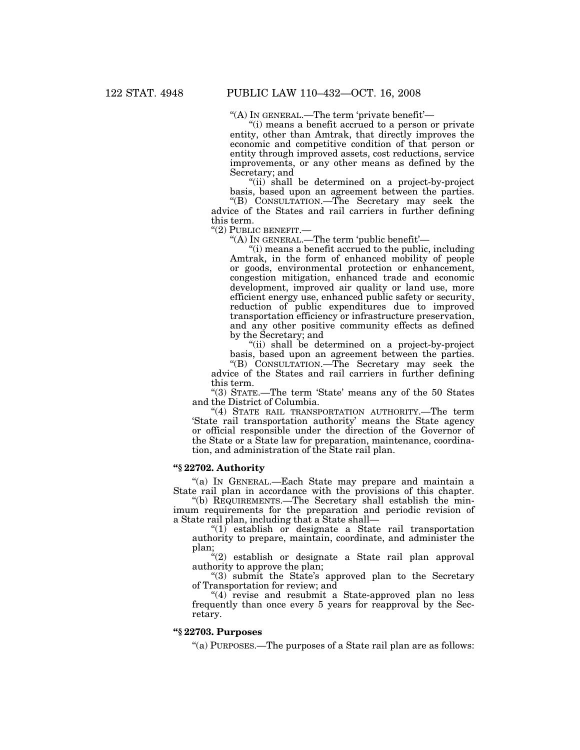"(A) IN GENERAL.—The term 'private benefit'—

"(i) means a benefit accrued to a person or private entity, other than Amtrak, that directly improves the economic and competitive condition of that person or entity through improved assets, cost reductions, service improvements, or any other means as defined by the Secretary; and

"(ii) shall be determined on a project-by-project basis, based upon an agreement between the parties.

"(B) CONSULTATION.—The Secretary may seek the advice of the States and rail carriers in further defining this term.

"(2) PUBLIC BENEFIT.—

"(A) IN GENERAL.—The term 'public benefit'—

"(i) means a benefit accrued to the public, including Amtrak, in the form of enhanced mobility of people or goods, environmental protection or enhancement, congestion mitigation, enhanced trade and economic development, improved air quality or land use, more efficient energy use, enhanced public safety or security, reduction of public expenditures due to improved transportation efficiency or infrastructure preservation, and any other positive community effects as defined by the Secretary; and

"(ii) shall be determined on a project-by-project basis, based upon an agreement between the parties.

"(B) CONSULTATION.—The Secretary may seek the advice of the States and rail carriers in further defining this term.

"(3) STATE.—The term 'State' means any of the 50 States and the District of Columbia.

"(4) STATE RAIL TRANSPORTATION AUTHORITY.—The term 'State rail transportation authority' means the State agency or official responsible under the direction of the Governor of the State or a State law for preparation, maintenance, coordination, and administration of the State rail plan.

### "§ 22702. Authority

"(a) IN GENERAL.—Each State may prepare and maintain a State rail plan in accordance with the provisions of this chapter.

"(b) REQUIREMENTS.—The Secretary shall establish the minimum requirements for the preparation and periodic revision of a State rail plan, including that a State shall—

"(1) establish or designate a State rail transportation authority to prepare, maintain, coordinate, and administer the plan;

"(2) establish or designate a State rail plan approval authority to approve the plan;

"(3) submit the State's approved plan to the Secretary of Transportation for review; and

"(4) revise and resubmit a State-approved plan no less frequently than once every 5 years for reapproval by the Secretary.

### "§ 22703. Purposes

"(a) PURPOSES.—The purposes of a State rail plan are as follows: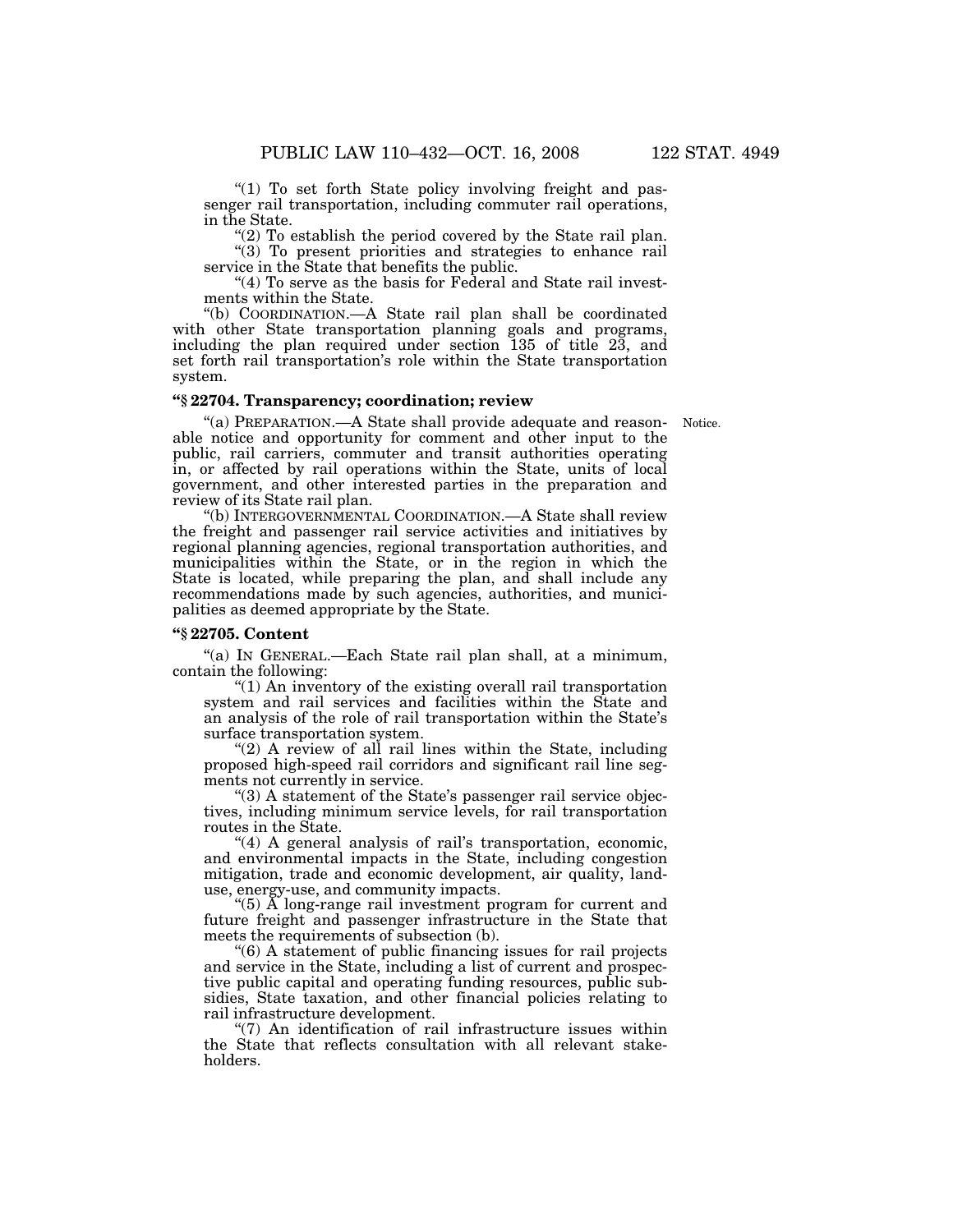"(1) To set forth State policy involving freight and passenger rail transportation, including commuter rail operations, in the State.

"(2) To establish the period covered by the State rail plan.

"(3) To present priorities and strategies to enhance rail service in the State that benefits the public.

"(4) To serve as the basis for Federal and State rail investments within the State.

"(b) COORDINATION.—A State rail plan shall be coordinated with other State transportation planning goals and programs, including the plan required under section 135 of title 23, and set forth rail transportation's role within the State transportation system.

### "§ 22704. Transparency; coordination; review

"(a) PREPARATION.—A State shall provide adequate and reasonable notice and opportunity for comment and other input to the public, rail carriers, commuter and transit authorities operating in, or affected by rail operations within the State, units of local government, and other interested parties in the preparation and review of its State rail plan.

Notice.

"(b) INTERGOVERNMENTAL COORDINATION.—A State shall review the freight and passenger rail service activities and initiatives by regional planning agencies, regional transportation authorities, and municipalities within the State, or in the region in which the State is located, while preparing the plan, and shall include any recommendations made by such agencies, authorities, and municipalities as deemed appropriate by the State.

### "§ 22705. Content

"(a) IN GENERAL.—Each State rail plan shall, at a minimum, contain the following:

"(1) An inventory of the existing overall rail transportation system and rail services and facilities within the State and an analysis of the role of rail transportation within the State's surface transportation system.

"(2) A review of all rail lines within the State, including proposed high-speed rail corridors and significant rail line segments not currently in service.

"(3) A statement of the State's passenger rail service objectives, including minimum service levels, for rail transportation routes in the State.

"(4) A general analysis of rail's transportation, economic, and environmental impacts in the State, including congestion mitigation, trade and economic development, air quality, land-use, energy-use, and community impacts.

"(5) A long-range rail investment program for current and future freight and passenger infrastructure in the State that meets the requirements of subsection (b).

"(6) A statement of public financing issues for rail projects and service in the State, including a list of current and prospective public capital and operating funding resources, public subsidies, State taxation, and other financial policies relating to rail infrastructure development.

"(7) An identification of rail infrastructure issues within the State that reflects consultation with all relevant stakeholders.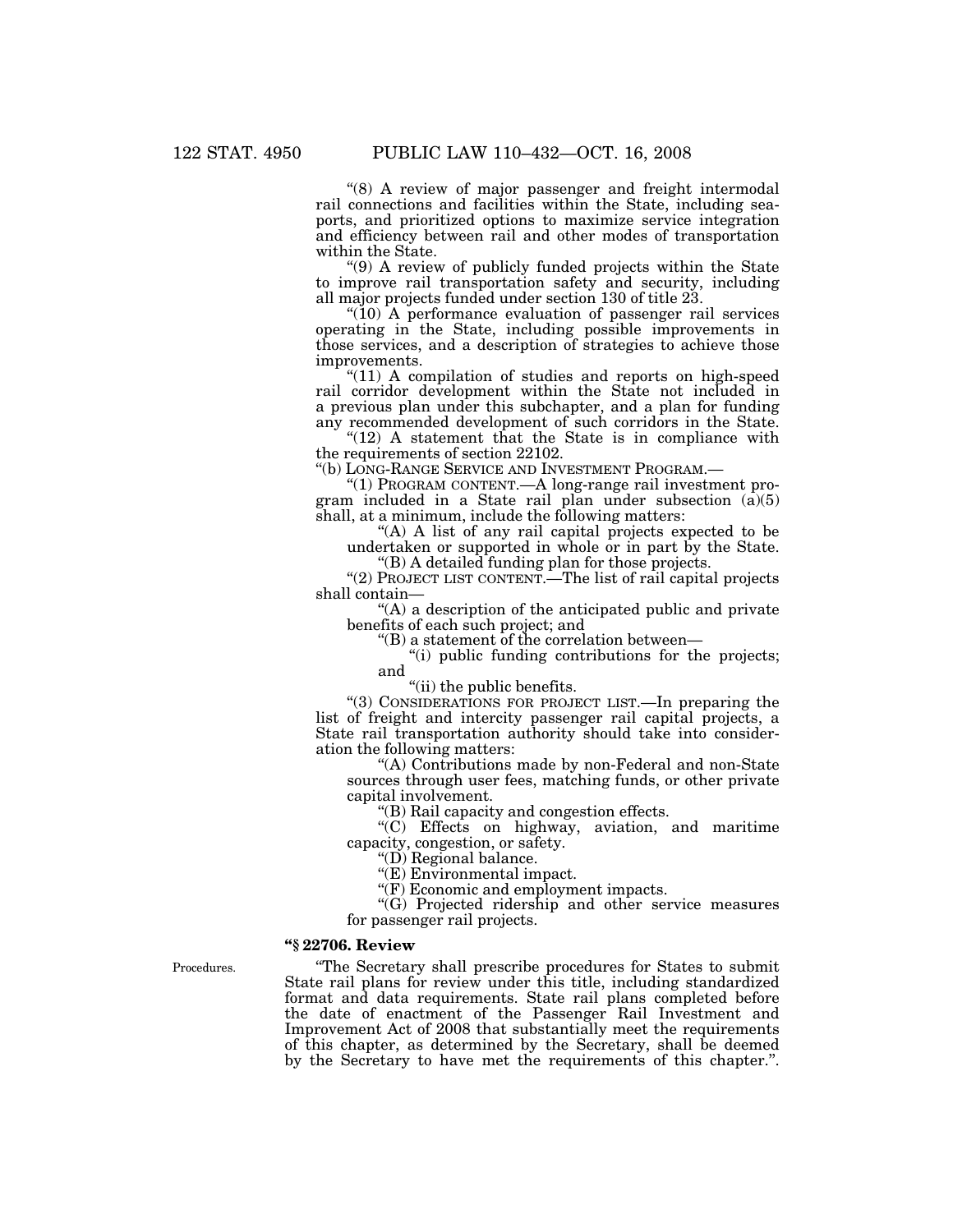"(8) A review of major passenger and freight intermodal rail connections and facilities within the State, including seaports, and prioritized options to maximize service integration and efficiency between rail and other modes of transportation within the State.

"(9) A review of publicly funded projects within the State to improve rail transportation safety and security, including all major projects funded under section 130 of title 23.

"(10) A performance evaluation of passenger rail services operating in the State, including possible improvements in those services, and a description of strategies to achieve those improvements.

"(11) A compilation of studies and reports on high-speed rail corridor development within the State not included in a previous plan under this subchapter, and a plan for funding any recommended development of such corridors in the State.

"(12) A statement that the State is in compliance with the requirements of section 22102.

"(b) LONG-RANGE SERVICE AND INVESTMENT PROGRAM.—

"(1) PROGRAM CONTENT.—A long-range rail investment program included in a State rail plan under subsection (a)(5) shall, at a minimum, include the following matters:

"(A) A list of any rail capital projects expected to be undertaken or supported in whole or in part by the State.

"(B) A detailed funding plan for those projects.

"(2) PROJECT LIST CONTENT.—The list of rail capital projects shall contain—

"(A) a description of the anticipated public and private benefits of each such project; and

"(B) a statement of the correlation between—

"(i) public funding contributions for the projects; and

"(ii) the public benefits.

"(3) CONSIDERATIONS FOR PROJECT LIST.—In preparing the list of freight and intercity passenger rail capital projects, a State rail transportation authority should take into consideration the following matters:

"(A) Contributions made by non-Federal and non-State sources through user fees, matching funds, or other private capital involvement.

"(B) Rail capacity and congestion effects.

"(C) Effects on highway, aviation, and maritime capacity, congestion, or safety.

"(D) Regional balance.

"(E) Environmental impact.

"(F) Economic and employment impacts.

"(G) Projected ridership and other service measures for passenger rail projects.

**"§ 22706. Review**

Procedures.

"The Secretary shall prescribe procedures for States to submit State rail plans for review under this title, including standardized format and data requirements. State rail plans completed before the date of enactment of the Passenger Rail Investment and Improvement Act of 2008 that substantially meet the requirements of this chapter, as determined by the Secretary, shall be deemed by the Secretary to have met the requirements of this chapter.".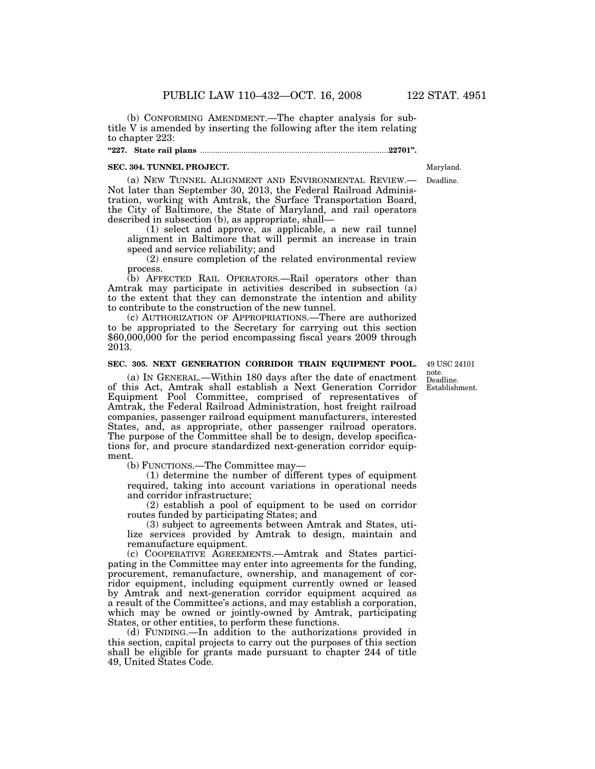(b) CONFORMING AMENDMENT.—The chapter analysis for subtitle V is amended by inserting the following after the item relating to chapter 223:

**"227. State rail plans ........................................................................................22701".**

**SEC. 304. TUNNEL PROJECT.**

Maryland.
Deadline.

(a) NEW TUNNEL ALIGNMENT AND ENVIRONMENTAL REVIEW.—Not later than September 30, 2013, the Federal Railroad Administration, working with Amtrak, the Surface Transportation Board, the City of Baltimore, the State of Maryland, and rail operators described in subsection (b), as appropriate, shall—

(1) select and approve, as applicable, a new rail tunnel alignment in Baltimore that will permit an increase in train speed and service reliability; and

(2) ensure completion of the related environmental review process.

(b) AFFECTED RAIL OPERATORS.—Rail operators other than Amtrak may participate in activities described in subsection (a) to the extent that they can demonstrate the intention and ability to contribute to the construction of the new tunnel.

(c) AUTHORIZATION OF APPROPRIATIONS.—There are authorized to be appropriated to the Secretary for carrying out this section $60,000,000 for the period encompassing fiscal years 2009 through 2013.

**SEC. 305. NEXT GENERATION CORRIDOR TRAIN EQUIPMENT POOL.**

49 USC 24101 note.
Deadline.
Establishment.

(a) IN GENERAL.—Within 180 days after the date of enactment of this Act, Amtrak shall establish a Next Generation Corridor Equipment Pool Committee, comprised of representatives of Amtrak, the Federal Railroad Administration, host freight railroad companies, passenger railroad equipment manufacturers, interested States, and, as appropriate, other passenger railroad operators. The purpose of the Committee shall be to design, develop specifications for, and procure standardized next-generation corridor equipment.

(b) FUNCTIONS.—The Committee may—

(1) determine the number of different types of equipment required, taking into account variations in operational needs and corridor infrastructure;

(2) establish a pool of equipment to be used on corridor routes funded by participating States; and

(3) subject to agreements between Amtrak and States, utilize services provided by Amtrak to design, maintain and remanufacture equipment.

(c) COOPERATIVE AGREEMENTS.—Amtrak and States participating in the Committee may enter into agreements for the funding, procurement, remanufacture, ownership, and management of corridor equipment, including equipment currently owned or leased by Amtrak and next-generation corridor equipment acquired as a result of the Committee's actions, and may establish a corporation, which may be owned or jointly-owned by Amtrak, participating States, or other entities, to perform these functions.

(d) FUNDING.—In addition to the authorizations provided in this section, capital projects to carry out the purposes of this section shall be eligible for grants made pursuant to chapter 244 of title 49, United States Code.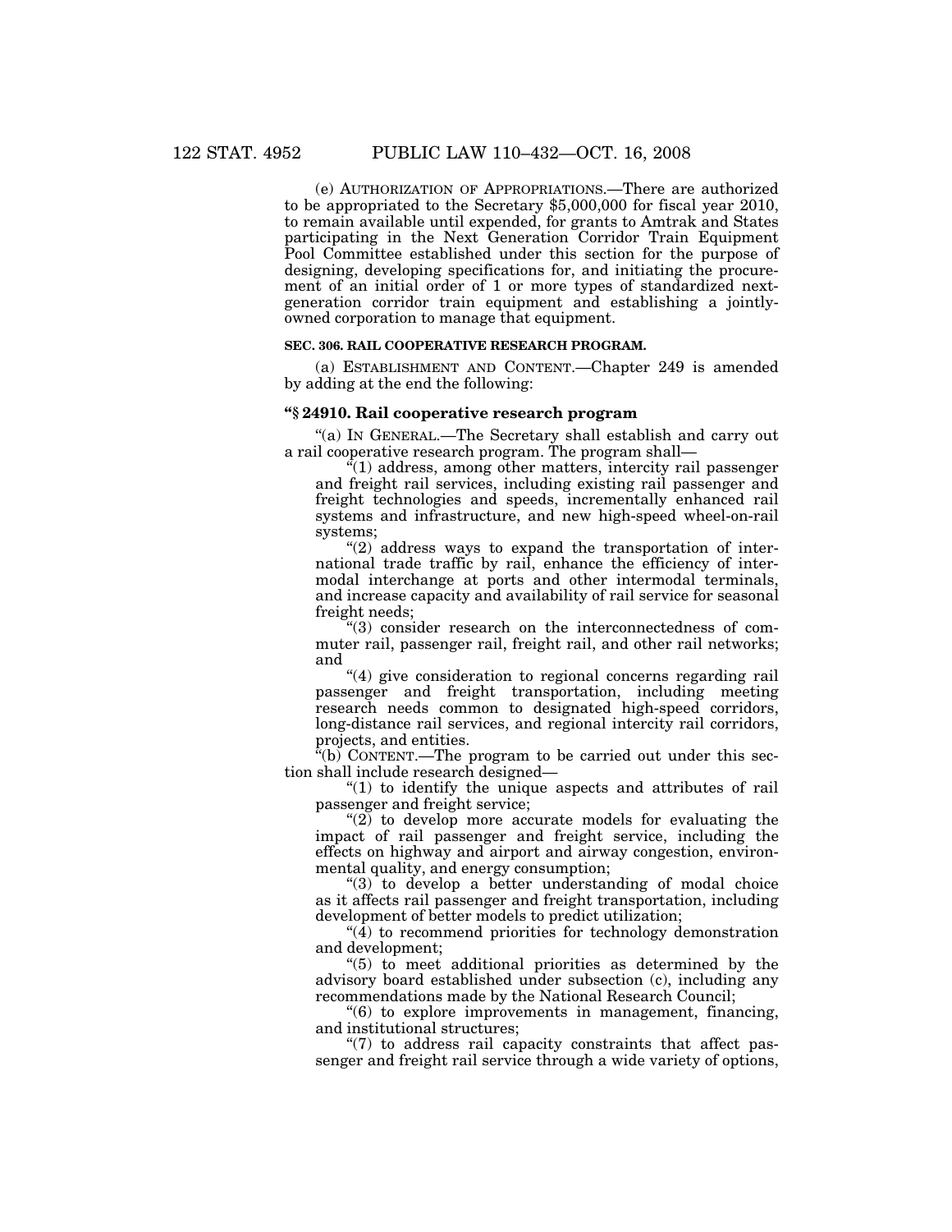(e) AUTHORIZATION OF APPROPRIATIONS.—There are authorized to be appropriated to the Secretary $5,000,000 for fiscal year 2010, to remain available until expended, for grants to Amtrak and States participating in the Next Generation Corridor Train Equipment Pool Committee established under this section for the purpose of designing, developing specifications for, and initiating the procurement of an initial order of 1 or more types of standardized next-generation corridor train equipment and establishing a jointly-owned corporation to manage that equipment.

**SEC. 306. RAIL COOPERATIVE RESEARCH PROGRAM.**

(a) ESTABLISHMENT AND CONTENT.—Chapter 249 is amended by adding at the end the following:

**"§ 24910. Rail cooperative research program**

"(a) IN GENERAL.—The Secretary shall establish and carry out a rail cooperative research program. The program shall—

"(1) address, among other matters, intercity rail passenger and freight rail services, including existing rail passenger and freight technologies and speeds, incrementally enhanced rail systems and infrastructure, and new high-speed wheel-on-rail systems;

"(2) address ways to expand the transportation of international trade traffic by rail, enhance the efficiency of intermodal interchange at ports and other intermodal terminals, and increase capacity and availability of rail service for seasonal freight needs;

"(3) consider research on the interconnectedness of commuter rail, passenger rail, freight rail, and other rail networks; and

"(4) give consideration to regional concerns regarding rail passenger and freight transportation, including meeting research needs common to designated high-speed corridors, long-distance rail services, and regional intercity rail corridors, projects, and entities.

"(b) CONTENT.—The program to be carried out under this section shall include research designed—

"(1) to identify the unique aspects and attributes of rail passenger and freight service;

"(2) to develop more accurate models for evaluating the impact of rail passenger and freight service, including the effects on highway and airport and airway congestion, environmental quality, and energy consumption;

"(3) to develop a better understanding of modal choice as it affects rail passenger and freight transportation, including development of better models to predict utilization;

"(4) to recommend priorities for technology demonstration and development;

"(5) to meet additional priorities as determined by the advisory board established under subsection (c), including any recommendations made by the National Research Council;

"(6) to explore improvements in management, financing, and institutional structures;

"(7) to address rail capacity constraints that affect passenger and freight rail service through a wide variety of options,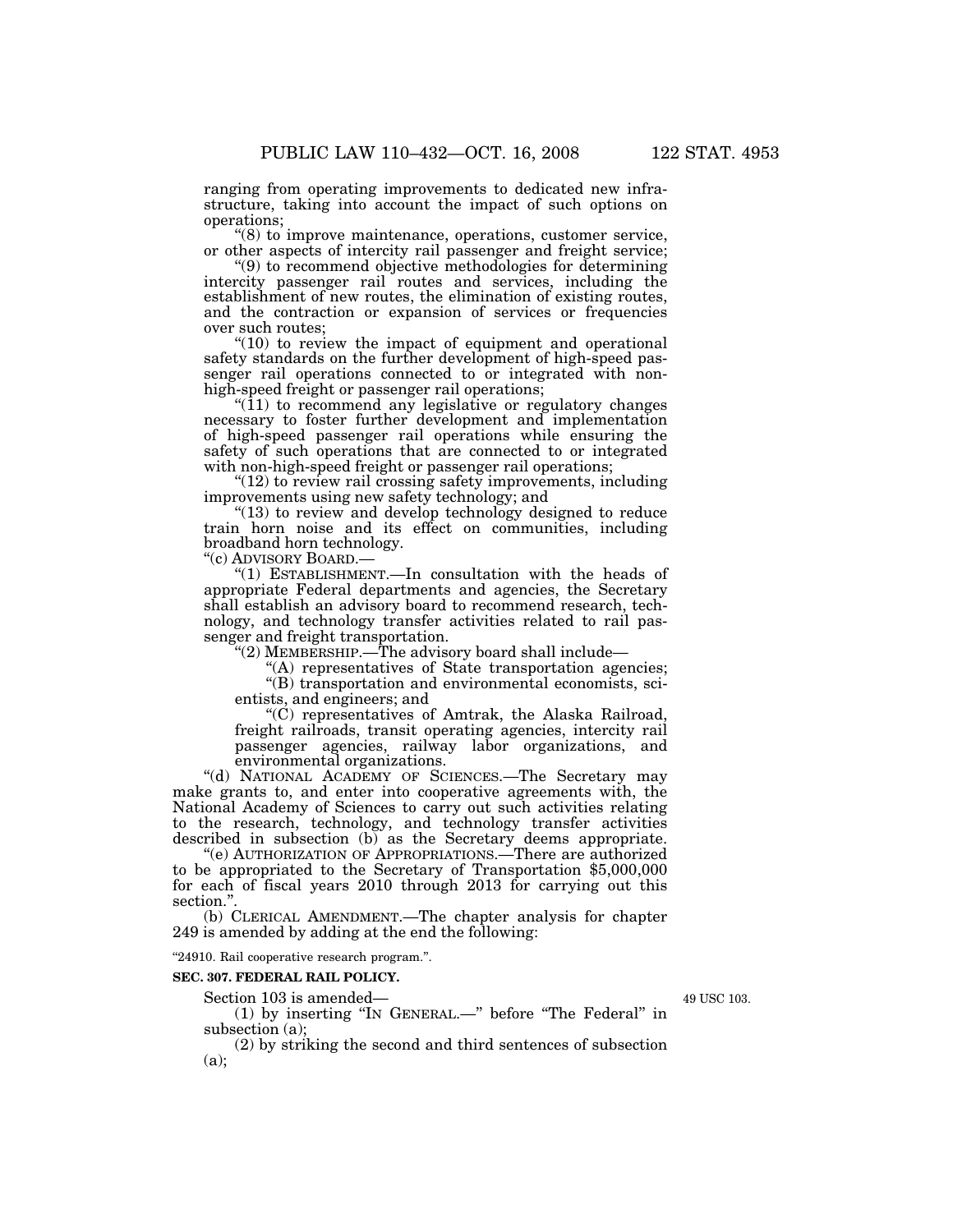ranging from operating improvements to dedicated new infrastructure, taking into account the impact of such options on operations;

"(8) to improve maintenance, operations, customer service, or other aspects of intercity rail passenger and freight service;

"(9) to recommend objective methodologies for determining intercity passenger rail routes and services, including the establishment of new routes, the elimination of existing routes, and the contraction or expansion of services or frequencies over such routes;

"(10) to review the impact of equipment and operational safety standards on the further development of high-speed passenger rail operations connected to or integrated with non-high-speed freight or passenger rail operations;

"(11) to recommend any legislative or regulatory changes necessary to foster further development and implementation of high-speed passenger rail operations while ensuring the safety of such operations that are connected to or integrated with non-high-speed freight or passenger rail operations;

"(12) to review rail crossing safety improvements, including improvements using new safety technology; and

"(13) to review and develop technology designed to reduce train horn noise and its effect on communities, including broadband horn technology.

"(c) ADVISORY BOARD.—

"(1) ESTABLISHMENT.—In consultation with the heads of appropriate Federal departments and agencies, the Secretary shall establish an advisory board to recommend research, technology, and technology transfer activities related to rail passenger and freight transportation.

"(2) MEMBERSHIP.—The advisory board shall include—

"(A) representatives of State transportation agencies;

"(B) transportation and environmental economists, scientists, and engineers; and

"(C) representatives of Amtrak, the Alaska Railroad, freight railroads, transit operating agencies, intercity rail passenger agencies, railway labor organizations, and environmental organizations.

"(d) NATIONAL ACADEMY OF SCIENCES.—The Secretary may make grants to, and enter into cooperative agreements with, the National Academy of Sciences to carry out such activities relating to the research, technology, and technology transfer activities described in subsection (b) as the Secretary deems appropriate.

"(e) AUTHORIZATION OF APPROPRIATIONS.—There are authorized to be appropriated to the Secretary of Transportation $5,000,000 for each of fiscal years 2010 through 2013 for carrying out this section.".

(b) CLERICAL AMENDMENT.—The chapter analysis for chapter 249 is amended by adding at the end the following:

"24910. Rail cooperative research program.".

**SEC. 307. FEDERAL RAIL POLICY.**

49 USC 103.

Section 103 is amended—

(1) by inserting "IN GENERAL.—" before "The Federal" in subsection (a);

(2) by striking the second and third sentences of subsection (a);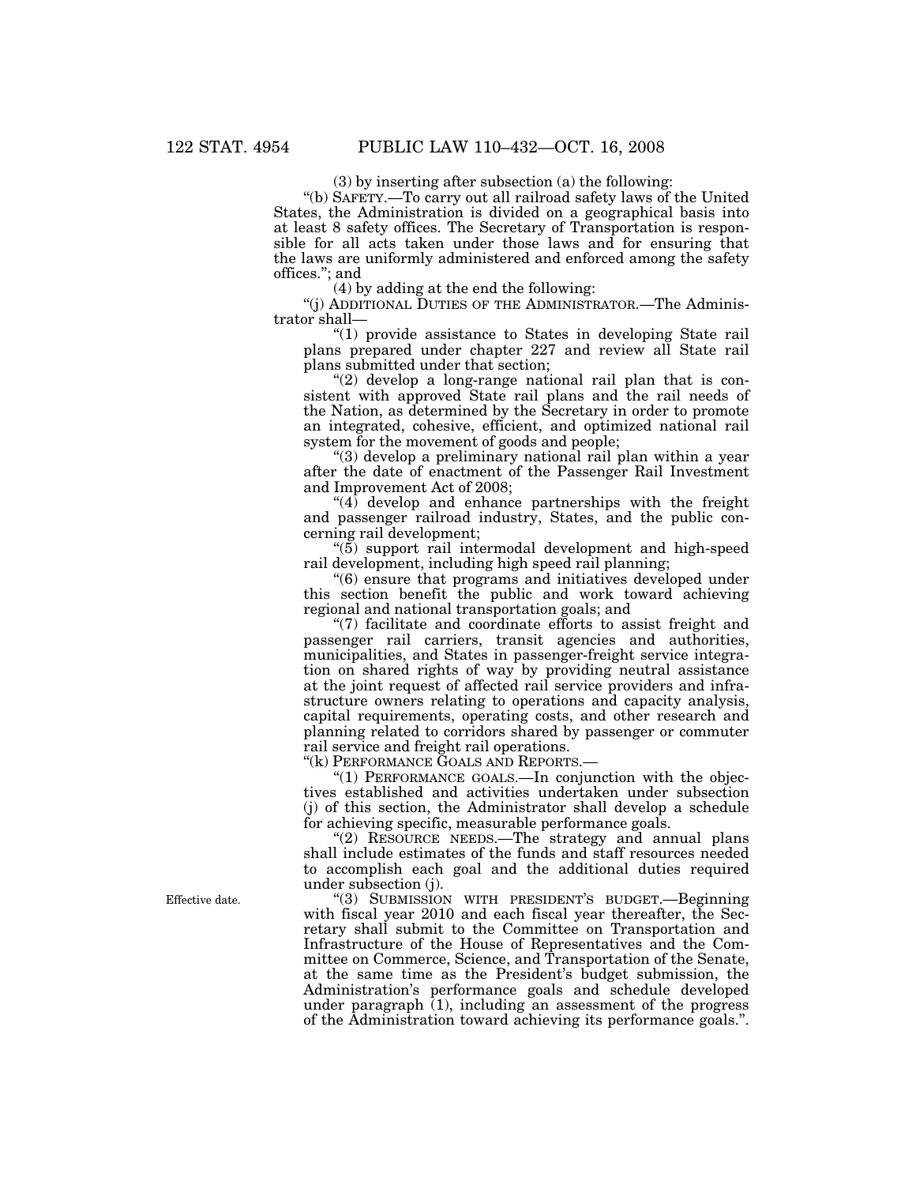(3) by inserting after subsection (a) the following:

"(b) SAFETY.—To carry out all railroad safety laws of the United States, the Administration is divided on a geographical basis into at least 8 safety offices. The Secretary of Transportation is responsible for all acts taken under those laws and for ensuring that the laws are uniformly administered and enforced among the safety offices."; and

(4) by adding at the end the following:

"(j) ADDITIONAL DUTIES OF THE ADMINISTRATOR.—The Administrator shall—

"(1) provide assistance to States in developing State rail plans prepared under chapter 227 and review all State rail plans submitted under that section;

"(2) develop a long-range national rail plan that is consistent with approved State rail plans and the rail needs of the Nation, as determined by the Secretary in order to promote an integrated, cohesive, efficient, and optimized national rail system for the movement of goods and people;

"(3) develop a preliminary national rail plan within a year after the date of enactment of the Passenger Rail Investment and Improvement Act of 2008;

"(4) develop and enhance partnerships with the freight and passenger railroad industry, States, and the public concerning rail development;

"(5) support rail intermodal development and high-speed rail development, including high speed rail planning;

"(6) ensure that programs and initiatives developed under this section benefit the public and work toward achieving regional and national transportation goals; and

"(7) facilitate and coordinate efforts to assist freight and passenger rail carriers, transit agencies and authorities, municipalities, and States in passenger-freight service integration on shared rights of way by providing neutral assistance at the joint request of affected rail service providers and infrastructure owners relating to operations and capacity analysis, capital requirements, operating costs, and other research and planning related to corridors shared by passenger or commuter rail service and freight rail operations.

"(k) PERFORMANCE GOALS AND REPORTS.—

"(1) PERFORMANCE GOALS.—In conjunction with the objectives established and activities undertaken under subsection (j) of this section, the Administrator shall develop a schedule for achieving specific, measurable performance goals.

"(2) RESOURCE NEEDS.—The strategy and annual plans shall include estimates of the funds and staff resources needed to accomplish each goal and the additional duties required under subsection (j).

Effective date.

"(3) SUBMISSION WITH PRESIDENT'S BUDGET.—Beginning with fiscal year 2010 and each fiscal year thereafter, the Secretary shall submit to the Committee on Transportation and Infrastructure of the House of Representatives and the Committee on Commerce, Science, and Transportation of the Senate, at the same time as the President's budget submission, the Administration's performance goals and schedule developed under paragraph (1), including an assessment of the progress of the Administration toward achieving its performance goals.".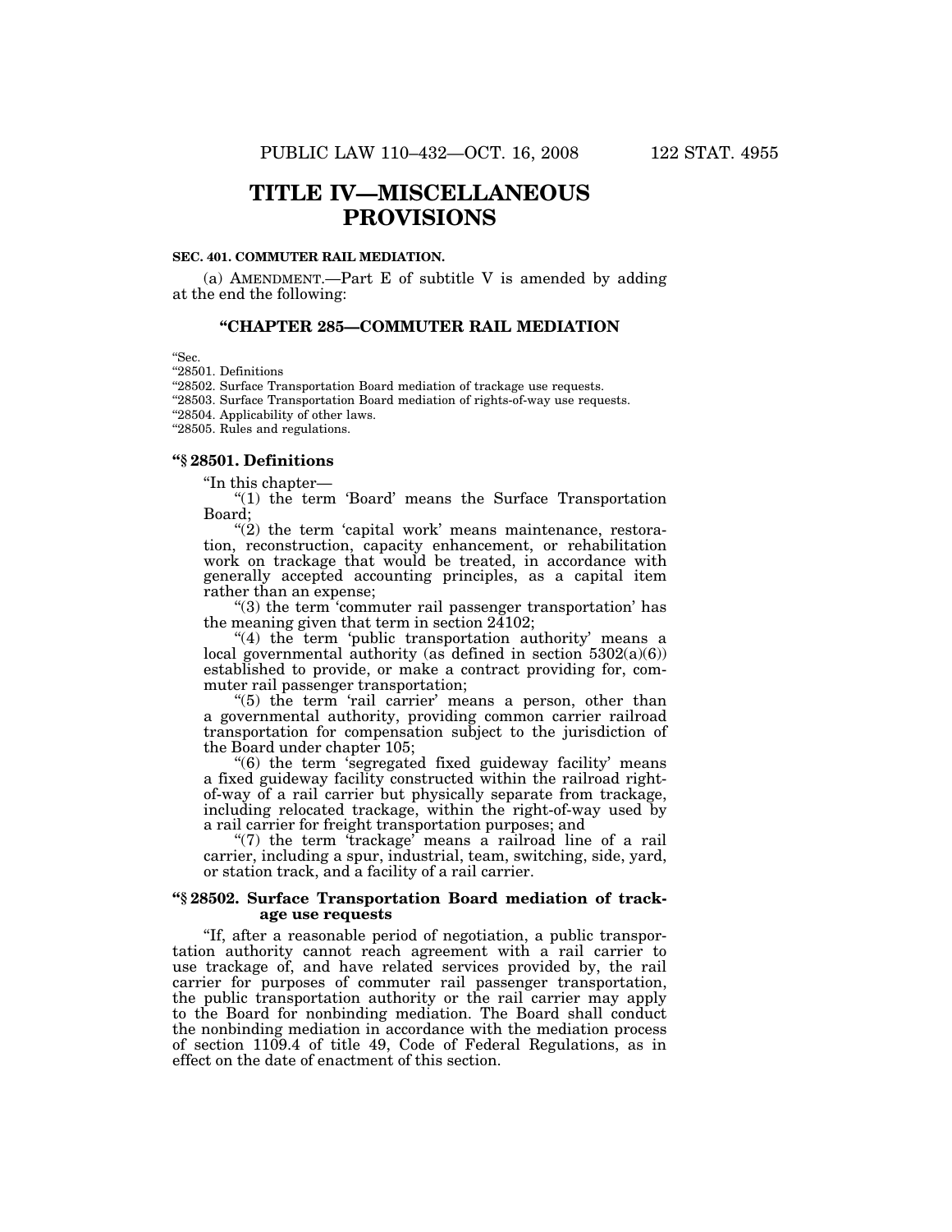# TITLE IV—MISCELLANEOUS PROVISIONS

**SEC. 401. COMMUTER RAIL MEDIATION.**

(a) AMENDMENT.—Part E of subtitle V is amended by adding at the end the following:

## "CHAPTER 285—COMMUTER RAIL MEDIATION

"Sec.
"28501. Definitions
"28502. Surface Transportation Board mediation of trackage use requests.
"28503. Surface Transportation Board mediation of rights-of-way use requests.
"28504. Applicability of other laws.
"28505. Rules and regulations.

### "§ 28501. Definitions

"In this chapter—

"(1) the term 'Board' means the Surface Transportation Board;

"(2) the term 'capital work' means maintenance, restoration, reconstruction, capacity enhancement, or rehabilitation work on trackage that would be treated, in accordance with generally accepted accounting principles, as a capital item rather than an expense;

"(3) the term 'commuter rail passenger transportation' has the meaning given that term in section 24102;

"(4) the term 'public transportation authority' means a local governmental authority (as defined in section 5302(a)(6)) established to provide, or make a contract providing for, commuter rail passenger transportation;

"(5) the term 'rail carrier' means a person, other than a governmental authority, providing common carrier railroad transportation for compensation subject to the jurisdiction of the Board under chapter 105;

"(6) the term 'segregated fixed guideway facility' means a fixed guideway facility constructed within the railroad right-of-way of a rail carrier but physically separate from trackage, including relocated trackage, within the right-of-way used by a rail carrier for freight transportation purposes; and

"(7) the term 'trackage' means a railroad line of a rail carrier, including a spur, industrial, team, switching, side, yard, or station track, and a facility of a rail carrier.

### "§ 28502. Surface Transportation Board mediation of trackage use requests

"If, after a reasonable period of negotiation, a public transportation authority cannot reach agreement with a rail carrier to use trackage of, and have related services provided by, the rail carrier for purposes of commuter rail passenger transportation, the public transportation authority or the rail carrier may apply to the Board for nonbinding mediation. The Board shall conduct the nonbinding mediation in accordance with the mediation process of section 1109.4 of title 49, Code of Federal Regulations, as in effect on the date of enactment of this section.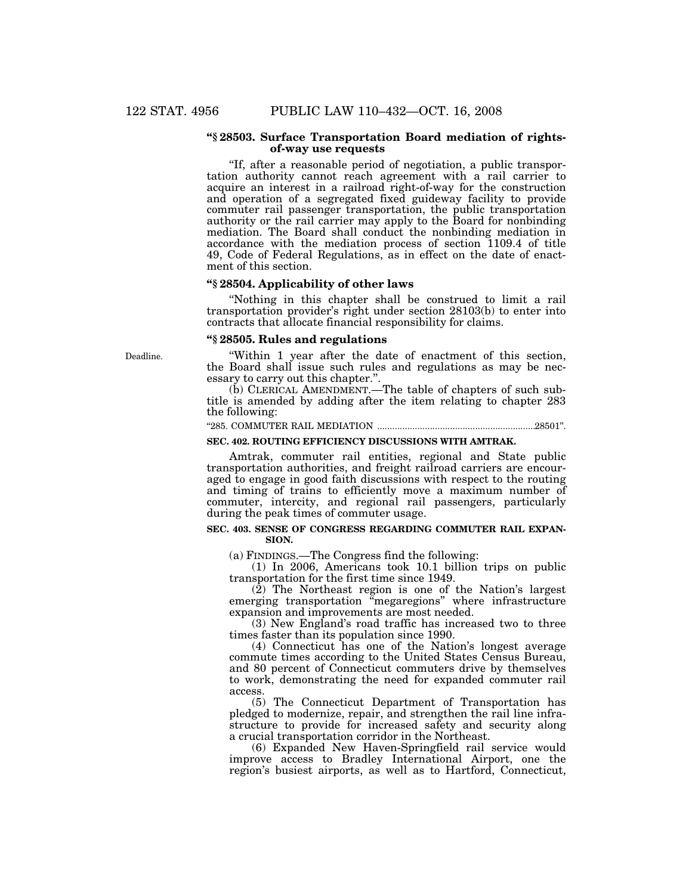**"§ 28503. Surface Transportation Board mediation of rights-of-way use requests**

"If, after a reasonable period of negotiation, a public transportation authority cannot reach agreement with a rail carrier to acquire an interest in a railroad right-of-way for the construction and operation of a segregated fixed guideway facility to provide commuter rail passenger transportation, the public transportation authority or the rail carrier may apply to the Board for nonbinding mediation. The Board shall conduct the nonbinding mediation in accordance with the mediation process of section 1109.4 of title 49, Code of Federal Regulations, as in effect on the date of enactment of this section.

**"§ 28504. Applicability of other laws**

"Nothing in this chapter shall be construed to limit a rail transportation provider's right under section 28103(b) to enter into contracts that allocate financial responsibility for claims.

**"§ 28505. Rules and regulations**

Deadline.

"Within 1 year after the date of enactment of this section, the Board shall issue such rules and regulations as may be necessary to carry out this chapter.".

(b) CLERICAL AMENDMENT.—The table of chapters of such subtitle is amended by adding after the item relating to chapter 283 the following:

"285. COMMUTER RAIL MEDIATION ..............................................................28501".

**SEC. 402. ROUTING EFFICIENCY DISCUSSIONS WITH AMTRAK.**

Amtrak, commuter rail entities, regional and State public transportation authorities, and freight railroad carriers are encouraged to engage in good faith discussions with respect to the routing and timing of trains to efficiently move a maximum number of commuter, intercity, and regional rail passengers, particularly during the peak times of commuter usage.

**SEC. 403. SENSE OF CONGRESS REGARDING COMMUTER RAIL EXPANSION.**

(a) FINDINGS.—The Congress find the following:

(1) In 2006, Americans took 10.1 billion trips on public transportation for the first time since 1949.

(2) The Northeast region is one of the Nation's largest emerging transportation "megaregions" where infrastructure expansion and improvements are most needed.

(3) New England's road traffic has increased two to three times faster than its population since 1990.

(4) Connecticut has one of the Nation's longest average commute times according to the United States Census Bureau, and 80 percent of Connecticut commuters drive by themselves to work, demonstrating the need for expanded commuter rail access.

(5) The Connecticut Department of Transportation has pledged to modernize, repair, and strengthen the rail line infrastructure to provide for increased safety and security along a crucial transportation corridor in the Northeast.

(6) Expanded New Haven-Springfield rail service would improve access to Bradley International Airport, one the region's busiest airports, as well as to Hartford, Connecticut,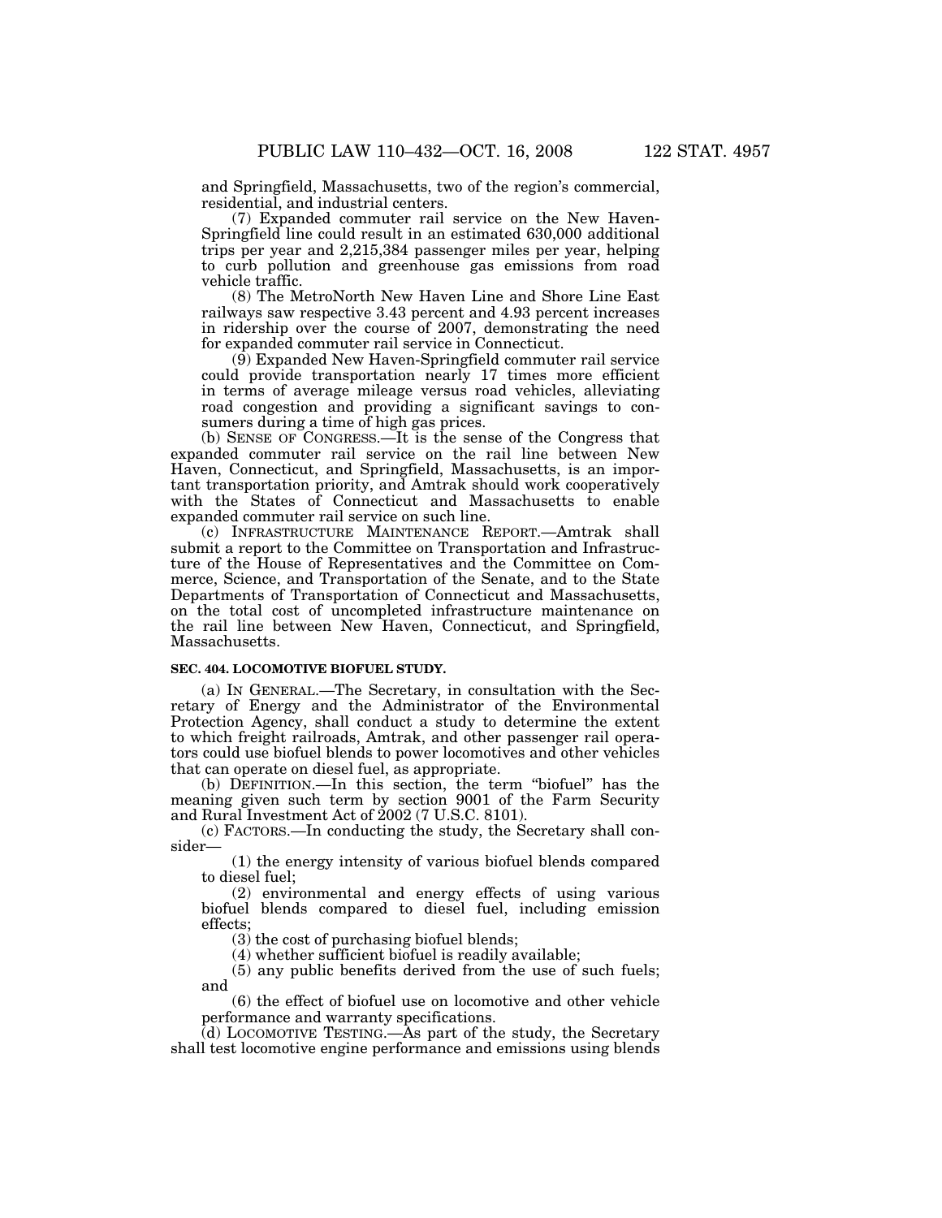and Springfield, Massachusetts, two of the region's commercial, residential, and industrial centers.

(7) Expanded commuter rail service on the New Haven-Springfield line could result in an estimated 630,000 additional trips per year and 2,215,384 passenger miles per year, helping to curb pollution and greenhouse gas emissions from road vehicle traffic.

(8) The MetroNorth New Haven Line and Shore Line East railways saw respective 3.43 percent and 4.93 percent increases in ridership over the course of 2007, demonstrating the need for expanded commuter rail service in Connecticut.

(9) Expanded New Haven-Springfield commuter rail service could provide transportation nearly 17 times more efficient in terms of average mileage versus road vehicles, alleviating road congestion and providing a significant savings to consumers during a time of high gas prices.

(b) SENSE OF CONGRESS.—It is the sense of the Congress that expanded commuter rail service on the rail line between New Haven, Connecticut, and Springfield, Massachusetts, is an important transportation priority, and Amtrak should work cooperatively with the States of Connecticut and Massachusetts to enable expanded commuter rail service on such line.

(c) INFRASTRUCTURE MAINTENANCE REPORT.—Amtrak shall submit a report to the Committee on Transportation and Infrastructure of the House of Representatives and the Committee on Commerce, Science, and Transportation of the Senate, and to the State Departments of Transportation of Connecticut and Massachusetts, on the total cost of uncompleted infrastructure maintenance on the rail line between New Haven, Connecticut, and Springfield, Massachusetts.

**SEC. 404. LOCOMOTIVE BIOFUEL STUDY.**

(a) IN GENERAL.—The Secretary, in consultation with the Secretary of Energy and the Administrator of the Environmental Protection Agency, shall conduct a study to determine the extent to which freight railroads, Amtrak, and other passenger rail operators could use biofuel blends to power locomotives and other vehicles that can operate on diesel fuel, as appropriate.

(b) DEFINITION.—In this section, the term "biofuel" has the meaning given such term by section 9001 of the Farm Security and Rural Investment Act of 2002 (7 U.S.C. 8101).

(c) FACTORS.—In conducting the study, the Secretary shall consider—

(1) the energy intensity of various biofuel blends compared to diesel fuel;

(2) environmental and energy effects of using various biofuel blends compared to diesel fuel, including emission effects;

(3) the cost of purchasing biofuel blends;

(4) whether sufficient biofuel is readily available;

(5) any public benefits derived from the use of such fuels; and

(6) the effect of biofuel use on locomotive and other vehicle performance and warranty specifications.

(d) LOCOMOTIVE TESTING.—As part of the study, the Secretary shall test locomotive engine performance and emissions using blends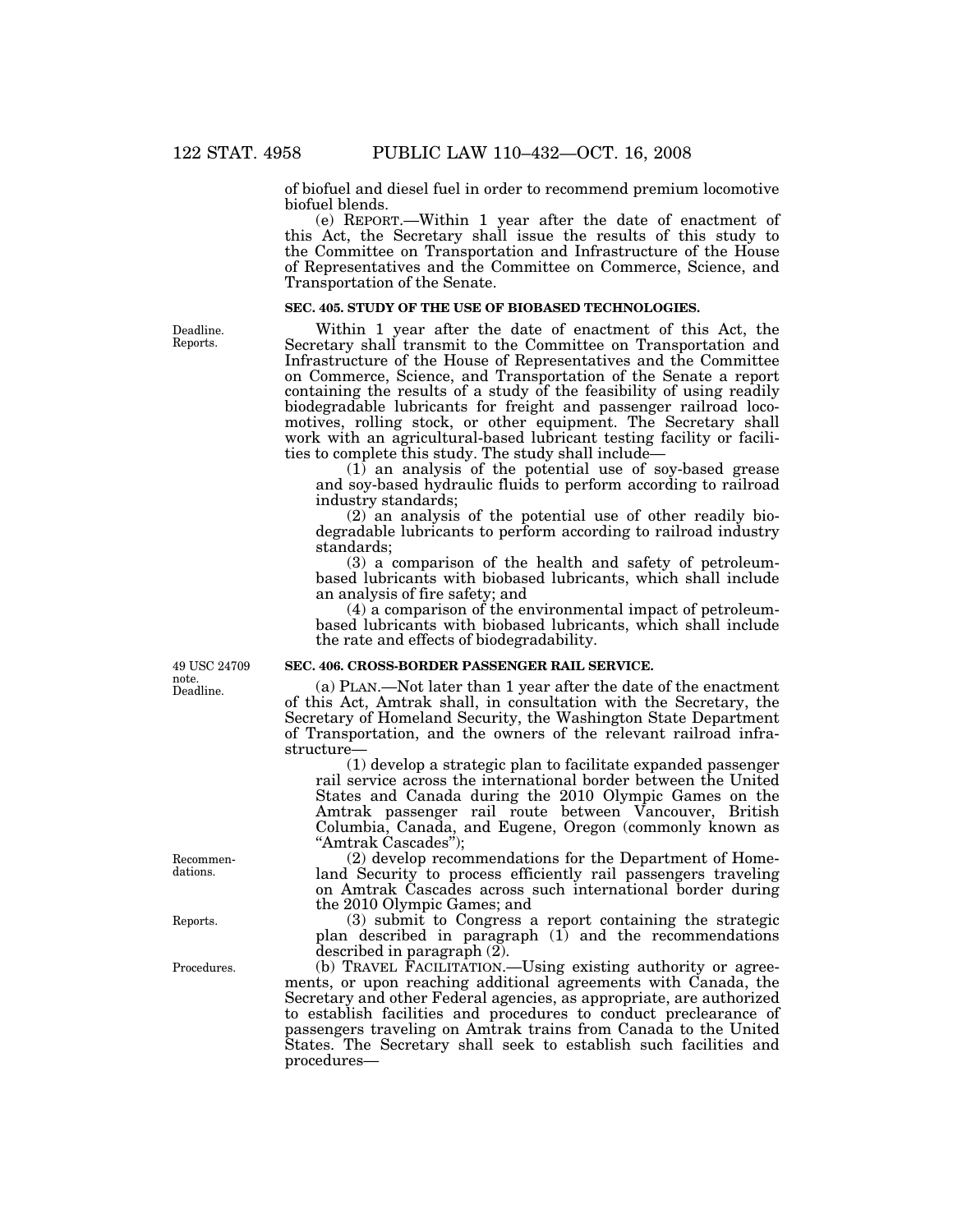of biofuel and diesel fuel in order to recommend premium locomotive biofuel blends.

(e) REPORT.—Within 1 year after the date of enactment of this Act, the Secretary shall issue the results of this study to the Committee on Transportation and Infrastructure of the House of Representatives and the Committee on Commerce, Science, and Transportation of the Senate.

**SEC. 405. STUDY OF THE USE OF BIOBASED TECHNOLOGIES.**

Deadline. Reports.

Within 1 year after the date of enactment of this Act, the Secretary shall transmit to the Committee on Transportation and Infrastructure of the House of Representatives and the Committee on Commerce, Science, and Transportation of the Senate a report containing the results of a study of the feasibility of using readily biodegradable lubricants for freight and passenger railroad locomotives, rolling stock, or other equipment. The Secretary shall work with an agricultural-based lubricant testing facility or facilities to complete this study. The study shall include—

(1) an analysis of the potential use of soy-based grease and soy-based hydraulic fluids to perform according to railroad industry standards;

(2) an analysis of the potential use of other readily biodegradable lubricants to perform according to railroad industry standards;

(3) a comparison of the health and safety of petroleum-based lubricants with biobased lubricants, which shall include an analysis of fire safety; and

(4) a comparison of the environmental impact of petroleum-based lubricants with biobased lubricants, which shall include the rate and effects of biodegradability.

**SEC. 406. CROSS-BORDER PASSENGER RAIL SERVICE.**

49 USC 24709 note. Deadline.

(a) PLAN.—Not later than 1 year after the date of the enactment of this Act, Amtrak shall, in consultation with the Secretary, the Secretary of Homeland Security, the Washington State Department of Transportation, and the owners of the relevant railroad infrastructure—

(1) develop a strategic plan to facilitate expanded passenger rail service across the international border between the United States and Canada during the 2010 Olympic Games on the Amtrak passenger rail route between Vancouver, British Columbia, Canada, and Eugene, Oregon (commonly known as "Amtrak Cascades");

Recommendations.

(2) develop recommendations for the Department of Homeland Security to process efficiently rail passengers traveling on Amtrak Cascades across such international border during the 2010 Olympic Games; and

Reports.

(3) submit to Congress a report containing the strategic plan described in paragraph (1) and the recommendations described in paragraph (2).

Procedures.

(b) TRAVEL FACILITATION.—Using existing authority or agreements, or upon reaching additional agreements with Canada, the Secretary and other Federal agencies, as appropriate, are authorized to establish facilities and procedures to conduct preclearance of passengers traveling on Amtrak trains from Canada to the United States. The Secretary shall seek to establish such facilities and procedures—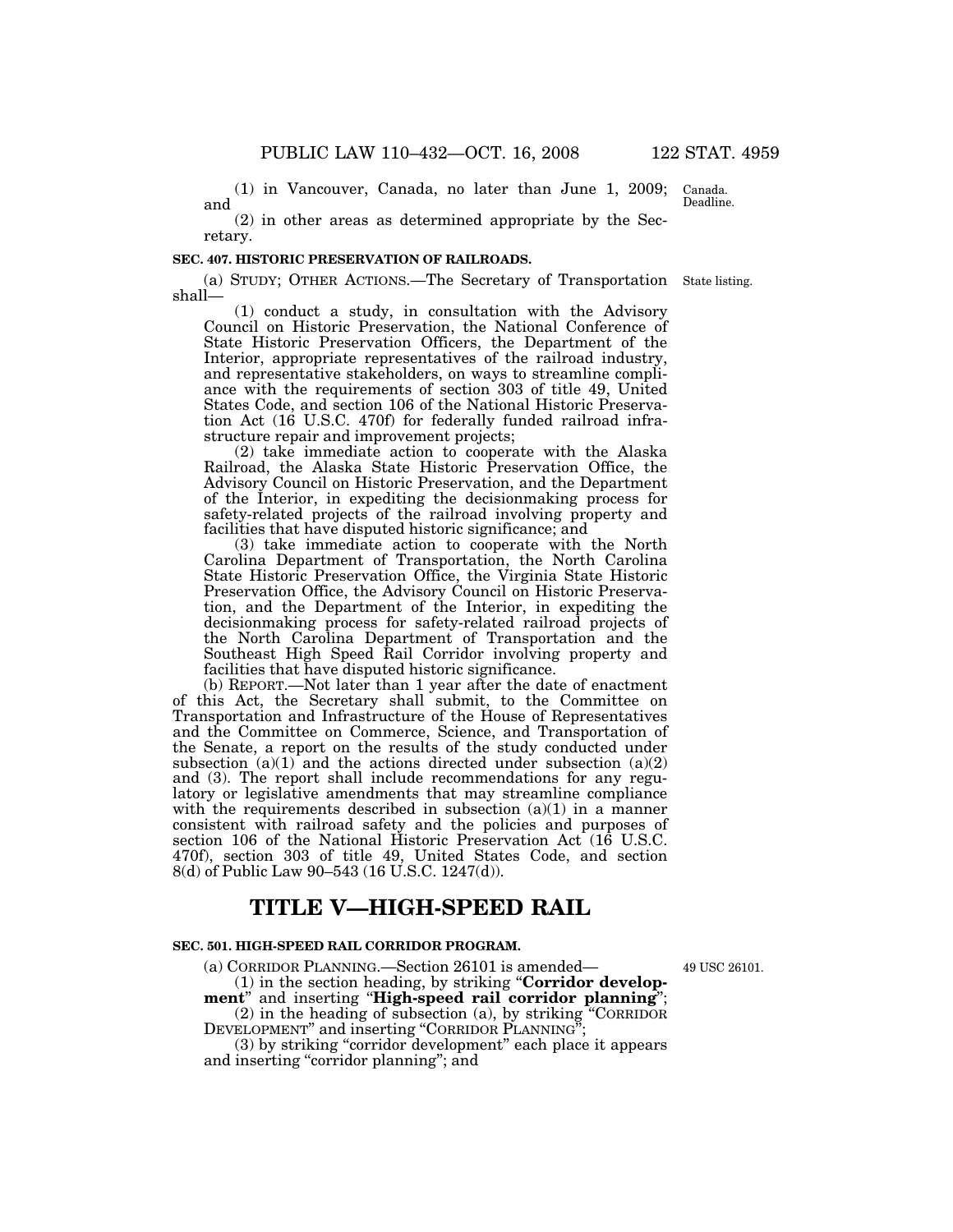(1) in Vancouver, Canada, no later than June 1, 2009; and

Canada. Deadline.

(2) in other areas as determined appropriate by the Secretary.

**SEC. 407. HISTORIC PRESERVATION OF RAILROADS.**

State listing.

(a) STUDY; OTHER ACTIONS.—The Secretary of Transportation shall—

(1) conduct a study, in consultation with the Advisory Council on Historic Preservation, the National Conference of State Historic Preservation Officers, the Department of the Interior, appropriate representatives of the railroad industry, and representative stakeholders, on ways to streamline compliance with the requirements of section 303 of title 49, United States Code, and section 106 of the National Historic Preservation Act (16 U.S.C. 470f) for federally funded railroad infrastructure repair and improvement projects;

(2) take immediate action to cooperate with the Alaska Railroad, the Alaska State Historic Preservation Office, the Advisory Council on Historic Preservation, and the Department of the Interior, in expediting the decisionmaking process for safety-related projects of the railroad involving property and facilities that have disputed historic significance; and

(3) take immediate action to cooperate with the North Carolina Department of Transportation, the North Carolina State Historic Preservation Office, the Virginia State Historic Preservation Office, the Advisory Council on Historic Preservation, and the Department of the Interior, in expediting the decisionmaking process for safety-related railroad projects of the North Carolina Department of Transportation and the Southeast High Speed Rail Corridor involving property and facilities that have disputed historic significance.

(b) REPORT.—Not later than 1 year after the date of enactment of this Act, the Secretary shall submit, to the Committee on Transportation and Infrastructure of the House of Representatives and the Committee on Commerce, Science, and Transportation of the Senate, a report on the results of the study conducted under subsection (a)(1) and the actions directed under subsection (a)(2) and (3). The report shall include recommendations for any regulatory or legislative amendments that may streamline compliance with the requirements described in subsection (a)(1) in a manner consistent with railroad safety and the policies and purposes of section 106 of the National Historic Preservation Act (16 U.S.C. 470f), section 303 of title 49, United States Code, and section 8(d) of Public Law 90–543 (16 U.S.C. 1247(d)).

# TITLE V—HIGH-SPEED RAIL

**SEC. 501. HIGH-SPEED RAIL CORRIDOR PROGRAM.**

49 USC 26101.

(a) CORRIDOR PLANNING.—Section 26101 is amended—

(1) in the section heading, by striking "**Corridor development**" and inserting "**High-speed rail corridor planning**";

(2) in the heading of subsection (a), by striking "CORRIDOR DEVELOPMENT" and inserting "CORRIDOR PLANNING";

(3) by striking "corridor development" each place it appears and inserting "corridor planning"; and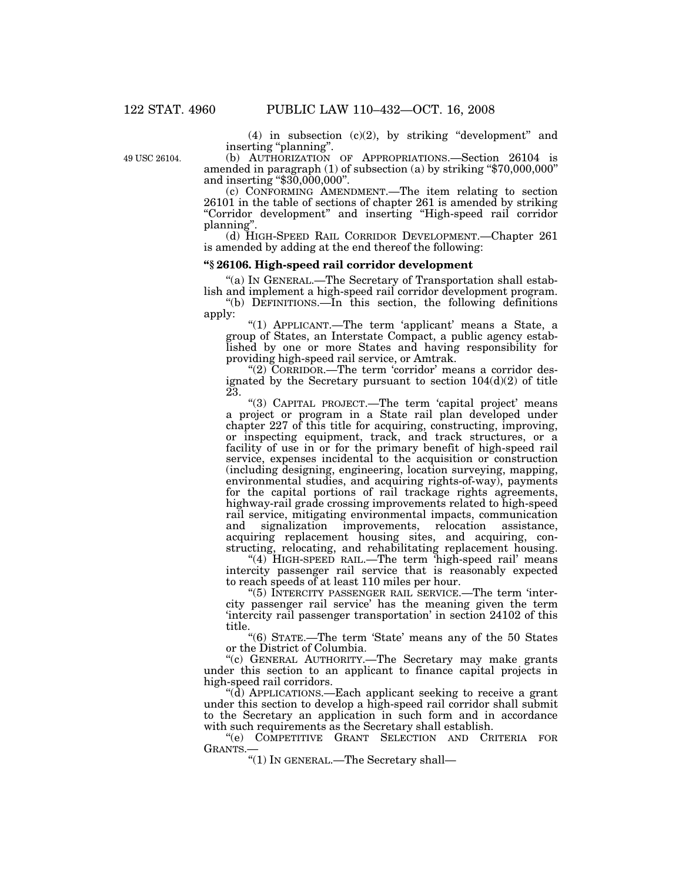(4) in subsection (c)(2), by striking "development" and inserting "planning".

49 USC 26104.

(b) AUTHORIZATION OF APPROPRIATIONS.—Section 26104 is amended in paragraph (1) of subsection (a) by striking "$70,000,000" and inserting "$30,000,000".

(c) CONFORMING AMENDMENT.—The item relating to section 26101 in the table of sections of chapter 261 is amended by striking "Corridor development" and inserting "High-speed rail corridor planning".

(d) HIGH-SPEED RAIL CORRIDOR DEVELOPMENT.—Chapter 261 is amended by adding at the end thereof the following:

**"§ 26106. High-speed rail corridor development**

"(a) IN GENERAL.—The Secretary of Transportation shall establish and implement a high-speed rail corridor development program.

"(b) DEFINITIONS.—In this section, the following definitions apply:

"(1) APPLICANT.—The term 'applicant' means a State, a group of States, an Interstate Compact, a public agency established by one or more States and having responsibility for providing high-speed rail service, or Amtrak.

"(2) CORRIDOR.—The term 'corridor' means a corridor designated by the Secretary pursuant to section 104(d)(2) of title 23.

"(3) CAPITAL PROJECT.—The term 'capital project' means a project or program in a State rail plan developed under chapter 227 of this title for acquiring, constructing, improving, or inspecting equipment, track, and track structures, or a facility of use in or for the primary benefit of high-speed rail service, expenses incidental to the acquisition or construction (including designing, engineering, location surveying, mapping, environmental studies, and acquiring rights-of-way), payments for the capital portions of rail trackage rights agreements, highway-rail grade crossing improvements related to high-speed rail service, mitigating environmental impacts, communication and signalization improvements, relocation assistance, acquiring replacement housing sites, and acquiring, constructing, relocating, and rehabilitating replacement housing.

"(4) HIGH-SPEED RAIL.—The term 'high-speed rail' means intercity passenger rail service that is reasonably expected to reach speeds of at least 110 miles per hour.

"(5) INTERCITY PASSENGER RAIL SERVICE.—The term 'intercity passenger rail service' has the meaning given the term 'intercity rail passenger transportation' in section 24102 of this title.

"(6) STATE.—The term 'State' means any of the 50 States or the District of Columbia.

"(c) GENERAL AUTHORITY.—The Secretary may make grants under this section to an applicant to finance capital projects in high-speed rail corridors.

"(d) APPLICATIONS.—Each applicant seeking to receive a grant under this section to develop a high-speed rail corridor shall submit to the Secretary an application in such form and in accordance with such requirements as the Secretary shall establish.

"(e) COMPETITIVE GRANT SELECTION AND CRITERIA FOR GRANTS.—

"(1) IN GENERAL.—The Secretary shall—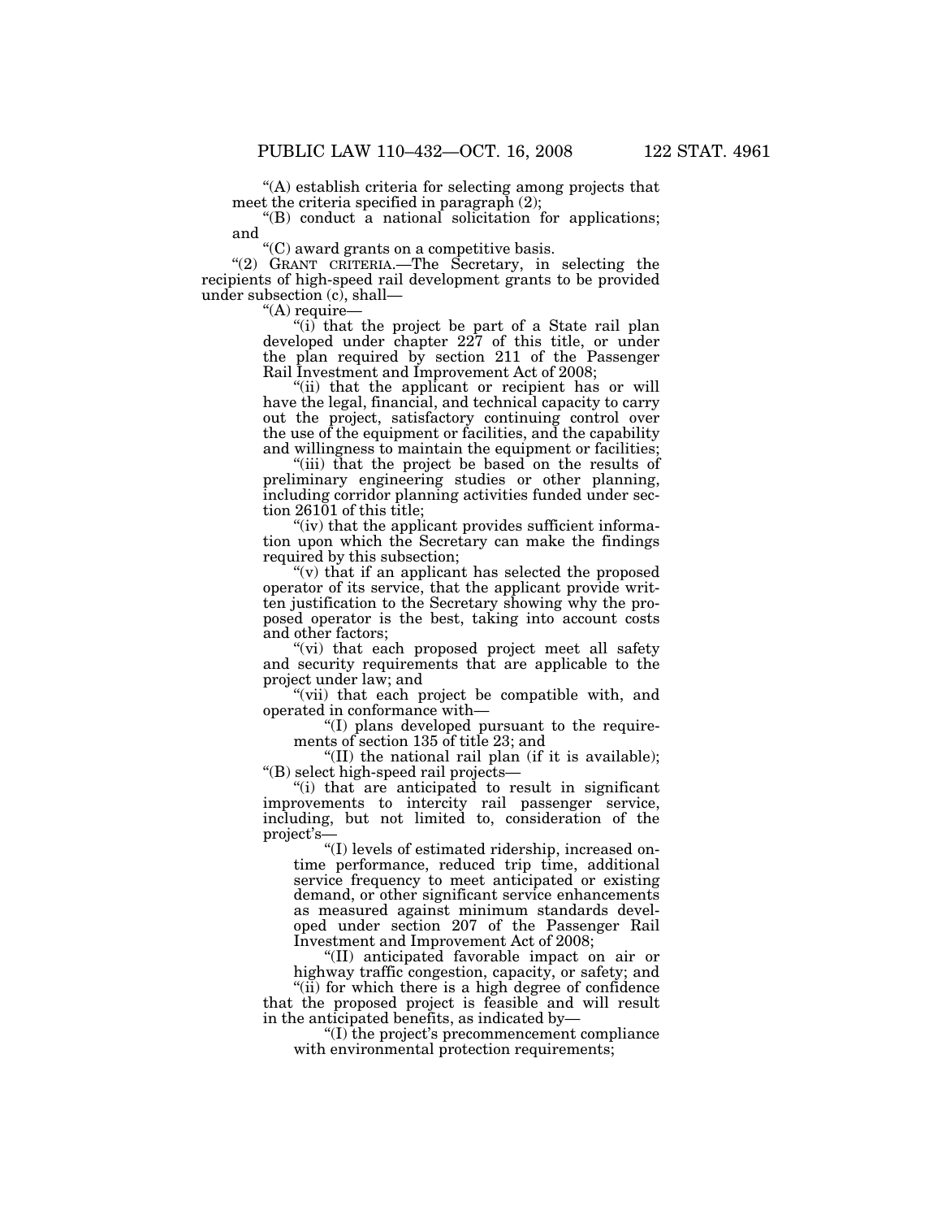"(A) establish criteria for selecting among projects that meet the criteria specified in paragraph (2);

"(B) conduct a national solicitation for applications; and

"(C) award grants on a competitive basis.

"(2) GRANT CRITERIA.—The Secretary, in selecting the recipients of high-speed rail development grants to be provided under subsection (c), shall—

"(A) require—

"(i) that the project be part of a State rail plan developed under chapter 227 of this title, or under the plan required by section 211 of the Passenger Rail Investment and Improvement Act of 2008;

"(ii) that the applicant or recipient has or will have the legal, financial, and technical capacity to carry out the project, satisfactory continuing control over the use of the equipment or facilities, and the capability and willingness to maintain the equipment or facilities;

"(iii) that the project be based on the results of preliminary engineering studies or other planning, including corridor planning activities funded under section 26101 of this title;

"(iv) that the applicant provides sufficient information upon which the Secretary can make the findings required by this subsection;

"(v) that if an applicant has selected the proposed operator of its service, that the applicant provide written justification to the Secretary showing why the proposed operator is the best, taking into account costs and other factors;

"(vi) that each proposed project meet all safety and security requirements that are applicable to the project under law; and

"(vii) that each project be compatible with, and operated in conformance with—

"(I) plans developed pursuant to the requirements of section 135 of title 23; and

"(II) the national rail plan (if it is available);

"(B) select high-speed rail projects—

"(i) that are anticipated to result in significant improvements to intercity rail passenger service, including, but not limited to, consideration of the project's—

"(I) levels of estimated ridership, increased on-time performance, reduced trip time, additional service frequency to meet anticipated or existing demand, or other significant service enhancements as measured against minimum standards developed under section 207 of the Passenger Rail Investment and Improvement Act of 2008;

"(II) anticipated favorable impact on air or highway traffic congestion, capacity, or safety; and

"(ii) for which there is a high degree of confidence that the proposed project is feasible and will result in the anticipated benefits, as indicated by—

"(I) the project's precommencement compliance with environmental protection requirements;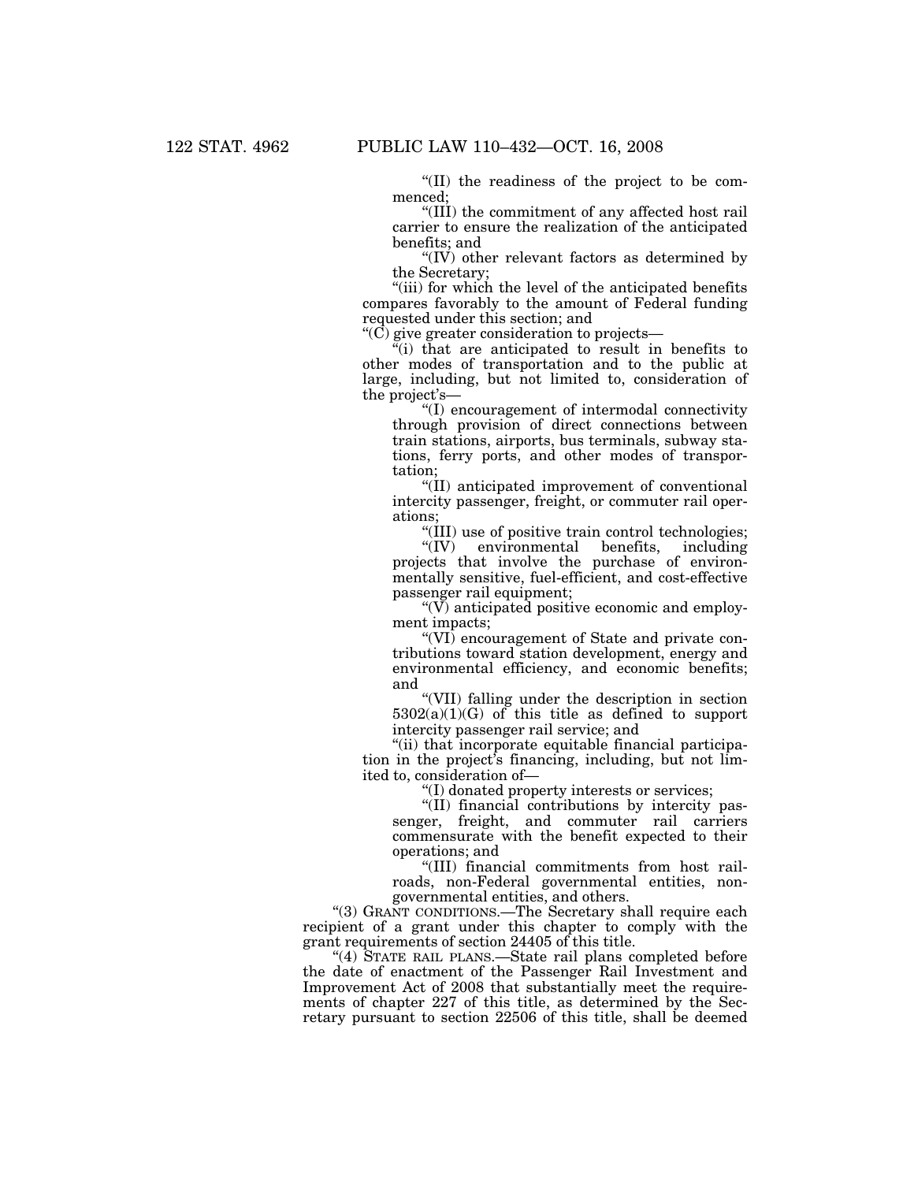"(II) the readiness of the project to be commenced;

"(III) the commitment of any affected host rail carrier to ensure the realization of the anticipated benefits; and

"(IV) other relevant factors as determined by the Secretary;

"(iii) for which the level of the anticipated benefits compares favorably to the amount of Federal funding requested under this section; and

"(C) give greater consideration to projects—

"(i) that are anticipated to result in benefits to other modes of transportation and to the public at large, including, but not limited to, consideration of the project's—

"(I) encouragement of intermodal connectivity through provision of direct connections between train stations, airports, bus terminals, subway stations, ferry ports, and other modes of transportation;

"(II) anticipated improvement of conventional intercity passenger, freight, or commuter rail operations;

"(III) use of positive train control technologies;

"(IV) environmental benefits, including projects that involve the purchase of environmentally sensitive, fuel-efficient, and cost-effective passenger rail equipment;

"(V) anticipated positive economic and employment impacts;

"(VI) encouragement of State and private contributions toward station development, energy and environmental efficiency, and economic benefits; and

"(VII) falling under the description in section 5302(a)(1)(G) of this title as defined to support intercity passenger rail service; and

"(ii) that incorporate equitable financial participation in the project's financing, including, but not limited to, consideration of—

"(I) donated property interests or services;

"(II) financial contributions by intercity passenger, freight, and commuter rail carriers commensurate with the benefit expected to their operations; and

"(III) financial commitments from host railroads, non-Federal governmental entities, nongovernmental entities, and others.

"(3) GRANT CONDITIONS.—The Secretary shall require each recipient of a grant under this chapter to comply with the grant requirements of section 24405 of this title.

"(4) STATE RAIL PLANS.—State rail plans completed before the date of enactment of the Passenger Rail Investment and Improvement Act of 2008 that substantially meet the requirements of chapter 227 of this title, as determined by the Secretary pursuant to section 22506 of this title, shall be deemed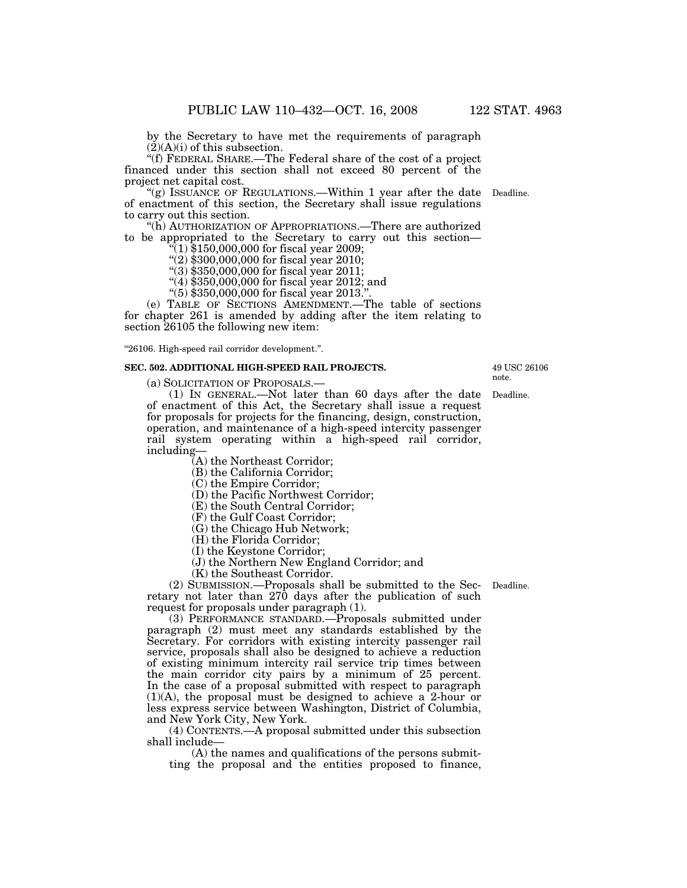by the Secretary to have met the requirements of paragraph (2)(A)(i) of this subsection.

"(f) FEDERAL SHARE.—The Federal share of the cost of a project financed under this section shall not exceed 80 percent of the project net capital cost.

"(g) ISSUANCE OF REGULATIONS.—Within 1 year after the date of enactment of this section, the Secretary shall issue regulations to carry out this section.

Deadline.

"(h) AUTHORIZATION OF APPROPRIATIONS.—There are authorized to be appropriated to the Secretary to carry out this section—

"(1) $150,000,000 for fiscal year 2009;

"(2) $300,000,000 for fiscal year 2010;

"(3) $350,000,000 for fiscal year 2011;

"(4) $350,000,000 for fiscal year 2012; and

"(5) $350,000,000 for fiscal year 2013.".

(e) TABLE OF SECTIONS AMENDMENT.—The table of sections for chapter 261 is amended by adding after the item relating to section 26105 the following new item:

"26106. High-speed rail corridor development.".

**SEC. 502. ADDITIONAL HIGH-SPEED RAIL PROJECTS.**

49 USC 26106 note.

(a) SOLICITATION OF PROPOSALS.—

(1) IN GENERAL.—Not later than 60 days after the date of enactment of this Act, the Secretary shall issue a request for proposals for projects for the financing, design, construction, operation, and maintenance of a high-speed intercity passenger rail system operating within a high-speed rail corridor, including—

Deadline.

(A) the Northeast Corridor;

(B) the California Corridor;

(C) the Empire Corridor;

(D) the Pacific Northwest Corridor;

(E) the South Central Corridor;

(F) the Gulf Coast Corridor;

(G) the Chicago Hub Network;

(H) the Florida Corridor;

(I) the Keystone Corridor;

(J) the Northern New England Corridor; and

(K) the Southeast Corridor.

(2) SUBMISSION.—Proposals shall be submitted to the Secretary not later than 270 days after the publication of such request for proposals under paragraph (1).

Deadline.

(3) PERFORMANCE STANDARD.—Proposals submitted under paragraph (2) must meet any standards established by the Secretary. For corridors with existing intercity passenger rail service, proposals shall also be designed to achieve a reduction of existing minimum intercity rail service trip times between the main corridor city pairs by a minimum of 25 percent. In the case of a proposal submitted with respect to paragraph (1)(A), the proposal must be designed to achieve a 2-hour or less express service between Washington, District of Columbia, and New York City, New York.

(4) CONTENTS.—A proposal submitted under this subsection shall include—

(A) the names and qualifications of the persons submitting the proposal and the entities proposed to finance,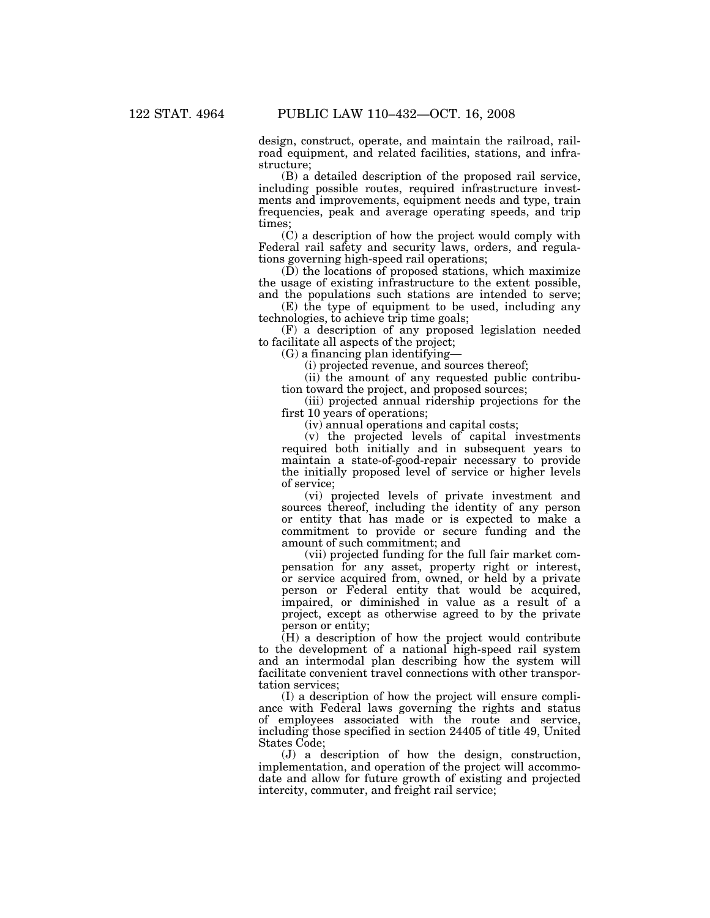design, construct, operate, and maintain the railroad, railroad equipment, and related facilities, stations, and infrastructure;

(B) a detailed description of the proposed rail service, including possible routes, required infrastructure investments and improvements, equipment needs and type, train frequencies, peak and average operating speeds, and trip times;

(C) a description of how the project would comply with Federal rail safety and security laws, orders, and regulations governing high-speed rail operations;

(D) the locations of proposed stations, which maximize the usage of existing infrastructure to the extent possible, and the populations such stations are intended to serve;

(E) the type of equipment to be used, including any technologies, to achieve trip time goals;

(F) a description of any proposed legislation needed to facilitate all aspects of the project;

(G) a financing plan identifying—

(i) projected revenue, and sources thereof;

(ii) the amount of any requested public contribution toward the project, and proposed sources;

(iii) projected annual ridership projections for the first 10 years of operations;

(iv) annual operations and capital costs;

(v) the projected levels of capital investments required both initially and in subsequent years to maintain a state-of-good-repair necessary to provide the initially proposed level of service or higher levels of service;

(vi) projected levels of private investment and sources thereof, including the identity of any person or entity that has made or is expected to make a commitment to provide or secure funding and the amount of such commitment; and

(vii) projected funding for the full fair market compensation for any asset, property right or interest, or service acquired from, owned, or held by a private person or Federal entity that would be acquired, impaired, or diminished in value as a result of a project, except as otherwise agreed to by the private person or entity;

(H) a description of how the project would contribute to the development of a national high-speed rail system and an intermodal plan describing how the system will facilitate convenient travel connections with other transportation services;

(I) a description of how the project will ensure compliance with Federal laws governing the rights and status of employees associated with the route and service, including those specified in section 24405 of title 49, United States Code;

(J) a description of how the design, construction, implementation, and operation of the project will accommodate and allow for future growth of existing and projected intercity, commuter, and freight rail service;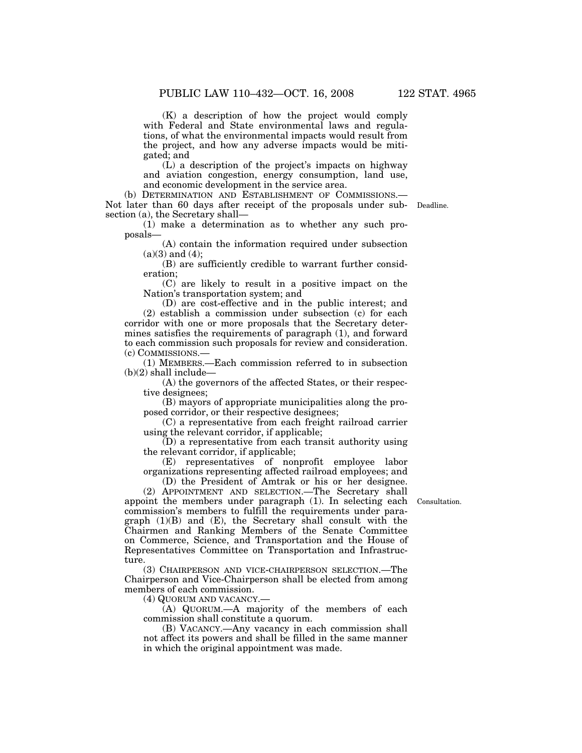(K) a description of how the project would comply with Federal and State environmental laws and regulations, of what the environmental impacts would result from the project, and how any adverse impacts would be mitigated; and

(L) a description of the project's impacts on highway and aviation congestion, energy consumption, land use, and economic development in the service area.

(b) DETERMINATION AND ESTABLISHMENT OF COMMISSIONS.—Not later than 60 days after receipt of the proposals under subsection (a), the Secretary shall—

Deadline.

(1) make a determination as to whether any such proposals—

(A) contain the information required under subsection (a)(3) and (4);

(B) are sufficiently credible to warrant further consideration;

(C) are likely to result in a positive impact on the Nation's transportation system; and

(D) are cost-effective and in the public interest; and

(2) establish a commission under subsection (c) for each corridor with one or more proposals that the Secretary determines satisfies the requirements of paragraph (1), and forward to each commission such proposals for review and consideration.

(c) COMMISSIONS.—

(1) MEMBERS.—Each commission referred to in subsection (b)(2) shall include—

(A) the governors of the affected States, or their respective designees;

(B) mayors of appropriate municipalities along the proposed corridor, or their respective designees;

(C) a representative from each freight railroad carrier using the relevant corridor, if applicable;

(D) a representative from each transit authority using the relevant corridor, if applicable;

(E) representatives of nonprofit employee labor organizations representing affected railroad employees; and

(D) the President of Amtrak or his or her designee.

(2) APPOINTMENT AND SELECTION.—The Secretary shall appoint the members under paragraph (1). In selecting each commission's members to fulfill the requirements under paragraph (1)(B) and (E), the Secretary shall consult with the Chairmen and Ranking Members of the Senate Committee on Commerce, Science, and Transportation and the House of Representatives Committee on Transportation and Infrastructure.

Consultation.

(3) CHAIRPERSON AND VICE-CHAIRPERSON SELECTION.—The Chairperson and Vice-Chairperson shall be elected from among members of each commission.

(4) QUORUM AND VACANCY.—

(A) QUORUM.—A majority of the members of each commission shall constitute a quorum.

(B) VACANCY.—Any vacancy in each commission shall not affect its powers and shall be filled in the same manner in which the original appointment was made.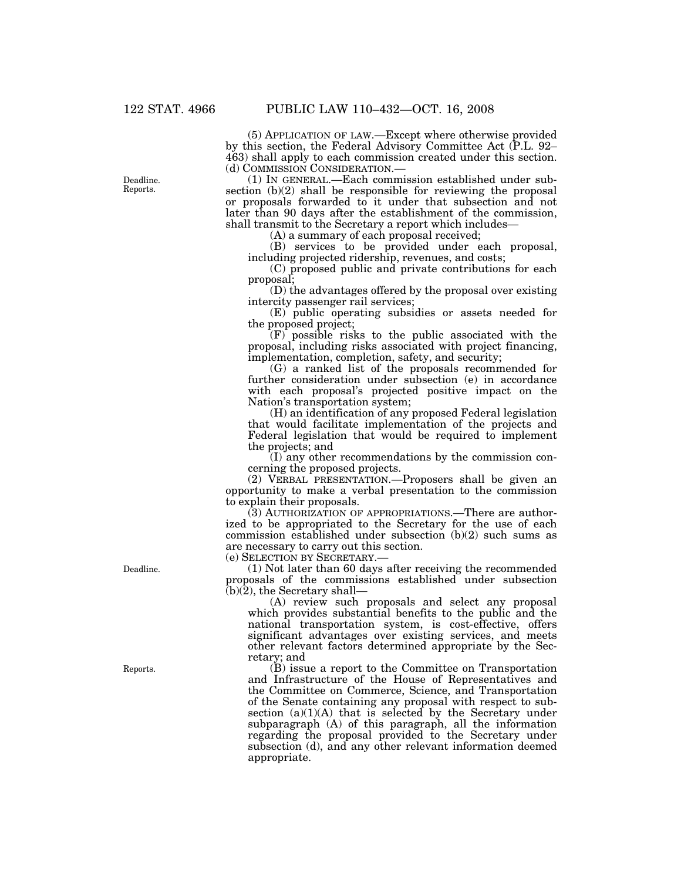(5) APPLICATION OF LAW.—Except where otherwise provided by this section, the Federal Advisory Committee Act (P.L. 92–463) shall apply to each commission created under this section.

(d) COMMISSION CONSIDERATION.—

Deadline. Reports.

(1) IN GENERAL.—Each commission established under subsection (b)(2) shall be responsible for reviewing the proposal or proposals forwarded to it under that subsection and not later than 90 days after the establishment of the commission, shall transmit to the Secretary a report which includes—

(A) a summary of each proposal received;

(B) services to be provided under each proposal, including projected ridership, revenues, and costs;

(C) proposed public and private contributions for each proposal;

(D) the advantages offered by the proposal over existing intercity passenger rail services;

(E) public operating subsidies or assets needed for the proposed project;

(F) possible risks to the public associated with the proposal, including risks associated with project financing, implementation, completion, safety, and security;

(G) a ranked list of the proposals recommended for further consideration under subsection (e) in accordance with each proposal's projected positive impact on the Nation's transportation system;

(H) an identification of any proposed Federal legislation that would facilitate implementation of the projects and Federal legislation that would be required to implement the projects; and

(I) any other recommendations by the commission concerning the proposed projects.

(2) VERBAL PRESENTATION.—Proposers shall be given an opportunity to make a verbal presentation to the commission to explain their proposals.

(3) AUTHORIZATION OF APPROPRIATIONS.—There are authorized to be appropriated to the Secretary for the use of each commission established under subsection (b)(2) such sums as are necessary to carry out this section.

(e) SELECTION BY SECRETARY.—

Deadline.

(1) Not later than 60 days after receiving the recommended proposals of the commissions established under subsection (b)(2), the Secretary shall—

(A) review such proposals and select any proposal which provides substantial benefits to the public and the national transportation system, is cost-effective, offers significant advantages over existing services, and meets other relevant factors determined appropriate by the Secretary; and

Reports.

(B) issue a report to the Committee on Transportation and Infrastructure of the House of Representatives and the Committee on Commerce, Science, and Transportation of the Senate containing any proposal with respect to subsection (a)(1)(A) that is selected by the Secretary under subparagraph (A) of this paragraph, all the information regarding the proposal provided to the Secretary under subsection (d), and any other relevant information deemed appropriate.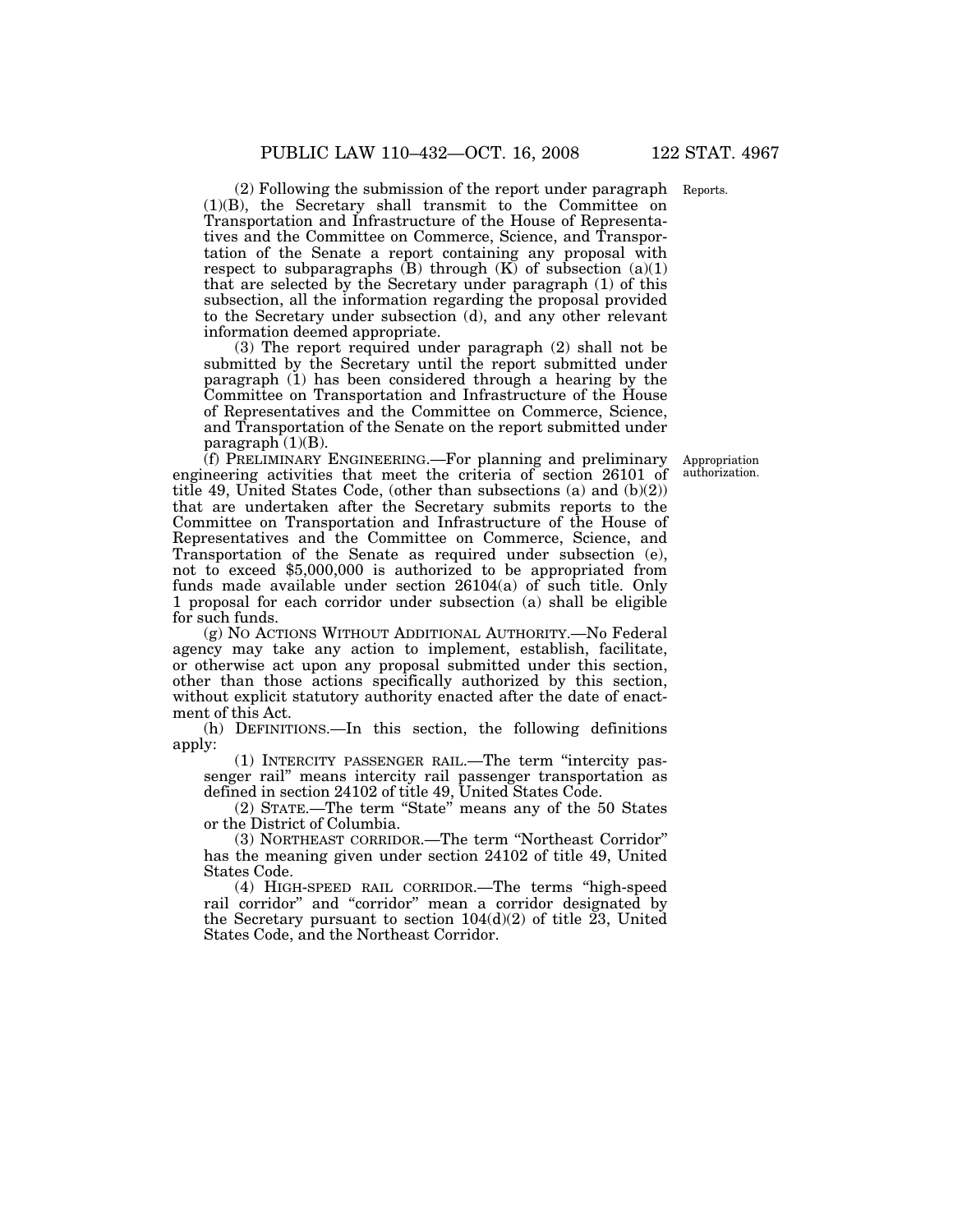(2) Following the submission of the report under paragraph (1)(B), the Secretary shall transmit to the Committee on Transportation and Infrastructure of the House of Representatives and the Committee on Commerce, Science, and Transportation of the Senate a report containing any proposal with respect to subparagraphs (B) through (K) of subsection (a)(1) that are selected by the Secretary under paragraph (1) of this subsection, all the information regarding the proposal provided to the Secretary under subsection (d), and any other relevant information deemed appropriate.

Reports.

(3) The report required under paragraph (2) shall not be submitted by the Secretary until the report submitted under paragraph (1) has been considered through a hearing by the Committee on Transportation and Infrastructure of the House of Representatives and the Committee on Commerce, Science, and Transportation of the Senate on the report submitted under paragraph (1)(B).

(f) PRELIMINARY ENGINEERING.—For planning and preliminary engineering activities that meet the criteria of section 26101 of title 49, United States Code, (other than subsections (a) and (b)(2)) that are undertaken after the Secretary submits reports to the Committee on Transportation and Infrastructure of the House of Representatives and the Committee on Commerce, Science, and Transportation of the Senate as required under subsection (e), not to exceed $5,000,000 is authorized to be appropriated from funds made available under section 26104(a) of such title. Only 1 proposal for each corridor under subsection (a) shall be eligible for such funds.

Appropriation authorization.

(g) NO ACTIONS WITHOUT ADDITIONAL AUTHORITY.—No Federal agency may take any action to implement, establish, facilitate, or otherwise act upon any proposal submitted under this section, other than those actions specifically authorized by this section, without explicit statutory authority enacted after the date of enactment of this Act.

(h) DEFINITIONS.—In this section, the following definitions apply:

(1) INTERCITY PASSENGER RAIL.—The term "intercity passenger rail" means intercity rail passenger transportation as defined in section 24102 of title 49, United States Code.

(2) STATE.—The term "State" means any of the 50 States or the District of Columbia.

(3) NORTHEAST CORRIDOR.—The term "Northeast Corridor" has the meaning given under section 24102 of title 49, United States Code.

(4) HIGH-SPEED RAIL CORRIDOR.—The terms "high-speed rail corridor" and "corridor" mean a corridor designated by the Secretary pursuant to section 104(d)(2) of title 23, United States Code, and the Northeast Corridor.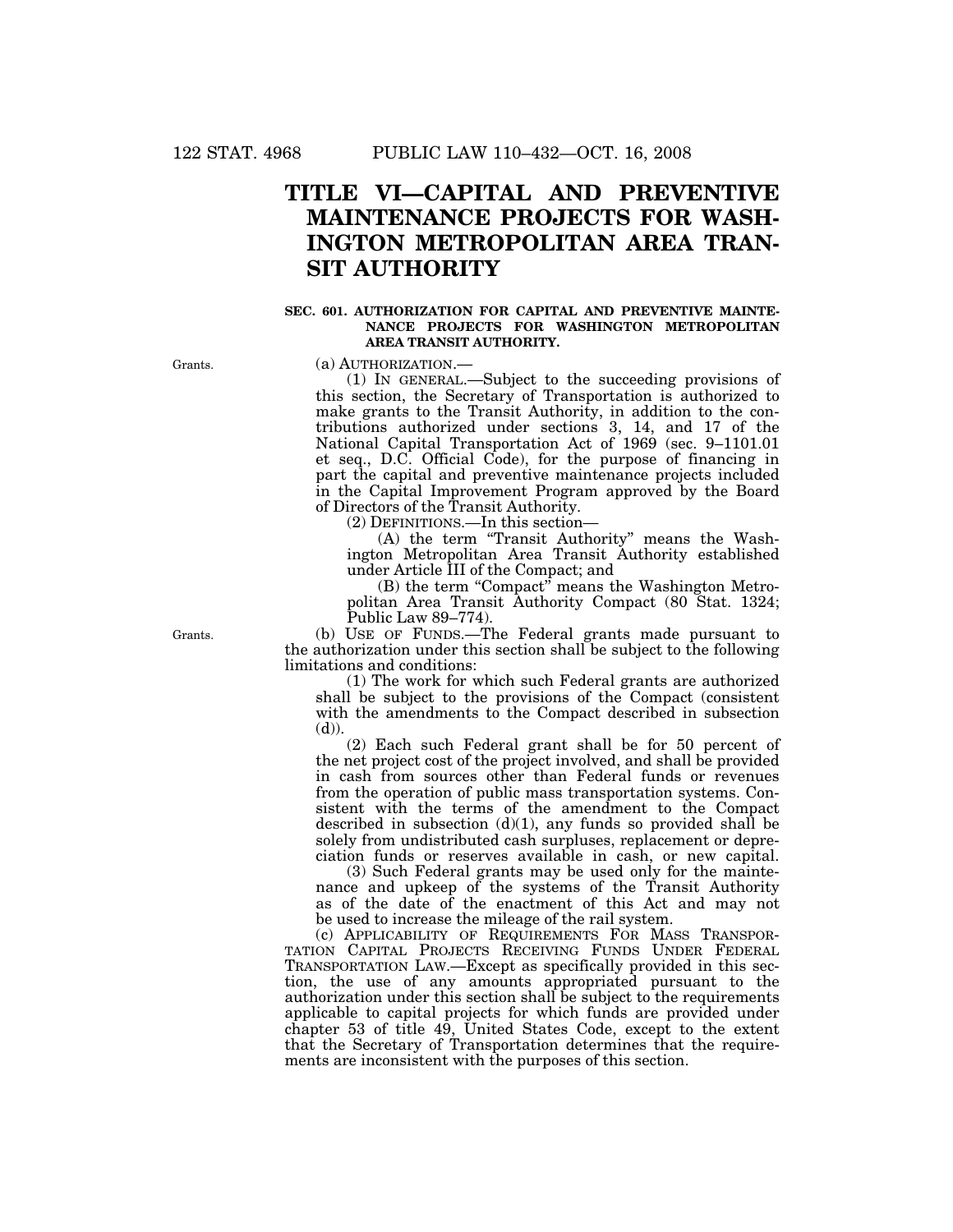# TITLE VI—CAPITAL AND PREVENTIVE MAINTENANCE PROJECTS FOR WASHINGTON METROPOLITAN AREA TRANSIT AUTHORITY

### SEC. 601. AUTHORIZATION FOR CAPITAL AND PREVENTIVE MAINTENANCE PROJECTS FOR WASHINGTON METROPOLITAN AREA TRANSIT AUTHORITY.

Grants.

(a) AUTHORIZATION.—

(1) IN GENERAL.—Subject to the succeeding provisions of this section, the Secretary of Transportation is authorized to make grants to the Transit Authority, in addition to the contributions authorized under sections 3, 14, and 17 of the National Capital Transportation Act of 1969 (sec. 9–1101.01 et seq., D.C. Official Code), for the purpose of financing in part the capital and preventive maintenance projects included in the Capital Improvement Program approved by the Board of Directors of the Transit Authority.

(2) DEFINITIONS.—In this section—

(A) the term "Transit Authority" means the Washington Metropolitan Area Transit Authority established under Article III of the Compact; and

(B) the term "Compact" means the Washington Metropolitan Area Transit Authority Compact (80 Stat. 1324; Public Law 89–774).

Grants.

(b) USE OF FUNDS.—The Federal grants made pursuant to the authorization under this section shall be subject to the following limitations and conditions:

(1) The work for which such Federal grants are authorized shall be subject to the provisions of the Compact (consistent with the amendments to the Compact described in subsection (d)).

(2) Each such Federal grant shall be for 50 percent of the net project cost of the project involved, and shall be provided in cash from sources other than Federal funds or revenues from the operation of public mass transportation systems. Consistent with the terms of the amendment to the Compact described in subsection (d)(1), any funds so provided shall be solely from undistributed cash surpluses, replacement or depreciation funds or reserves available in cash, or new capital.

(3) Such Federal grants may be used only for the maintenance and upkeep of the systems of the Transit Authority as of the date of the enactment of this Act and may not be used to increase the mileage of the rail system.

(c) APPLICABILITY OF REQUIREMENTS FOR MASS TRANSPORTATION CAPITAL PROJECTS RECEIVING FUNDS UNDER FEDERAL TRANSPORTATION LAW.—Except as specifically provided in this section, the use of any amounts appropriated pursuant to the authorization under this section shall be subject to the requirements applicable to capital projects for which funds are provided under chapter 53 of title 49, United States Code, except to the extent that the Secretary of Transportation determines that the requirements are inconsistent with the purposes of this section.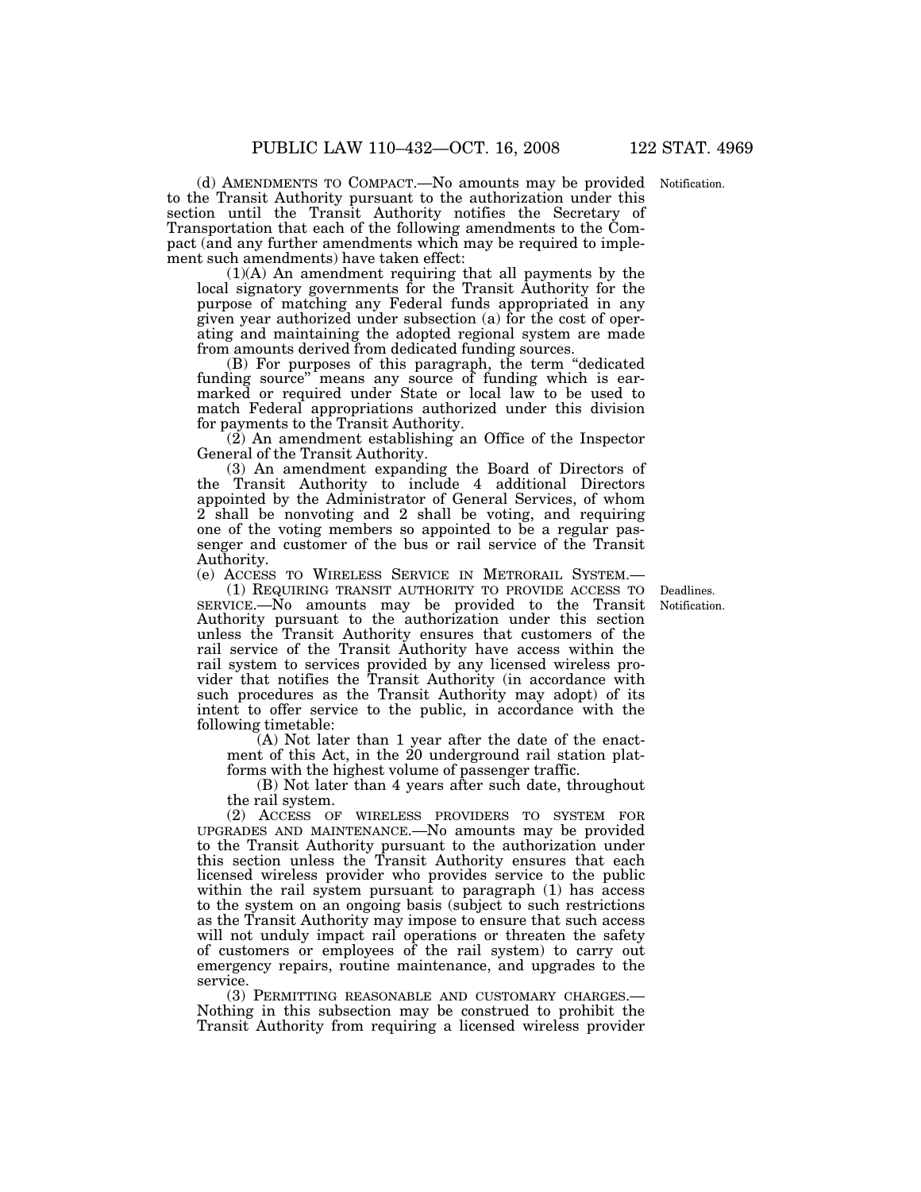(d) AMENDMENTS TO COMPACT.—No amounts may be provided to the Transit Authority pursuant to the authorization under this section until the Transit Authority notifies the Secretary of Transportation that each of the following amendments to the Compact (and any further amendments which may be required to implement such amendments) have taken effect:

Notification.

(1)(A) An amendment requiring that all payments by the local signatory governments for the Transit Authority for the purpose of matching any Federal funds appropriated in any given year authorized under subsection (a) for the cost of operating and maintaining the adopted regional system are made from amounts derived from dedicated funding sources.

(B) For purposes of this paragraph, the term "dedicated funding source" means any source of funding which is earmarked or required under State or local law to be used to match Federal appropriations authorized under this division for payments to the Transit Authority.

(2) An amendment establishing an Office of the Inspector General of the Transit Authority.

(3) An amendment expanding the Board of Directors of the Transit Authority to include 4 additional Directors appointed by the Administrator of General Services, of whom 2 shall be nonvoting and 2 shall be voting, and requiring one of the voting members so appointed to be a regular passenger and customer of the bus or rail service of the Transit Authority.

(e) ACCESS TO WIRELESS SERVICE IN METRORAIL SYSTEM.—

Deadlines.
Notification.

(1) REQUIRING TRANSIT AUTHORITY TO PROVIDE ACCESS TO SERVICE.—No amounts may be provided to the Transit Authority pursuant to the authorization under this section unless the Transit Authority ensures that customers of the rail service of the Transit Authority have access within the rail system to services provided by any licensed wireless provider that notifies the Transit Authority (in accordance with such procedures as the Transit Authority may adopt) of its intent to offer service to the public, in accordance with the following timetable:

(A) Not later than 1 year after the date of the enactment of this Act, in the 20 underground rail station platforms with the highest volume of passenger traffic.

(B) Not later than 4 years after such date, throughout the rail system.

(2) ACCESS OF WIRELESS PROVIDERS TO SYSTEM FOR UPGRADES AND MAINTENANCE.—No amounts may be provided to the Transit Authority pursuant to the authorization under this section unless the Transit Authority ensures that each licensed wireless provider who provides service to the public within the rail system pursuant to paragraph (1) has access to the system on an ongoing basis (subject to such restrictions as the Transit Authority may impose to ensure that such access will not unduly impact rail operations or threaten the safety of customers or employees of the rail system) to carry out emergency repairs, routine maintenance, and upgrades to the service.

(3) PERMITTING REASONABLE AND CUSTOMARY CHARGES.—Nothing in this subsection may be construed to prohibit the Transit Authority from requiring a licensed wireless provider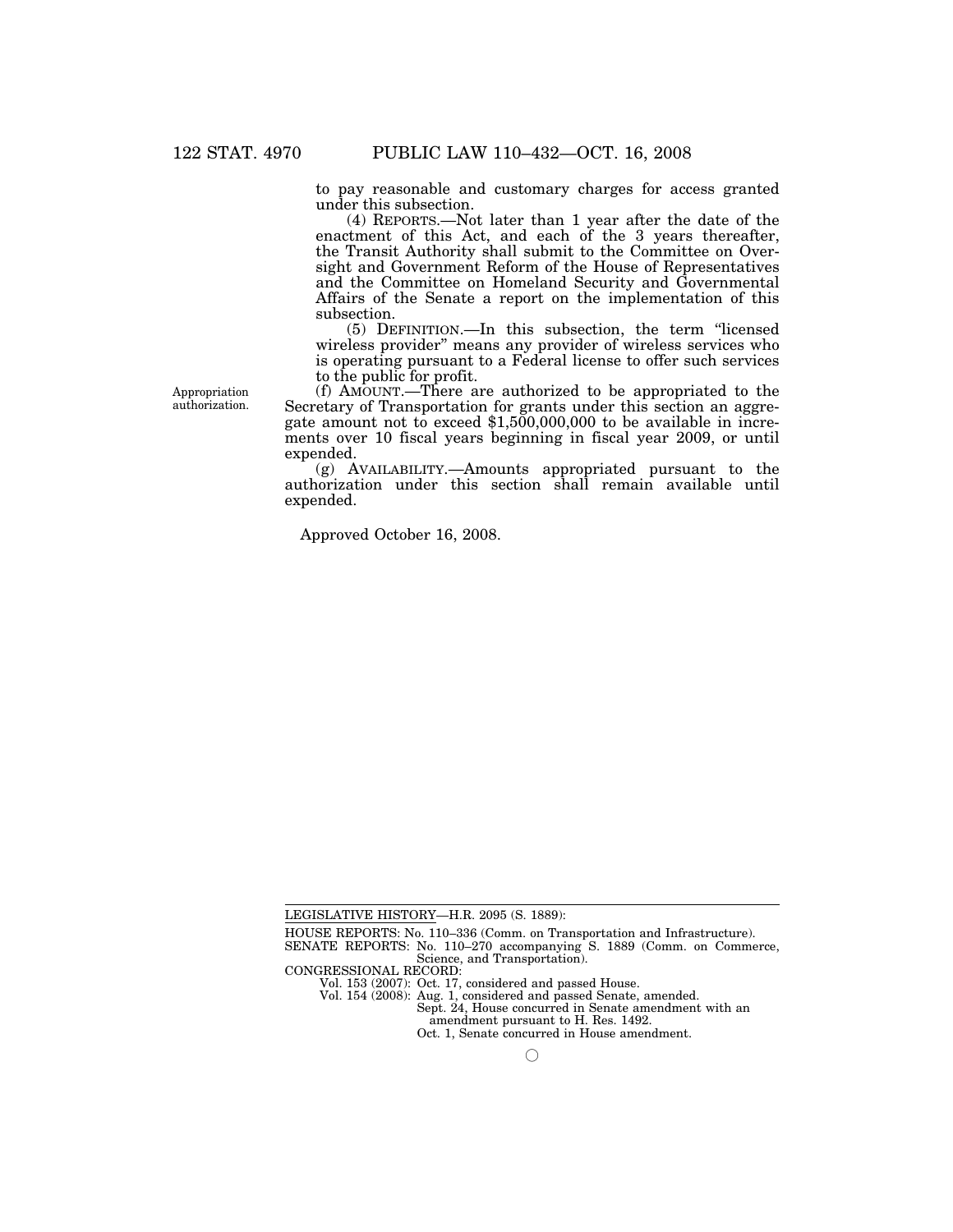to pay reasonable and customary charges for access granted under this subsection.

(4) REPORTS.—Not later than 1 year after the date of the enactment of this Act, and each of the 3 years thereafter, the Transit Authority shall submit to the Committee on Oversight and Government Reform of the House of Representatives and the Committee on Homeland Security and Governmental Affairs of the Senate a report on the implementation of this subsection.

(5) DEFINITION.—In this subsection, the term "licensed wireless provider" means any provider of wireless services who is operating pursuant to a Federal license to offer such services to the public for profit.

Appropriation authorization.

(f) AMOUNT.—There are authorized to be appropriated to the Secretary of Transportation for grants under this section an aggregate amount not to exceed $1,500,000,000 to be available in increments over 10 fiscal years beginning in fiscal year 2009, or until expended.

(g) AVAILABILITY.—Amounts appropriated pursuant to the authorization under this section shall remain available until expended.

Approved October 16, 2008.

LEGISLATIVE HISTORY—H.R. 2095 (S. 1889):

HOUSE REPORTS: No. 110–336 (Comm. on Transportation and Infrastructure).
SENATE REPORTS: No. 110–270 accompanying S. 1889 (Comm. on Commerce, Science, and Transportation).
CONGRESSIONAL RECORD:
Vol. 153 (2007): Oct. 17, considered and passed House.
Vol. 154 (2008): Aug. 1, considered and passed Senate, amended.
Sept. 24, House concurred in Senate amendment with an amendment pursuant to H. Res. 1492.
Oct. 1, Senate concurred in House amendment.